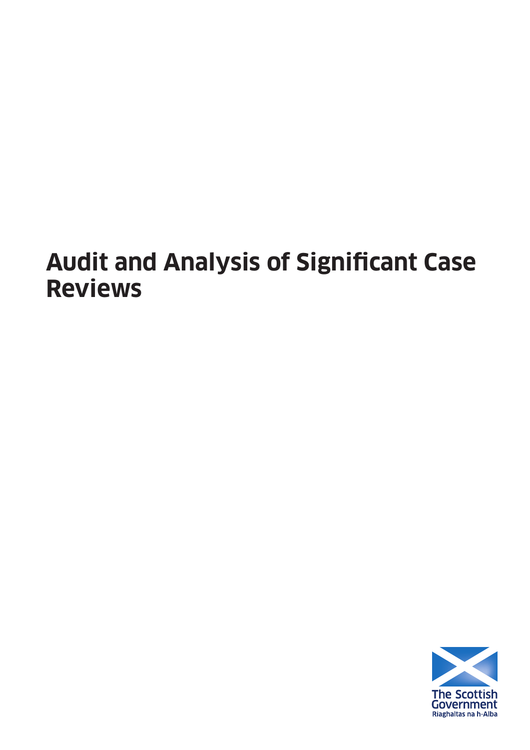# Audit and Analysis of Significant Case Reviews

The Scottish Government
Riaghaltas na h-Alba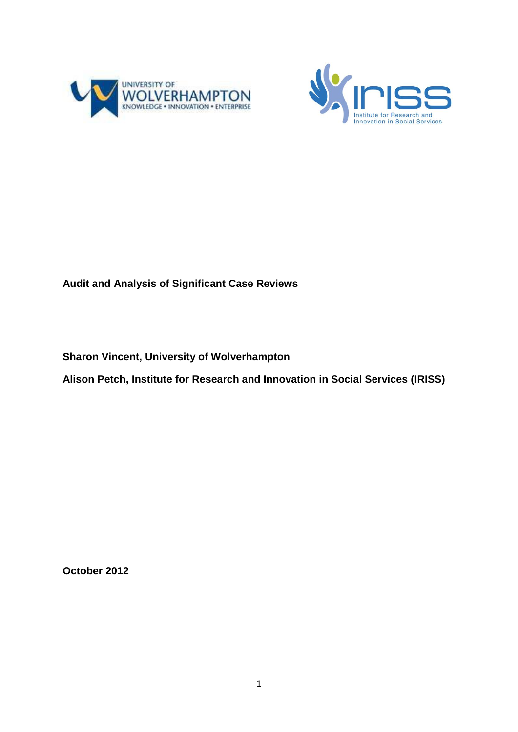UNIVERSITY OF WOLVERHAMPTON
KNOWLEDGE • INNOVATION • ENTERPRISE

IRISS
Institute for Research and Innovation in Social Services

**Audit and Analysis of Significant Case Reviews**

**Sharon Vincent, University of Wolverhampton**

**Alison Petch, Institute for Research and Innovation in Social Services (IRISS)**

**October 2012**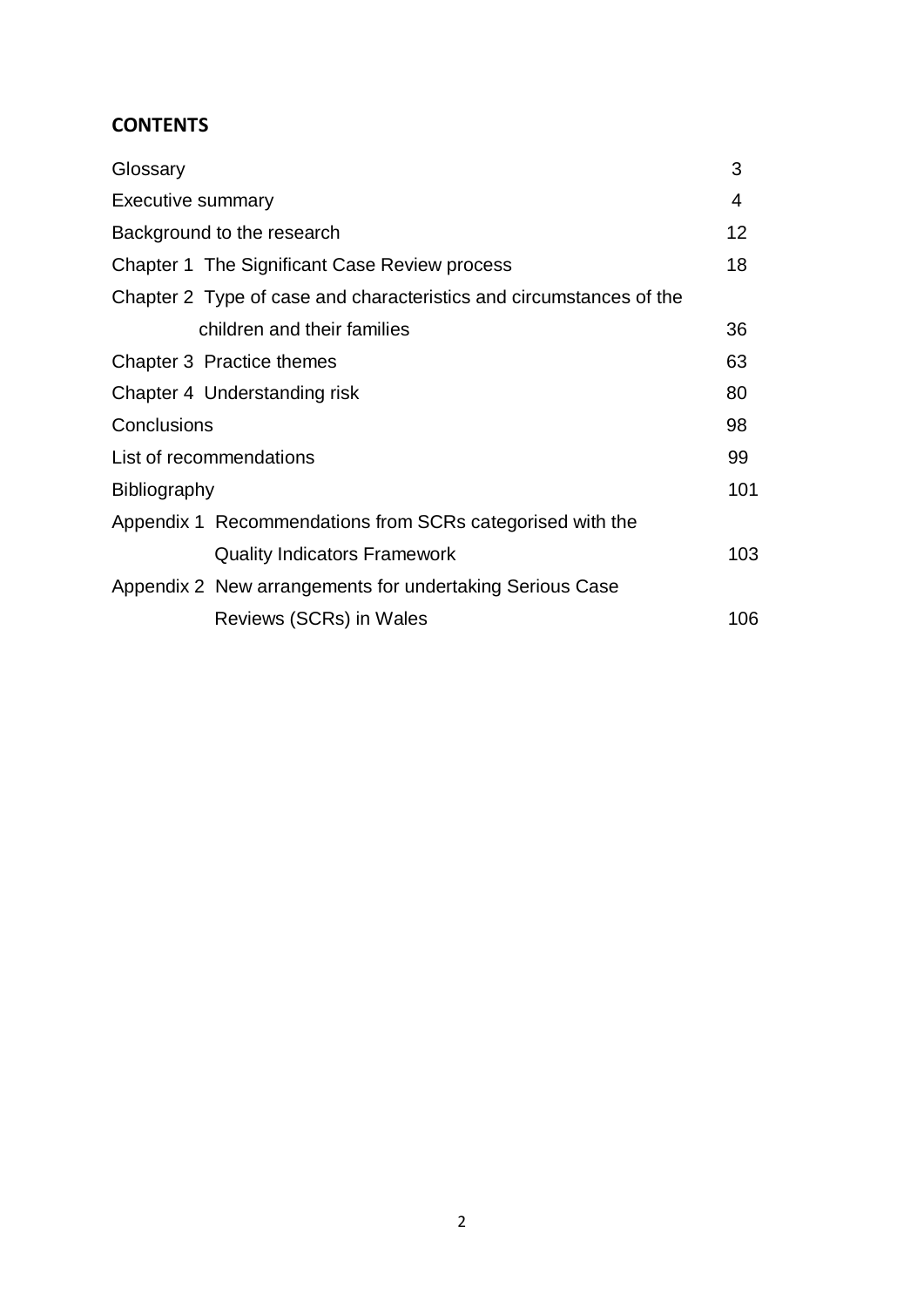## CONTENTS

| | |
|---|---|
| Glossary | 3 |
| Executive summary | 4 |
| Background to the research | 12 |
| Chapter 1 The Significant Case Review process | 18 |
| Chapter 2 Type of case and characteristics and circumstances of the children and their families | 36 |
| Chapter 3 Practice themes | 63 |
| Chapter 4 Understanding risk | 80 |
| Conclusions | 98 |
| List of recommendations | 99 |
| Bibliography | 101 |
| Appendix 1 Recommendations from SCRs categorised with the Quality Indicators Framework | 103 |
| Appendix 2 New arrangements for undertaking Serious Case Reviews (SCRs) in Wales | 106 |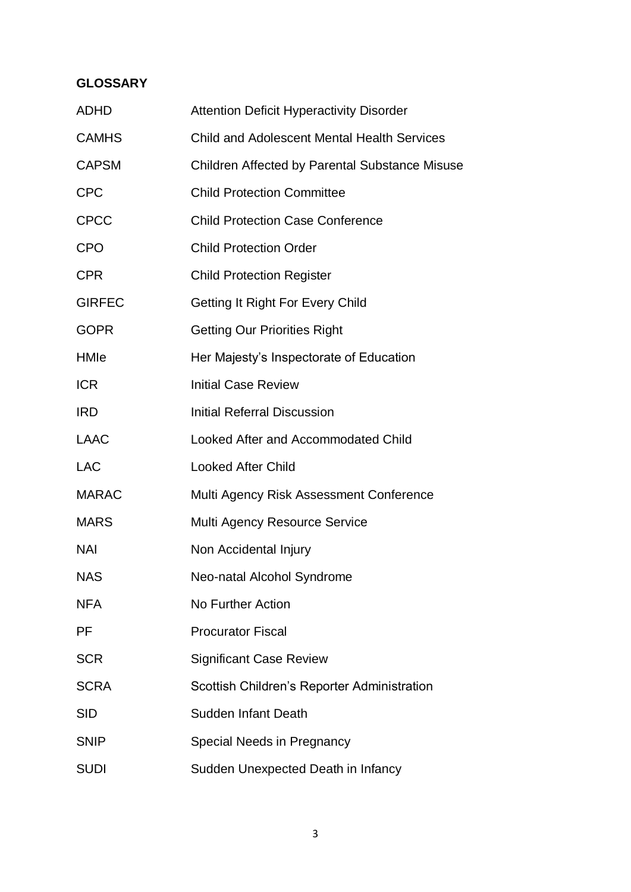## GLOSSARY

| | |
|---|---|
| ADHD | Attention Deficit Hyperactivity Disorder |
| CAMHS | Child and Adolescent Mental Health Services |
| CAPSM | Children Affected by Parental Substance Misuse |
| CPC | Child Protection Committee |
| CPCC | Child Protection Case Conference |
| CPO | Child Protection Order |
| CPR | Child Protection Register |
| GIRFEC | Getting It Right For Every Child |
| GOPR | Getting Our Priorities Right |
| HMIe | Her Majesty's Inspectorate of Education |
| ICR | Initial Case Review |
| IRD | Initial Referral Discussion |
| LAAC | Looked After and Accommodated Child |
| LAC | Looked After Child |
| MARAC | Multi Agency Risk Assessment Conference |
| MARS | Multi Agency Resource Service |
| NAI | Non Accidental Injury |
| NAS | Neo-natal Alcohol Syndrome |
| NFA | No Further Action |
| PF | Procurator Fiscal |
| SCR | Significant Case Review |
| SCRA | Scottish Children's Reporter Administration |
| SID | Sudden Infant Death |
| SNIP | Special Needs in Pregnancy |
| SUDI | Sudden Unexpected Death in Infancy |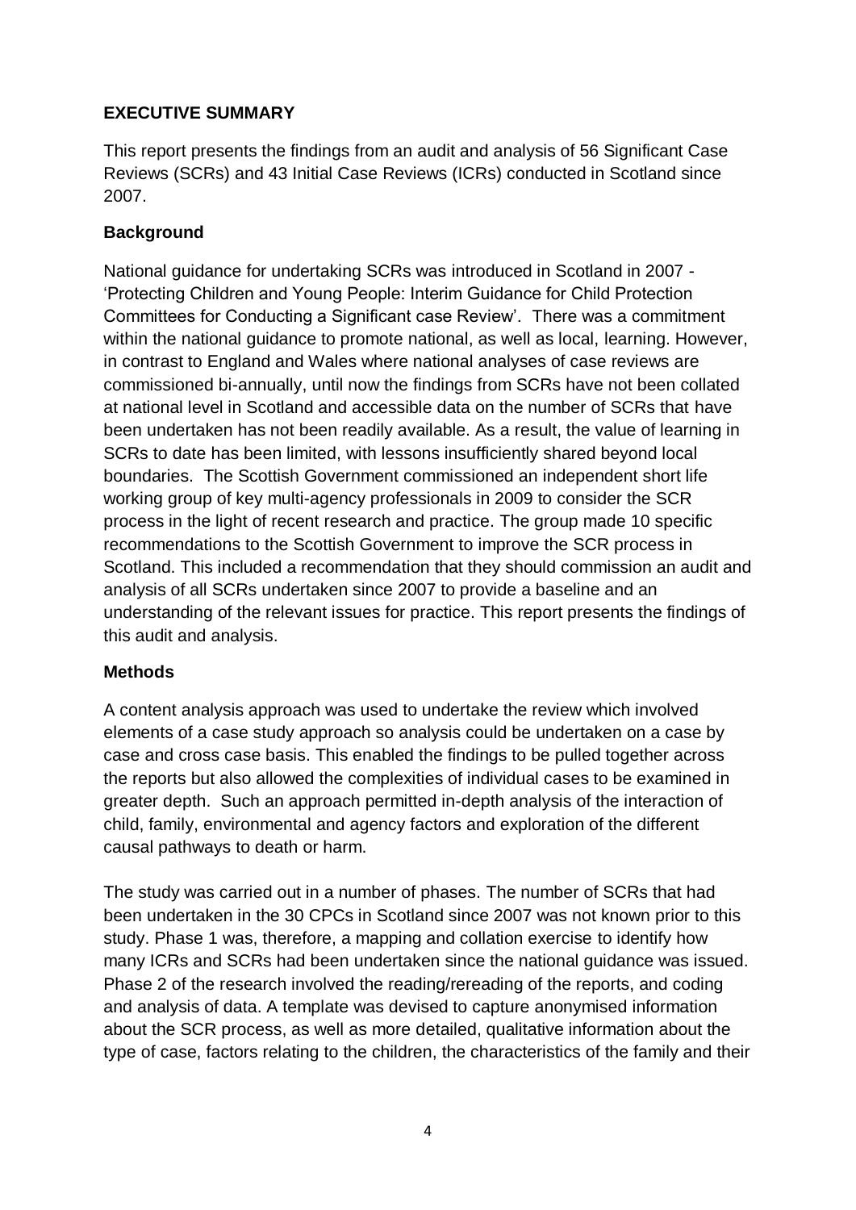## EXECUTIVE SUMMARY

This report presents the findings from an audit and analysis of 56 Significant Case Reviews (SCRs) and 43 Initial Case Reviews (ICRs) conducted in Scotland since 2007.

### Background

National guidance for undertaking SCRs was introduced in Scotland in 2007 - 'Protecting Children and Young People: Interim Guidance for Child Protection Committees for Conducting a Significant case Review'. There was a commitment within the national guidance to promote national, as well as local, learning. However, in contrast to England and Wales where national analyses of case reviews are commissioned bi-annually, until now the findings from SCRs have not been collated at national level in Scotland and accessible data on the number of SCRs that have been undertaken has not been readily available. As a result, the value of learning in SCRs to date has been limited, with lessons insufficiently shared beyond local boundaries. The Scottish Government commissioned an independent short life working group of key multi-agency professionals in 2009 to consider the SCR process in the light of recent research and practice. The group made 10 specific recommendations to the Scottish Government to improve the SCR process in Scotland. This included a recommendation that they should commission an audit and analysis of all SCRs undertaken since 2007 to provide a baseline and an understanding of the relevant issues for practice. This report presents the findings of this audit and analysis.

### Methods

A content analysis approach was used to undertake the review which involved elements of a case study approach so analysis could be undertaken on a case by case and cross case basis. This enabled the findings to be pulled together across the reports but also allowed the complexities of individual cases to be examined in greater depth. Such an approach permitted in-depth analysis of the interaction of child, family, environmental and agency factors and exploration of the different causal pathways to death or harm.

The study was carried out in a number of phases. The number of SCRs that had been undertaken in the 30 CPCs in Scotland since 2007 was not known prior to this study. Phase 1 was, therefore, a mapping and collation exercise to identify how many ICRs and SCRs had been undertaken since the national guidance was issued. Phase 2 of the research involved the reading/rereading of the reports, and coding and analysis of data. A template was devised to capture anonymised information about the SCR process, as well as more detailed, qualitative information about the type of case, factors relating to the children, the characteristics of the family and their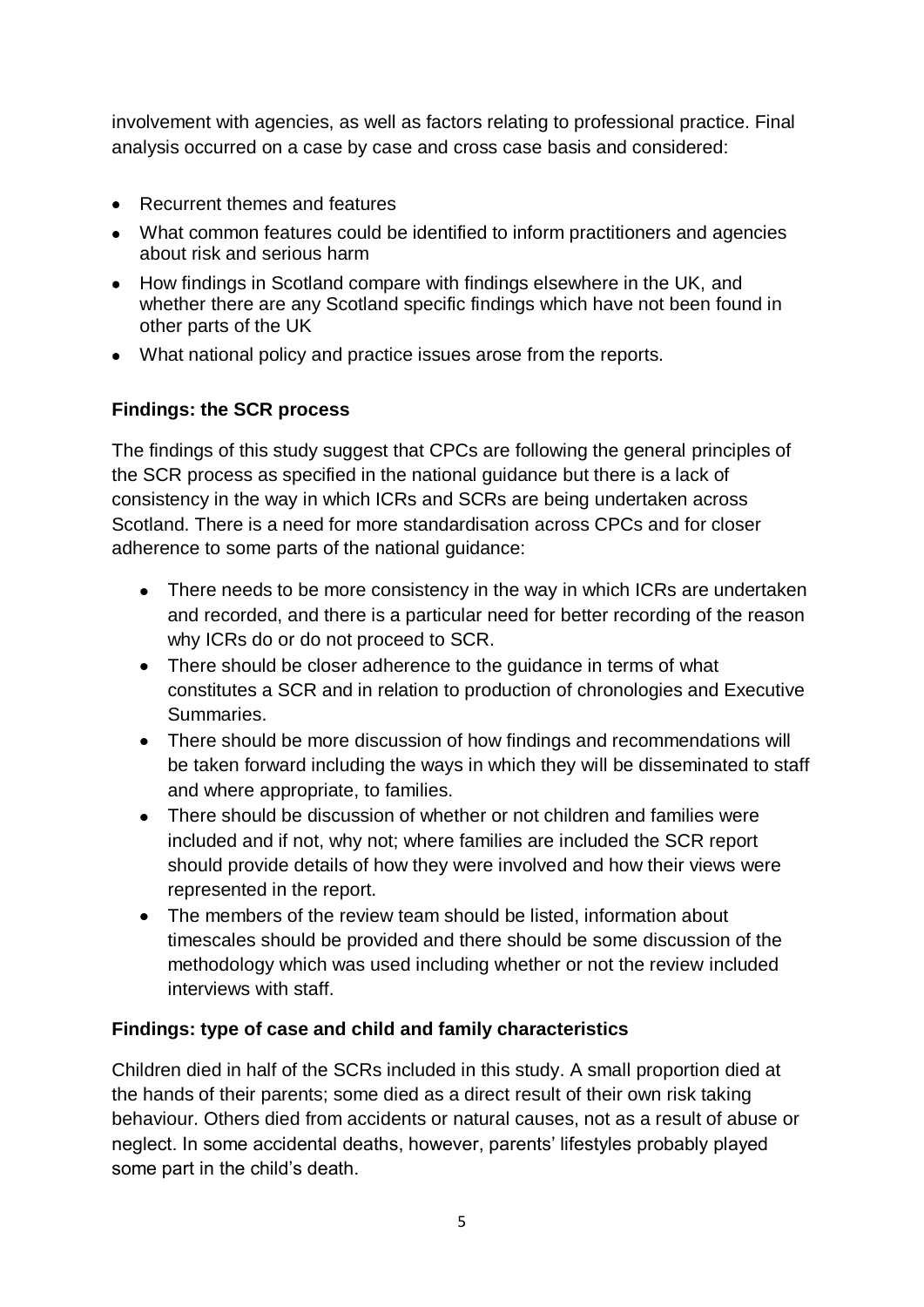involvement with agencies, as well as factors relating to professional practice. Final analysis occurred on a case by case and cross case basis and considered:

- Recurrent themes and features
- What common features could be identified to inform practitioners and agencies about risk and serious harm
- How findings in Scotland compare with findings elsewhere in the UK, and whether there are any Scotland specific findings which have not been found in other parts of the UK
- What national policy and practice issues arose from the reports.

**Findings: the SCR process**

The findings of this study suggest that CPCs are following the general principles of the SCR process as specified in the national guidance but there is a lack of consistency in the way in which ICRs and SCRs are being undertaken across Scotland. There is a need for more standardisation across CPCs and for closer adherence to some parts of the national guidance:

- There needs to be more consistency in the way in which ICRs are undertaken and recorded, and there is a particular need for better recording of the reason why ICRs do or do not proceed to SCR.
- There should be closer adherence to the guidance in terms of what constitutes a SCR and in relation to production of chronologies and Executive Summaries.
- There should be more discussion of how findings and recommendations will be taken forward including the ways in which they will be disseminated to staff and where appropriate, to families.
- There should be discussion of whether or not children and families were included and if not, why not; where families are included the SCR report should provide details of how they were involved and how their views were represented in the report.
- The members of the review team should be listed, information about timescales should be provided and there should be some discussion of the methodology which was used including whether or not the review included interviews with staff.

**Findings: type of case and child and family characteristics**

Children died in half of the SCRs included in this study. A small proportion died at the hands of their parents; some died as a direct result of their own risk taking behaviour. Others died from accidents or natural causes, not as a result of abuse or neglect. In some accidental deaths, however, parents' lifestyles probably played some part in the child's death.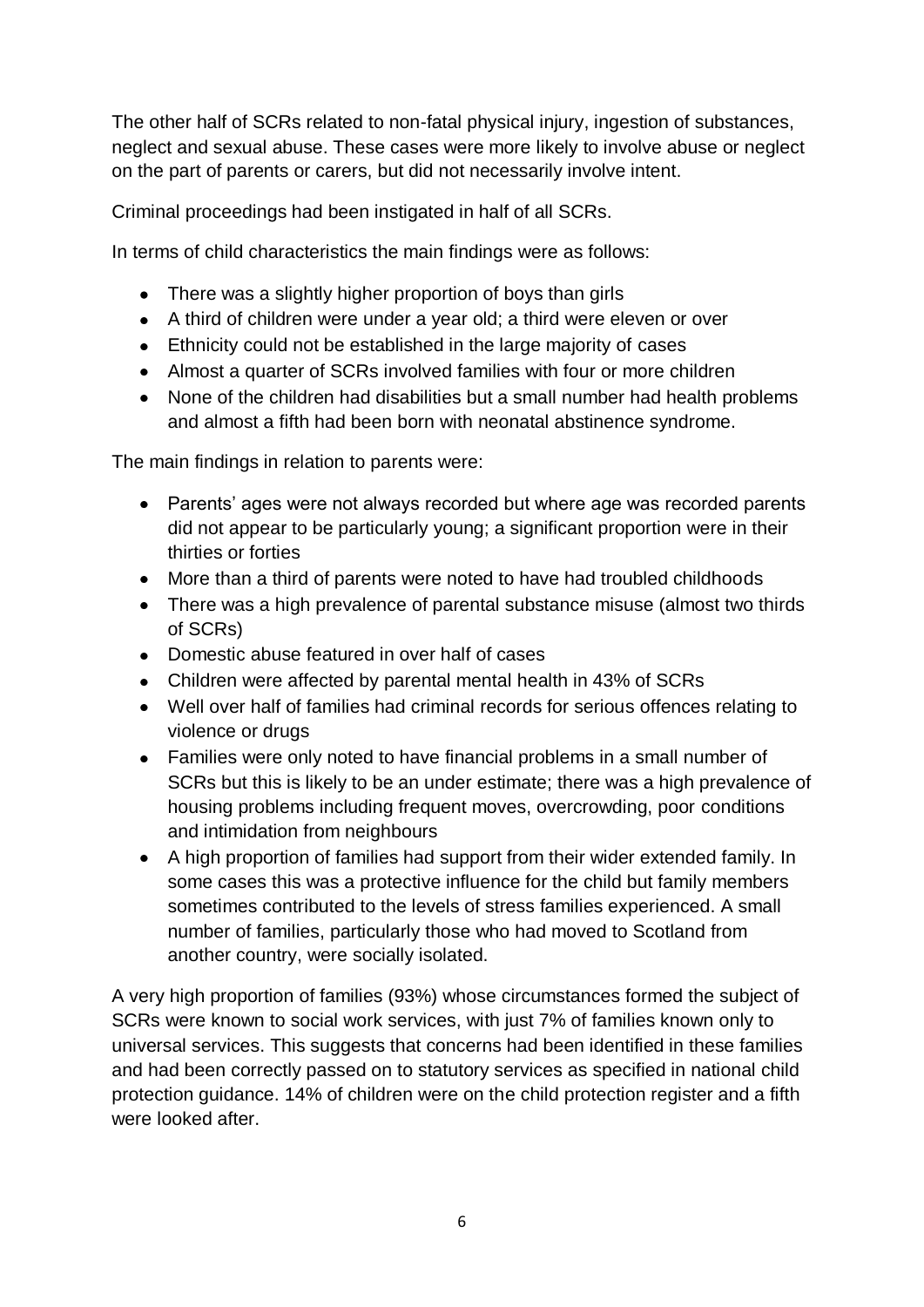The other half of SCRs related to non-fatal physical injury, ingestion of substances, neglect and sexual abuse. These cases were more likely to involve abuse or neglect on the part of parents or carers, but did not necessarily involve intent.

Criminal proceedings had been instigated in half of all SCRs.

In terms of child characteristics the main findings were as follows:

- There was a slightly higher proportion of boys than girls
- A third of children were under a year old; a third were eleven or over
- Ethnicity could not be established in the large majority of cases
- Almost a quarter of SCRs involved families with four or more children
- None of the children had disabilities but a small number had health problems and almost a fifth had been born with neonatal abstinence syndrome.

The main findings in relation to parents were:

- Parents' ages were not always recorded but where age was recorded parents did not appear to be particularly young; a significant proportion were in their thirties or forties
- More than a third of parents were noted to have had troubled childhoods
- There was a high prevalence of parental substance misuse (almost two thirds of SCRs)
- Domestic abuse featured in over half of cases
- Children were affected by parental mental health in 43% of SCRs
- Well over half of families had criminal records for serious offences relating to violence or drugs
- Families were only noted to have financial problems in a small number of SCRs but this is likely to be an under estimate; there was a high prevalence of housing problems including frequent moves, overcrowding, poor conditions and intimidation from neighbours
- A high proportion of families had support from their wider extended family. In some cases this was a protective influence for the child but family members sometimes contributed to the levels of stress families experienced. A small number of families, particularly those who had moved to Scotland from another country, were socially isolated.

A very high proportion of families (93%) whose circumstances formed the subject of SCRs were known to social work services, with just 7% of families known only to universal services. This suggests that concerns had been identified in these families and had been correctly passed on to statutory services as specified in national child protection guidance. 14% of children were on the child protection register and a fifth were looked after.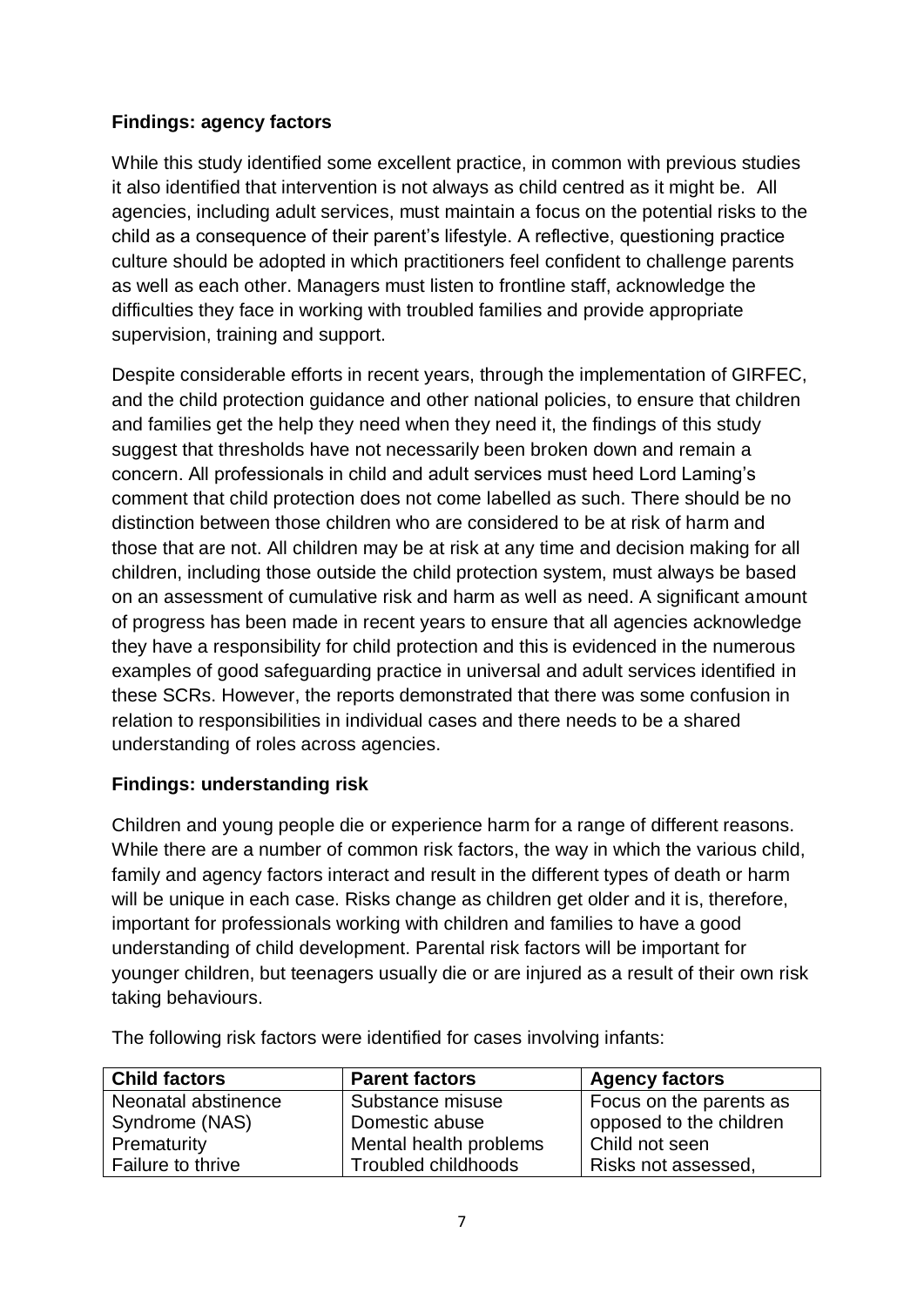**Findings: agency factors**

While this study identified some excellent practice, in common with previous studies it also identified that intervention is not always as child centred as it might be. All agencies, including adult services, must maintain a focus on the potential risks to the child as a consequence of their parent's lifestyle. A reflective, questioning practice culture should be adopted in which practitioners feel confident to challenge parents as well as each other. Managers must listen to frontline staff, acknowledge the difficulties they face in working with troubled families and provide appropriate supervision, training and support.

Despite considerable efforts in recent years, through the implementation of GIRFEC, and the child protection guidance and other national policies, to ensure that children and families get the help they need when they need it, the findings of this study suggest that thresholds have not necessarily been broken down and remain a concern. All professionals in child and adult services must heed Lord Laming's comment that child protection does not come labelled as such. There should be no distinction between those children who are considered to be at risk of harm and those that are not. All children may be at risk at any time and decision making for all children, including those outside the child protection system, must always be based on an assessment of cumulative risk and harm as well as need. A significant amount of progress has been made in recent years to ensure that all agencies acknowledge they have a responsibility for child protection and this is evidenced in the numerous examples of good safeguarding practice in universal and adult services identified in these SCRs. However, the reports demonstrated that there was some confusion in relation to responsibilities in individual cases and there needs to be a shared understanding of roles across agencies.

**Findings: understanding risk**

Children and young people die or experience harm for a range of different reasons. While there are a number of common risk factors, the way in which the various child, family and agency factors interact and result in the different types of death or harm will be unique in each case. Risks change as children get older and it is, therefore, important for professionals working with children and families to have a good understanding of child development. Parental risk factors will be important for younger children, but teenagers usually die or are injured as a result of their own risk taking behaviours.

The following risk factors were identified for cases involving infants:

| Child factors | Parent factors | Agency factors |
|---|---|---|
| Neonatal abstinence Syndrome (NAS)<br>Prematurity<br>Failure to thrive | Substance misuse<br>Domestic abuse<br>Mental health problems<br>Troubled childhoods | Focus on the parents as opposed to the children<br>Child not seen<br>Risks not assessed, |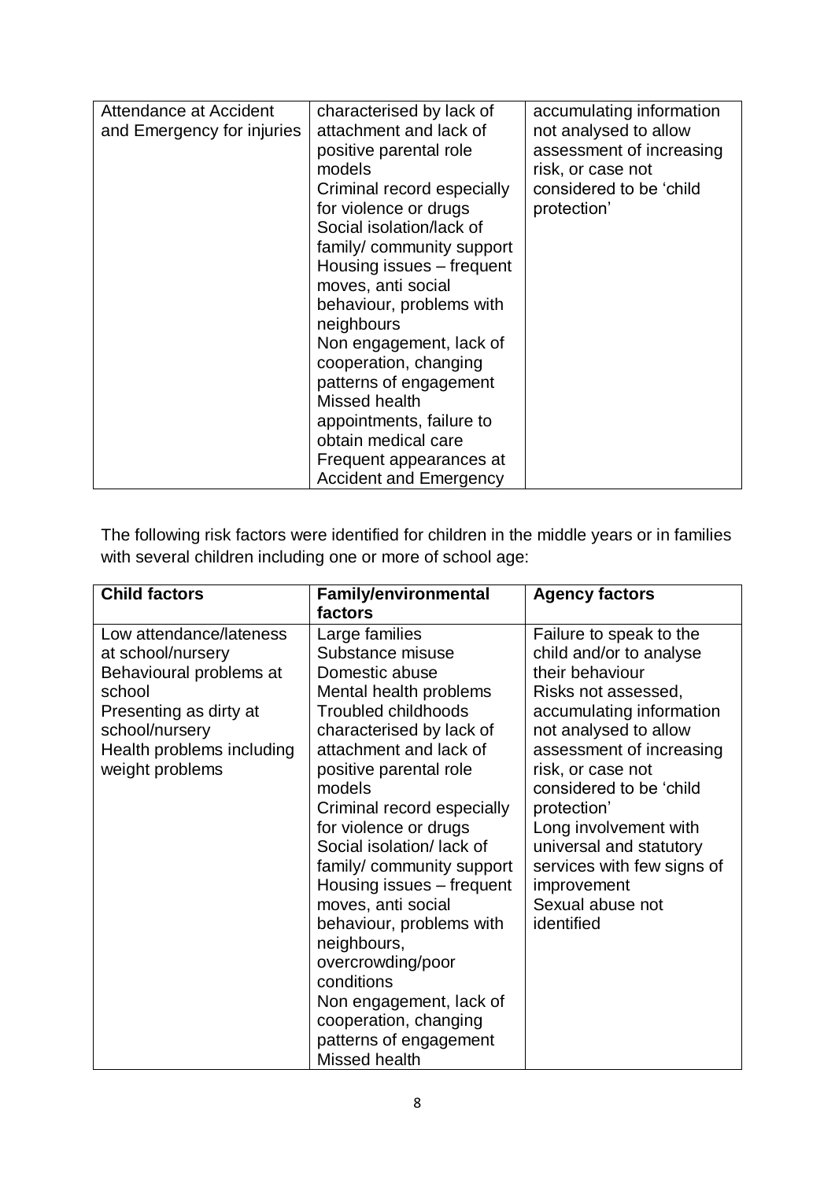| | | |
|---|---|---|
| Attendance at Accident and Emergency for injuries | characterised by lack of attachment and lack of positive parental role models<br>Criminal record especially for violence or drugs<br>Social isolation/lack of family/ community support<br>Housing issues – frequent moves, anti social behaviour, problems with neighbours<br>Non engagement, lack of cooperation, changing patterns of engagement<br>Missed health appointments, failure to obtain medical care<br>Frequent appearances at Accident and Emergency | accumulating information not analysed to allow assessment of increasing risk, or case not considered to be 'child protection' |

The following risk factors were identified for children in the middle years or in families with several children including one or more of school age:

| Child factors | Family/environmental factors | Agency factors |
|---|---|---|
| Low attendance/lateness at school/nursery<br>Behavioural problems at school<br>Presenting as dirty at school/nursery<br>Health problems including weight problems | Large families<br>Substance misuse<br>Domestic abuse<br>Mental health problems<br>Troubled childhoods characterised by lack of attachment and lack of positive parental role models<br>Criminal record especially for violence or drugs<br>Social isolation/ lack of family/ community support<br>Housing issues – frequent moves, anti social behaviour, problems with neighbours, overcrowding/poor conditions<br>Non engagement, lack of cooperation, changing patterns of engagement<br>Missed health | Failure to speak to the child and/or to analyse their behaviour<br>Risks not assessed, accumulating information not analysed to allow assessment of increasing risk, or case not considered to be 'child protection'<br>Long involvement with universal and statutory services with few signs of improvement<br>Sexual abuse not identified |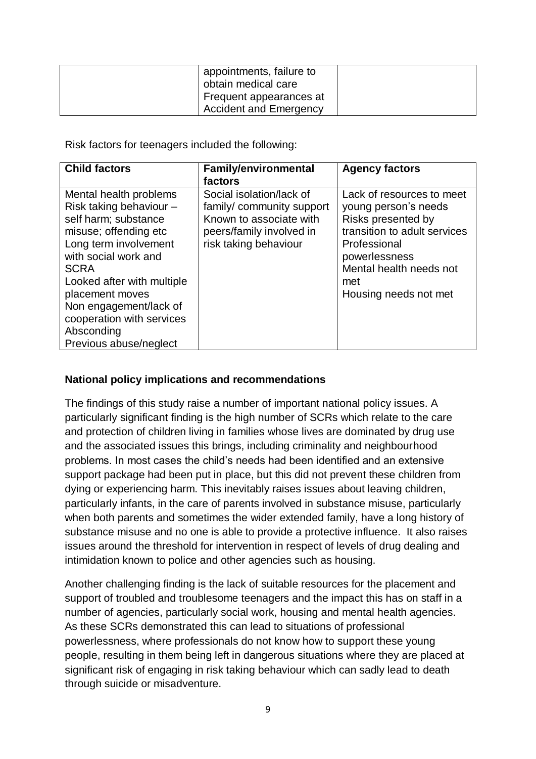| | appointments, failure to obtain medical care<br>Frequent appearances at Accident and Emergency | |
|---|---|---|

Risk factors for teenagers included the following:

| Child factors | Family/environmental factors | Agency factors |
|---|---|---|
| Mental health problems<br>Risk taking behaviour – self harm; substance misuse; offending etc<br>Long term involvement with social work and SCRA<br>Looked after with multiple placement moves<br>Non engagement/lack of cooperation with services<br>Absconding<br>Previous abuse/neglect | Social isolation/lack of family/ community support<br>Known to associate with peers/family involved in risk taking behaviour | Lack of resources to meet young person's needs<br>Risks presented by transition to adult services<br>Professional powerlessness<br>Mental health needs not met<br>Housing needs not met |

**National policy implications and recommendations**

The findings of this study raise a number of important national policy issues. A particularly significant finding is the high number of SCRs which relate to the care and protection of children living in families whose lives are dominated by drug use and the associated issues this brings, including criminality and neighbourhood problems. In most cases the child's needs had been identified and an extensive support package had been put in place, but this did not prevent these children from dying or experiencing harm. This inevitably raises issues about leaving children, particularly infants, in the care of parents involved in substance misuse, particularly when both parents and sometimes the wider extended family, have a long history of substance misuse and no one is able to provide a protective influence. It also raises issues around the threshold for intervention in respect of levels of drug dealing and intimidation known to police and other agencies such as housing.

Another challenging finding is the lack of suitable resources for the placement and support of troubled and troublesome teenagers and the impact this has on staff in a number of agencies, particularly social work, housing and mental health agencies. As these SCRs demonstrated this can lead to situations of professional powerlessness, where professionals do not know how to support these young people, resulting in them being left in dangerous situations where they are placed at significant risk of engaging in risk taking behaviour which can sadly lead to death through suicide or misadventure.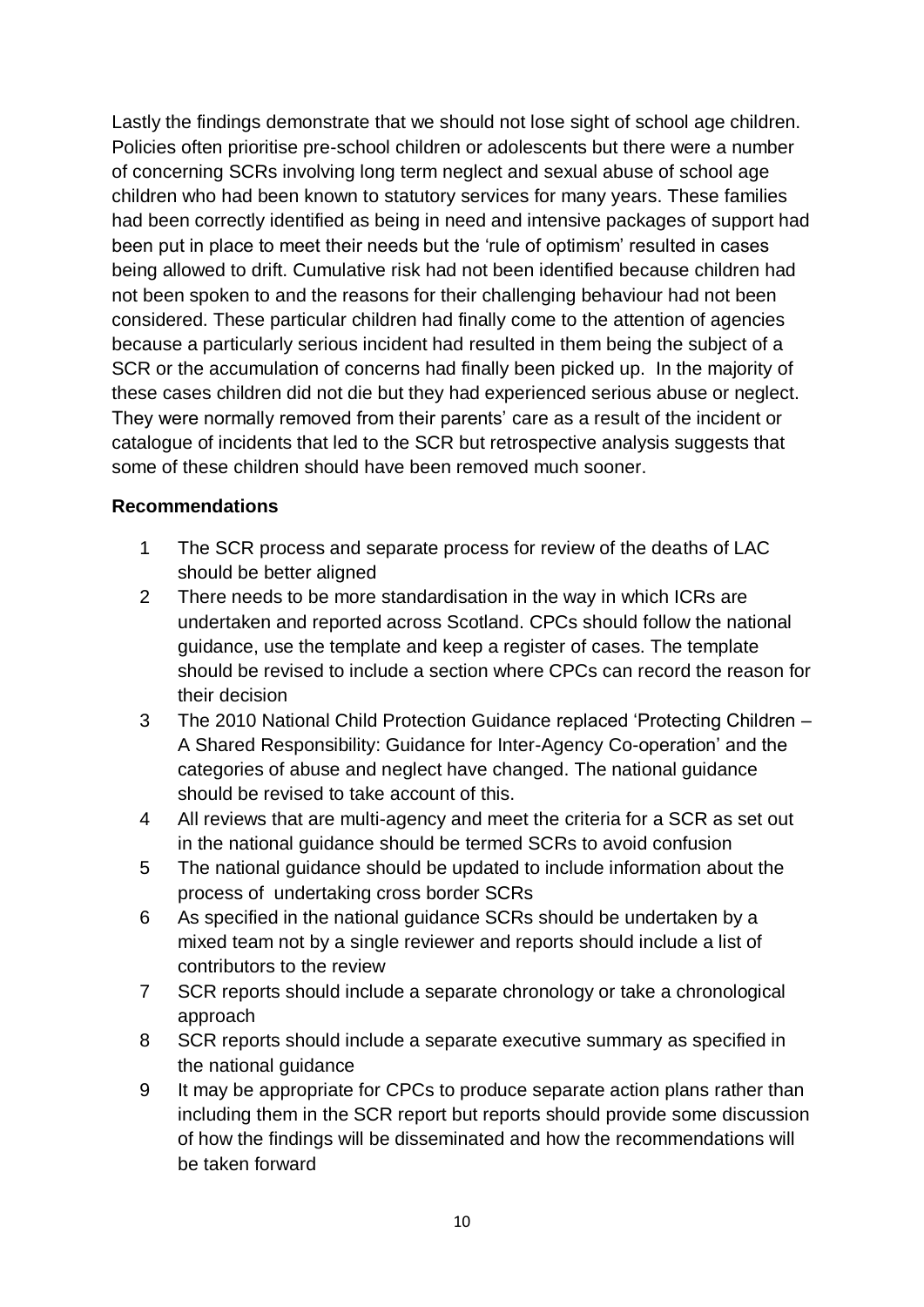Lastly the findings demonstrate that we should not lose sight of school age children. Policies often prioritise pre-school children or adolescents but there were a number of concerning SCRs involving long term neglect and sexual abuse of school age children who had been known to statutory services for many years. These families had been correctly identified as being in need and intensive packages of support had been put in place to meet their needs but the 'rule of optimism' resulted in cases being allowed to drift. Cumulative risk had not been identified because children had not been spoken to and the reasons for their challenging behaviour had not been considered. These particular children had finally come to the attention of agencies because a particularly serious incident had resulted in them being the subject of a SCR or the accumulation of concerns had finally been picked up. In the majority of these cases children did not die but they had experienced serious abuse or neglect. They were normally removed from their parents' care as a result of the incident or catalogue of incidents that led to the SCR but retrospective analysis suggests that some of these children should have been removed much sooner.

**Recommendations**

1. The SCR process and separate process for review of the deaths of LAC should be better aligned
2. There needs to be more standardisation in the way in which ICRs are undertaken and reported across Scotland. CPCs should follow the national guidance, use the template and keep a register of cases. The template should be revised to include a section where CPCs can record the reason for their decision
3. The 2010 National Child Protection Guidance replaced 'Protecting Children – A Shared Responsibility: Guidance for Inter-Agency Co-operation' and the categories of abuse and neglect have changed. The national guidance should be revised to take account of this.
4. All reviews that are multi-agency and meet the criteria for a SCR as set out in the national guidance should be termed SCRs to avoid confusion
5. The national guidance should be updated to include information about the process of undertaking cross border SCRs
6. As specified in the national guidance SCRs should be undertaken by a mixed team not by a single reviewer and reports should include a list of contributors to the review
7. SCR reports should include a separate chronology or take a chronological approach
8. SCR reports should include a separate executive summary as specified in the national guidance
9. It may be appropriate for CPCs to produce separate action plans rather than including them in the SCR report but reports should provide some discussion of how the findings will be disseminated and how the recommendations will be taken forward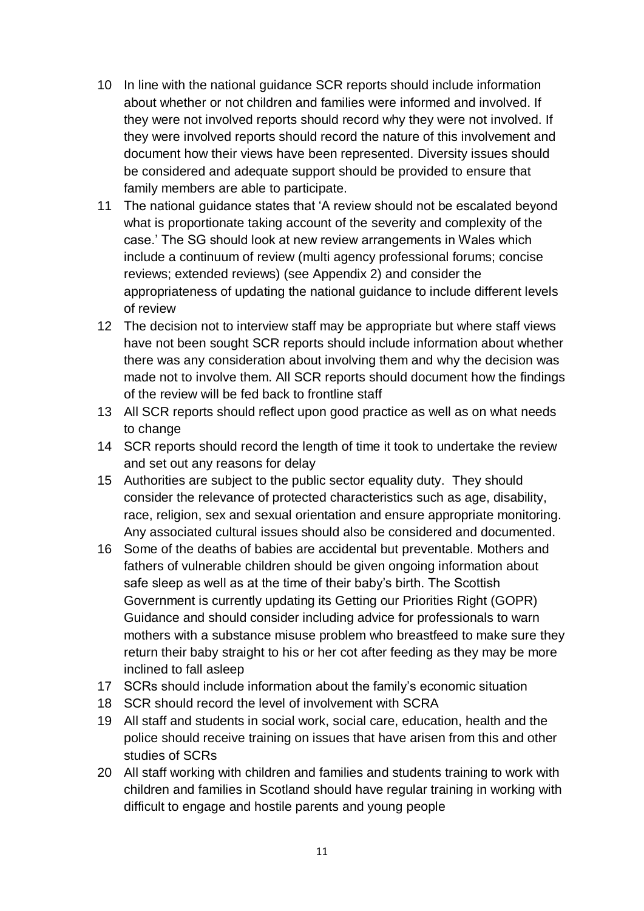10 In line with the national guidance SCR reports should include information about whether or not children and families were informed and involved. If they were not involved reports should record why they were not involved. If they were involved reports should record the nature of this involvement and document how their views have been represented. Diversity issues should be considered and adequate support should be provided to ensure that family members are able to participate.

11 The national guidance states that 'A review should not be escalated beyond what is proportionate taking account of the severity and complexity of the case.' The SG should look at new review arrangements in Wales which include a continuum of review (multi agency professional forums; concise reviews; extended reviews) (see Appendix 2) and consider the appropriateness of updating the national guidance to include different levels of review

12 The decision not to interview staff may be appropriate but where staff views have not been sought SCR reports should include information about whether there was any consideration about involving them and why the decision was made not to involve them. All SCR reports should document how the findings of the review will be fed back to frontline staff

13 All SCR reports should reflect upon good practice as well as on what needs to change

14 SCR reports should record the length of time it took to undertake the review and set out any reasons for delay

15 Authorities are subject to the public sector equality duty. They should consider the relevance of protected characteristics such as age, disability, race, religion, sex and sexual orientation and ensure appropriate monitoring. Any associated cultural issues should also be considered and documented.

16 Some of the deaths of babies are accidental but preventable. Mothers and fathers of vulnerable children should be given ongoing information about safe sleep as well as at the time of their baby's birth. The Scottish Government is currently updating its Getting our Priorities Right (GOPR) Guidance and should consider including advice for professionals to warn mothers with a substance misuse problem who breastfeed to make sure they return their baby straight to his or her cot after feeding as they may be more inclined to fall asleep

17 SCRs should include information about the family's economic situation

18 SCR should record the level of involvement with SCRA

19 All staff and students in social work, social care, education, health and the police should receive training on issues that have arisen from this and other studies of SCRs

20 All staff working with children and families and students training to work with children and families in Scotland should have regular training in working with difficult to engage and hostile parents and young people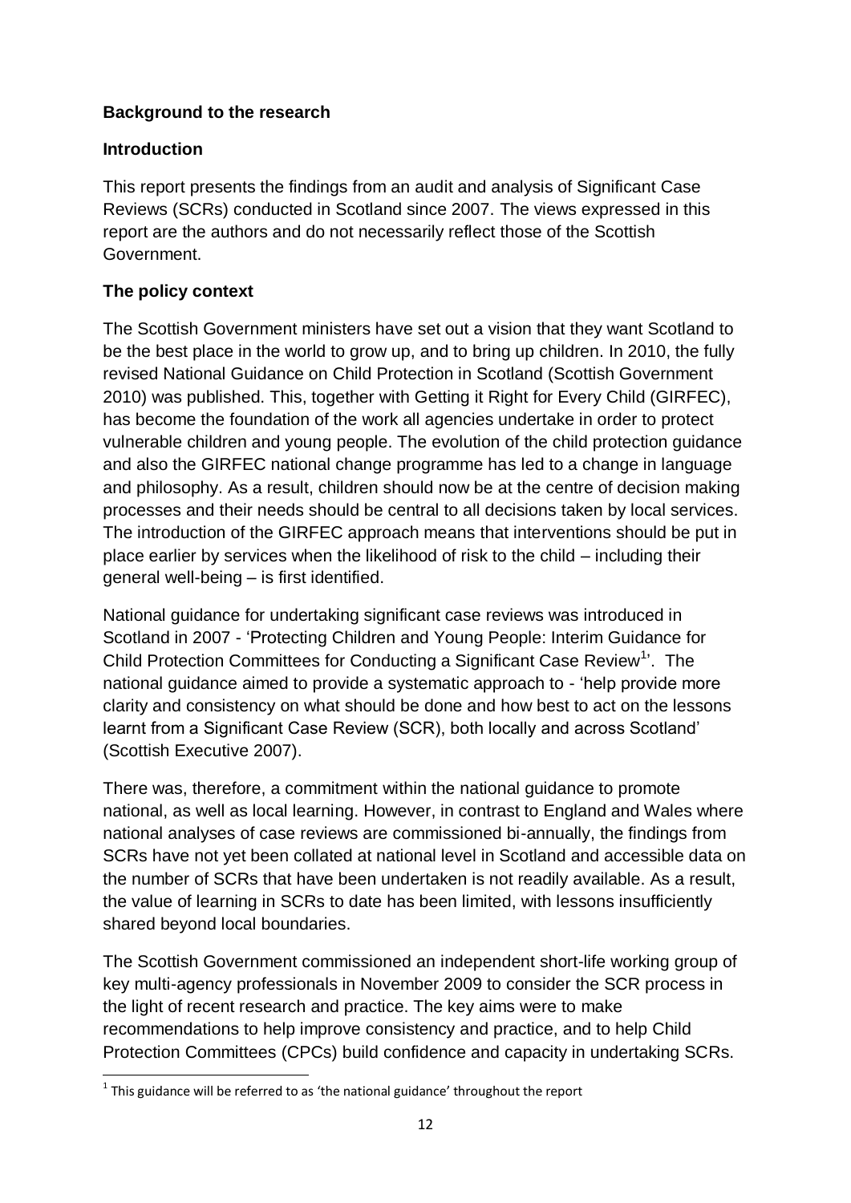## Background to the research

### Introduction

This report presents the findings from an audit and analysis of Significant Case Reviews (SCRs) conducted in Scotland since 2007. The views expressed in this report are the authors and do not necessarily reflect those of the Scottish Government.

### The policy context

The Scottish Government ministers have set out a vision that they want Scotland to be the best place in the world to grow up, and to bring up children. In 2010, the fully revised National Guidance on Child Protection in Scotland (Scottish Government 2010) was published. This, together with Getting it Right for Every Child (GIRFEC), has become the foundation of the work all agencies undertake in order to protect vulnerable children and young people. The evolution of the child protection guidance and also the GIRFEC national change programme has led to a change in language and philosophy. As a result, children should now be at the centre of decision making processes and their needs should be central to all decisions taken by local services. The introduction of the GIRFEC approach means that interventions should be put in place earlier by services when the likelihood of risk to the child – including their general well-being – is first identified.

National guidance for undertaking significant case reviews was introduced in Scotland in 2007 - 'Protecting Children and Young People: Interim Guidance for Child Protection Committees for Conducting a Significant Case Review[1]'. The national guidance aimed to provide a systematic approach to - 'help provide more clarity and consistency on what should be done and how best to act on the lessons learnt from a Significant Case Review (SCR), both locally and across Scotland' (Scottish Executive 2007).

There was, therefore, a commitment within the national guidance to promote national, as well as local learning. However, in contrast to England and Wales where national analyses of case reviews are commissioned bi-annually, the findings from SCRs have not yet been collated at national level in Scotland and accessible data on the number of SCRs that have been undertaken is not readily available. As a result, the value of learning in SCRs to date has been limited, with lessons insufficiently shared beyond local boundaries.

The Scottish Government commissioned an independent short-life working group of key multi-agency professionals in November 2009 to consider the SCR process in the light of recent research and practice. The key aims were to make recommendations to help improve consistency and practice, and to help Child Protection Committees (CPCs) build confidence and capacity in undertaking SCRs.

[1] This guidance will be referred to as 'the national guidance' throughout the report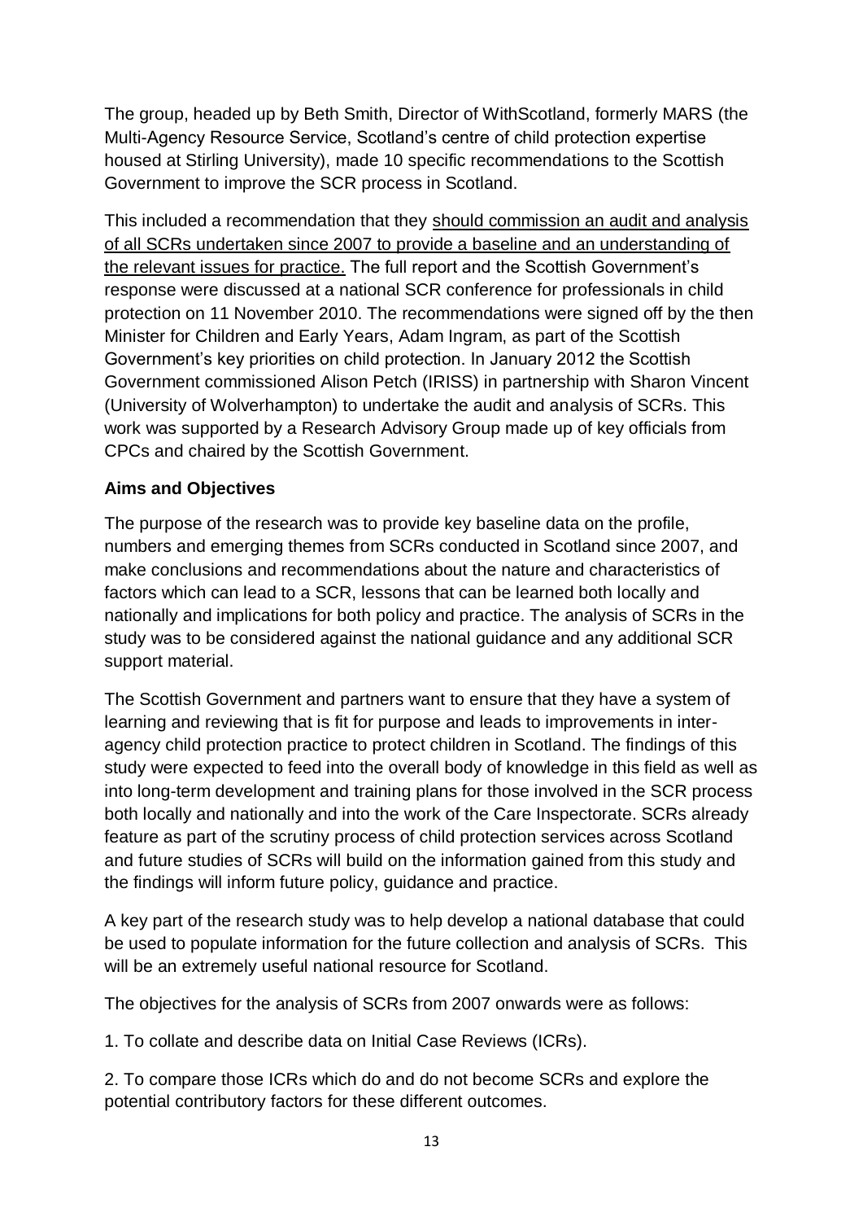The group, headed up by Beth Smith, Director of WithScotland, formerly MARS (the Multi-Agency Resource Service, Scotland's centre of child protection expertise housed at Stirling University), made 10 specific recommendations to the Scottish Government to improve the SCR process in Scotland.

This included a recommendation that they <u>should commission an audit and analysis of all SCRs undertaken since 2007 to provide a baseline and an understanding of the relevant issues for practice.</u> The full report and the Scottish Government's response were discussed at a national SCR conference for professionals in child protection on 11 November 2010. The recommendations were signed off by the then Minister for Children and Early Years, Adam Ingram, as part of the Scottish Government's key priorities on child protection. In January 2012 the Scottish Government commissioned Alison Petch (IRISS) in partnership with Sharon Vincent (University of Wolverhampton) to undertake the audit and analysis of SCRs. This work was supported by a Research Advisory Group made up of key officials from CPCs and chaired by the Scottish Government.

**Aims and Objectives**

The purpose of the research was to provide key baseline data on the profile, numbers and emerging themes from SCRs conducted in Scotland since 2007, and make conclusions and recommendations about the nature and characteristics of factors which can lead to a SCR, lessons that can be learned both locally and nationally and implications for both policy and practice. The analysis of SCRs in the study was to be considered against the national guidance and any additional SCR support material.

The Scottish Government and partners want to ensure that they have a system of learning and reviewing that is fit for purpose and leads to improvements in inter-agency child protection practice to protect children in Scotland. The findings of this study were expected to feed into the overall body of knowledge in this field as well as into long-term development and training plans for those involved in the SCR process both locally and nationally and into the work of the Care Inspectorate. SCRs already feature as part of the scrutiny process of child protection services across Scotland and future studies of SCRs will build on the information gained from this study and the findings will inform future policy, guidance and practice.

A key part of the research study was to help develop a national database that could be used to populate information for the future collection and analysis of SCRs. This will be an extremely useful national resource for Scotland.

The objectives for the analysis of SCRs from 2007 onwards were as follows:

1. To collate and describe data on Initial Case Reviews (ICRs).

2. To compare those ICRs which do and do not become SCRs and explore the potential contributory factors for these different outcomes.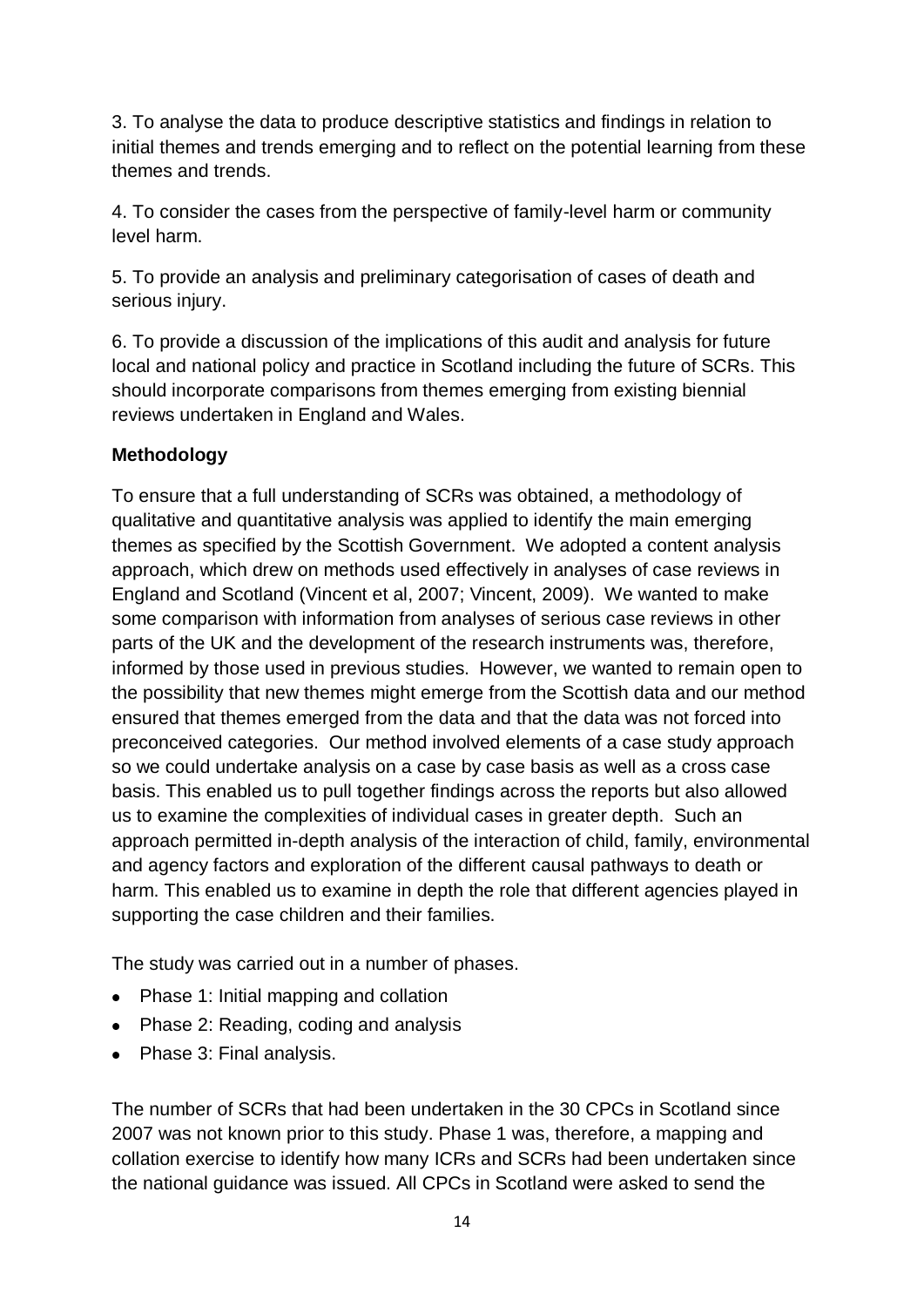3. To analyse the data to produce descriptive statistics and findings in relation to initial themes and trends emerging and to reflect on the potential learning from these themes and trends.

4. To consider the cases from the perspective of family-level harm or community level harm.

5. To provide an analysis and preliminary categorisation of cases of death and serious injury.

6. To provide a discussion of the implications of this audit and analysis for future local and national policy and practice in Scotland including the future of SCRs. This should incorporate comparisons from themes emerging from existing biennial reviews undertaken in England and Wales.

**Methodology**

To ensure that a full understanding of SCRs was obtained, a methodology of qualitative and quantitative analysis was applied to identify the main emerging themes as specified by the Scottish Government. We adopted a content analysis approach, which drew on methods used effectively in analyses of case reviews in England and Scotland (Vincent et al, 2007; Vincent, 2009). We wanted to make some comparison with information from analyses of serious case reviews in other parts of the UK and the development of the research instruments was, therefore, informed by those used in previous studies. However, we wanted to remain open to the possibility that new themes might emerge from the Scottish data and our method ensured that themes emerged from the data and that the data was not forced into preconceived categories. Our method involved elements of a case study approach so we could undertake analysis on a case by case basis as well as a cross case basis. This enabled us to pull together findings across the reports but also allowed us to examine the complexities of individual cases in greater depth. Such an approach permitted in-depth analysis of the interaction of child, family, environmental and agency factors and exploration of the different causal pathways to death or harm. This enabled us to examine in depth the role that different agencies played in supporting the case children and their families.

The study was carried out in a number of phases.

- Phase 1: Initial mapping and collation
- Phase 2: Reading, coding and analysis
- Phase 3: Final analysis.

The number of SCRs that had been undertaken in the 30 CPCs in Scotland since 2007 was not known prior to this study. Phase 1 was, therefore, a mapping and collation exercise to identify how many ICRs and SCRs had been undertaken since the national guidance was issued. All CPCs in Scotland were asked to send the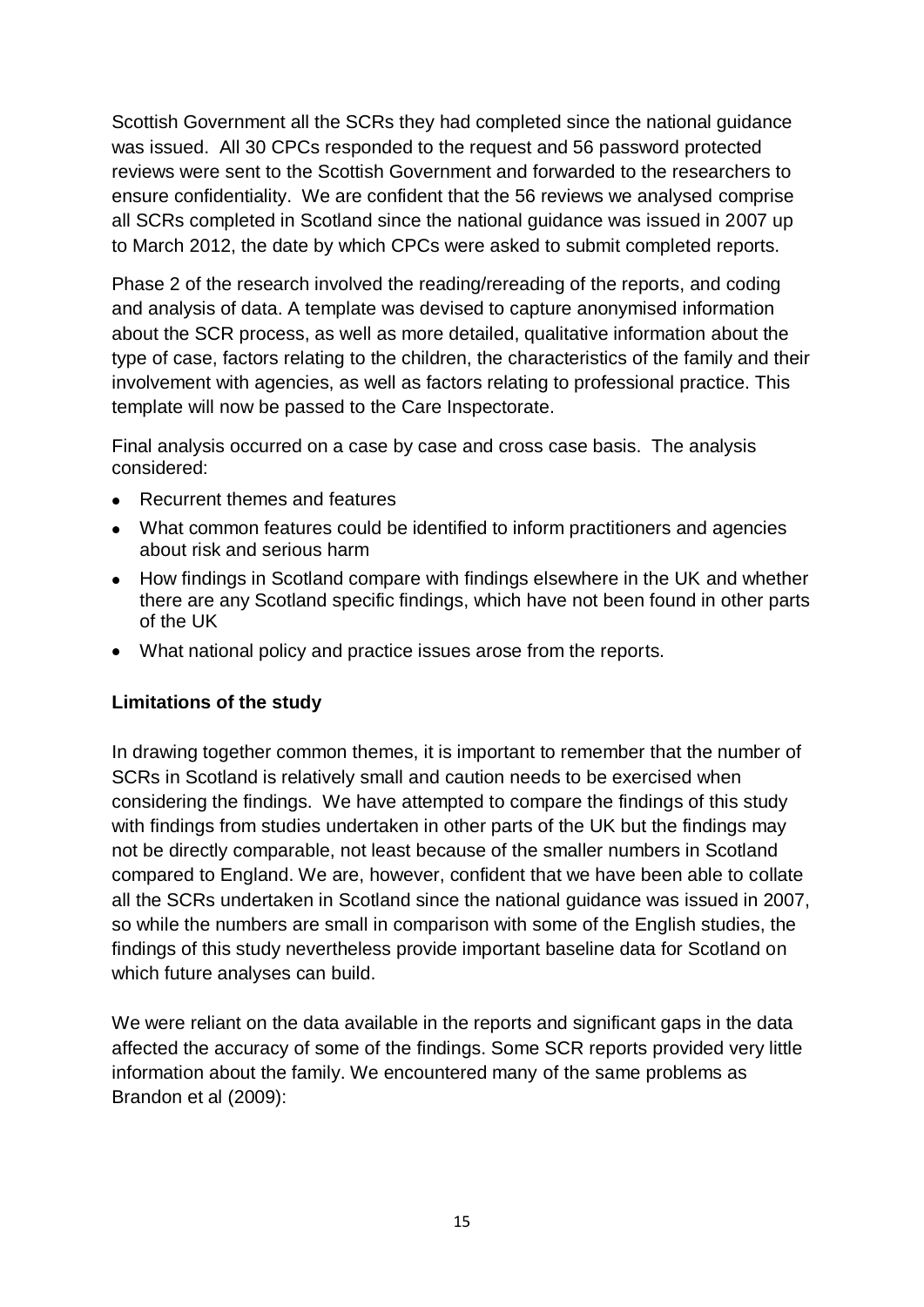Scottish Government all the SCRs they had completed since the national guidance was issued. All 30 CPCs responded to the request and 56 password protected reviews were sent to the Scottish Government and forwarded to the researchers to ensure confidentiality. We are confident that the 56 reviews we analysed comprise all SCRs completed in Scotland since the national guidance was issued in 2007 up to March 2012, the date by which CPCs were asked to submit completed reports.

Phase 2 of the research involved the reading/rereading of the reports, and coding and analysis of data. A template was devised to capture anonymised information about the SCR process, as well as more detailed, qualitative information about the type of case, factors relating to the children, the characteristics of the family and their involvement with agencies, as well as factors relating to professional practice. This template will now be passed to the Care Inspectorate.

Final analysis occurred on a case by case and cross case basis. The analysis considered:

- Recurrent themes and features
- What common features could be identified to inform practitioners and agencies about risk and serious harm
- How findings in Scotland compare with findings elsewhere in the UK and whether there are any Scotland specific findings, which have not been found in other parts of the UK
- What national policy and practice issues arose from the reports.

**Limitations of the study**

In drawing together common themes, it is important to remember that the number of SCRs in Scotland is relatively small and caution needs to be exercised when considering the findings. We have attempted to compare the findings of this study with findings from studies undertaken in other parts of the UK but the findings may not be directly comparable, not least because of the smaller numbers in Scotland compared to England. We are, however, confident that we have been able to collate all the SCRs undertaken in Scotland since the national guidance was issued in 2007, so while the numbers are small in comparison with some of the English studies, the findings of this study nevertheless provide important baseline data for Scotland on which future analyses can build.

We were reliant on the data available in the reports and significant gaps in the data affected the accuracy of some of the findings. Some SCR reports provided very little information about the family. We encountered many of the same problems as Brandon et al (2009):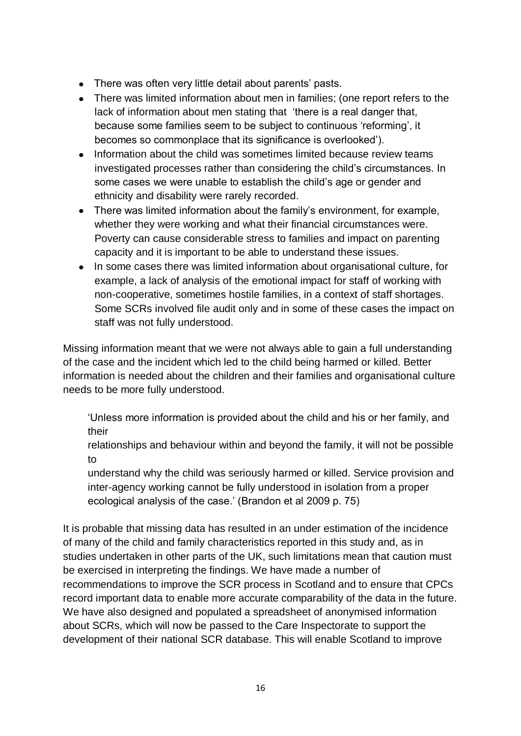- There was often very little detail about parents' pasts.
- There was limited information about men in families; (one report refers to the lack of information about men stating that 'there is a real danger that, because some families seem to be subject to continuous 'reforming', it becomes so commonplace that its significance is overlooked').
- Information about the child was sometimes limited because review teams investigated processes rather than considering the child's circumstances. In some cases we were unable to establish the child's age or gender and ethnicity and disability were rarely recorded.
- There was limited information about the family's environment, for example, whether they were working and what their financial circumstances were. Poverty can cause considerable stress to families and impact on parenting capacity and it is important to be able to understand these issues.
- In some cases there was limited information about organisational culture, for example, a lack of analysis of the emotional impact for staff of working with non-cooperative, sometimes hostile families, in a context of staff shortages. Some SCRs involved file audit only and in some of these cases the impact on staff was not fully understood.

Missing information meant that we were not always able to gain a full understanding of the case and the incident which led to the child being harmed or killed. Better information is needed about the children and their families and organisational culture needs to be more fully understood.

> 'Unless more information is provided about the child and his or her family, and their relationships and behaviour within and beyond the family, it will not be possible to understand why the child was seriously harmed or killed. Service provision and inter-agency working cannot be fully understood in isolation from a proper ecological analysis of the case.' (Brandon et al 2009 p. 75)

It is probable that missing data has resulted in an under estimation of the incidence of many of the child and family characteristics reported in this study and, as in studies undertaken in other parts of the UK, such limitations mean that caution must be exercised in interpreting the findings. We have made a number of recommendations to improve the SCR process in Scotland and to ensure that CPCs record important data to enable more accurate comparability of the data in the future. We have also designed and populated a spreadsheet of anonymised information about SCRs, which will now be passed to the Care Inspectorate to support the development of their national SCR database. This will enable Scotland to improve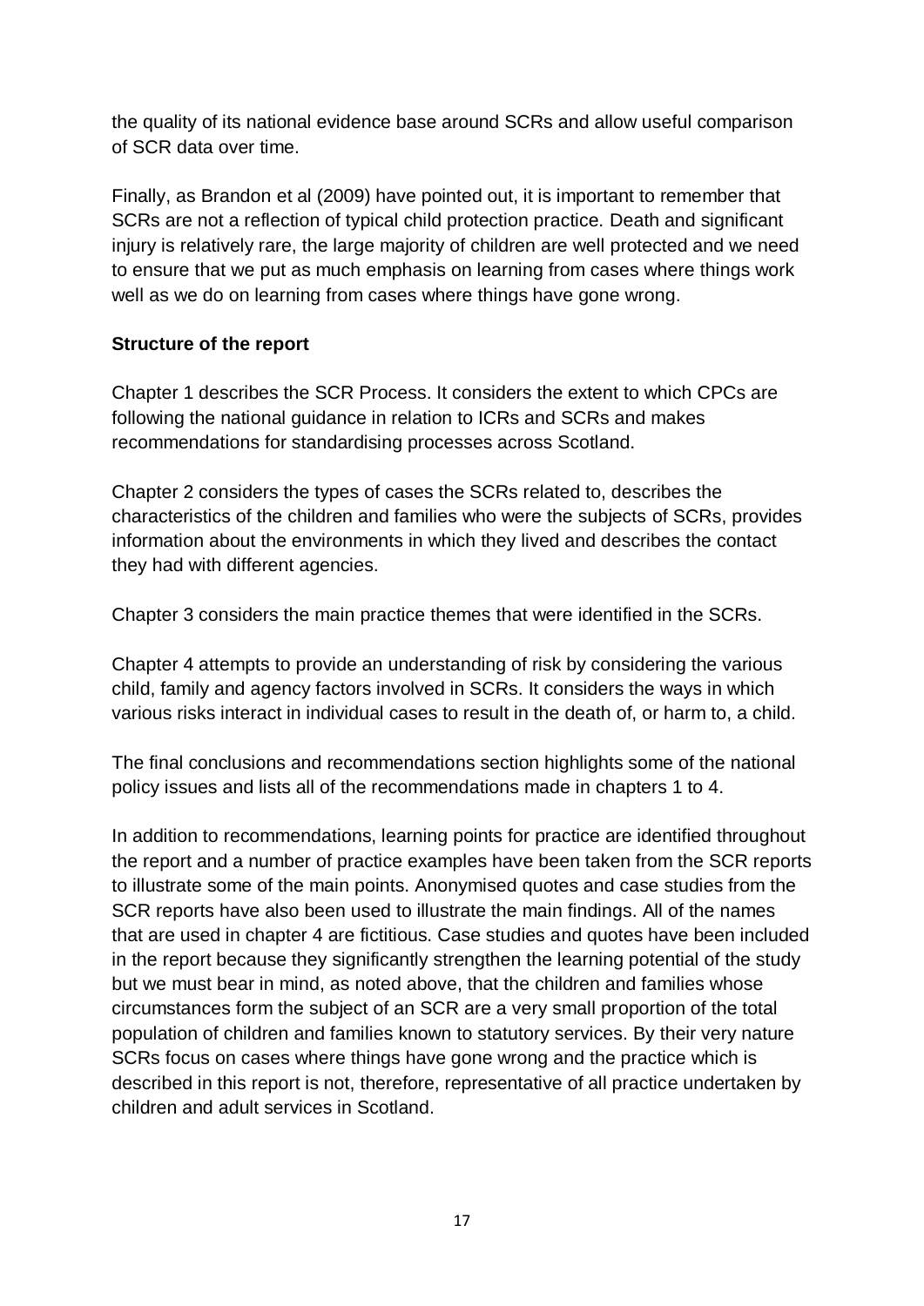the quality of its national evidence base around SCRs and allow useful comparison of SCR data over time.

Finally, as Brandon et al (2009) have pointed out, it is important to remember that SCRs are not a reflection of typical child protection practice. Death and significant injury is relatively rare, the large majority of children are well protected and we need to ensure that we put as much emphasis on learning from cases where things work well as we do on learning from cases where things have gone wrong.

**Structure of the report**

Chapter 1 describes the SCR Process. It considers the extent to which CPCs are following the national guidance in relation to ICRs and SCRs and makes recommendations for standardising processes across Scotland.

Chapter 2 considers the types of cases the SCRs related to, describes the characteristics of the children and families who were the subjects of SCRs, provides information about the environments in which they lived and describes the contact they had with different agencies.

Chapter 3 considers the main practice themes that were identified in the SCRs.

Chapter 4 attempts to provide an understanding of risk by considering the various child, family and agency factors involved in SCRs. It considers the ways in which various risks interact in individual cases to result in the death of, or harm to, a child.

The final conclusions and recommendations section highlights some of the national policy issues and lists all of the recommendations made in chapters 1 to 4.

In addition to recommendations, learning points for practice are identified throughout the report and a number of practice examples have been taken from the SCR reports to illustrate some of the main points. Anonymised quotes and case studies from the SCR reports have also been used to illustrate the main findings. All of the names that are used in chapter 4 are fictitious. Case studies and quotes have been included in the report because they significantly strengthen the learning potential of the study but we must bear in mind, as noted above, that the children and families whose circumstances form the subject of an SCR are a very small proportion of the total population of children and families known to statutory services. By their very nature SCRs focus on cases where things have gone wrong and the practice which is described in this report is not, therefore, representative of all practice undertaken by children and adult services in Scotland.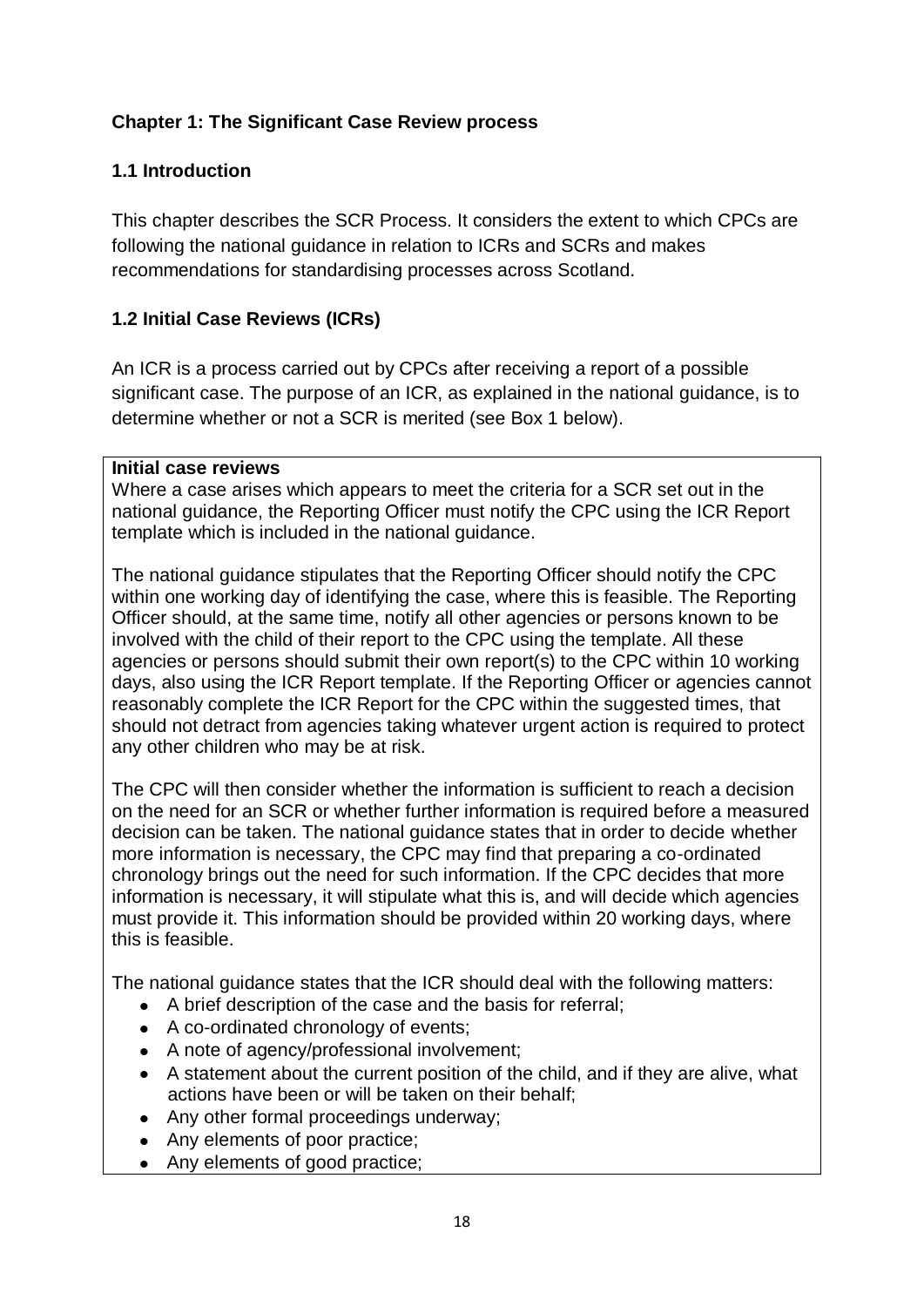## Chapter 1: The Significant Case Review process

### 1.1 Introduction

This chapter describes the SCR Process. It considers the extent to which CPCs are following the national guidance in relation to ICRs and SCRs and makes recommendations for standardising processes across Scotland.

### 1.2 Initial Case Reviews (ICRs)

An ICR is a process carried out by CPCs after receiving a report of a possible significant case. The purpose of an ICR, as explained in the national guidance, is to determine whether or not a SCR is merited (see Box 1 below).

**Initial case reviews**

Where a case arises which appears to meet the criteria for a SCR set out in the national guidance, the Reporting Officer must notify the CPC using the ICR Report template which is included in the national guidance.

The national guidance stipulates that the Reporting Officer should notify the CPC within one working day of identifying the case, where this is feasible. The Reporting Officer should, at the same time, notify all other agencies or persons known to be involved with the child of their report to the CPC using the template. All these agencies or persons should submit their own report(s) to the CPC within 10 working days, also using the ICR Report template. If the Reporting Officer or agencies cannot reasonably complete the ICR Report for the CPC within the suggested times, that should not detract from agencies taking whatever urgent action is required to protect any other children who may be at risk.

The CPC will then consider whether the information is sufficient to reach a decision on the need for an SCR or whether further information is required before a measured decision can be taken. The national guidance states that in order to decide whether more information is necessary, the CPC may find that preparing a co-ordinated chronology brings out the need for such information. If the CPC decides that more information is necessary, it will stipulate what this is, and will decide which agencies must provide it. This information should be provided within 20 working days, where this is feasible.

The national guidance states that the ICR should deal with the following matters:

- A brief description of the case and the basis for referral;
- A co-ordinated chronology of events;
- A note of agency/professional involvement;
- A statement about the current position of the child, and if they are alive, what actions have been or will be taken on their behalf;
- Any other formal proceedings underway;
- Any elements of poor practice;
- Any elements of good practice;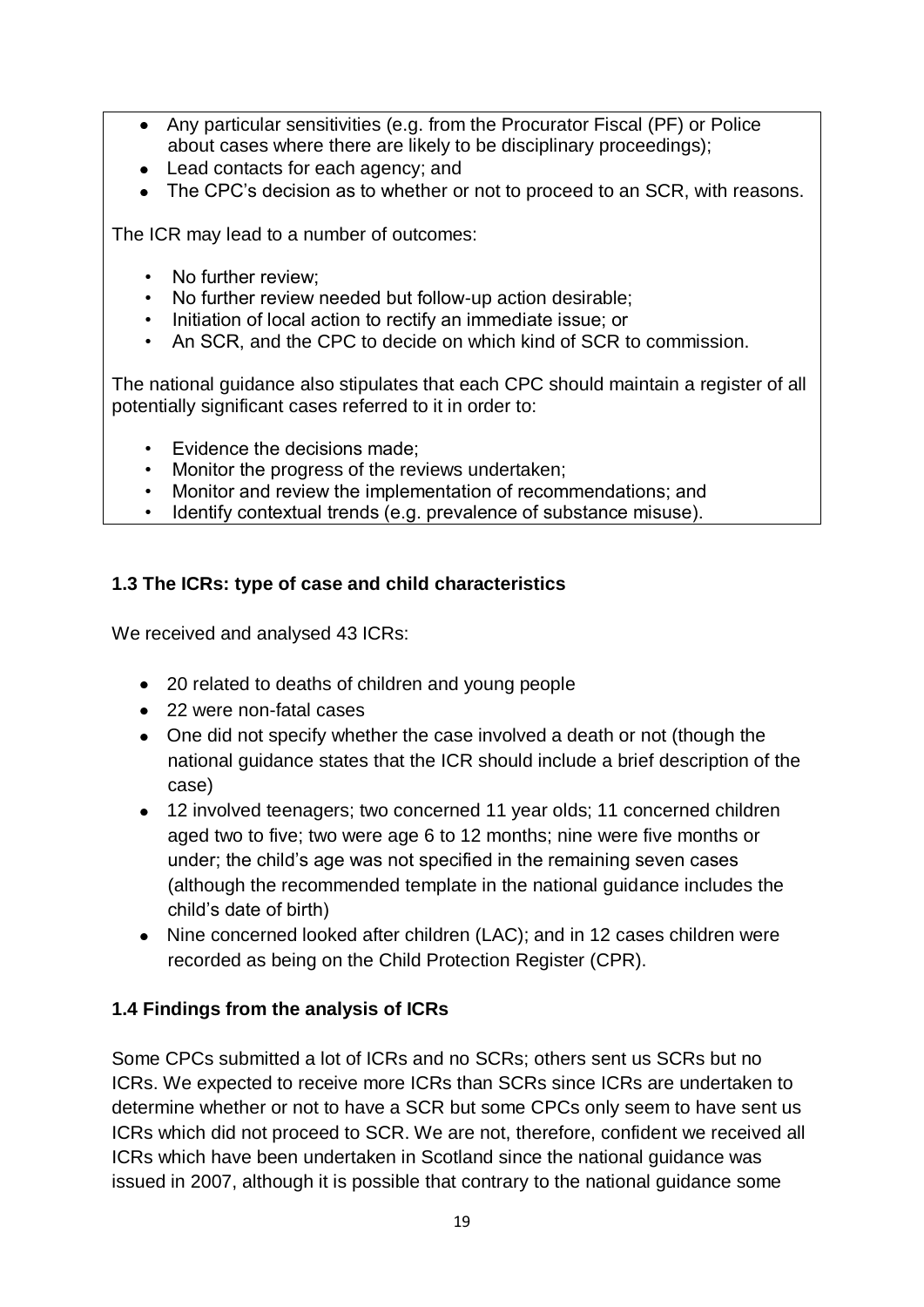- Any particular sensitivities (e.g. from the Procurator Fiscal (PF) or Police about cases where there are likely to be disciplinary proceedings);
- Lead contacts for each agency; and
- The CPC's decision as to whether or not to proceed to an SCR, with reasons.

The ICR may lead to a number of outcomes:

- No further review;
- No further review needed but follow-up action desirable;
- Initiation of local action to rectify an immediate issue; or
- An SCR, and the CPC to decide on which kind of SCR to commission.

The national guidance also stipulates that each CPC should maintain a register of all potentially significant cases referred to it in order to:

- Evidence the decisions made;
- Monitor the progress of the reviews undertaken;
- Monitor and review the implementation of recommendations; and
- Identify contextual trends (e.g. prevalence of substance misuse).

### 1.3 The ICRs: type of case and child characteristics

We received and analysed 43 ICRs:

- 20 related to deaths of children and young people
- 22 were non-fatal cases
- One did not specify whether the case involved a death or not (though the national guidance states that the ICR should include a brief description of the case)
- 12 involved teenagers; two concerned 11 year olds; 11 concerned children aged two to five; two were age 6 to 12 months; nine were five months or under; the child's age was not specified in the remaining seven cases (although the recommended template in the national guidance includes the child's date of birth)
- Nine concerned looked after children (LAC); and in 12 cases children were recorded as being on the Child Protection Register (CPR).

### 1.4 Findings from the analysis of ICRs

Some CPCs submitted a lot of ICRs and no SCRs; others sent us SCRs but no ICRs. We expected to receive more ICRs than SCRs since ICRs are undertaken to determine whether or not to have a SCR but some CPCs only seem to have sent us ICRs which did not proceed to SCR. We are not, therefore, confident we received all ICRs which have been undertaken in Scotland since the national guidance was issued in 2007, although it is possible that contrary to the national guidance some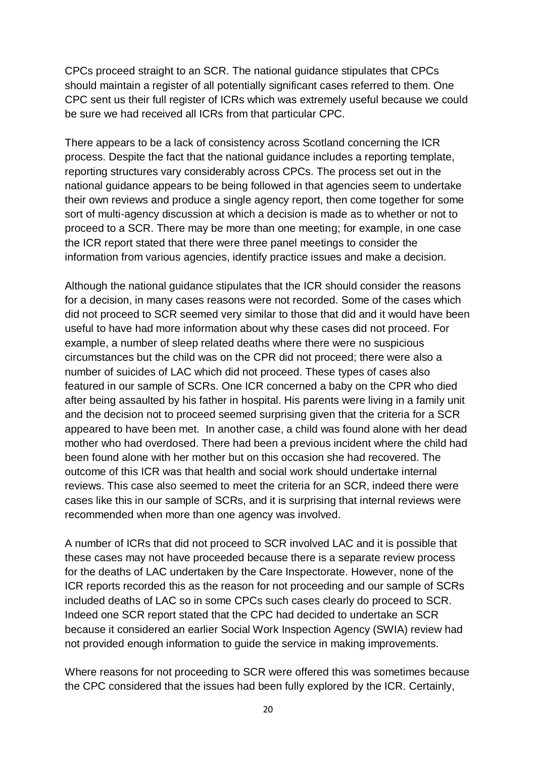CPCs proceed straight to an SCR. The national guidance stipulates that CPCs should maintain a register of all potentially significant cases referred to them. One CPC sent us their full register of ICRs which was extremely useful because we could be sure we had received all ICRs from that particular CPC.

There appears to be a lack of consistency across Scotland concerning the ICR process. Despite the fact that the national guidance includes a reporting template, reporting structures vary considerably across CPCs. The process set out in the national guidance appears to be being followed in that agencies seem to undertake their own reviews and produce a single agency report, then come together for some sort of multi-agency discussion at which a decision is made as to whether or not to proceed to a SCR. There may be more than one meeting; for example, in one case the ICR report stated that there were three panel meetings to consider the information from various agencies, identify practice issues and make a decision.

Although the national guidance stipulates that the ICR should consider the reasons for a decision, in many cases reasons were not recorded. Some of the cases which did not proceed to SCR seemed very similar to those that did and it would have been useful to have had more information about why these cases did not proceed. For example, a number of sleep related deaths where there were no suspicious circumstances but the child was on the CPR did not proceed; there were also a number of suicides of LAC which did not proceed. These types of cases also featured in our sample of SCRs. One ICR concerned a baby on the CPR who died after being assaulted by his father in hospital. His parents were living in a family unit and the decision not to proceed seemed surprising given that the criteria for a SCR appeared to have been met. In another case, a child was found alone with her dead mother who had overdosed. There had been a previous incident where the child had been found alone with her mother but on this occasion she had recovered. The outcome of this ICR was that health and social work should undertake internal reviews. This case also seemed to meet the criteria for an SCR, indeed there were cases like this in our sample of SCRs, and it is surprising that internal reviews were recommended when more than one agency was involved.

A number of ICRs that did not proceed to SCR involved LAC and it is possible that these cases may not have proceeded because there is a separate review process for the deaths of LAC undertaken by the Care Inspectorate. However, none of the ICR reports recorded this as the reason for not proceeding and our sample of SCRs included deaths of LAC so in some CPCs such cases clearly do proceed to SCR. Indeed one SCR report stated that the CPC had decided to undertake an SCR because it considered an earlier Social Work Inspection Agency (SWIA) review had not provided enough information to guide the service in making improvements.

Where reasons for not proceeding to SCR were offered this was sometimes because the CPC considered that the issues had been fully explored by the ICR. Certainly,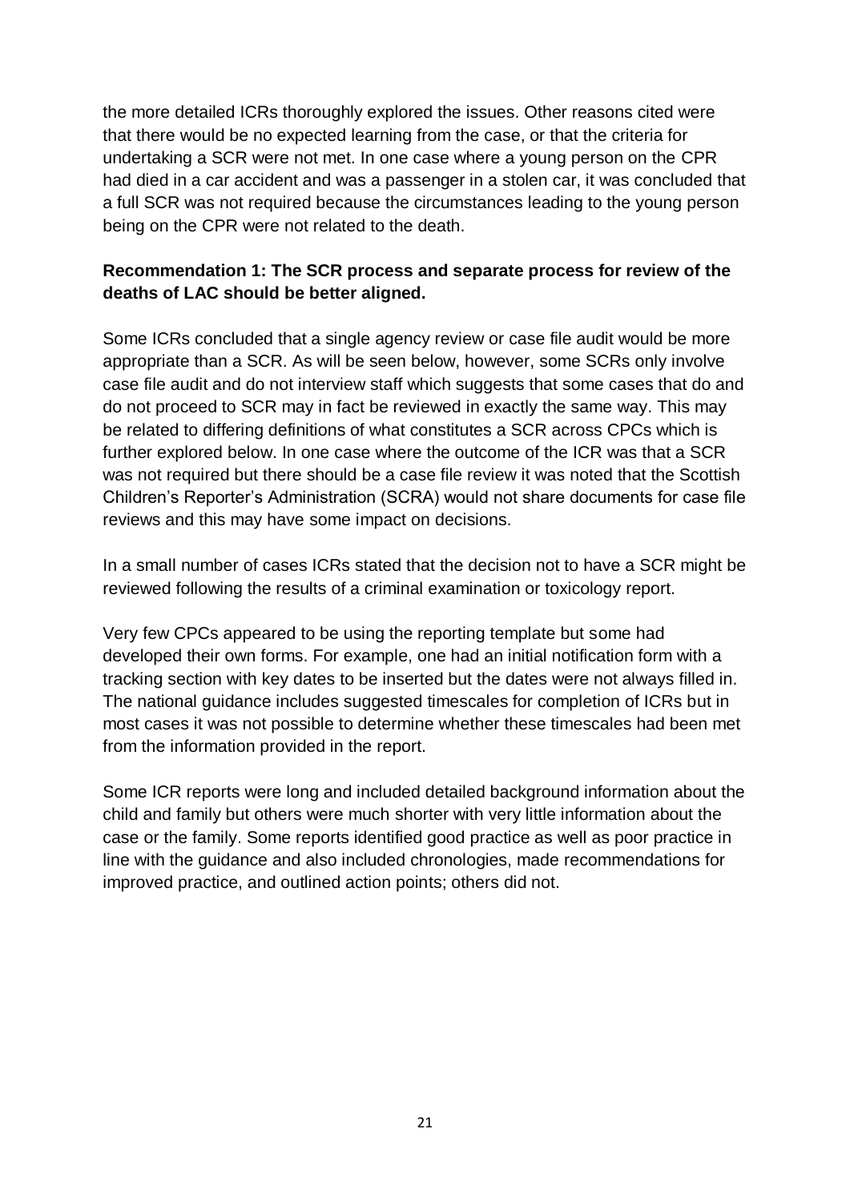the more detailed ICRs thoroughly explored the issues. Other reasons cited were that there would be no expected learning from the case, or that the criteria for undertaking a SCR were not met. In one case where a young person on the CPR had died in a car accident and was a passenger in a stolen car, it was concluded that a full SCR was not required because the circumstances leading to the young person being on the CPR were not related to the death.

**Recommendation 1: The SCR process and separate process for review of the deaths of LAC should be better aligned.**

Some ICRs concluded that a single agency review or case file audit would be more appropriate than a SCR. As will be seen below, however, some SCRs only involve case file audit and do not interview staff which suggests that some cases that do and do not proceed to SCR may in fact be reviewed in exactly the same way. This may be related to differing definitions of what constitutes a SCR across CPCs which is further explored below. In one case where the outcome of the ICR was that a SCR was not required but there should be a case file review it was noted that the Scottish Children's Reporter's Administration (SCRA) would not share documents for case file reviews and this may have some impact on decisions.

In a small number of cases ICRs stated that the decision not to have a SCR might be reviewed following the results of a criminal examination or toxicology report.

Very few CPCs appeared to be using the reporting template but some had developed their own forms. For example, one had an initial notification form with a tracking section with key dates to be inserted but the dates were not always filled in. The national guidance includes suggested timescales for completion of ICRs but in most cases it was not possible to determine whether these timescales had been met from the information provided in the report.

Some ICR reports were long and included detailed background information about the child and family but others were much shorter with very little information about the case or the family. Some reports identified good practice as well as poor practice in line with the guidance and also included chronologies, made recommendations for improved practice, and outlined action points; others did not.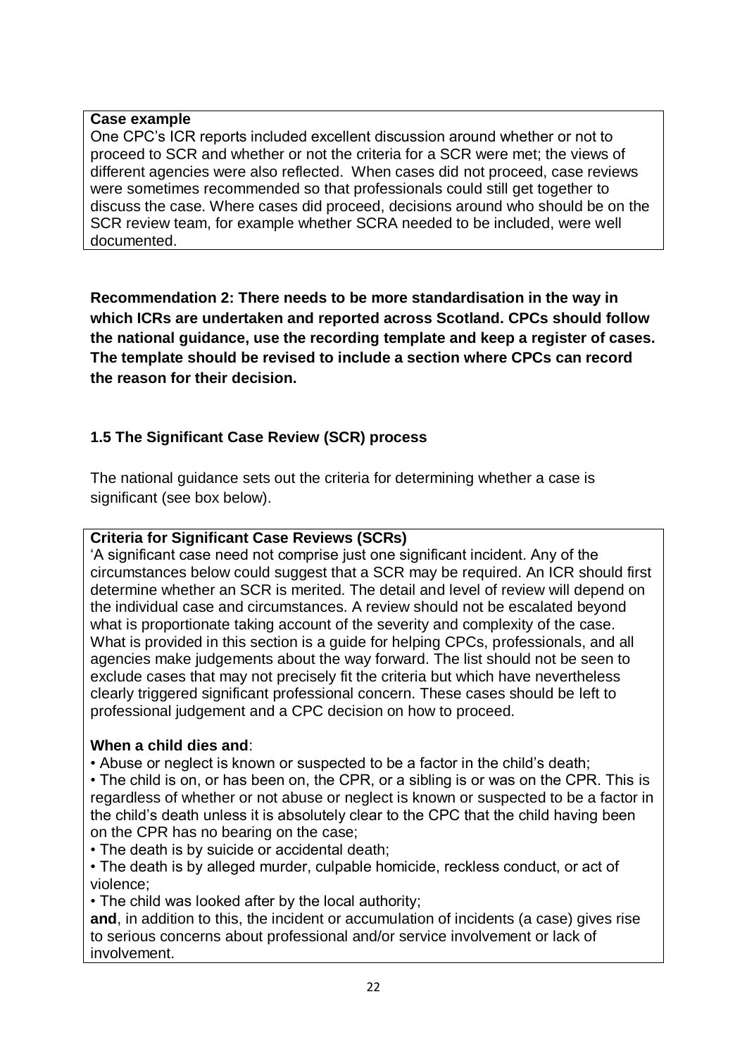**Case example**

One CPC's ICR reports included excellent discussion around whether or not to proceed to SCR and whether or not the criteria for a SCR were met; the views of different agencies were also reflected. When cases did not proceed, case reviews were sometimes recommended so that professionals could still get together to discuss the case. Where cases did proceed, decisions around who should be on the SCR review team, for example whether SCRA needed to be included, were well documented.

**Recommendation 2: There needs to be more standardisation in the way in which ICRs are undertaken and reported across Scotland. CPCs should follow the national guidance, use the recording template and keep a register of cases. The template should be revised to include a section where CPCs can record the reason for their decision.**

### 1.5 The Significant Case Review (SCR) process

The national guidance sets out the criteria for determining whether a case is significant (see box below).

**Criteria for Significant Case Reviews (SCRs)**

'A significant case need not comprise just one significant incident. Any of the circumstances below could suggest that a SCR may be required. An ICR should first determine whether an SCR is merited. The detail and level of review will depend on the individual case and circumstances. A review should not be escalated beyond what is proportionate taking account of the severity and complexity of the case. What is provided in this section is a guide for helping CPCs, professionals, and all agencies make judgements about the way forward. The list should not be seen to exclude cases that may not precisely fit the criteria but which have nevertheless clearly triggered significant professional concern. These cases should be left to professional judgement and a CPC decision on how to proceed.

**When a child dies and**:

- Abuse or neglect is known or suspected to be a factor in the child's death;
- The child is on, or has been on, the CPR, or a sibling is or was on the CPR. This is regardless of whether or not abuse or neglect is known or suspected to be a factor in the child's death unless it is absolutely clear to the CPC that the child having been on the CPR has no bearing on the case;
- The death is by suicide or accidental death;
- The death is by alleged murder, culpable homicide, reckless conduct, or act of violence;
- The child was looked after by the local authority;

**and**, in addition to this, the incident or accumulation of incidents (a case) gives rise to serious concerns about professional and/or service involvement or lack of involvement.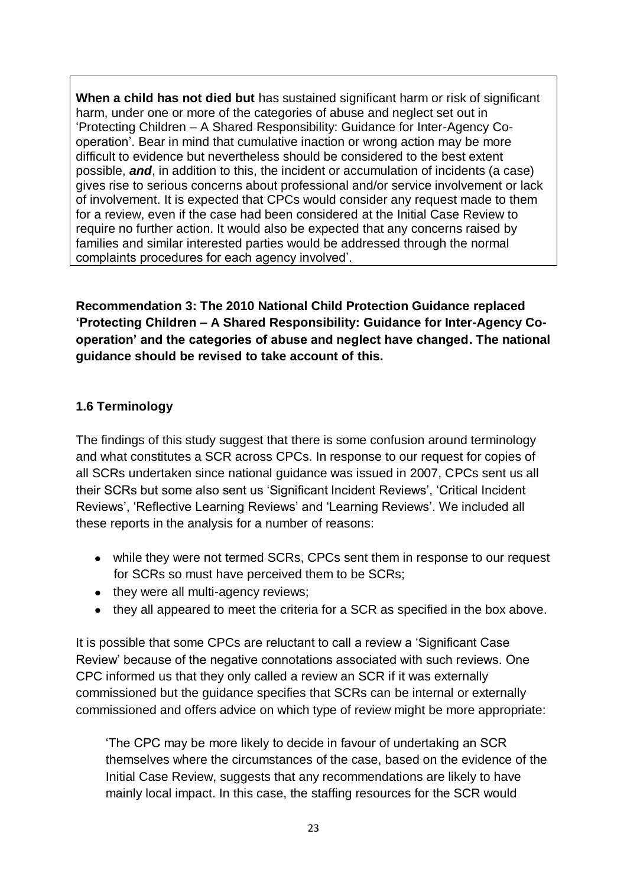**When a child has not died but** has sustained significant harm or risk of significant harm, under one or more of the categories of abuse and neglect set out in 'Protecting Children – A Shared Responsibility: Guidance for Inter-Agency Co-operation'. Bear in mind that cumulative inaction or wrong action may be more difficult to evidence but nevertheless should be considered to the best extent possible, ***and***, in addition to this, the incident or accumulation of incidents (a case) gives rise to serious concerns about professional and/or service involvement or lack of involvement. It is expected that CPCs would consider any request made to them for a review, even if the case had been considered at the Initial Case Review to require no further action. It would also be expected that any concerns raised by families and similar interested parties would be addressed through the normal complaints procedures for each agency involved'.

**Recommendation 3: The 2010 National Child Protection Guidance replaced 'Protecting Children – A Shared Responsibility: Guidance for Inter-Agency Co-operation' and the categories of abuse and neglect have changed. The national guidance should be revised to take account of this.**

### 1.6 Terminology

The findings of this study suggest that there is some confusion around terminology and what constitutes a SCR across CPCs. In response to our request for copies of all SCRs undertaken since national guidance was issued in 2007, CPCs sent us all their SCRs but some also sent us 'Significant Incident Reviews', 'Critical Incident Reviews', 'Reflective Learning Reviews' and 'Learning Reviews'. We included all these reports in the analysis for a number of reasons:

- while they were not termed SCRs, CPCs sent them in response to our request for SCRs so must have perceived them to be SCRs;
- they were all multi-agency reviews;
- they all appeared to meet the criteria for a SCR as specified in the box above.

It is possible that some CPCs are reluctant to call a review a 'Significant Case Review' because of the negative connotations associated with such reviews. One CPC informed us that they only called a review an SCR if it was externally commissioned but the guidance specifies that SCRs can be internal or externally commissioned and offers advice on which type of review might be more appropriate:

> 'The CPC may be more likely to decide in favour of undertaking an SCR themselves where the circumstances of the case, based on the evidence of the Initial Case Review, suggests that any recommendations are likely to have mainly local impact. In this case, the staffing resources for the SCR would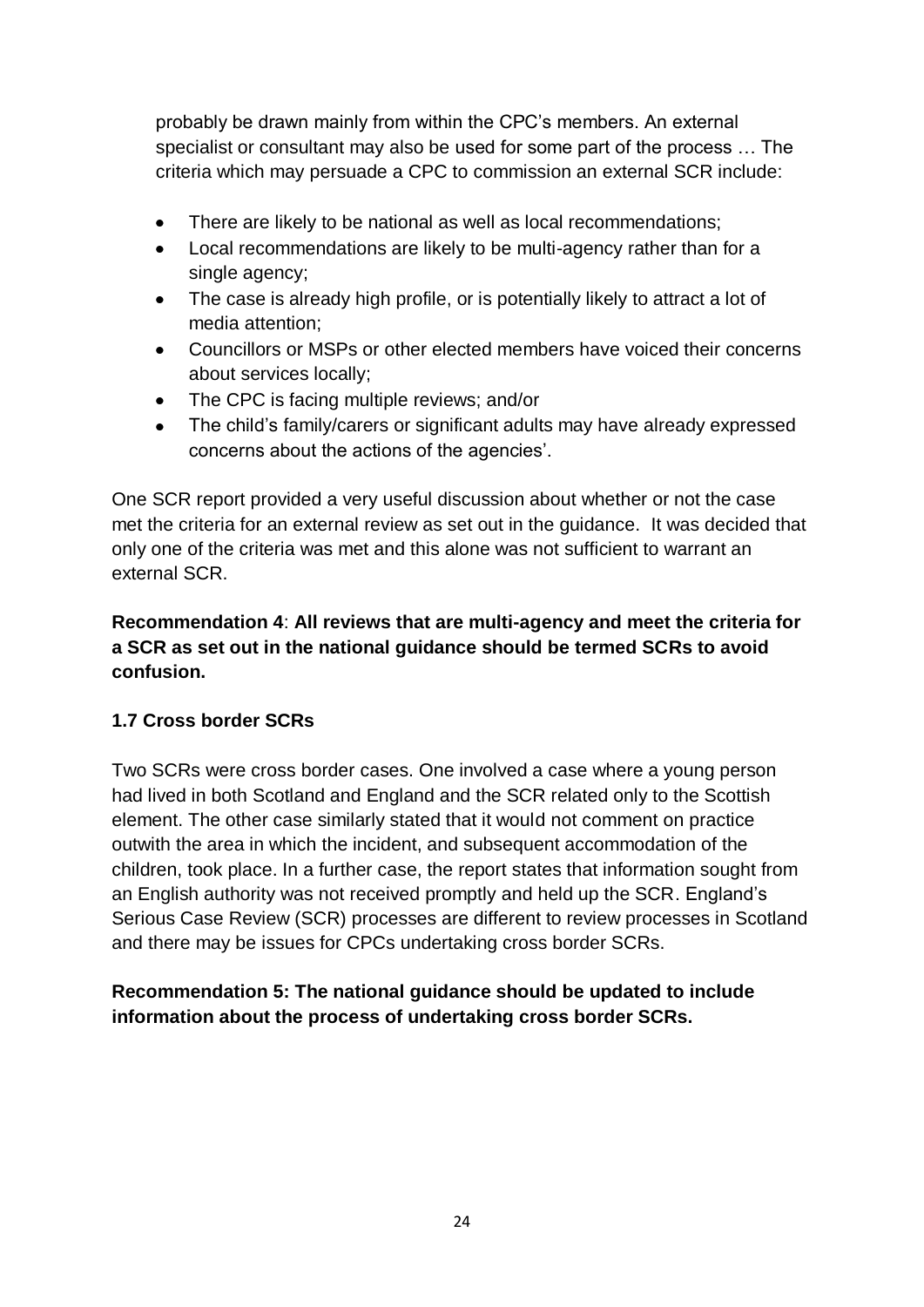probably be drawn mainly from within the CPC's members. An external specialist or consultant may also be used for some part of the process … The criteria which may persuade a CPC to commission an external SCR include:

- There are likely to be national as well as local recommendations;
- Local recommendations are likely to be multi-agency rather than for a single agency;
- The case is already high profile, or is potentially likely to attract a lot of media attention;
- Councillors or MSPs or other elected members have voiced their concerns about services locally;
- The CPC is facing multiple reviews; and/or
- The child's family/carers or significant adults may have already expressed concerns about the actions of the agencies'.

One SCR report provided a very useful discussion about whether or not the case met the criteria for an external review as set out in the guidance. It was decided that only one of the criteria was met and this alone was not sufficient to warrant an external SCR.

**Recommendation 4**: **All reviews that are multi-agency and meet the criteria for a SCR as set out in the national guidance should be termed SCRs to avoid confusion.**

### 1.7 Cross border SCRs

Two SCRs were cross border cases. One involved a case where a young person had lived in both Scotland and England and the SCR related only to the Scottish element. The other case similarly stated that it would not comment on practice outwith the area in which the incident, and subsequent accommodation of the children, took place. In a further case, the report states that information sought from an English authority was not received promptly and held up the SCR. England's Serious Case Review (SCR) processes are different to review processes in Scotland and there may be issues for CPCs undertaking cross border SCRs.

**Recommendation 5: The national guidance should be updated to include information about the process of undertaking cross border SCRs.**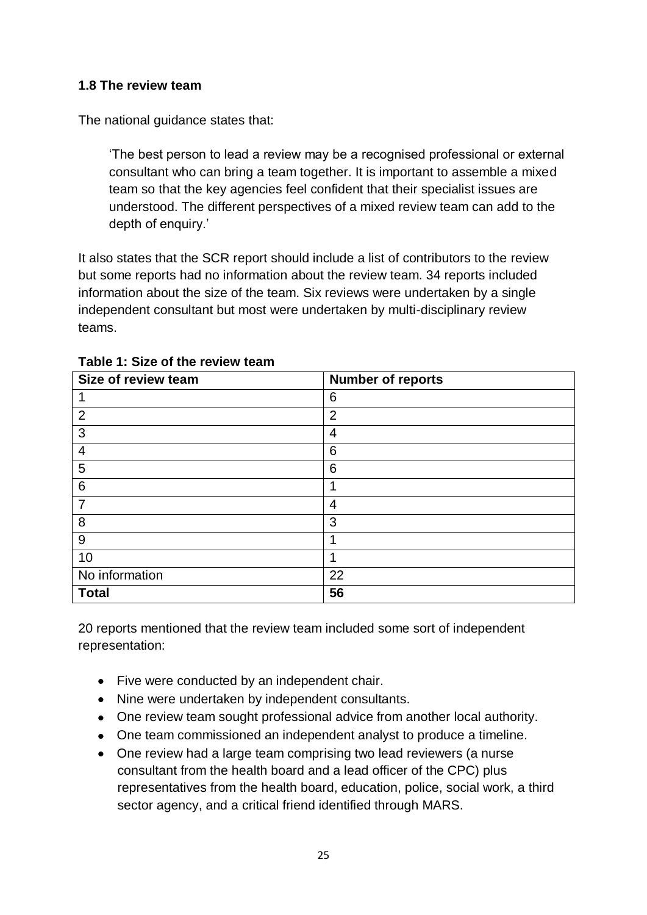### 1.8 The review team

The national guidance states that:

> 'The best person to lead a review may be a recognised professional or external consultant who can bring a team together. It is important to assemble a mixed team so that the key agencies feel confident that their specialist issues are understood. The different perspectives of a mixed review team can add to the depth of enquiry.'

It also states that the SCR report should include a list of contributors to the review but some reports had no information about the review team. 34 reports included information about the size of the team. Six reviews were undertaken by a single independent consultant but most were undertaken by multi-disciplinary review teams.

**Table 1: Size of the review team**

| Size of review team | Number of reports |
|---|---|
| 1 | 6 |
| 2 | 2 |
| 3 | 4 |
| 4 | 6 |
| 5 | 6 |
| 6 | 1 |
| 7 | 4 |
| 8 | 3 |
| 9 | 1 |
| 10 | 1 |
| No information | 22 |
| **Total** | **56** |

20 reports mentioned that the review team included some sort of independent representation:

- Five were conducted by an independent chair.
- Nine were undertaken by independent consultants.
- One review team sought professional advice from another local authority.
- One team commissioned an independent analyst to produce a timeline.
- One review had a large team comprising two lead reviewers (a nurse consultant from the health board and a lead officer of the CPC) plus representatives from the health board, education, police, social work, a third sector agency, and a critical friend identified through MARS.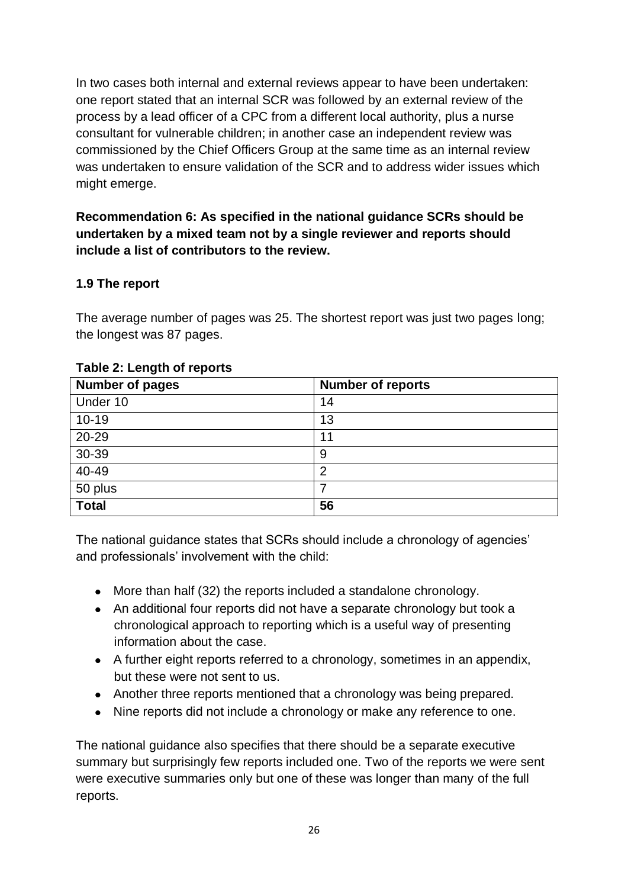In two cases both internal and external reviews appear to have been undertaken: one report stated that an internal SCR was followed by an external review of the process by a lead officer of a CPC from a different local authority, plus a nurse consultant for vulnerable children; in another case an independent review was commissioned by the Chief Officers Group at the same time as an internal review was undertaken to ensure validation of the SCR and to address wider issues which might emerge.

**Recommendation 6: As specified in the national guidance SCRs should be undertaken by a mixed team not by a single reviewer and reports should include a list of contributors to the review.**

### 1.9 The report

The average number of pages was 25. The shortest report was just two pages long; the longest was 87 pages.

**Table 2: Length of reports**

| Number of pages | Number of reports |
|---|---|
| Under 10 | 14 |
| 10-19 | 13 |
| 20-29 | 11 |
| 30-39 | 9 |
| 40-49 | 2 |
| 50 plus | 7 |
| **Total** | **56** |

The national guidance states that SCRs should include a chronology of agencies' and professionals' involvement with the child:

- More than half (32) the reports included a standalone chronology.
- An additional four reports did not have a separate chronology but took a chronological approach to reporting which is a useful way of presenting information about the case.
- A further eight reports referred to a chronology, sometimes in an appendix, but these were not sent to us.
- Another three reports mentioned that a chronology was being prepared.
- Nine reports did not include a chronology or make any reference to one.

The national guidance also specifies that there should be a separate executive summary but surprisingly few reports included one. Two of the reports we were sent were executive summaries only but one of these was longer than many of the full reports.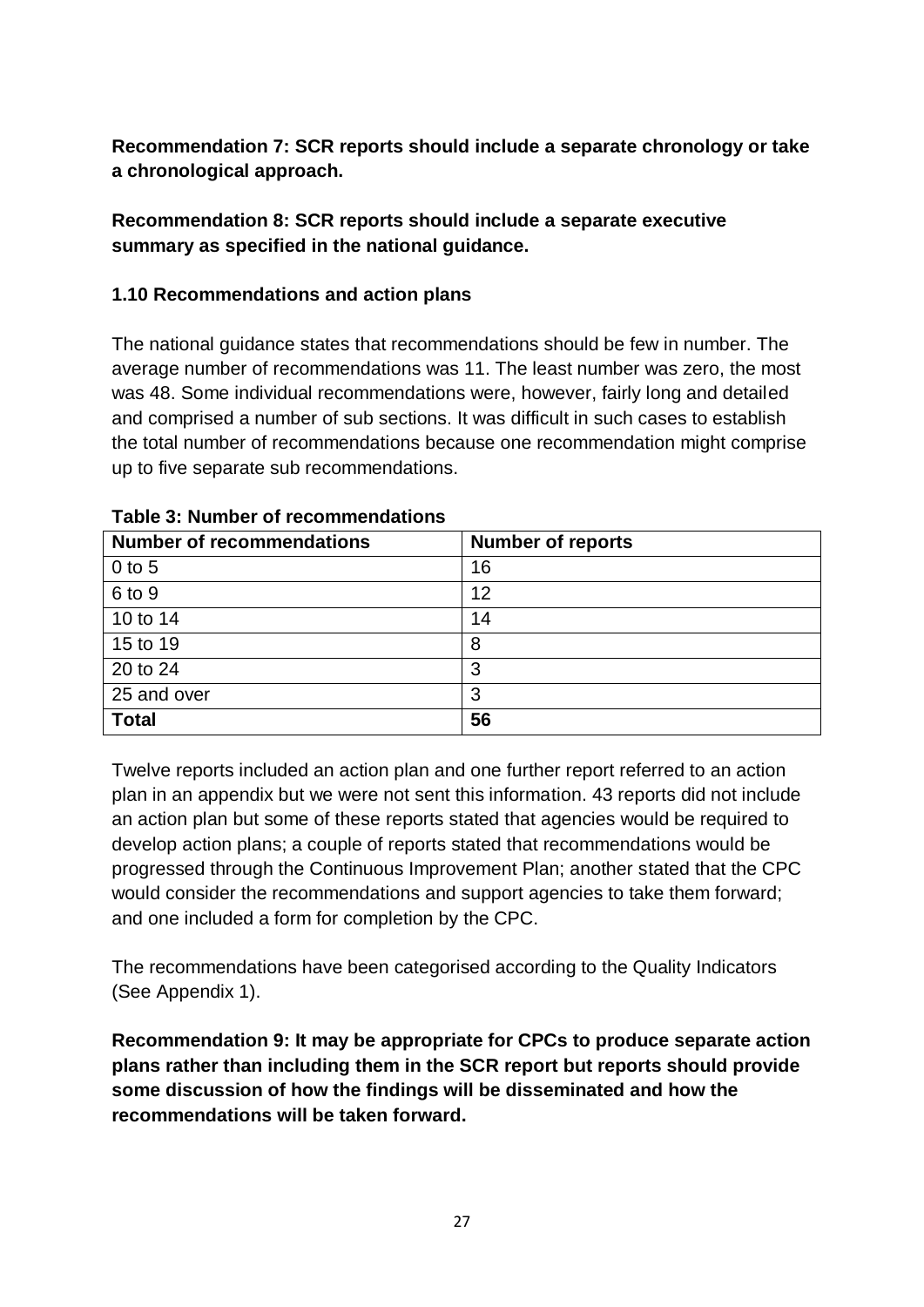**Recommendation 7: SCR reports should include a separate chronology or take a chronological approach.**

**Recommendation 8: SCR reports should include a separate executive summary as specified in the national guidance.**

### 1.10 Recommendations and action plans

The national guidance states that recommendations should be few in number. The average number of recommendations was 11. The least number was zero, the most was 48. Some individual recommendations were, however, fairly long and detailed and comprised a number of sub sections. It was difficult in such cases to establish the total number of recommendations because one recommendation might comprise up to five separate sub recommendations.

**Table 3: Number of recommendations**

| Number of recommendations | Number of reports |
| --- | --- |
| 0 to 5 | 16 |
| 6 to 9 | 12 |
| 10 to 14 | 14 |
| 15 to 19 | 8 |
| 20 to 24 | 3 |
| 25 and over | 3 |
| **Total** | **56** |

Twelve reports included an action plan and one further report referred to an action plan in an appendix but we were not sent this information. 43 reports did not include an action plan but some of these reports stated that agencies would be required to develop action plans; a couple of reports stated that recommendations would be progressed through the Continuous Improvement Plan; another stated that the CPC would consider the recommendations and support agencies to take them forward; and one included a form for completion by the CPC.

The recommendations have been categorised according to the Quality Indicators (See Appendix 1).

**Recommendation 9: It may be appropriate for CPCs to produce separate action plans rather than including them in the SCR report but reports should provide some discussion of how the findings will be disseminated and how the recommendations will be taken forward.**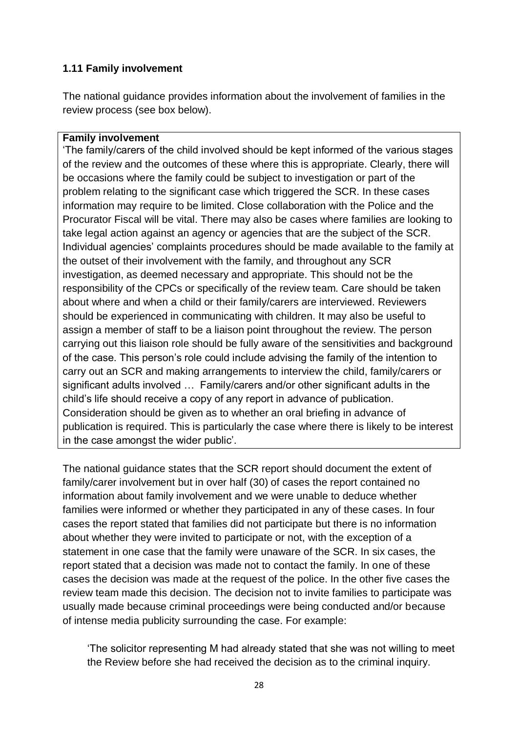### 1.11 Family involvement

The national guidance provides information about the involvement of families in the review process (see box below).

> **Family involvement**
>
> 'The family/carers of the child involved should be kept informed of the various stages of the review and the outcomes of these where this is appropriate. Clearly, there will be occasions where the family could be subject to investigation or part of the problem relating to the significant case which triggered the SCR. In these cases information may require to be limited. Close collaboration with the Police and the Procurator Fiscal will be vital. There may also be cases where families are looking to take legal action against an agency or agencies that are the subject of the SCR. Individual agencies' complaints procedures should be made available to the family at the outset of their involvement with the family, and throughout any SCR investigation, as deemed necessary and appropriate. This should not be the responsibility of the CPCs or specifically of the review team. Care should be taken about where and when a child or their family/carers are interviewed. Reviewers should be experienced in communicating with children. It may also be useful to assign a member of staff to be a liaison point throughout the review. The person carrying out this liaison role should be fully aware of the sensitivities and background of the case. This person's role could include advising the family of the intention to carry out an SCR and making arrangements to interview the child, family/carers or significant adults involved … Family/carers and/or other significant adults in the child's life should receive a copy of any report in advance of publication. Consideration should be given as to whether an oral briefing in advance of publication is required. This is particularly the case where there is likely to be interest in the case amongst the wider public'.

The national guidance states that the SCR report should document the extent of family/carer involvement but in over half (30) of cases the report contained no information about family involvement and we were unable to deduce whether families were informed or whether they participated in any of these cases. In four cases the report stated that families did not participate but there is no information about whether they were invited to participate or not, with the exception of a statement in one case that the family were unaware of the SCR. In six cases, the report stated that a decision was made not to contact the family. In one of these cases the decision was made at the request of the police. In the other five cases the review team made this decision. The decision not to invite families to participate was usually made because criminal proceedings were being conducted and/or because of intense media publicity surrounding the case. For example:

> 'The solicitor representing M had already stated that she was not willing to meet the Review before she had received the decision as to the criminal inquiry.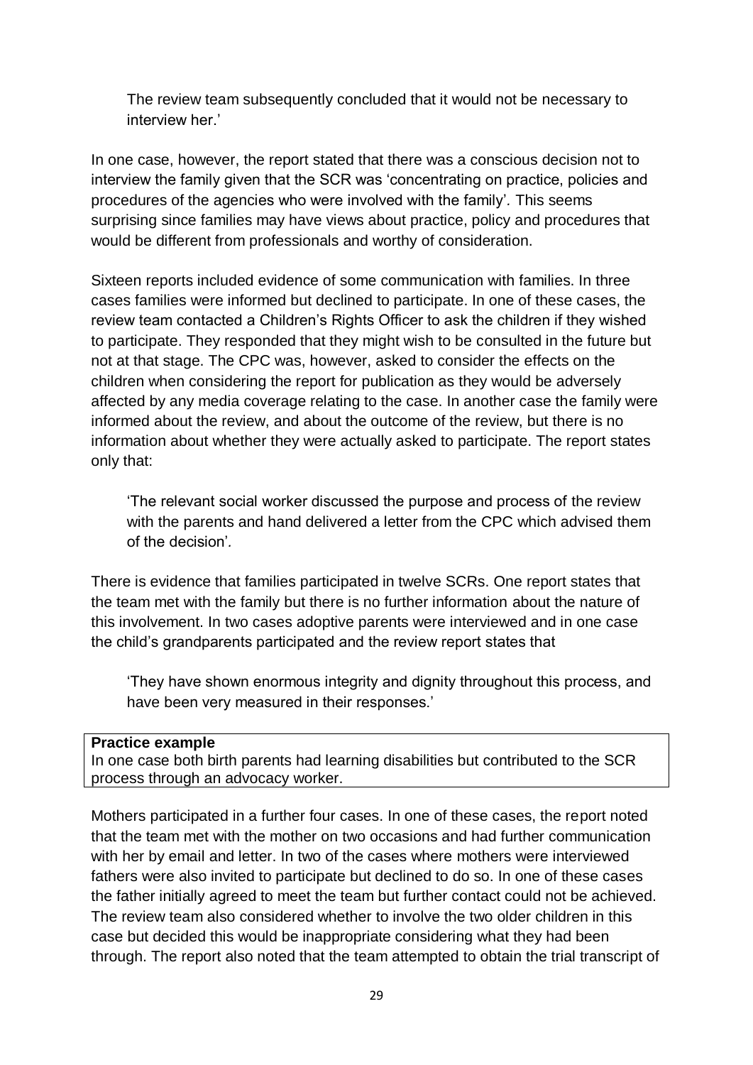> The review team subsequently concluded that it would not be necessary to interview her.'

In one case, however, the report stated that there was a conscious decision not to interview the family given that the SCR was 'concentrating on practice, policies and procedures of the agencies who were involved with the family'*.* This seems surprising since families may have views about practice, policy and procedures that would be different from professionals and worthy of consideration.

Sixteen reports included evidence of some communication with families. In three cases families were informed but declined to participate. In one of these cases, the review team contacted a Children's Rights Officer to ask the children if they wished to participate. They responded that they might wish to be consulted in the future but not at that stage. The CPC was, however, asked to consider the effects on the children when considering the report for publication as they would be adversely affected by any media coverage relating to the case. In another case the family were informed about the review, and about the outcome of the review, but there is no information about whether they were actually asked to participate. The report states only that:

> 'The relevant social worker discussed the purpose and process of the review with the parents and hand delivered a letter from the CPC which advised them of the decision'*.*

There is evidence that families participated in twelve SCRs. One report states that the team met with the family but there is no further information about the nature of this involvement. In two cases adoptive parents were interviewed and in one case the child's grandparents participated and the review report states that

> 'They have shown enormous integrity and dignity throughout this process, and have been very measured in their responses.'

| **Practice example**<br>In one case both birth parents had learning disabilities but contributed to the SCR process through an advocacy worker. |
|---|

Mothers participated in a further four cases. In one of these cases, the report noted that the team met with the mother on two occasions and had further communication with her by email and letter. In two of the cases where mothers were interviewed fathers were also invited to participate but declined to do so. In one of these cases the father initially agreed to meet the team but further contact could not be achieved. The review team also considered whether to involve the two older children in this case but decided this would be inappropriate considering what they had been through. The report also noted that the team attempted to obtain the trial transcript of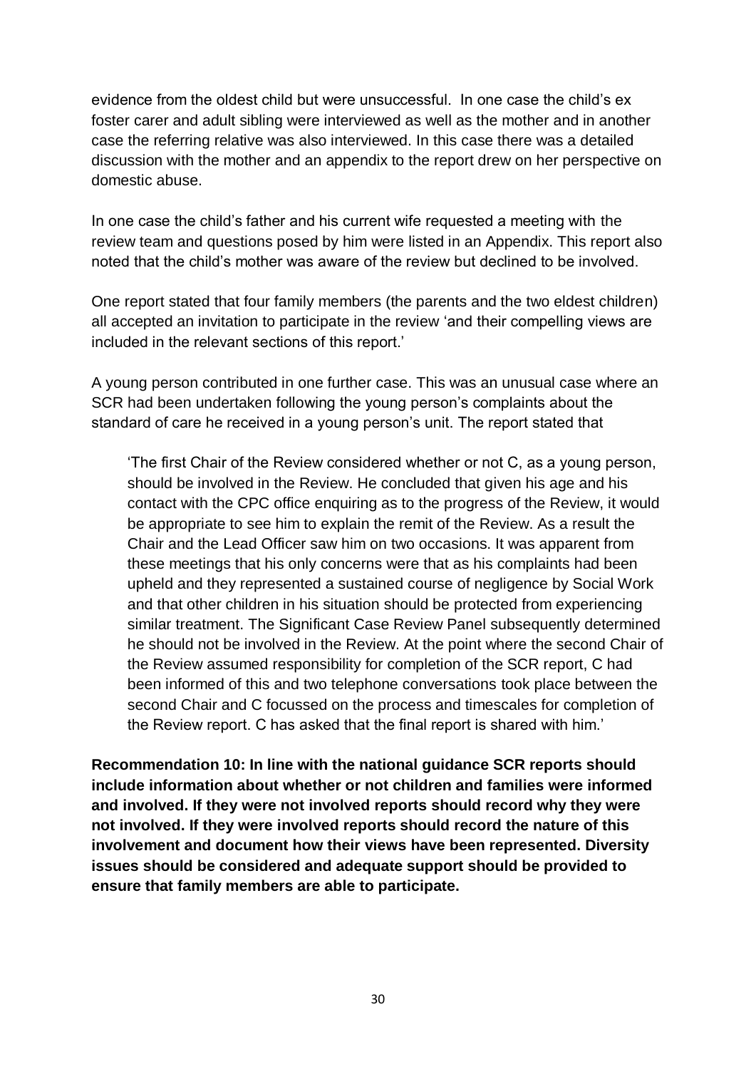evidence from the oldest child but were unsuccessful. In one case the child's ex foster carer and adult sibling were interviewed as well as the mother and in another case the referring relative was also interviewed. In this case there was a detailed discussion with the mother and an appendix to the report drew on her perspective on domestic abuse.

In one case the child's father and his current wife requested a meeting with the review team and questions posed by him were listed in an Appendix. This report also noted that the child's mother was aware of the review but declined to be involved.

One report stated that four family members (the parents and the two eldest children) all accepted an invitation to participate in the review 'and their compelling views are included in the relevant sections of this report.'

A young person contributed in one further case. This was an unusual case where an SCR had been undertaken following the young person's complaints about the standard of care he received in a young person's unit. The report stated that

> 'The first Chair of the Review considered whether or not C, as a young person, should be involved in the Review. He concluded that given his age and his contact with the CPC office enquiring as to the progress of the Review, it would be appropriate to see him to explain the remit of the Review. As a result the Chair and the Lead Officer saw him on two occasions. It was apparent from these meetings that his only concerns were that as his complaints had been upheld and they represented a sustained course of negligence by Social Work and that other children in his situation should be protected from experiencing similar treatment. The Significant Case Review Panel subsequently determined he should not be involved in the Review. At the point where the second Chair of the Review assumed responsibility for completion of the SCR report, C had been informed of this and two telephone conversations took place between the second Chair and C focussed on the process and timescales for completion of the Review report. C has asked that the final report is shared with him.'

**Recommendation 10: In line with the national guidance SCR reports should include information about whether or not children and families were informed and involved. If they were not involved reports should record why they were not involved. If they were involved reports should record the nature of this involvement and document how their views have been represented. Diversity issues should be considered and adequate support should be provided to ensure that family members are able to participate.**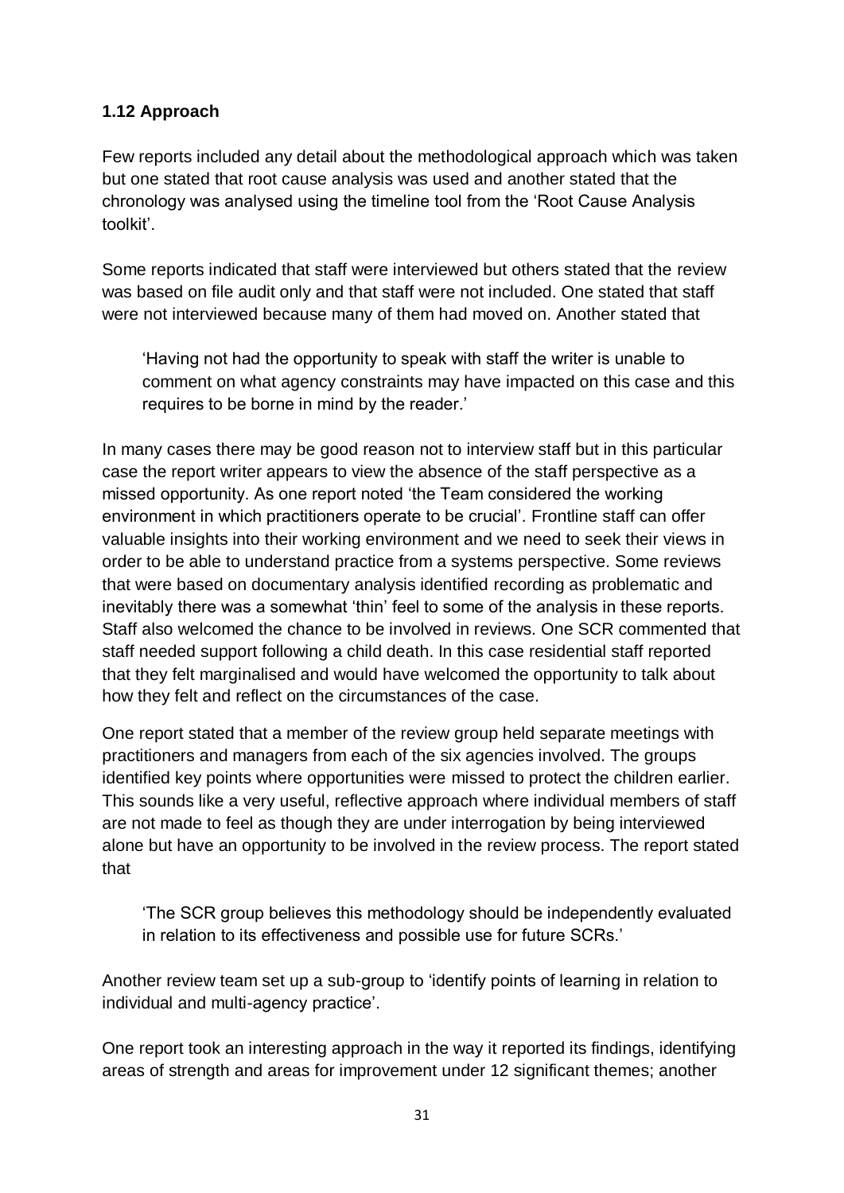### 1.12 Approach

Few reports included any detail about the methodological approach which was taken but one stated that root cause analysis was used and another stated that the chronology was analysed using the timeline tool from the 'Root Cause Analysis toolkit'.

Some reports indicated that staff were interviewed but others stated that the review was based on file audit only and that staff were not included. One stated that staff were not interviewed because many of them had moved on. Another stated that

> 'Having not had the opportunity to speak with staff the writer is unable to comment on what agency constraints may have impacted on this case and this requires to be borne in mind by the reader.'

In many cases there may be good reason not to interview staff but in this particular case the report writer appears to view the absence of the staff perspective as a missed opportunity. As one report noted 'the Team considered the working environment in which practitioners operate to be crucial'. Frontline staff can offer valuable insights into their working environment and we need to seek their views in order to be able to understand practice from a systems perspective. Some reviews that were based on documentary analysis identified recording as problematic and inevitably there was a somewhat 'thin' feel to some of the analysis in these reports. Staff also welcomed the chance to be involved in reviews. One SCR commented that staff needed support following a child death. In this case residential staff reported that they felt marginalised and would have welcomed the opportunity to talk about how they felt and reflect on the circumstances of the case.

One report stated that a member of the review group held separate meetings with practitioners and managers from each of the six agencies involved. The groups identified key points where opportunities were missed to protect the children earlier. This sounds like a very useful, reflective approach where individual members of staff are not made to feel as though they are under interrogation by being interviewed alone but have an opportunity to be involved in the review process. The report stated that

> 'The SCR group believes this methodology should be independently evaluated in relation to its effectiveness and possible use for future SCRs.'

Another review team set up a sub-group to 'identify points of learning in relation to individual and multi-agency practice'.

One report took an interesting approach in the way it reported its findings, identifying areas of strength and areas for improvement under 12 significant themes; another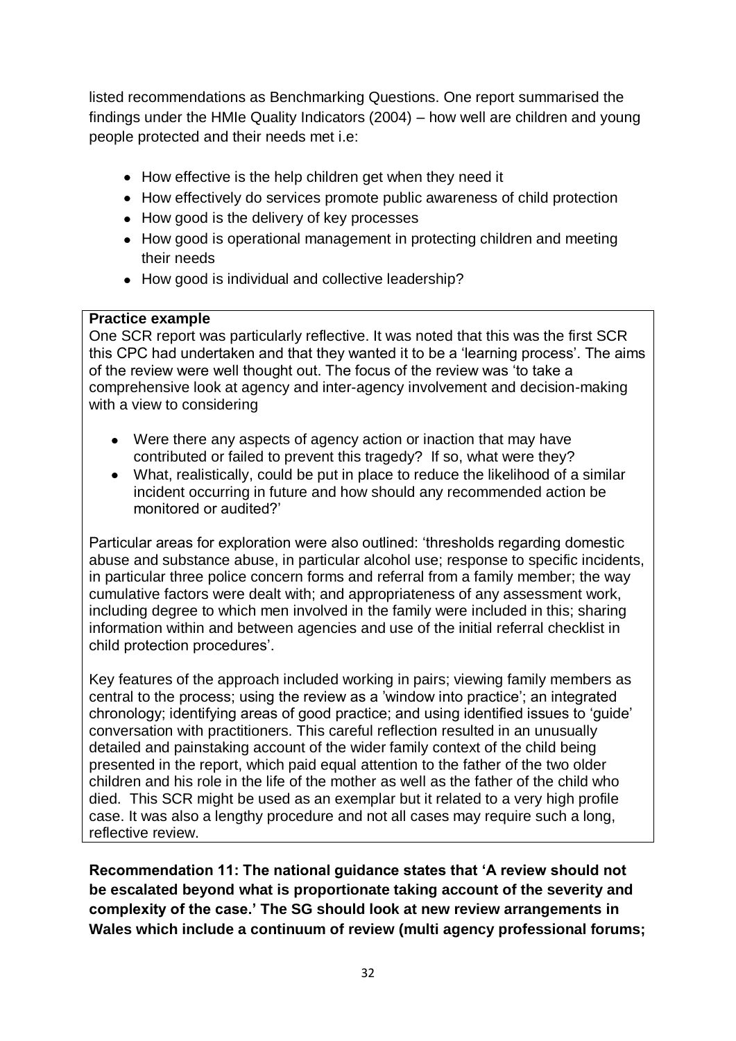listed recommendations as Benchmarking Questions. One report summarised the findings under the HMIe Quality Indicators (2004) – how well are children and young people protected and their needs met i.e:

- How effective is the help children get when they need it
- How effectively do services promote public awareness of child protection
- How good is the delivery of key processes
- How good is operational management in protecting children and meeting their needs
- How good is individual and collective leadership?

**Practice example**

One SCR report was particularly reflective. It was noted that this was the first SCR this CPC had undertaken and that they wanted it to be a 'learning process'. The aims of the review were well thought out. The focus of the review was 'to take a comprehensive look at agency and inter-agency involvement and decision-making with a view to considering

- Were there any aspects of agency action or inaction that may have contributed or failed to prevent this tragedy? If so, what were they?
- What, realistically, could be put in place to reduce the likelihood of a similar incident occurring in future and how should any recommended action be monitored or audited?'

Particular areas for exploration were also outlined: 'thresholds regarding domestic abuse and substance abuse, in particular alcohol use; response to specific incidents, in particular three police concern forms and referral from a family member; the way cumulative factors were dealt with; and appropriateness of any assessment work, including degree to which men involved in the family were included in this; sharing information within and between agencies and use of the initial referral checklist in child protection procedures'.

Key features of the approach included working in pairs; viewing family members as central to the process; using the review as a 'window into practice'; an integrated chronology; identifying areas of good practice; and using identified issues to 'guide' conversation with practitioners. This careful reflection resulted in an unusually detailed and painstaking account of the wider family context of the child being presented in the report, which paid equal attention to the father of the two older children and his role in the life of the mother as well as the father of the child who died. This SCR might be used as an exemplar but it related to a very high profile case. It was also a lengthy procedure and not all cases may require such a long, reflective review.

**Recommendation 11: The national guidance states that 'A review should not be escalated beyond what is proportionate taking account of the severity and complexity of the case.' The SG should look at new review arrangements in Wales which include a continuum of review (multi agency professional forums;**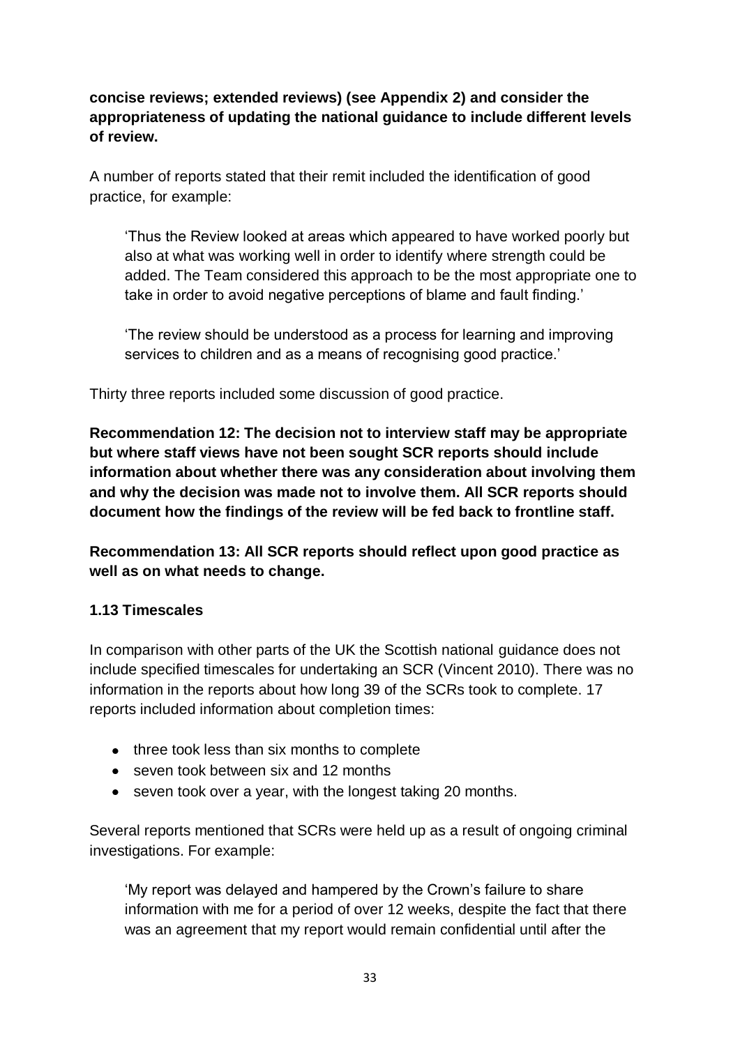**concise reviews; extended reviews) (see Appendix 2) and consider the appropriateness of updating the national guidance to include different levels of review.**

A number of reports stated that their remit included the identification of good practice, for example:

> 'Thus the Review looked at areas which appeared to have worked poorly but also at what was working well in order to identify where strength could be added. The Team considered this approach to be the most appropriate one to take in order to avoid negative perceptions of blame and fault finding.'

> 'The review should be understood as a process for learning and improving services to children and as a means of recognising good practice.'

Thirty three reports included some discussion of good practice.

**Recommendation 12: The decision not to interview staff may be appropriate but where staff views have not been sought SCR reports should include information about whether there was any consideration about involving them and why the decision was made not to involve them. All SCR reports should document how the findings of the review will be fed back to frontline staff.**

**Recommendation 13: All SCR reports should reflect upon good practice as well as on what needs to change.**

### 1.13 Timescales

In comparison with other parts of the UK the Scottish national guidance does not include specified timescales for undertaking an SCR (Vincent 2010). There was no information in the reports about how long 39 of the SCRs took to complete. 17 reports included information about completion times:

- three took less than six months to complete
- seven took between six and 12 months
- seven took over a year, with the longest taking 20 months.

Several reports mentioned that SCRs were held up as a result of ongoing criminal investigations. For example:

> 'My report was delayed and hampered by the Crown's failure to share information with me for a period of over 12 weeks, despite the fact that there was an agreement that my report would remain confidential until after the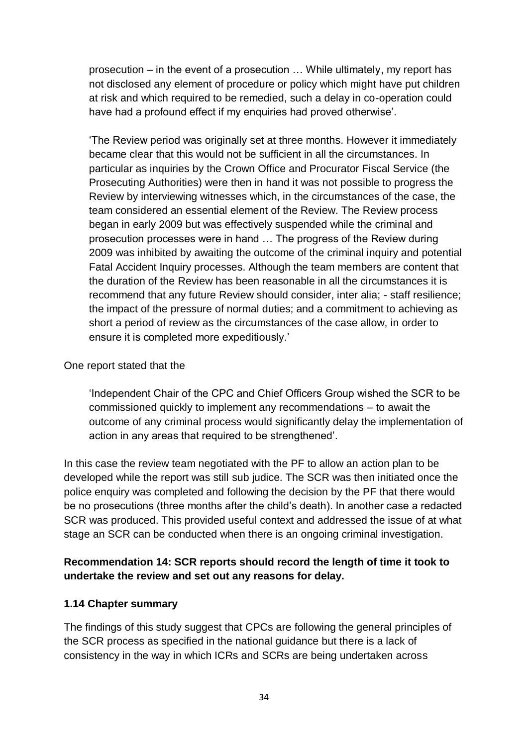> prosecution – in the event of a prosecution … While ultimately, my report has not disclosed any element of procedure or policy which might have put children at risk and which required to be remedied, such a delay in co-operation could have had a profound effect if my enquiries had proved otherwise'.
>
> 'The Review period was originally set at three months. However it immediately became clear that this would not be sufficient in all the circumstances. In particular as inquiries by the Crown Office and Procurator Fiscal Service (the Prosecuting Authorities) were then in hand it was not possible to progress the Review by interviewing witnesses which, in the circumstances of the case, the team considered an essential element of the Review. The Review process began in early 2009 but was effectively suspended while the criminal and prosecution processes were in hand … The progress of the Review during 2009 was inhibited by awaiting the outcome of the criminal inquiry and potential Fatal Accident Inquiry processes. Although the team members are content that the duration of the Review has been reasonable in all the circumstances it is recommend that any future Review should consider, inter alia; - staff resilience; the impact of the pressure of normal duties; and a commitment to achieving as short a period of review as the circumstances of the case allow, in order to ensure it is completed more expeditiously.'

One report stated that the

> 'Independent Chair of the CPC and Chief Officers Group wished the SCR to be commissioned quickly to implement any recommendations – to await the outcome of any criminal process would significantly delay the implementation of action in any areas that required to be strengthened'.

In this case the review team negotiated with the PF to allow an action plan to be developed while the report was still sub judice. The SCR was then initiated once the police enquiry was completed and following the decision by the PF that there would be no prosecutions (three months after the child's death). In another case a redacted SCR was produced. This provided useful context and addressed the issue of at what stage an SCR can be conducted when there is an ongoing criminal investigation.

**Recommendation 14: SCR reports should record the length of time it took to undertake the review and set out any reasons for delay.**

### 1.14 Chapter summary

The findings of this study suggest that CPCs are following the general principles of the SCR process as specified in the national guidance but there is a lack of consistency in the way in which ICRs and SCRs are being undertaken across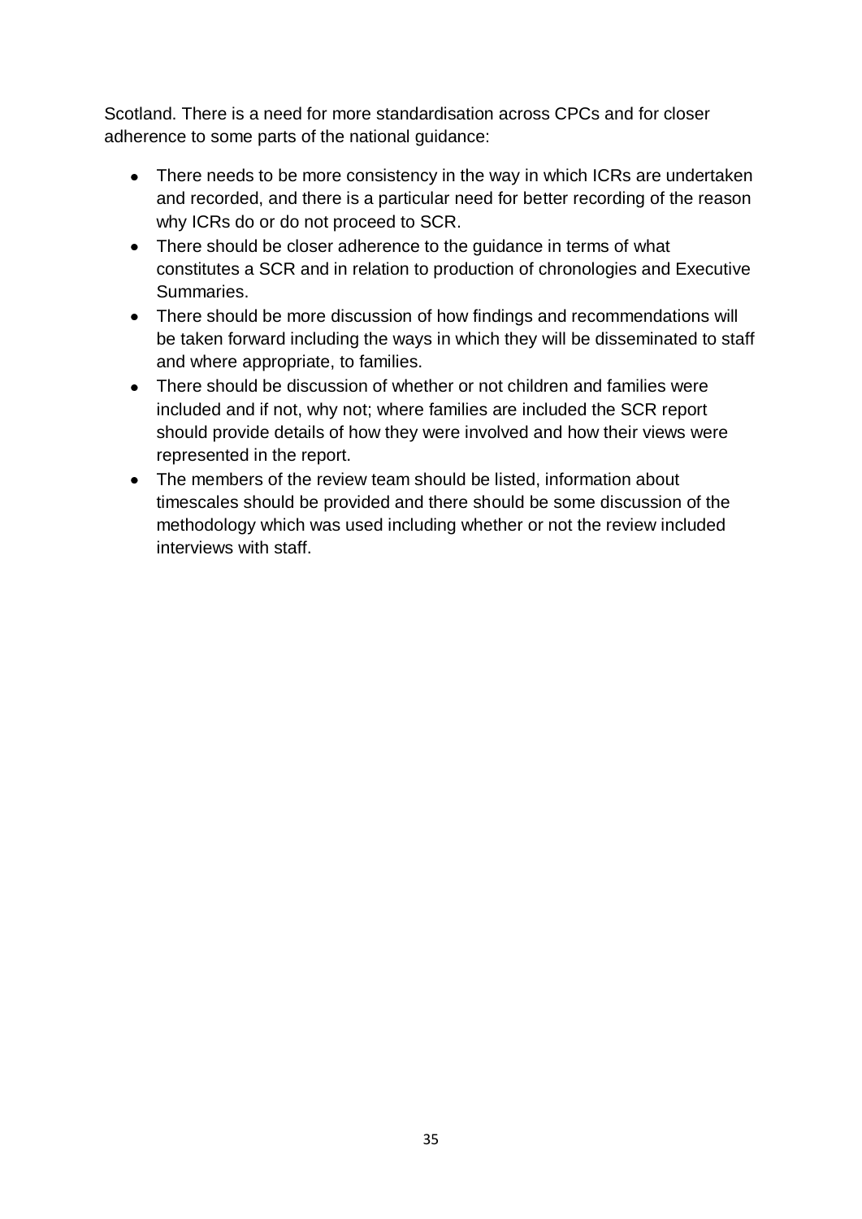Scotland. There is a need for more standardisation across CPCs and for closer adherence to some parts of the national guidance:

- There needs to be more consistency in the way in which ICRs are undertaken and recorded, and there is a particular need for better recording of the reason why ICRs do or do not proceed to SCR.
- There should be closer adherence to the guidance in terms of what constitutes a SCR and in relation to production of chronologies and Executive Summaries.
- There should be more discussion of how findings and recommendations will be taken forward including the ways in which they will be disseminated to staff and where appropriate, to families.
- There should be discussion of whether or not children and families were included and if not, why not; where families are included the SCR report should provide details of how they were involved and how their views were represented in the report.
- The members of the review team should be listed, information about timescales should be provided and there should be some discussion of the methodology which was used including whether or not the review included interviews with staff.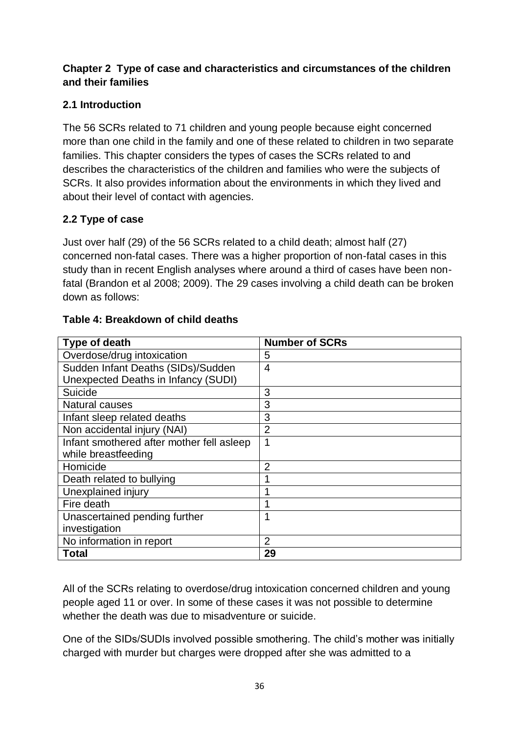## Chapter 2 Type of case and characteristics and circumstances of the children and their families

### 2.1 Introduction

The 56 SCRs related to 71 children and young people because eight concerned more than one child in the family and one of these related to children in two separate families. This chapter considers the types of cases the SCRs related to and describes the characteristics of the children and families who were the subjects of SCRs. It also provides information about the environments in which they lived and about their level of contact with agencies.

### 2.2 Type of case

Just over half (29) of the 56 SCRs related to a child death; almost half (27) concerned non-fatal cases. There was a higher proportion of non-fatal cases in this study than in recent English analyses where around a third of cases have been non-fatal (Brandon et al 2008; 2009). The 29 cases involving a child death can be broken down as follows:

**Table 4: Breakdown of child deaths**

| Type of death | Number of SCRs |
| --- | --- |
| Overdose/drug intoxication | 5 |
| Sudden Infant Deaths (SIDs)/Sudden Unexpected Deaths in Infancy (SUDI) | 4 |
| Suicide | 3 |
| Natural causes | 3 |
| Infant sleep related deaths | 3 |
| Non accidental injury (NAI) | 2 |
| Infant smothered after mother fell asleep while breastfeeding | 1 |
| Homicide | 2 |
| Death related to bullying | 1 |
| Unexplained injury | 1 |
| Fire death | 1 |
| Unascertained pending further investigation | 1 |
| No information in report | 2 |
| **Total** | **29** |

All of the SCRs relating to overdose/drug intoxication concerned children and young people aged 11 or over. In some of these cases it was not possible to determine whether the death was due to misadventure or suicide.

One of the SIDs/SUDIs involved possible smothering. The child's mother was initially charged with murder but charges were dropped after she was admitted to a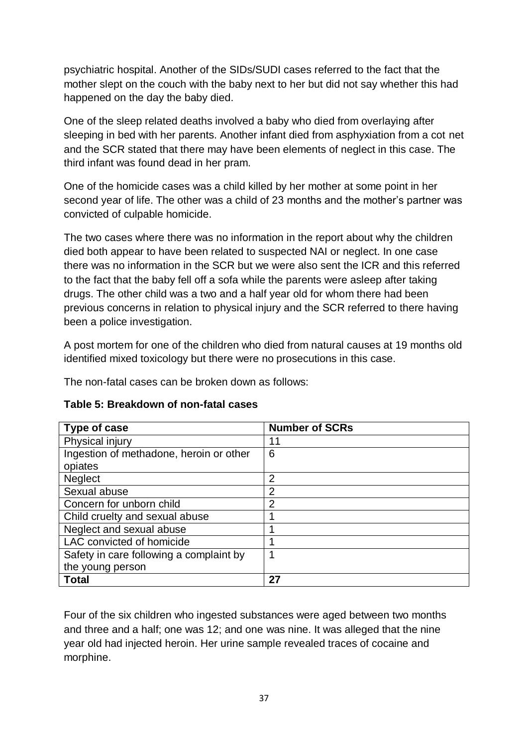psychiatric hospital. Another of the SIDs/SUDI cases referred to the fact that the mother slept on the couch with the baby next to her but did not say whether this had happened on the day the baby died.

One of the sleep related deaths involved a baby who died from overlaying after sleeping in bed with her parents. Another infant died from asphyxiation from a cot net and the SCR stated that there may have been elements of neglect in this case. The third infant was found dead in her pram.

One of the homicide cases was a child killed by her mother at some point in her second year of life. The other was a child of 23 months and the mother's partner was convicted of culpable homicide.

The two cases where there was no information in the report about why the children died both appear to have been related to suspected NAI or neglect. In one case there was no information in the SCR but we were also sent the ICR and this referred to the fact that the baby fell off a sofa while the parents were asleep after taking drugs. The other child was a two and a half year old for whom there had been previous concerns in relation to physical injury and the SCR referred to there having been a police investigation.

A post mortem for one of the children who died from natural causes at 19 months old identified mixed toxicology but there were no prosecutions in this case.

The non-fatal cases can be broken down as follows:

**Table 5: Breakdown of non-fatal cases**

| Type of case | Number of SCRs |
|---|---|
| Physical injury | 11 |
| Ingestion of methadone, heroin or other opiates | 6 |
| Neglect | 2 |
| Sexual abuse | 2 |
| Concern for unborn child | 2 |
| Child cruelty and sexual abuse | 1 |
| Neglect and sexual abuse | 1 |
| LAC convicted of homicide | 1 |
| Safety in care following a complaint by the young person | 1 |
| **Total** | **27** |

Four of the six children who ingested substances were aged between two months and three and a half; one was 12; and one was nine. It was alleged that the nine year old had injected heroin. Her urine sample revealed traces of cocaine and morphine.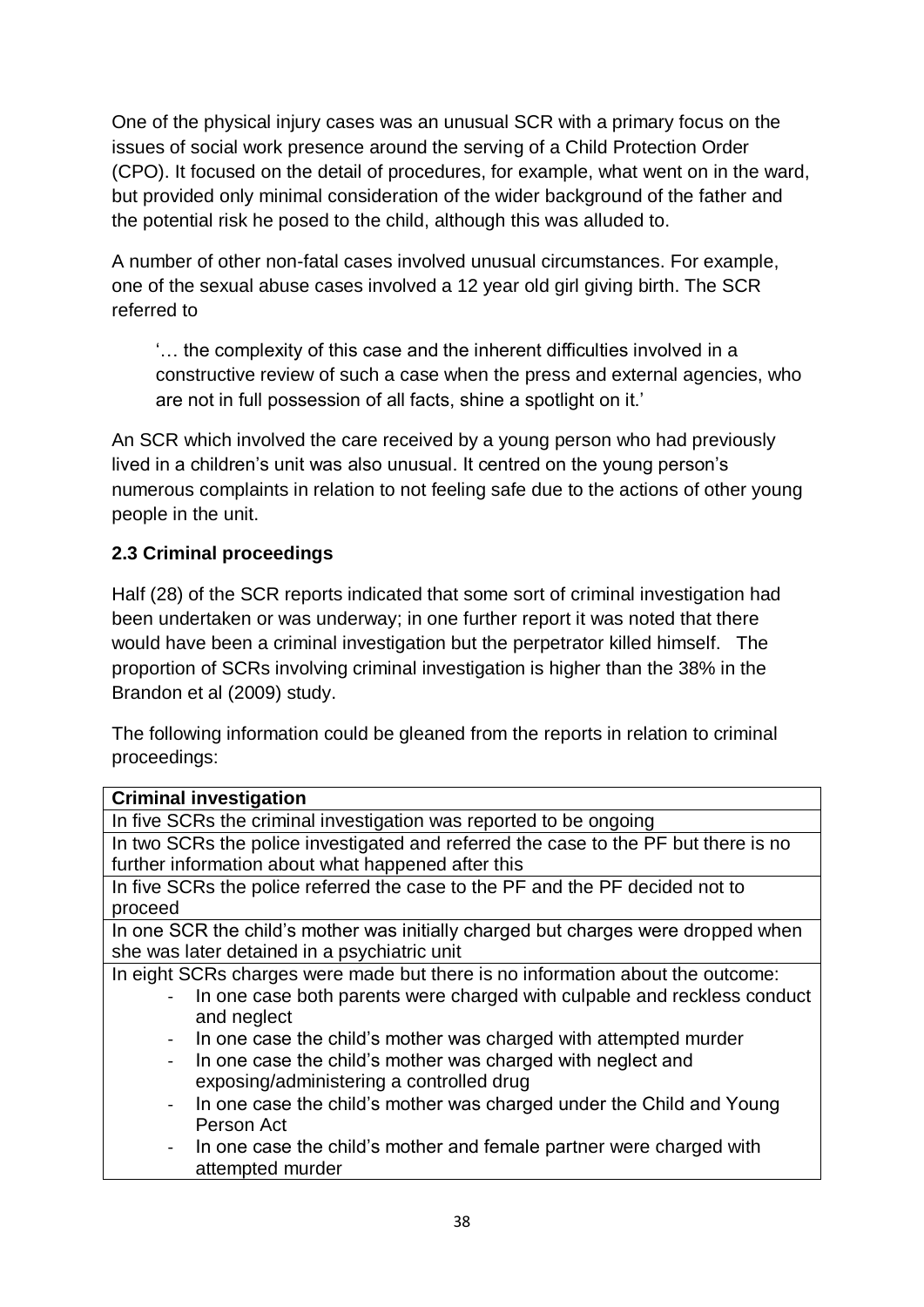One of the physical injury cases was an unusual SCR with a primary focus on the issues of social work presence around the serving of a Child Protection Order (CPO). It focused on the detail of procedures, for example, what went on in the ward, but provided only minimal consideration of the wider background of the father and the potential risk he posed to the child, although this was alluded to.

A number of other non-fatal cases involved unusual circumstances. For example, one of the sexual abuse cases involved a 12 year old girl giving birth. The SCR referred to

> '… the complexity of this case and the inherent difficulties involved in a constructive review of such a case when the press and external agencies, who are not in full possession of all facts, shine a spotlight on it.'

An SCR which involved the care received by a young person who had previously lived in a children's unit was also unusual. It centred on the young person's numerous complaints in relation to not feeling safe due to the actions of other young people in the unit.

### 2.3 Criminal proceedings

Half (28) of the SCR reports indicated that some sort of criminal investigation had been undertaken or was underway; in one further report it was noted that there would have been a criminal investigation but the perpetrator killed himself. The proportion of SCRs involving criminal investigation is higher than the 38% in the Brandon et al (2009) study.

The following information could be gleaned from the reports in relation to criminal proceedings:

| **Criminal investigation** |
|---|
| In five SCRs the criminal investigation was reported to be ongoing |
| In two SCRs the police investigated and referred the case to the PF but there is no further information about what happened after this |
| In five SCRs the police referred the case to the PF and the PF decided not to proceed |
| In one SCR the child's mother was initially charged but charges were dropped when she was later detained in a psychiatric unit |
| In eight SCRs charges were made but there is no information about the outcome:<br>- In one case both parents were charged with culpable and reckless conduct and neglect<br>- In one case the child's mother was charged with attempted murder<br>- In one case the child's mother was charged with neglect and exposing/administering a controlled drug<br>- In one case the child's mother was charged under the Child and Young Person Act<br>- In one case the child's mother and female partner were charged with attempted murder |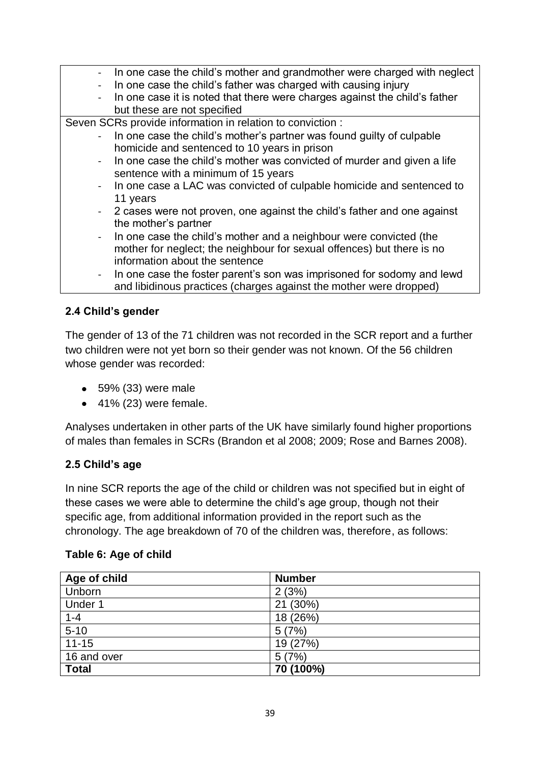| |
|---|
| - In one case the child's mother and grandmother were charged with neglect<br>- In one case the child's father was charged with causing injury<br>- In one case it is noted that there were charges against the child's father but these are not specified |
| Seven SCRs provide information in relation to conviction :<br>- In one case the child's mother's partner was found guilty of culpable homicide and sentenced to 10 years in prison<br>- In one case the child's mother was convicted of murder and given a life sentence with a minimum of 15 years<br>- In one case a LAC was convicted of culpable homicide and sentenced to 11 years<br>- 2 cases were not proven, one against the child's father and one against the mother's partner<br>- In one case the child's mother and a neighbour were convicted (the mother for neglect; the neighbour for sexual offences) but there is no information about the sentence<br>- In one case the foster parent's son was imprisoned for sodomy and lewd and libidinous practices (charges against the mother were dropped) |

### 2.4 Child's gender

The gender of 13 of the 71 children was not recorded in the SCR report and a further two children were not yet born so their gender was not known. Of the 56 children whose gender was recorded:

- 59% (33) were male
- 41% (23) were female.

Analyses undertaken in other parts of the UK have similarly found higher proportions of males than females in SCRs (Brandon et al 2008; 2009; Rose and Barnes 2008).

### 2.5 Child's age

In nine SCR reports the age of the child or children was not specified but in eight of these cases we were able to determine the child's age group, though not their specific age, from additional information provided in the report such as the chronology. The age breakdown of 70 of the children was, therefore, as follows:

**Table 6: Age of child**

| Age of child | Number |
|---|---|
| Unborn | 2 (3%) |
| Under 1 | 21 (30%) |
| 1-4 | 18 (26%) |
| 5-10 | 5 (7%) |
| 11-15 | 19 (27%) |
| 16 and over | 5 (7%) |
| **Total** | **70 (100%)** |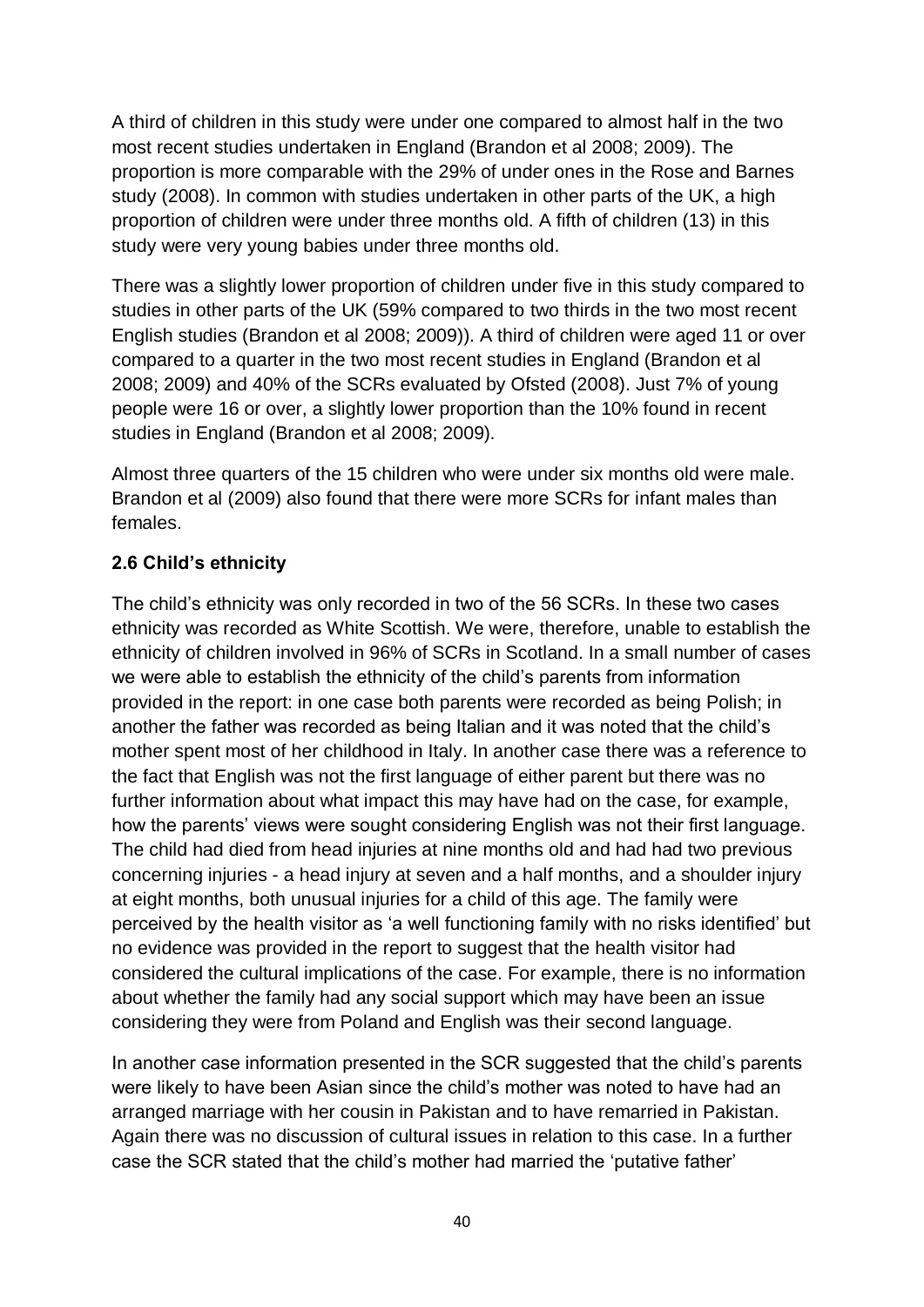A third of children in this study were under one compared to almost half in the two most recent studies undertaken in England (Brandon et al 2008; 2009). The proportion is more comparable with the 29% of under ones in the Rose and Barnes study (2008). In common with studies undertaken in other parts of the UK, a high proportion of children were under three months old. A fifth of children (13) in this study were very young babies under three months old.

There was a slightly lower proportion of children under five in this study compared to studies in other parts of the UK (59% compared to two thirds in the two most recent English studies (Brandon et al 2008; 2009)). A third of children were aged 11 or over compared to a quarter in the two most recent studies in England (Brandon et al 2008; 2009) and 40% of the SCRs evaluated by Ofsted (2008). Just 7% of young people were 16 or over, a slightly lower proportion than the 10% found in recent studies in England (Brandon et al 2008; 2009).

Almost three quarters of the 15 children who were under six months old were male. Brandon et al (2009) also found that there were more SCRs for infant males than females.

### 2.6 Child's ethnicity

The child's ethnicity was only recorded in two of the 56 SCRs. In these two cases ethnicity was recorded as White Scottish. We were, therefore, unable to establish the ethnicity of children involved in 96% of SCRs in Scotland. In a small number of cases we were able to establish the ethnicity of the child's parents from information provided in the report: in one case both parents were recorded as being Polish; in another the father was recorded as being Italian and it was noted that the child's mother spent most of her childhood in Italy. In another case there was a reference to the fact that English was not the first language of either parent but there was no further information about what impact this may have had on the case, for example, how the parents' views were sought considering English was not their first language. The child had died from head injuries at nine months old and had had two previous concerning injuries - a head injury at seven and a half months, and a shoulder injury at eight months, both unusual injuries for a child of this age. The family were perceived by the health visitor as 'a well functioning family with no risks identified' but no evidence was provided in the report to suggest that the health visitor had considered the cultural implications of the case. For example, there is no information about whether the family had any social support which may have been an issue considering they were from Poland and English was their second language.

In another case information presented in the SCR suggested that the child's parents were likely to have been Asian since the child's mother was noted to have had an arranged marriage with her cousin in Pakistan and to have remarried in Pakistan. Again there was no discussion of cultural issues in relation to this case. In a further case the SCR stated that the child's mother had married the 'putative father'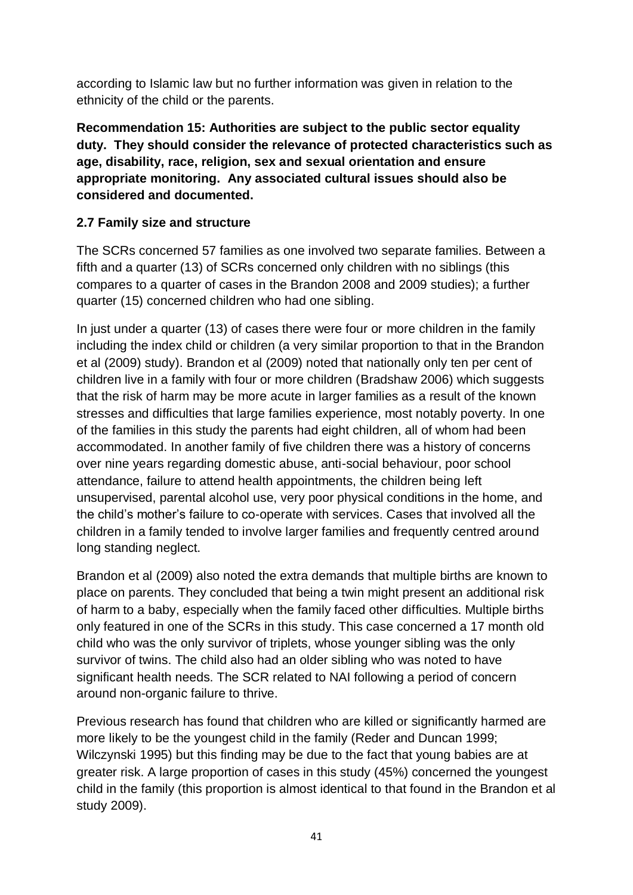according to Islamic law but no further information was given in relation to the ethnicity of the child or the parents.

**Recommendation 15: Authorities are subject to the public sector equality duty. They should consider the relevance of protected characteristics such as age, disability, race, religion, sex and sexual orientation and ensure appropriate monitoring. Any associated cultural issues should also be considered and documented.**

### 2.7 Family size and structure

The SCRs concerned 57 families as one involved two separate families. Between a fifth and a quarter (13) of SCRs concerned only children with no siblings (this compares to a quarter of cases in the Brandon 2008 and 2009 studies); a further quarter (15) concerned children who had one sibling.

In just under a quarter (13) of cases there were four or more children in the family including the index child or children (a very similar proportion to that in the Brandon et al (2009) study). Brandon et al (2009) noted that nationally only ten per cent of children live in a family with four or more children (Bradshaw 2006) which suggests that the risk of harm may be more acute in larger families as a result of the known stresses and difficulties that large families experience, most notably poverty. In one of the families in this study the parents had eight children, all of whom had been accommodated. In another family of five children there was a history of concerns over nine years regarding domestic abuse, anti-social behaviour, poor school attendance, failure to attend health appointments, the children being left unsupervised, parental alcohol use, very poor physical conditions in the home, and the child's mother's failure to co-operate with services. Cases that involved all the children in a family tended to involve larger families and frequently centred around long standing neglect.

Brandon et al (2009) also noted the extra demands that multiple births are known to place on parents. They concluded that being a twin might present an additional risk of harm to a baby, especially when the family faced other difficulties. Multiple births only featured in one of the SCRs in this study. This case concerned a 17 month old child who was the only survivor of triplets, whose younger sibling was the only survivor of twins. The child also had an older sibling who was noted to have significant health needs. The SCR related to NAI following a period of concern around non-organic failure to thrive.

Previous research has found that children who are killed or significantly harmed are more likely to be the youngest child in the family (Reder and Duncan 1999; Wilczynski 1995) but this finding may be due to the fact that young babies are at greater risk. A large proportion of cases in this study (45%) concerned the youngest child in the family (this proportion is almost identical to that found in the Brandon et al study 2009).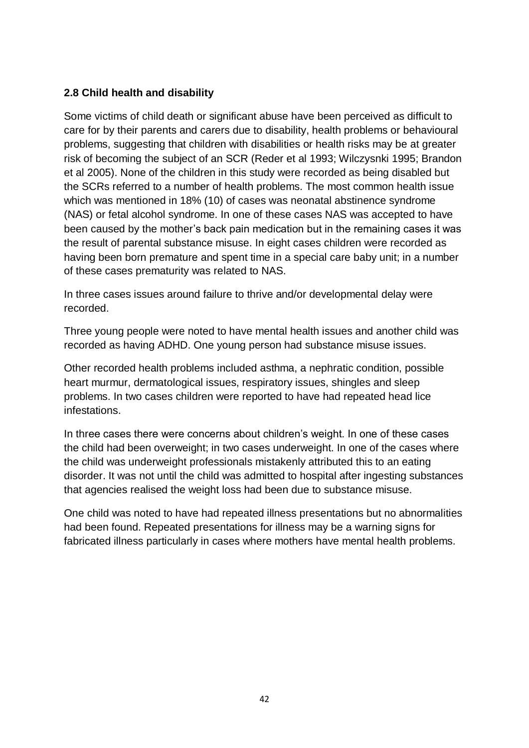## 2.8 Child health and disability

Some victims of child death or significant abuse have been perceived as difficult to care for by their parents and carers due to disability, health problems or behavioural problems, suggesting that children with disabilities or health risks may be at greater risk of becoming the subject of an SCR (Reder et al 1993; Wilczysnki 1995; Brandon et al 2005). None of the children in this study were recorded as being disabled but the SCRs referred to a number of health problems. The most common health issue which was mentioned in 18% (10) of cases was neonatal abstinence syndrome (NAS) or fetal alcohol syndrome. In one of these cases NAS was accepted to have been caused by the mother's back pain medication but in the remaining cases it was the result of parental substance misuse. In eight cases children were recorded as having been born premature and spent time in a special care baby unit; in a number of these cases prematurity was related to NAS.

In three cases issues around failure to thrive and/or developmental delay were recorded.

Three young people were noted to have mental health issues and another child was recorded as having ADHD. One young person had substance misuse issues.

Other recorded health problems included asthma, a nephratic condition, possible heart murmur, dermatological issues, respiratory issues, shingles and sleep problems. In two cases children were reported to have had repeated head lice infestations.

In three cases there were concerns about children's weight. In one of these cases the child had been overweight; in two cases underweight. In one of the cases where the child was underweight professionals mistakenly attributed this to an eating disorder. It was not until the child was admitted to hospital after ingesting substances that agencies realised the weight loss had been due to substance misuse.

One child was noted to have had repeated illness presentations but no abnormalities had been found. Repeated presentations for illness may be a warning signs for fabricated illness particularly in cases where mothers have mental health problems.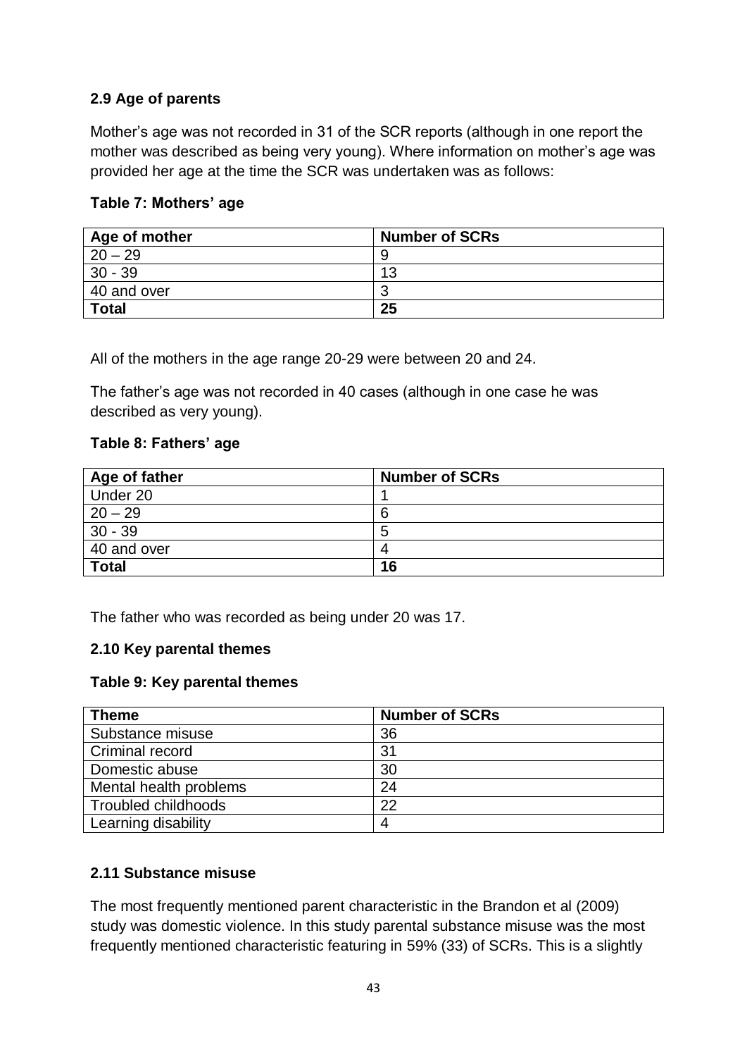### 2.9 Age of parents

Mother's age was not recorded in 31 of the SCR reports (although in one report the mother was described as being very young). Where information on mother's age was provided her age at the time the SCR was undertaken was as follows:

**Table 7: Mothers' age**

| Age of mother | Number of SCRs |
|---|---|
| 20 – 29 | 9 |
| 30 - 39 | 13 |
| 40 and over | 3 |
| **Total** | **25** |

All of the mothers in the age range 20-29 were between 20 and 24.

The father's age was not recorded in 40 cases (although in one case he was described as very young).

**Table 8: Fathers' age**

| Age of father | Number of SCRs |
|---|---|
| Under 20 | 1 |
| 20 – 29 | 6 |
| 30 - 39 | 5 |
| 40 and over | 4 |
| **Total** | **16** |

The father who was recorded as being under 20 was 17.

### 2.10 Key parental themes

**Table 9: Key parental themes**

| Theme | Number of SCRs |
|---|---|
| Substance misuse | 36 |
| Criminal record | 31 |
| Domestic abuse | 30 |
| Mental health problems | 24 |
| Troubled childhoods | 22 |
| Learning disability | 4 |

### 2.11 Substance misuse

The most frequently mentioned parent characteristic in the Brandon et al (2009) study was domestic violence. In this study parental substance misuse was the most frequently mentioned characteristic featuring in 59% (33) of SCRs. This is a slightly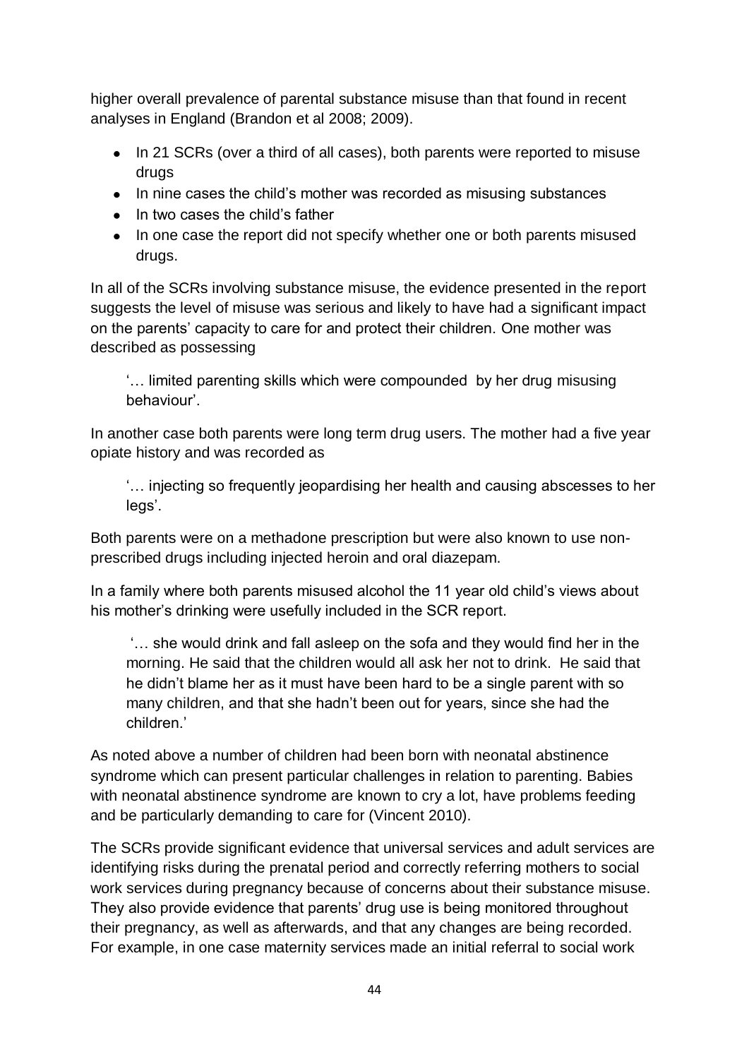higher overall prevalence of parental substance misuse than that found in recent analyses in England (Brandon et al 2008; 2009).

- In 21 SCRs (over a third of all cases), both parents were reported to misuse drugs
- In nine cases the child's mother was recorded as misusing substances
- In two cases the child's father
- In one case the report did not specify whether one or both parents misused drugs.

In all of the SCRs involving substance misuse, the evidence presented in the report suggests the level of misuse was serious and likely to have had a significant impact on the parents' capacity to care for and protect their children. One mother was described as possessing

> '… limited parenting skills which were compounded by her drug misusing behaviour'.

In another case both parents were long term drug users. The mother had a five year opiate history and was recorded as

> '… injecting so frequently jeopardising her health and causing abscesses to her legs'.

Both parents were on a methadone prescription but were also known to use non-prescribed drugs including injected heroin and oral diazepam.

In a family where both parents misused alcohol the 11 year old child's views about his mother's drinking were usefully included in the SCR report.

> '… she would drink and fall asleep on the sofa and they would find her in the morning. He said that the children would all ask her not to drink. He said that he didn't blame her as it must have been hard to be a single parent with so many children, and that she hadn't been out for years, since she had the children.'

As noted above a number of children had been born with neonatal abstinence syndrome which can present particular challenges in relation to parenting. Babies with neonatal abstinence syndrome are known to cry a lot, have problems feeding and be particularly demanding to care for (Vincent 2010).

The SCRs provide significant evidence that universal services and adult services are identifying risks during the prenatal period and correctly referring mothers to social work services during pregnancy because of concerns about their substance misuse. They also provide evidence that parents' drug use is being monitored throughout their pregnancy, as well as afterwards, and that any changes are being recorded. For example, in one case maternity services made an initial referral to social work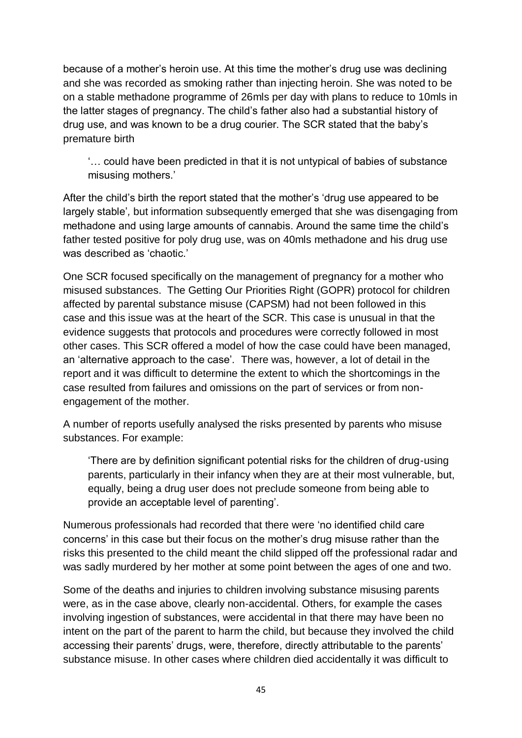because of a mother's heroin use. At this time the mother's drug use was declining and she was recorded as smoking rather than injecting heroin. She was noted to be on a stable methadone programme of 26mls per day with plans to reduce to 10mls in the latter stages of pregnancy. The child's father also had a substantial history of drug use, and was known to be a drug courier. The SCR stated that the baby's premature birth

> '… could have been predicted in that it is not untypical of babies of substance misusing mothers.'

After the child's birth the report stated that the mother's 'drug use appeared to be largely stable', but information subsequently emerged that she was disengaging from methadone and using large amounts of cannabis. Around the same time the child's father tested positive for poly drug use, was on 40mls methadone and his drug use was described as 'chaotic.'

One SCR focused specifically on the management of pregnancy for a mother who misused substances. The Getting Our Priorities Right (GOPR) protocol for children affected by parental substance misuse (CAPSM) had not been followed in this case and this issue was at the heart of the SCR. This case is unusual in that the evidence suggests that protocols and procedures were correctly followed in most other cases. This SCR offered a model of how the case could have been managed, an 'alternative approach to the case'. There was, however, a lot of detail in the report and it was difficult to determine the extent to which the shortcomings in the case resulted from failures and omissions on the part of services or from non-engagement of the mother.

A number of reports usefully analysed the risks presented by parents who misuse substances. For example:

> 'There are by definition significant potential risks for the children of drug-using parents, particularly in their infancy when they are at their most vulnerable, but, equally, being a drug user does not preclude someone from being able to provide an acceptable level of parenting'.

Numerous professionals had recorded that there were 'no identified child care concerns' in this case but their focus on the mother's drug misuse rather than the risks this presented to the child meant the child slipped off the professional radar and was sadly murdered by her mother at some point between the ages of one and two.

Some of the deaths and injuries to children involving substance misusing parents were, as in the case above, clearly non-accidental. Others, for example the cases involving ingestion of substances, were accidental in that there may have been no intent on the part of the parent to harm the child, but because they involved the child accessing their parents' drugs, were, therefore, directly attributable to the parents' substance misuse. In other cases where children died accidentally it was difficult to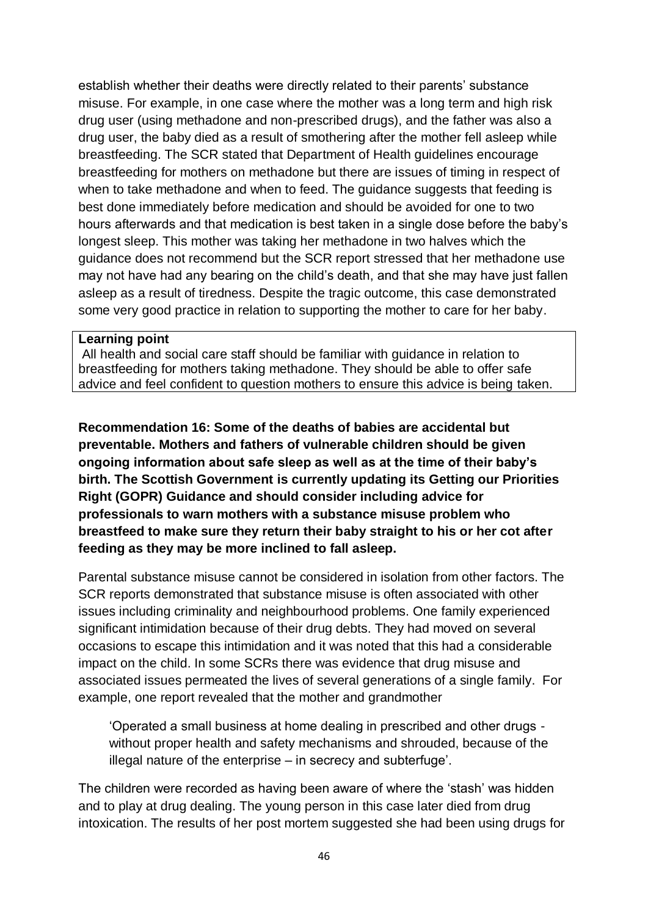establish whether their deaths were directly related to their parents' substance misuse. For example, in one case where the mother was a long term and high risk drug user (using methadone and non-prescribed drugs), and the father was also a drug user, the baby died as a result of smothering after the mother fell asleep while breastfeeding. The SCR stated that Department of Health guidelines encourage breastfeeding for mothers on methadone but there are issues of timing in respect of when to take methadone and when to feed. The guidance suggests that feeding is best done immediately before medication and should be avoided for one to two hours afterwards and that medication is best taken in a single dose before the baby's longest sleep. This mother was taking her methadone in two halves which the guidance does not recommend but the SCR report stressed that her methadone use may not have had any bearing on the child's death, and that she may have just fallen asleep as a result of tiredness. Despite the tragic outcome, this case demonstrated some very good practice in relation to supporting the mother to care for her baby.

| **Learning point** |
| --- |
| All health and social care staff should be familiar with guidance in relation to breastfeeding for mothers taking methadone. They should be able to offer safe advice and feel confident to question mothers to ensure this advice is being taken. |

**Recommendation 16: Some of the deaths of babies are accidental but preventable. Mothers and fathers of vulnerable children should be given ongoing information about safe sleep as well as at the time of their baby's birth. The Scottish Government is currently updating its Getting our Priorities Right (GOPR) Guidance and should consider including advice for professionals to warn mothers with a substance misuse problem who breastfeed to make sure they return their baby straight to his or her cot after feeding as they may be more inclined to fall asleep.**

Parental substance misuse cannot be considered in isolation from other factors. The SCR reports demonstrated that substance misuse is often associated with other issues including criminality and neighbourhood problems. One family experienced significant intimidation because of their drug debts. They had moved on several occasions to escape this intimidation and it was noted that this had a considerable impact on the child. In some SCRs there was evidence that drug misuse and associated issues permeated the lives of several generations of a single family. For example, one report revealed that the mother and grandmother

> 'Operated a small business at home dealing in prescribed and other drugs - without proper health and safety mechanisms and shrouded, because of the illegal nature of the enterprise – in secrecy and subterfuge'.

The children were recorded as having been aware of where the 'stash' was hidden and to play at drug dealing. The young person in this case later died from drug intoxication. The results of her post mortem suggested she had been using drugs for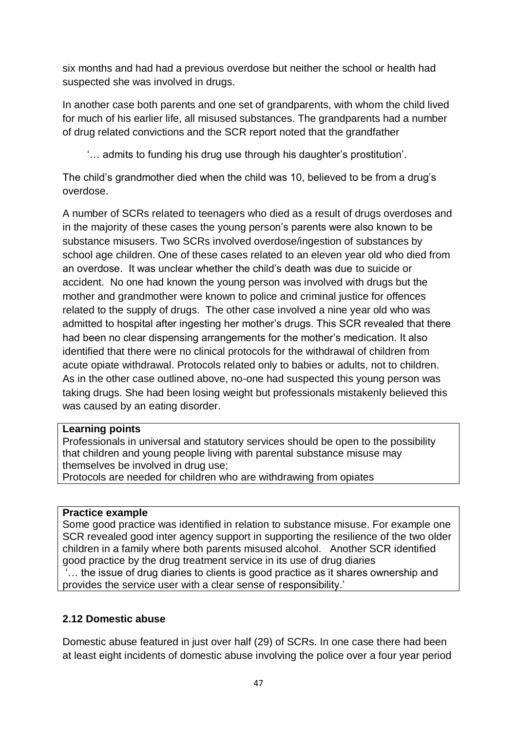six months and had had a previous overdose but neither the school or health had suspected she was involved in drugs.

In another case both parents and one set of grandparents, with whom the child lived for much of his earlier life, all misused substances. The grandparents had a number of drug related convictions and the SCR report noted that the grandfather

> '… admits to funding his drug use through his daughter's prostitution'.

The child's grandmother died when the child was 10, believed to be from a drug's overdose.

A number of SCRs related to teenagers who died as a result of drugs overdoses and in the majority of these cases the young person's parents were also known to be substance misusers. Two SCRs involved overdose/ingestion of substances by school age children. One of these cases related to an eleven year old who died from an overdose. It was unclear whether the child's death was due to suicide or accident. No one had known the young person was involved with drugs but the mother and grandmother were known to police and criminal justice for offences related to the supply of drugs. The other case involved a nine year old who was admitted to hospital after ingesting her mother's drugs. This SCR revealed that there had been no clear dispensing arrangements for the mother's medication. It also identified that there were no clinical protocols for the withdrawal of children from acute opiate withdrawal. Protocols related only to babies or adults, not to children. As in the other case outlined above, no-one had suspected this young person was taking drugs. She had been losing weight but professionals mistakenly believed this was caused by an eating disorder.

**Learning points**

Professionals in universal and statutory services should be open to the possibility that children and young people living with parental substance misuse may themselves be involved in drug use;

Protocols are needed for children who are withdrawing from opiates

**Practice example**

Some good practice was identified in relation to substance misuse. For example one SCR revealed good inter agency support in supporting the resilience of the two older children in a family where both parents misused alcohol. Another SCR identified good practice by the drug treatment service in its use of drug diaries

'… the issue of drug diaries to clients is good practice as it shares ownership and provides the service user with a clear sense of responsibility.'

### 2.12 Domestic abuse

Domestic abuse featured in just over half (29) of SCRs. In one case there had been at least eight incidents of domestic abuse involving the police over a four year period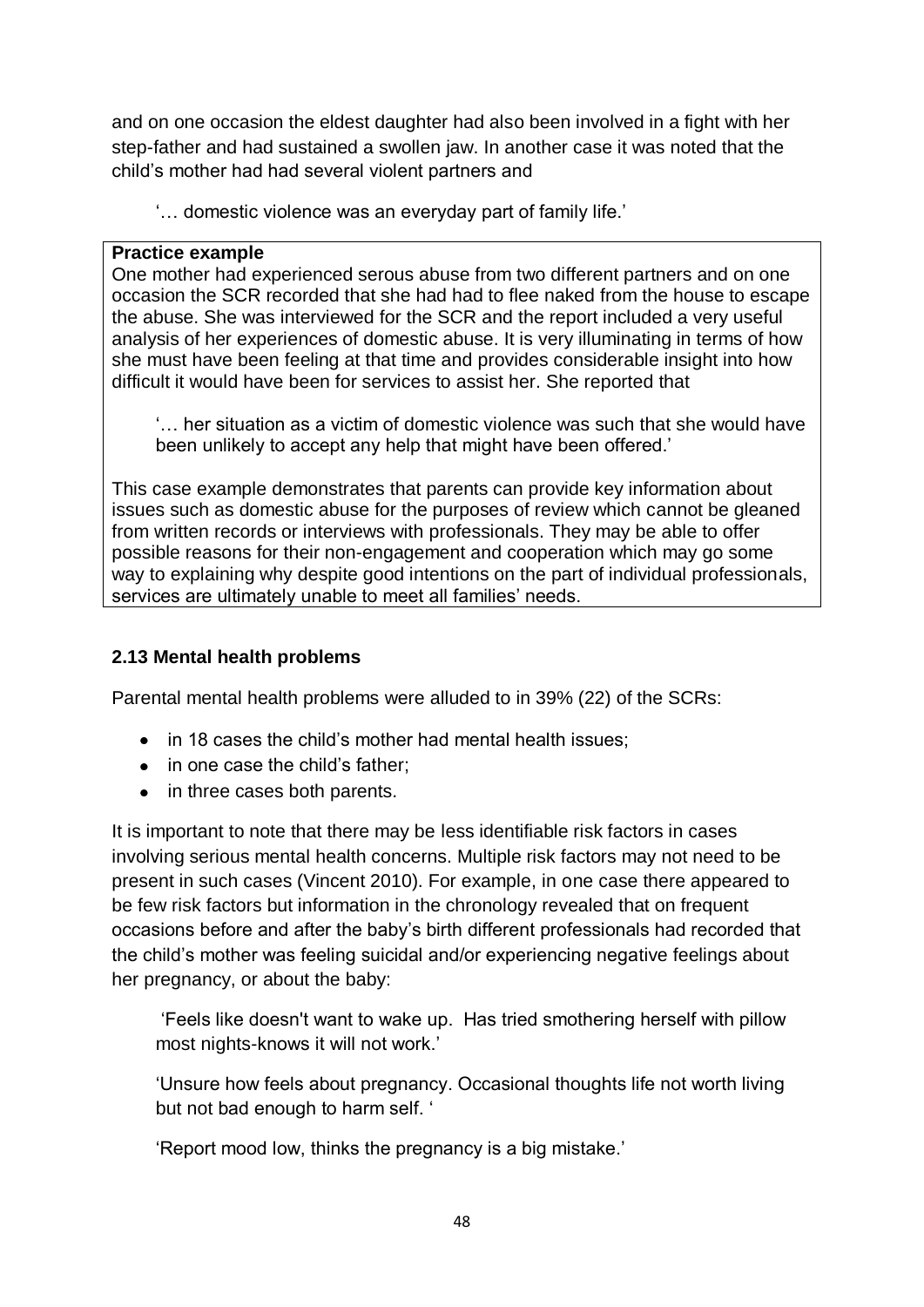and on one occasion the eldest daughter had also been involved in a fight with her step-father and had sustained a swollen jaw. In another case it was noted that the child's mother had had several violent partners and

> '… domestic violence was an everyday part of family life.'

**Practice example**

One mother had experienced serous abuse from two different partners and on one occasion the SCR recorded that she had had to flee naked from the house to escape the abuse. She was interviewed for the SCR and the report included a very useful analysis of her experiences of domestic abuse. It is very illuminating in terms of how she must have been feeling at that time and provides considerable insight into how difficult it would have been for services to assist her. She reported that

> '… her situation as a victim of domestic violence was such that she would have been unlikely to accept any help that might have been offered.'

This case example demonstrates that parents can provide key information about issues such as domestic abuse for the purposes of review which cannot be gleaned from written records or interviews with professionals. They may be able to offer possible reasons for their non-engagement and cooperation which may go some way to explaining why despite good intentions on the part of individual professionals, services are ultimately unable to meet all families' needs.

### 2.13 Mental health problems

Parental mental health problems were alluded to in 39% (22) of the SCRs:

- in 18 cases the child's mother had mental health issues;
- in one case the child's father;
- in three cases both parents.

It is important to note that there may be less identifiable risk factors in cases involving serious mental health concerns. Multiple risk factors may not need to be present in such cases (Vincent 2010). For example, in one case there appeared to be few risk factors but information in the chronology revealed that on frequent occasions before and after the baby's birth different professionals had recorded that the child's mother was feeling suicidal and/or experiencing negative feelings about her pregnancy, or about the baby:

> 'Feels like doesn't want to wake up. Has tried smothering herself with pillow most nights-knows it will not work.'
>
> 'Unsure how feels about pregnancy. Occasional thoughts life not worth living but not bad enough to harm self. '
>
> 'Report mood low, thinks the pregnancy is a big mistake.'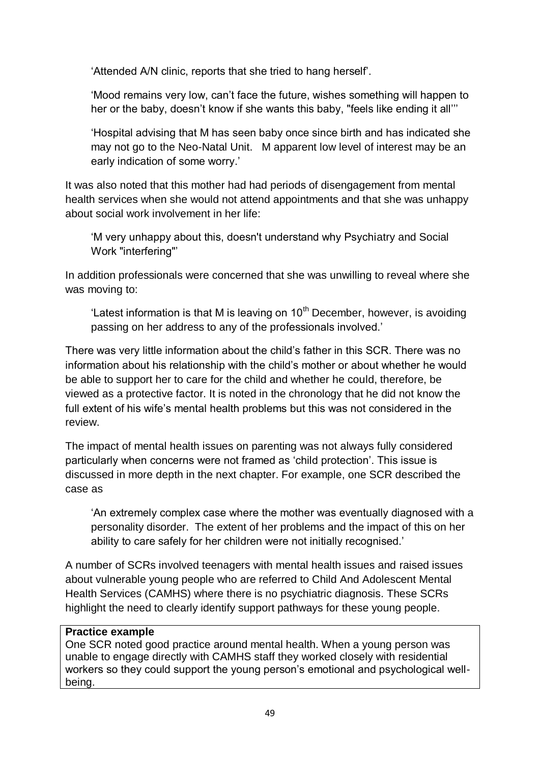'Attended A/N clinic, reports that she tried to hang herself'.

'Mood remains very low, can't face the future, wishes something will happen to her or the baby, doesn't know if she wants this baby, "feels like ending it all"'

'Hospital advising that M has seen baby once since birth and has indicated she may not go to the Neo-Natal Unit. M apparent low level of interest may be an early indication of some worry.'

It was also noted that this mother had had periods of disengagement from mental health services when she would not attend appointments and that she was unhappy about social work involvement in her life:

'M very unhappy about this, doesn't understand why Psychiatry and Social Work "interfering"'

In addition professionals were concerned that she was unwilling to reveal where she was moving to:

'Latest information is that M is leaving on 10th December, however, is avoiding passing on her address to any of the professionals involved.'

There was very little information about the child's father in this SCR. There was no information about his relationship with the child's mother or about whether he would be able to support her to care for the child and whether he could, therefore, be viewed as a protective factor. It is noted in the chronology that he did not know the full extent of his wife's mental health problems but this was not considered in the review.

The impact of mental health issues on parenting was not always fully considered particularly when concerns were not framed as 'child protection'. This issue is discussed in more depth in the next chapter. For example, one SCR described the case as

'An extremely complex case where the mother was eventually diagnosed with a personality disorder. The extent of her problems and the impact of this on her ability to care safely for her children were not initially recognised.'

A number of SCRs involved teenagers with mental health issues and raised issues about vulnerable young people who are referred to Child And Adolescent Mental Health Services (CAMHS) where there is no psychiatric diagnosis. These SCRs highlight the need to clearly identify support pathways for these young people.

**Practice example**

One SCR noted good practice around mental health. When a young person was unable to engage directly with CAMHS staff they worked closely with residential workers so they could support the young person's emotional and psychological well-being.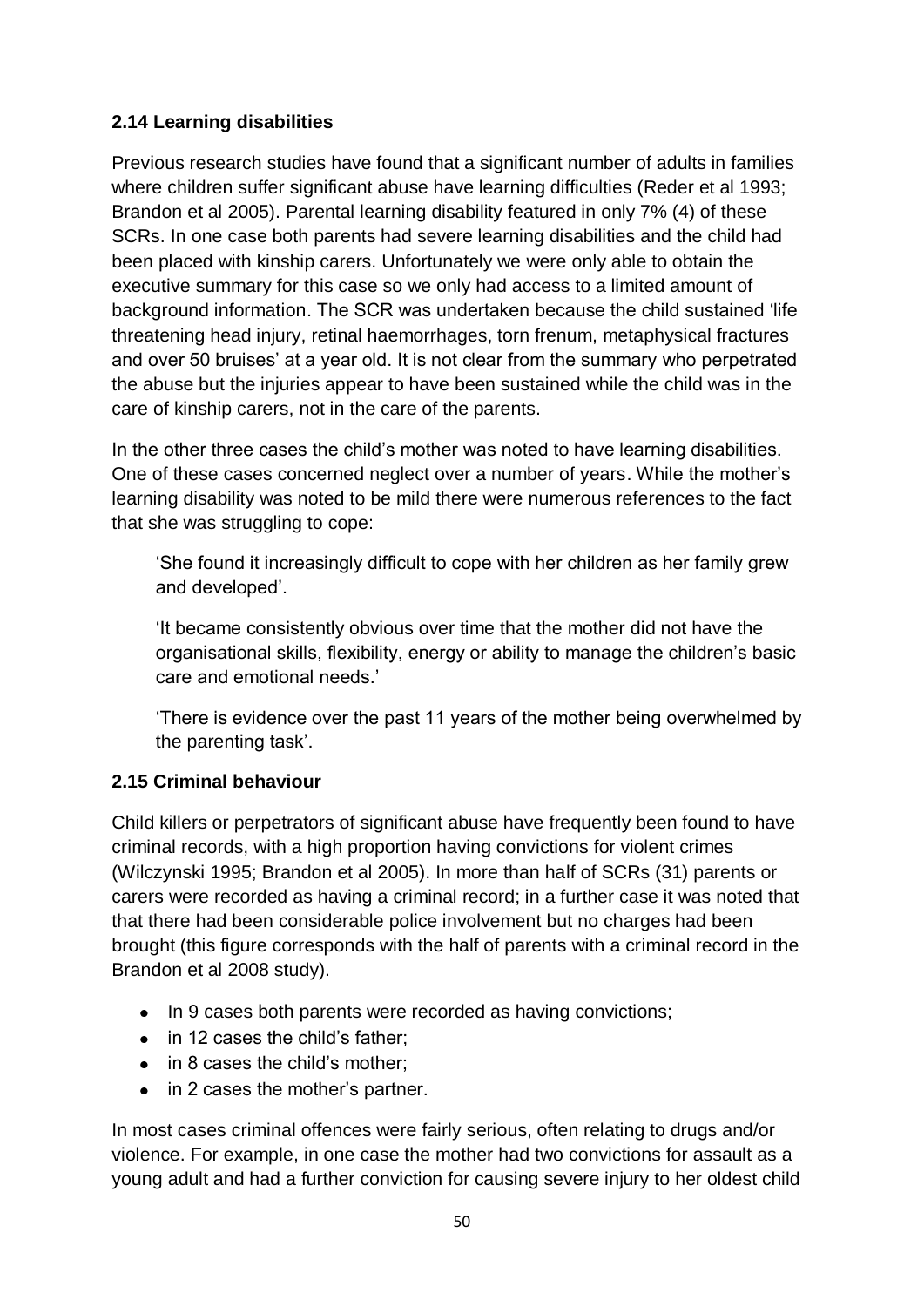### 2.14 Learning disabilities

Previous research studies have found that a significant number of adults in families where children suffer significant abuse have learning difficulties (Reder et al 1993; Brandon et al 2005). Parental learning disability featured in only 7% (4) of these SCRs. In one case both parents had severe learning disabilities and the child had been placed with kinship carers. Unfortunately we were only able to obtain the executive summary for this case so we only had access to a limited amount of background information. The SCR was undertaken because the child sustained 'life threatening head injury, retinal haemorrhages, torn frenum, metaphysical fractures and over 50 bruises' at a year old. It is not clear from the summary who perpetrated the abuse but the injuries appear to have been sustained while the child was in the care of kinship carers, not in the care of the parents.

In the other three cases the child's mother was noted to have learning disabilities. One of these cases concerned neglect over a number of years. While the mother's learning disability was noted to be mild there were numerous references to the fact that she was struggling to cope:

> 'She found it increasingly difficult to cope with her children as her family grew and developed'.
>
> 'It became consistently obvious over time that the mother did not have the organisational skills, flexibility, energy or ability to manage the children's basic care and emotional needs.'
>
> 'There is evidence over the past 11 years of the mother being overwhelmed by the parenting task'.

### 2.15 Criminal behaviour

Child killers or perpetrators of significant abuse have frequently been found to have criminal records, with a high proportion having convictions for violent crimes (Wilczynski 1995; Brandon et al 2005). In more than half of SCRs (31) parents or carers were recorded as having a criminal record; in a further case it was noted that that there had been considerable police involvement but no charges had been brought (this figure corresponds with the half of parents with a criminal record in the Brandon et al 2008 study).

- In 9 cases both parents were recorded as having convictions;
- in 12 cases the child's father;
- in 8 cases the child's mother;
- in 2 cases the mother's partner.

In most cases criminal offences were fairly serious, often relating to drugs and/or violence. For example, in one case the mother had two convictions for assault as a young adult and had a further conviction for causing severe injury to her oldest child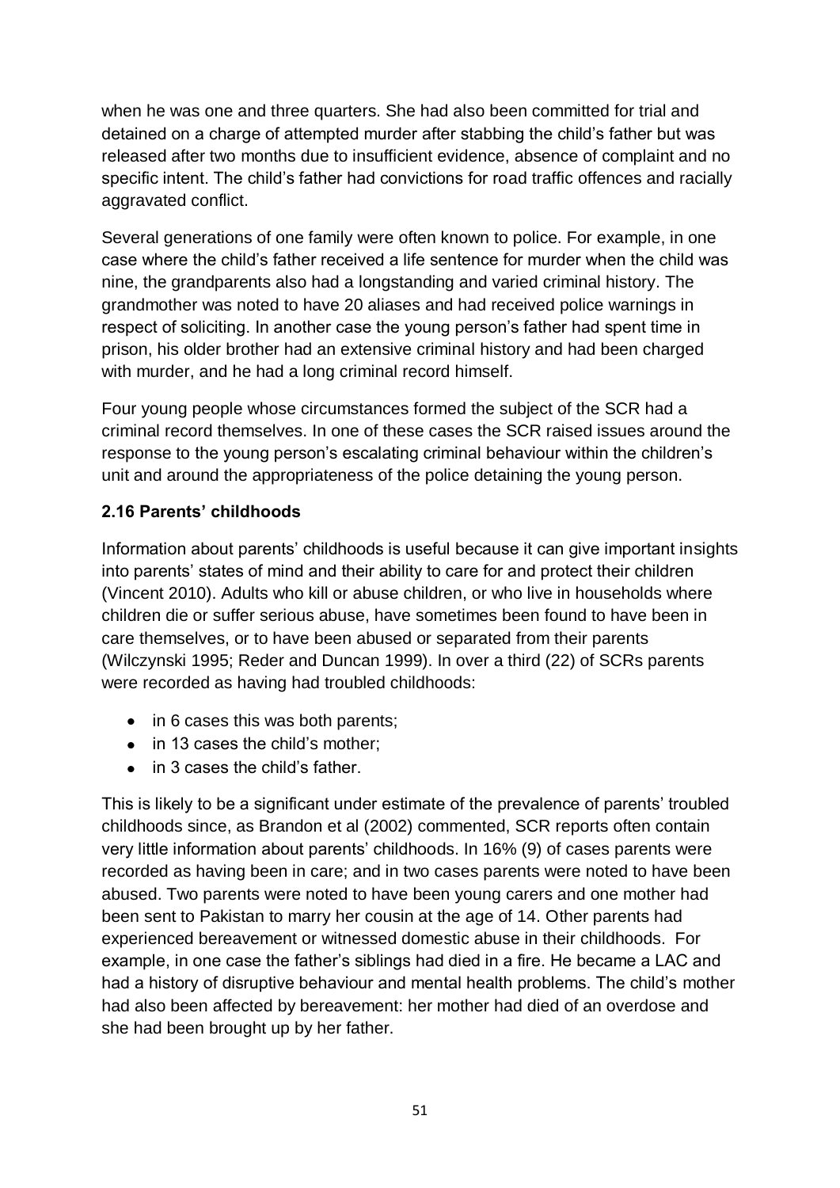when he was one and three quarters. She had also been committed for trial and detained on a charge of attempted murder after stabbing the child's father but was released after two months due to insufficient evidence, absence of complaint and no specific intent. The child's father had convictions for road traffic offences and racially aggravated conflict.

Several generations of one family were often known to police. For example, in one case where the child's father received a life sentence for murder when the child was nine, the grandparents also had a longstanding and varied criminal history. The grandmother was noted to have 20 aliases and had received police warnings in respect of soliciting. In another case the young person's father had spent time in prison, his older brother had an extensive criminal history and had been charged with murder, and he had a long criminal record himself.

Four young people whose circumstances formed the subject of the SCR had a criminal record themselves. In one of these cases the SCR raised issues around the response to the young person's escalating criminal behaviour within the children's unit and around the appropriateness of the police detaining the young person.

### 2.16 Parents' childhoods

Information about parents' childhoods is useful because it can give important insights into parents' states of mind and their ability to care for and protect their children (Vincent 2010). Adults who kill or abuse children, or who live in households where children die or suffer serious abuse, have sometimes been found to have been in care themselves, or to have been abused or separated from their parents (Wilczynski 1995; Reder and Duncan 1999). In over a third (22) of SCRs parents were recorded as having had troubled childhoods:

- in 6 cases this was both parents;
- in 13 cases the child's mother;
- in 3 cases the child's father.

This is likely to be a significant under estimate of the prevalence of parents' troubled childhoods since, as Brandon et al (2002) commented, SCR reports often contain very little information about parents' childhoods. In 16% (9) of cases parents were recorded as having been in care; and in two cases parents were noted to have been abused. Two parents were noted to have been young carers and one mother had been sent to Pakistan to marry her cousin at the age of 14. Other parents had experienced bereavement or witnessed domestic abuse in their childhoods. For example, in one case the father's siblings had died in a fire. He became a LAC and had a history of disruptive behaviour and mental health problems. The child's mother had also been affected by bereavement: her mother had died of an overdose and she had been brought up by her father.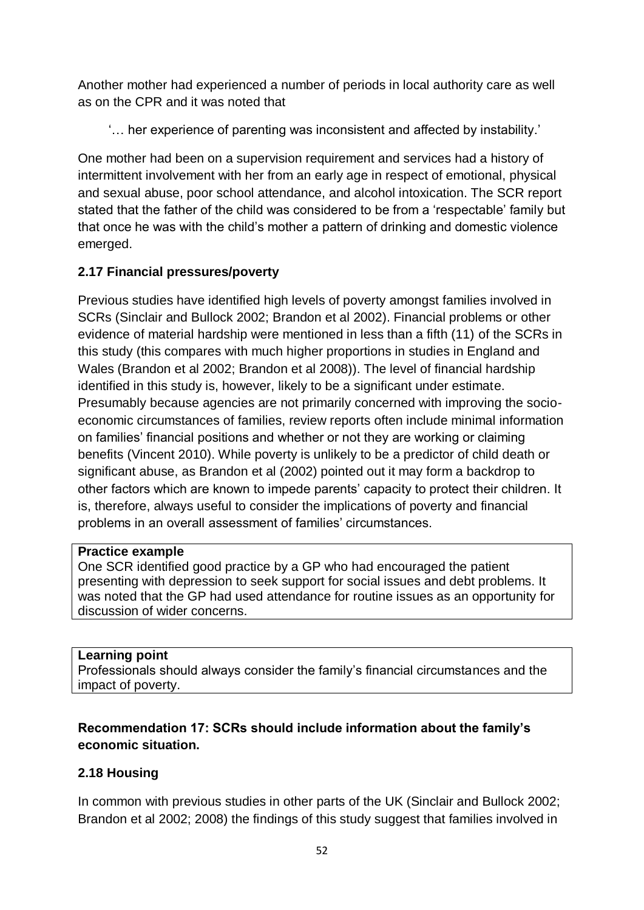Another mother had experienced a number of periods in local authority care as well as on the CPR and it was noted that

> '… her experience of parenting was inconsistent and affected by instability.'

One mother had been on a supervision requirement and services had a history of intermittent involvement with her from an early age in respect of emotional, physical and sexual abuse, poor school attendance, and alcohol intoxication. The SCR report stated that the father of the child was considered to be from a 'respectable' family but that once he was with the child's mother a pattern of drinking and domestic violence emerged.

### 2.17 Financial pressures/poverty

Previous studies have identified high levels of poverty amongst families involved in SCRs (Sinclair and Bullock 2002; Brandon et al 2002). Financial problems or other evidence of material hardship were mentioned in less than a fifth (11) of the SCRs in this study (this compares with much higher proportions in studies in England and Wales (Brandon et al 2002; Brandon et al 2008)). The level of financial hardship identified in this study is, however, likely to be a significant under estimate. Presumably because agencies are not primarily concerned with improving the socio-economic circumstances of families, review reports often include minimal information on families' financial positions and whether or not they are working or claiming benefits (Vincent 2010). While poverty is unlikely to be a predictor of child death or significant abuse, as Brandon et al (2002) pointed out it may form a backdrop to other factors which are known to impede parents' capacity to protect their children. It is, therefore, always useful to consider the implications of poverty and financial problems in an overall assessment of families' circumstances.

**Practice example**
One SCR identified good practice by a GP who had encouraged the patient presenting with depression to seek support for social issues and debt problems. It was noted that the GP had used attendance for routine issues as an opportunity for discussion of wider concerns.

**Learning point**
Professionals should always consider the family's financial circumstances and the impact of poverty.

**Recommendation 17: SCRs should include information about the family's economic situation.**

### 2.18 Housing

In common with previous studies in other parts of the UK (Sinclair and Bullock 2002; Brandon et al 2002; 2008) the findings of this study suggest that families involved in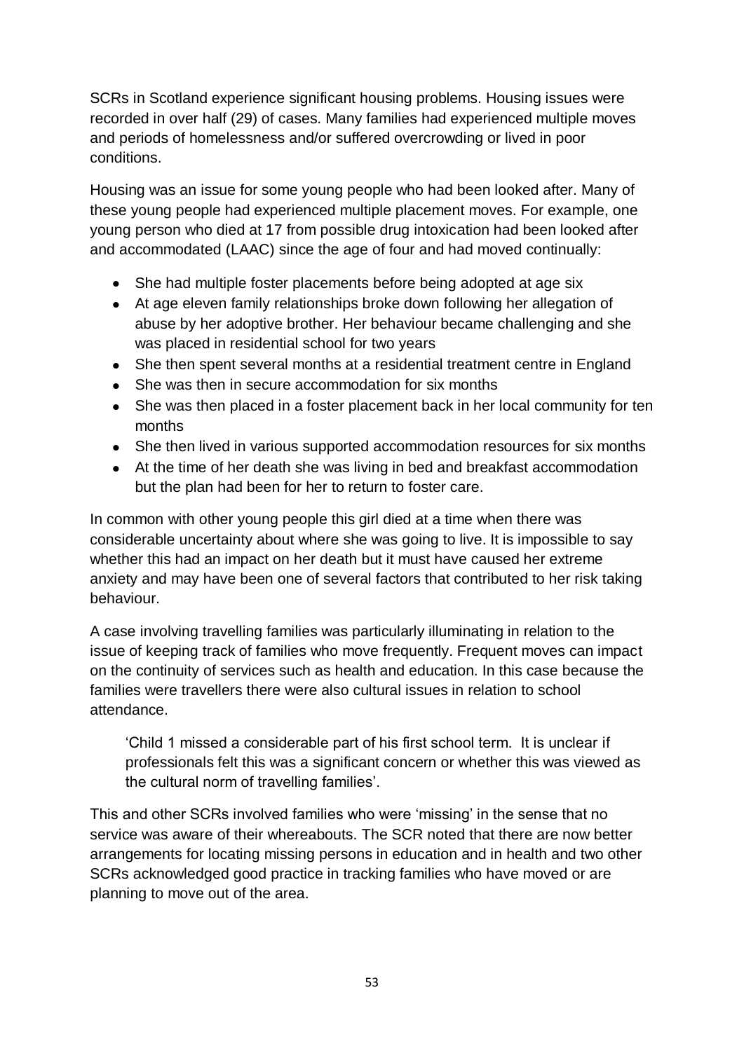SCRs in Scotland experience significant housing problems. Housing issues were recorded in over half (29) of cases. Many families had experienced multiple moves and periods of homelessness and/or suffered overcrowding or lived in poor conditions.

Housing was an issue for some young people who had been looked after. Many of these young people had experienced multiple placement moves. For example, one young person who died at 17 from possible drug intoxication had been looked after and accommodated (LAAC) since the age of four and had moved continually:

- She had multiple foster placements before being adopted at age six
- At age eleven family relationships broke down following her allegation of abuse by her adoptive brother. Her behaviour became challenging and she was placed in residential school for two years
- She then spent several months at a residential treatment centre in England
- She was then in secure accommodation for six months
- She was then placed in a foster placement back in her local community for ten months
- She then lived in various supported accommodation resources for six months
- At the time of her death she was living in bed and breakfast accommodation but the plan had been for her to return to foster care.

In common with other young people this girl died at a time when there was considerable uncertainty about where she was going to live. It is impossible to say whether this had an impact on her death but it must have caused her extreme anxiety and may have been one of several factors that contributed to her risk taking behaviour.

A case involving travelling families was particularly illuminating in relation to the issue of keeping track of families who move frequently. Frequent moves can impact on the continuity of services such as health and education. In this case because the families were travellers there were also cultural issues in relation to school attendance.

> 'Child 1 missed a considerable part of his first school term. It is unclear if professionals felt this was a significant concern or whether this was viewed as the cultural norm of travelling families'.

This and other SCRs involved families who were 'missing' in the sense that no service was aware of their whereabouts. The SCR noted that there are now better arrangements for locating missing persons in education and in health and two other SCRs acknowledged good practice in tracking families who have moved or are planning to move out of the area.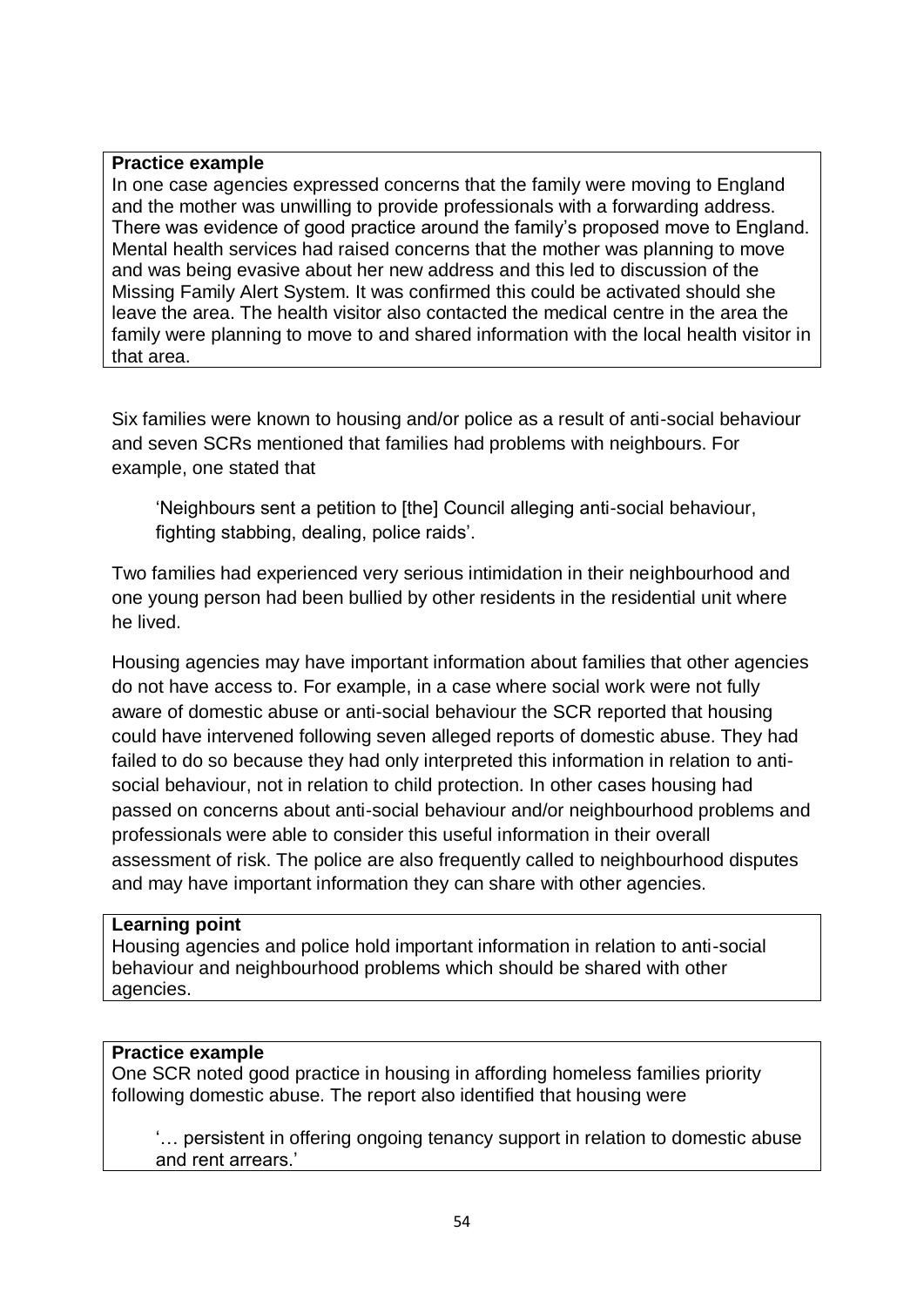**Practice example**

In one case agencies expressed concerns that the family were moving to England and the mother was unwilling to provide professionals with a forwarding address. There was evidence of good practice around the family's proposed move to England. Mental health services had raised concerns that the mother was planning to move and was being evasive about her new address and this led to discussion of the Missing Family Alert System. It was confirmed this could be activated should she leave the area. The health visitor also contacted the medical centre in the area the family were planning to move to and shared information with the local health visitor in that area.

Six families were known to housing and/or police as a result of anti-social behaviour and seven SCRs mentioned that families had problems with neighbours. For example, one stated that

> 'Neighbours sent a petition to [the] Council alleging anti-social behaviour, fighting stabbing, dealing, police raids'.

Two families had experienced very serious intimidation in their neighbourhood and one young person had been bullied by other residents in the residential unit where he lived.

Housing agencies may have important information about families that other agencies do not have access to. For example, in a case where social work were not fully aware of domestic abuse or anti-social behaviour the SCR reported that housing could have intervened following seven alleged reports of domestic abuse. They had failed to do so because they had only interpreted this information in relation to anti-social behaviour, not in relation to child protection. In other cases housing had passed on concerns about anti-social behaviour and/or neighbourhood problems and professionals were able to consider this useful information in their overall assessment of risk. The police are also frequently called to neighbourhood disputes and may have important information they can share with other agencies.

**Learning point**

Housing agencies and police hold important information in relation to anti-social behaviour and neighbourhood problems which should be shared with other agencies.

**Practice example**

One SCR noted good practice in housing in affording homeless families priority following domestic abuse. The report also identified that housing were

> '… persistent in offering ongoing tenancy support in relation to domestic abuse and rent arrears.'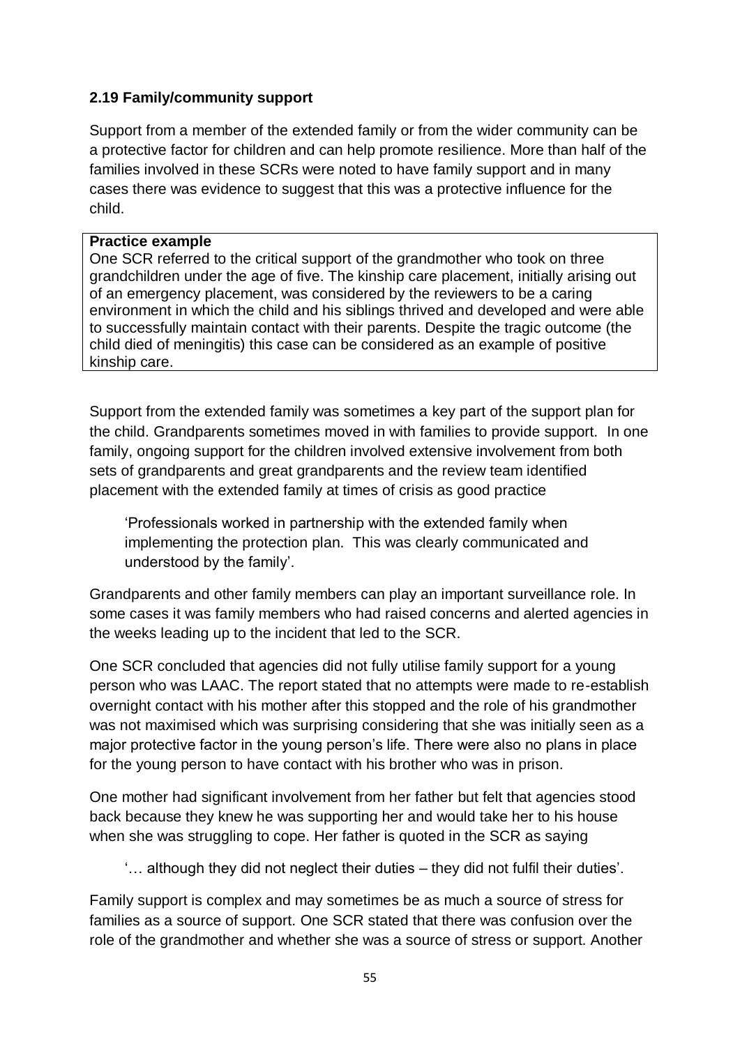### 2.19 Family/community support

Support from a member of the extended family or from the wider community can be a protective factor for children and can help promote resilience. More than half of the families involved in these SCRs were noted to have family support and in many cases there was evidence to suggest that this was a protective influence for the child.

> **Practice example**
> One SCR referred to the critical support of the grandmother who took on three grandchildren under the age of five. The kinship care placement, initially arising out of an emergency placement, was considered by the reviewers to be a caring environment in which the child and his siblings thrived and developed and were able to successfully maintain contact with their parents. Despite the tragic outcome (the child died of meningitis) this case can be considered as an example of positive kinship care.

Support from the extended family was sometimes a key part of the support plan for the child. Grandparents sometimes moved in with families to provide support. In one family, ongoing support for the children involved extensive involvement from both sets of grandparents and great grandparents and the review team identified placement with the extended family at times of crisis as good practice

> 'Professionals worked in partnership with the extended family when implementing the protection plan. This was clearly communicated and understood by the family'.

Grandparents and other family members can play an important surveillance role. In some cases it was family members who had raised concerns and alerted agencies in the weeks leading up to the incident that led to the SCR.

One SCR concluded that agencies did not fully utilise family support for a young person who was LAAC. The report stated that no attempts were made to re-establish overnight contact with his mother after this stopped and the role of his grandmother was not maximised which was surprising considering that she was initially seen as a major protective factor in the young person's life. There were also no plans in place for the young person to have contact with his brother who was in prison.

One mother had significant involvement from her father but felt that agencies stood back because they knew he was supporting her and would take her to his house when she was struggling to cope. Her father is quoted in the SCR as saying

> '… although they did not neglect their duties – they did not fulfil their duties'.

Family support is complex and may sometimes be as much a source of stress for families as a source of support. One SCR stated that there was confusion over the role of the grandmother and whether she was a source of stress or support. Another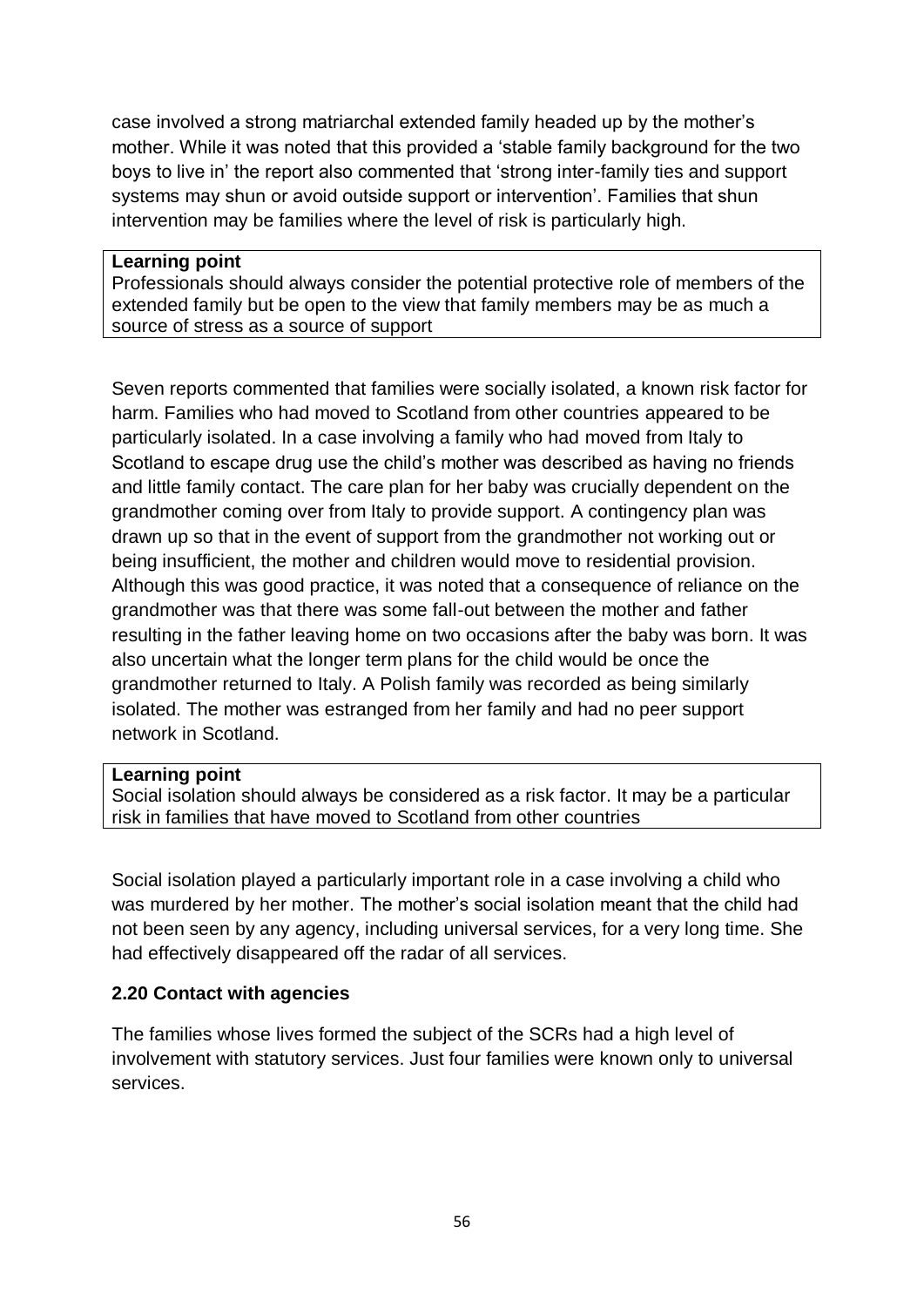case involved a strong matriarchal extended family headed up by the mother's mother. While it was noted that this provided a 'stable family background for the two boys to live in' the report also commented that 'strong inter-family ties and support systems may shun or avoid outside support or intervention'. Families that shun intervention may be families where the level of risk is particularly high.

**Learning point**
Professionals should always consider the potential protective role of members of the extended family but be open to the view that family members may be as much a source of stress as a source of support

Seven reports commented that families were socially isolated, a known risk factor for harm. Families who had moved to Scotland from other countries appeared to be particularly isolated. In a case involving a family who had moved from Italy to Scotland to escape drug use the child's mother was described as having no friends and little family contact. The care plan for her baby was crucially dependent on the grandmother coming over from Italy to provide support. A contingency plan was drawn up so that in the event of support from the grandmother not working out or being insufficient, the mother and children would move to residential provision. Although this was good practice, it was noted that a consequence of reliance on the grandmother was that there was some fall-out between the mother and father resulting in the father leaving home on two occasions after the baby was born. It was also uncertain what the longer term plans for the child would be once the grandmother returned to Italy. A Polish family was recorded as being similarly isolated. The mother was estranged from her family and had no peer support network in Scotland.

**Learning point**
Social isolation should always be considered as a risk factor. It may be a particular risk in families that have moved to Scotland from other countries

Social isolation played a particularly important role in a case involving a child who was murdered by her mother. The mother's social isolation meant that the child had not been seen by any agency, including universal services, for a very long time. She had effectively disappeared off the radar of all services.

### 2.20 Contact with agencies

The families whose lives formed the subject of the SCRs had a high level of involvement with statutory services. Just four families were known only to universal services.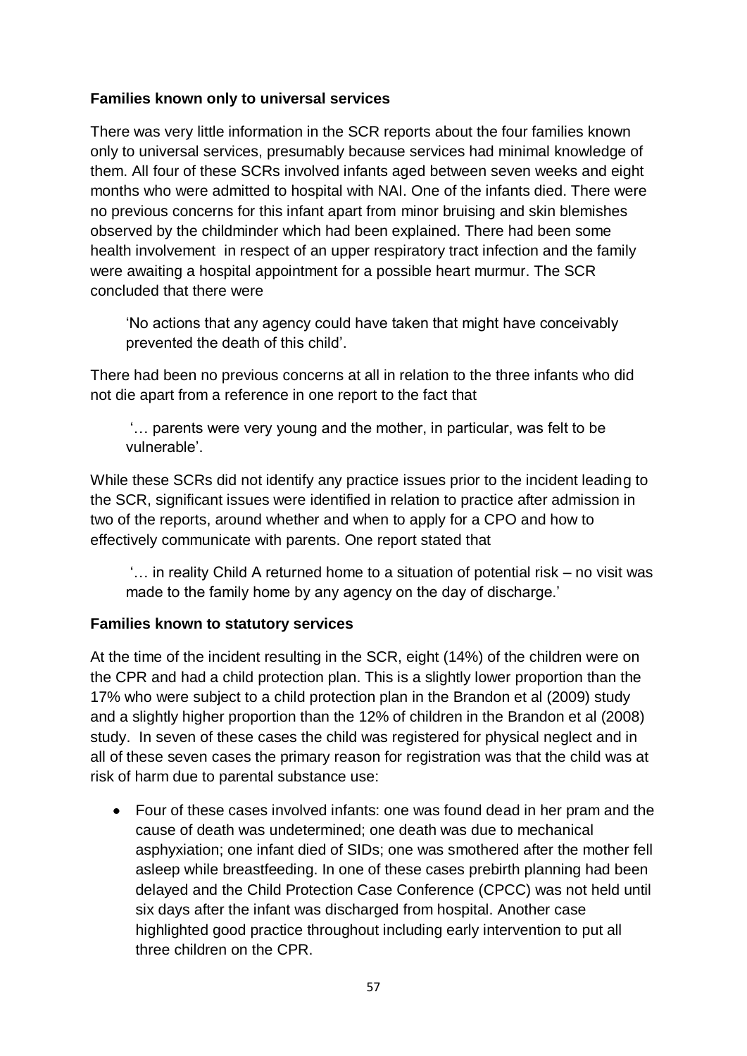**Families known only to universal services**

There was very little information in the SCR reports about the four families known only to universal services, presumably because services had minimal knowledge of them. All four of these SCRs involved infants aged between seven weeks and eight months who were admitted to hospital with NAI. One of the infants died. There were no previous concerns for this infant apart from minor bruising and skin blemishes observed by the childminder which had been explained. There had been some health involvement in respect of an upper respiratory tract infection and the family were awaiting a hospital appointment for a possible heart murmur. The SCR concluded that there were

> 'No actions that any agency could have taken that might have conceivably prevented the death of this child'.

There had been no previous concerns at all in relation to the three infants who did not die apart from a reference in one report to the fact that

> '… parents were very young and the mother, in particular, was felt to be vulnerable'.

While these SCRs did not identify any practice issues prior to the incident leading to the SCR, significant issues were identified in relation to practice after admission in two of the reports, around whether and when to apply for a CPO and how to effectively communicate with parents. One report stated that

> '… in reality Child A returned home to a situation of potential risk – no visit was made to the family home by any agency on the day of discharge.'

**Families known to statutory services**

At the time of the incident resulting in the SCR, eight (14%) of the children were on the CPR and had a child protection plan. This is a slightly lower proportion than the 17% who were subject to a child protection plan in the Brandon et al (2009) study and a slightly higher proportion than the 12% of children in the Brandon et al (2008) study. In seven of these cases the child was registered for physical neglect and in all of these seven cases the primary reason for registration was that the child was at risk of harm due to parental substance use:

- Four of these cases involved infants: one was found dead in her pram and the cause of death was undetermined; one death was due to mechanical asphyxiation; one infant died of SIDs; one was smothered after the mother fell asleep while breastfeeding. In one of these cases prebirth planning had been delayed and the Child Protection Case Conference (CPCC) was not held until six days after the infant was discharged from hospital. Another case highlighted good practice throughout including early intervention to put all three children on the CPR.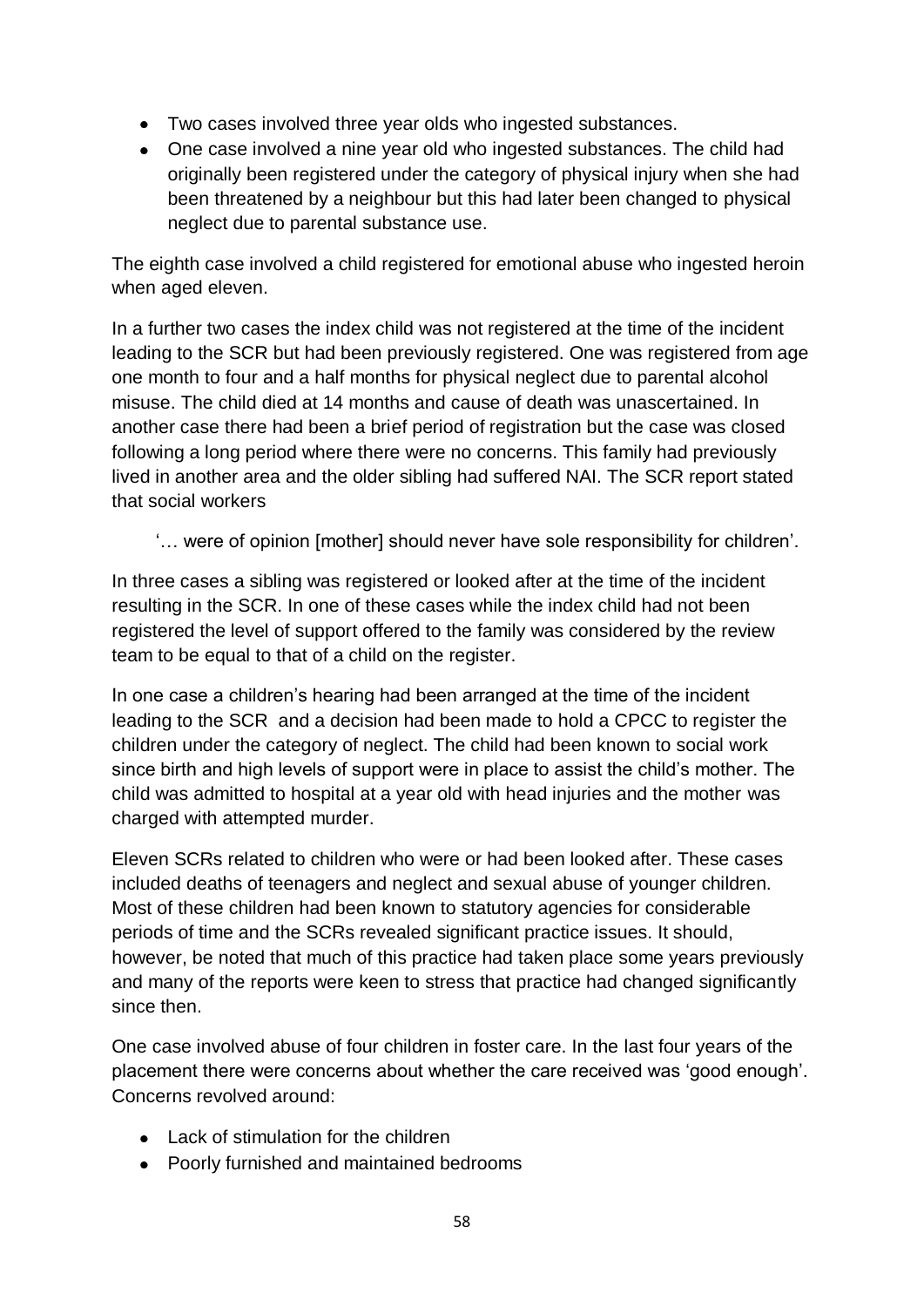- Two cases involved three year olds who ingested substances.
- One case involved a nine year old who ingested substances. The child had originally been registered under the category of physical injury when she had been threatened by a neighbour but this had later been changed to physical neglect due to parental substance use.

The eighth case involved a child registered for emotional abuse who ingested heroin when aged eleven.

In a further two cases the index child was not registered at the time of the incident leading to the SCR but had been previously registered. One was registered from age one month to four and a half months for physical neglect due to parental alcohol misuse. The child died at 14 months and cause of death was unascertained. In another case there had been a brief period of registration but the case was closed following a long period where there were no concerns. This family had previously lived in another area and the older sibling had suffered NAI. The SCR report stated that social workers

> '… were of opinion [mother] should never have sole responsibility for children'.

In three cases a sibling was registered or looked after at the time of the incident resulting in the SCR. In one of these cases while the index child had not been registered the level of support offered to the family was considered by the review team to be equal to that of a child on the register.

In one case a children's hearing had been arranged at the time of the incident leading to the SCR and a decision had been made to hold a CPCC to register the children under the category of neglect. The child had been known to social work since birth and high levels of support were in place to assist the child's mother. The child was admitted to hospital at a year old with head injuries and the mother was charged with attempted murder.

Eleven SCRs related to children who were or had been looked after. These cases included deaths of teenagers and neglect and sexual abuse of younger children. Most of these children had been known to statutory agencies for considerable periods of time and the SCRs revealed significant practice issues. It should, however, be noted that much of this practice had taken place some years previously and many of the reports were keen to stress that practice had changed significantly since then.

One case involved abuse of four children in foster care. In the last four years of the placement there were concerns about whether the care received was 'good enough'. Concerns revolved around:

- Lack of stimulation for the children
- Poorly furnished and maintained bedrooms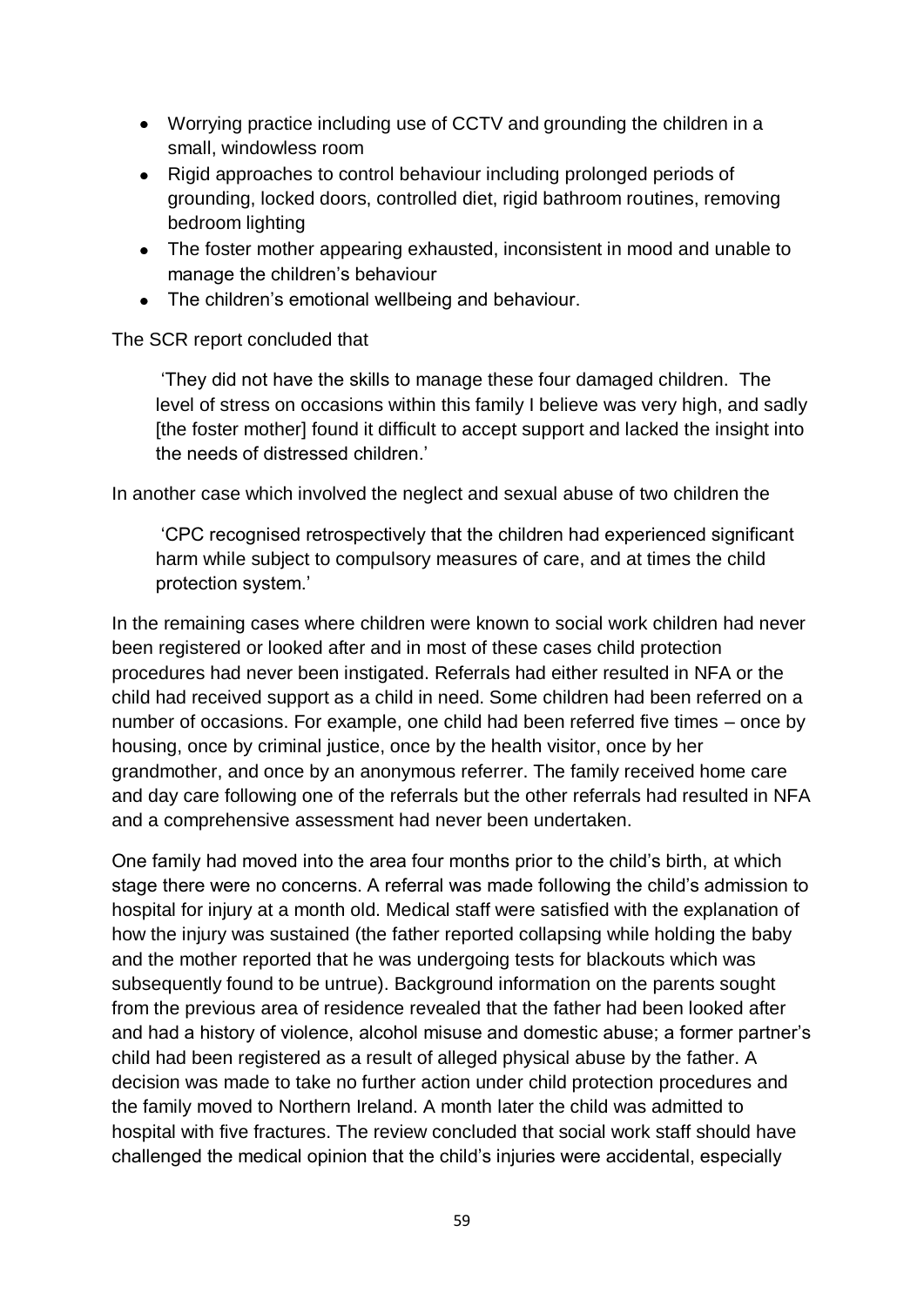- Worrying practice including use of CCTV and grounding the children in a small, windowless room
- Rigid approaches to control behaviour including prolonged periods of grounding, locked doors, controlled diet, rigid bathroom routines, removing bedroom lighting
- The foster mother appearing exhausted, inconsistent in mood and unable to manage the children's behaviour
- The children's emotional wellbeing and behaviour.

The SCR report concluded that

> 'They did not have the skills to manage these four damaged children. The level of stress on occasions within this family I believe was very high, and sadly [the foster mother] found it difficult to accept support and lacked the insight into the needs of distressed children.'

In another case which involved the neglect and sexual abuse of two children the

> 'CPC recognised retrospectively that the children had experienced significant harm while subject to compulsory measures of care, and at times the child protection system.'

In the remaining cases where children were known to social work children had never been registered or looked after and in most of these cases child protection procedures had never been instigated. Referrals had either resulted in NFA or the child had received support as a child in need. Some children had been referred on a number of occasions. For example, one child had been referred five times – once by housing, once by criminal justice, once by the health visitor, once by her grandmother, and once by an anonymous referrer. The family received home care and day care following one of the referrals but the other referrals had resulted in NFA and a comprehensive assessment had never been undertaken.

One family had moved into the area four months prior to the child's birth, at which stage there were no concerns. A referral was made following the child's admission to hospital for injury at a month old. Medical staff were satisfied with the explanation of how the injury was sustained (the father reported collapsing while holding the baby and the mother reported that he was undergoing tests for blackouts which was subsequently found to be untrue). Background information on the parents sought from the previous area of residence revealed that the father had been looked after and had a history of violence, alcohol misuse and domestic abuse; a former partner's child had been registered as a result of alleged physical abuse by the father. A decision was made to take no further action under child protection procedures and the family moved to Northern Ireland. A month later the child was admitted to hospital with five fractures. The review concluded that social work staff should have challenged the medical opinion that the child's injuries were accidental, especially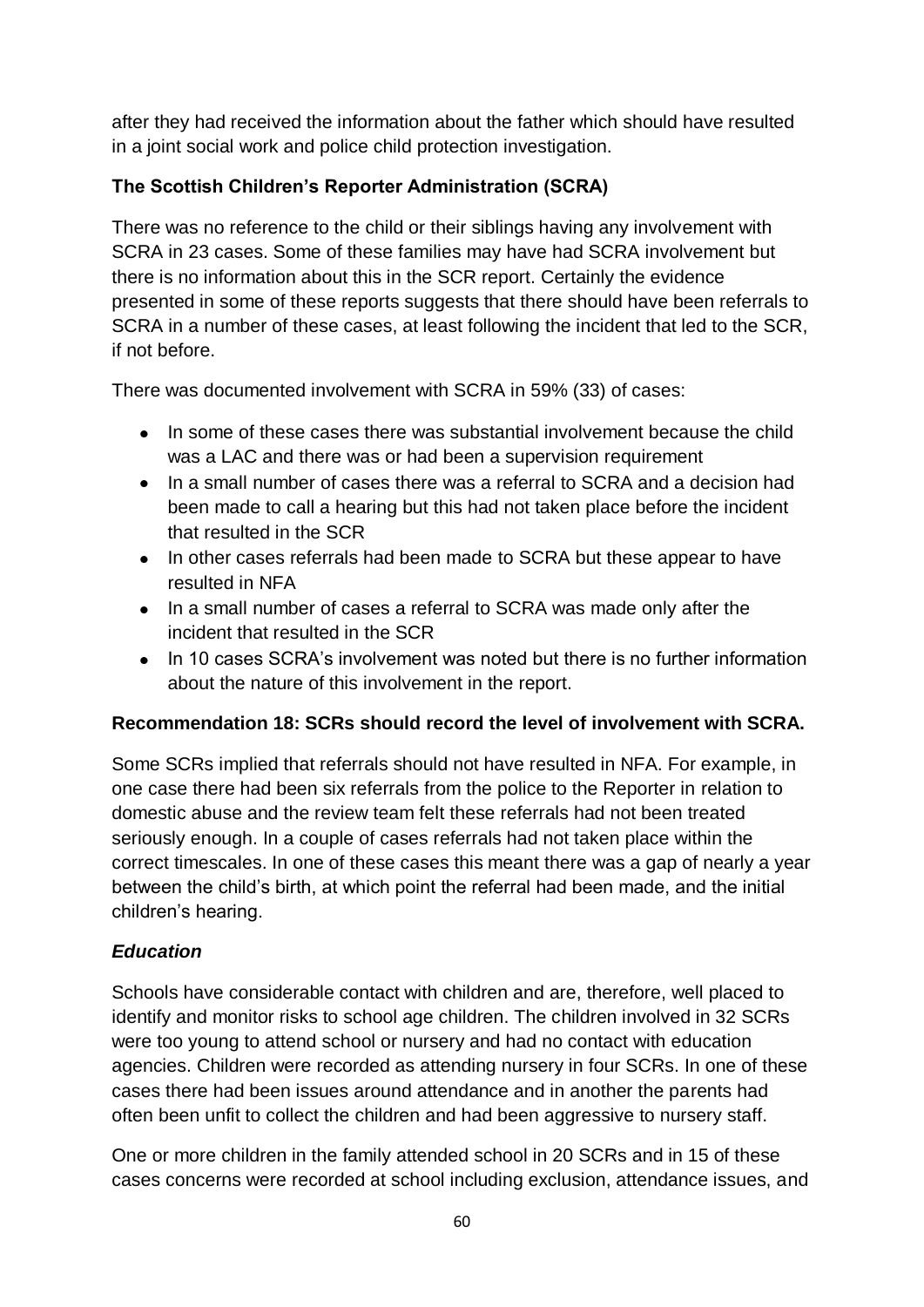after they had received the information about the father which should have resulted in a joint social work and police child protection investigation.

### The Scottish Children's Reporter Administration (SCRA)

There was no reference to the child or their siblings having any involvement with SCRA in 23 cases. Some of these families may have had SCRA involvement but there is no information about this in the SCR report. Certainly the evidence presented in some of these reports suggests that there should have been referrals to SCRA in a number of these cases, at least following the incident that led to the SCR, if not before.

There was documented involvement with SCRA in 59% (33) of cases:

- In some of these cases there was substantial involvement because the child was a LAC and there was or had been a supervision requirement
- In a small number of cases there was a referral to SCRA and a decision had been made to call a hearing but this had not taken place before the incident that resulted in the SCR
- In other cases referrals had been made to SCRA but these appear to have resulted in NFA
- In a small number of cases a referral to SCRA was made only after the incident that resulted in the SCR
- In 10 cases SCRA's involvement was noted but there is no further information about the nature of this involvement in the report.

**Recommendation 18: SCRs should record the level of involvement with SCRA.**

Some SCRs implied that referrals should not have resulted in NFA. For example, in one case there had been six referrals from the police to the Reporter in relation to domestic abuse and the review team felt these referrals had not been treated seriously enough. In a couple of cases referrals had not taken place within the correct timescales. In one of these cases this meant there was a gap of nearly a year between the child's birth, at which point the referral had been made, and the initial children's hearing.

### *Education*

Schools have considerable contact with children and are, therefore, well placed to identify and monitor risks to school age children. The children involved in 32 SCRs were too young to attend school or nursery and had no contact with education agencies. Children were recorded as attending nursery in four SCRs. In one of these cases there had been issues around attendance and in another the parents had often been unfit to collect the children and had been aggressive to nursery staff.

One or more children in the family attended school in 20 SCRs and in 15 of these cases concerns were recorded at school including exclusion, attendance issues, and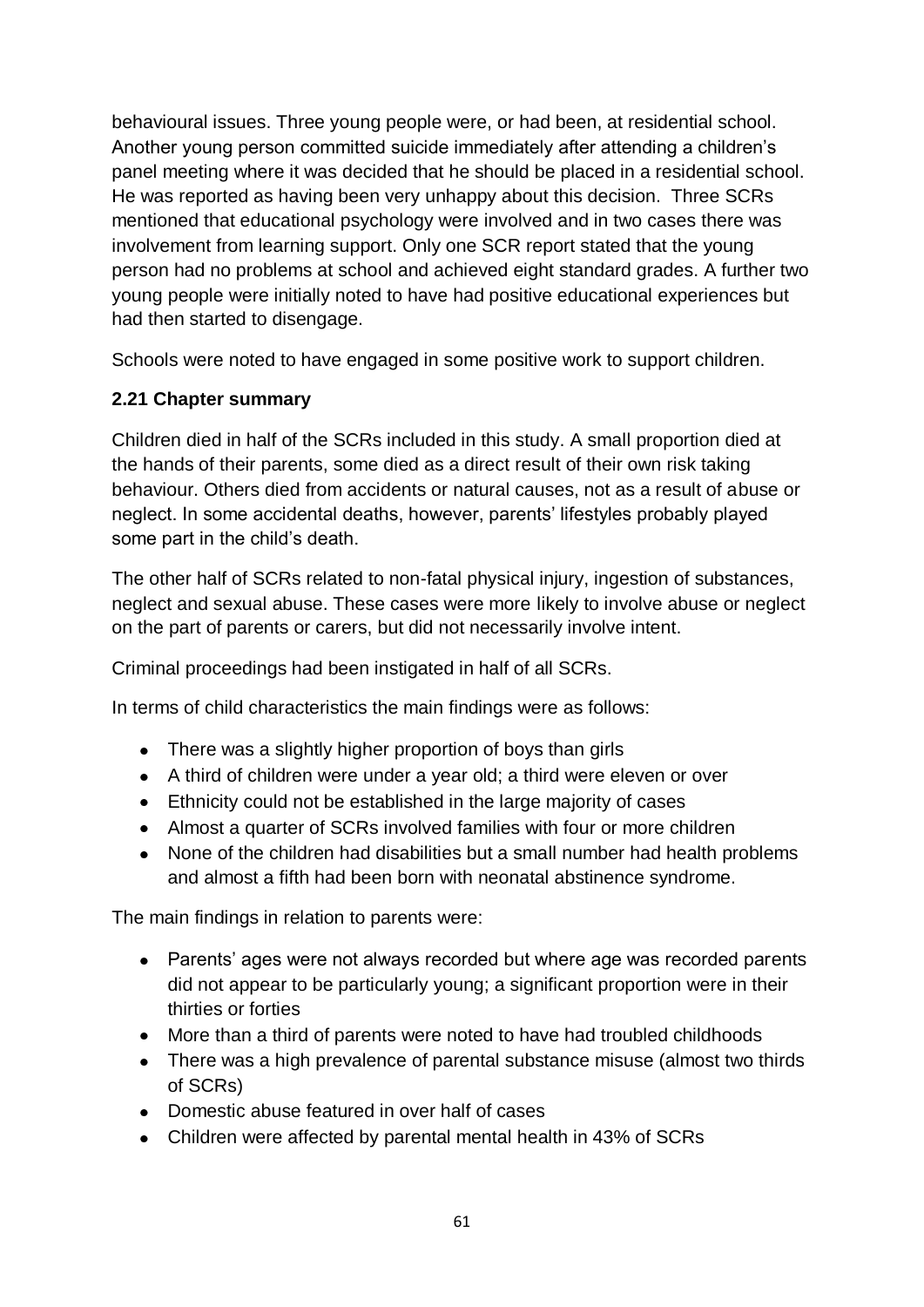behavioural issues. Three young people were, or had been, at residential school. Another young person committed suicide immediately after attending a children's panel meeting where it was decided that he should be placed in a residential school. He was reported as having been very unhappy about this decision. Three SCRs mentioned that educational psychology were involved and in two cases there was involvement from learning support. Only one SCR report stated that the young person had no problems at school and achieved eight standard grades. A further two young people were initially noted to have had positive educational experiences but had then started to disengage.

Schools were noted to have engaged in some positive work to support children.

### 2.21 Chapter summary

Children died in half of the SCRs included in this study. A small proportion died at the hands of their parents, some died as a direct result of their own risk taking behaviour. Others died from accidents or natural causes, not as a result of abuse or neglect. In some accidental deaths, however, parents' lifestyles probably played some part in the child's death.

The other half of SCRs related to non-fatal physical injury, ingestion of substances, neglect and sexual abuse. These cases were more likely to involve abuse or neglect on the part of parents or carers, but did not necessarily involve intent.

Criminal proceedings had been instigated in half of all SCRs.

In terms of child characteristics the main findings were as follows:

- There was a slightly higher proportion of boys than girls
- A third of children were under a year old; a third were eleven or over
- Ethnicity could not be established in the large majority of cases
- Almost a quarter of SCRs involved families with four or more children
- None of the children had disabilities but a small number had health problems and almost a fifth had been born with neonatal abstinence syndrome.

The main findings in relation to parents were:

- Parents' ages were not always recorded but where age was recorded parents did not appear to be particularly young; a significant proportion were in their thirties or forties
- More than a third of parents were noted to have had troubled childhoods
- There was a high prevalence of parental substance misuse (almost two thirds of SCRs)
- Domestic abuse featured in over half of cases
- Children were affected by parental mental health in 43% of SCRs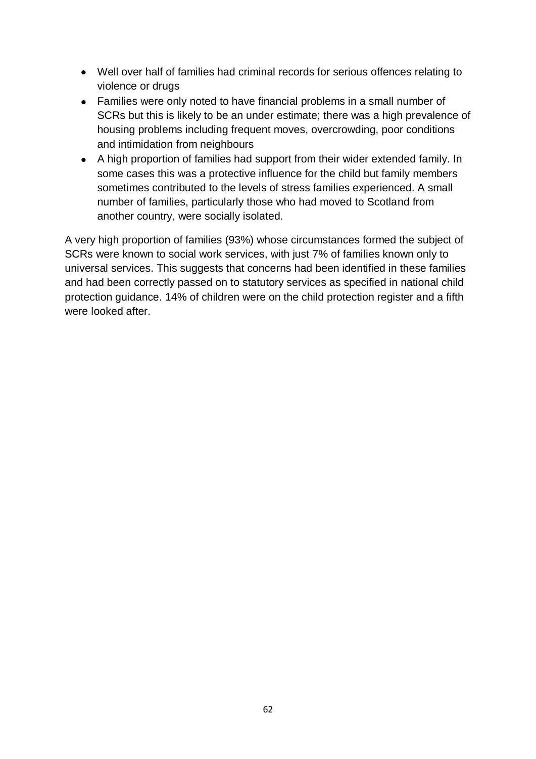- Well over half of families had criminal records for serious offences relating to violence or drugs
- Families were only noted to have financial problems in a small number of SCRs but this is likely to be an under estimate; there was a high prevalence of housing problems including frequent moves, overcrowding, poor conditions and intimidation from neighbours
- A high proportion of families had support from their wider extended family. In some cases this was a protective influence for the child but family members sometimes contributed to the levels of stress families experienced. A small number of families, particularly those who had moved to Scotland from another country, were socially isolated.

A very high proportion of families (93%) whose circumstances formed the subject of SCRs were known to social work services, with just 7% of families known only to universal services. This suggests that concerns had been identified in these families and had been correctly passed on to statutory services as specified in national child protection guidance. 14% of children were on the child protection register and a fifth were looked after.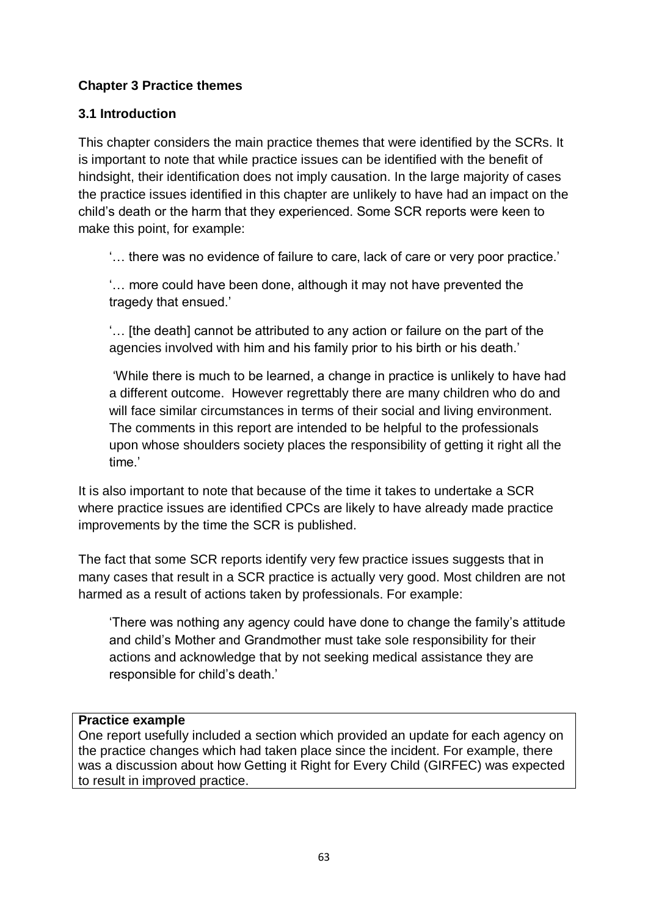## Chapter 3 Practice themes

### 3.1 Introduction

This chapter considers the main practice themes that were identified by the SCRs. It is important to note that while practice issues can be identified with the benefit of hindsight, their identification does not imply causation. In the large majority of cases the practice issues identified in this chapter are unlikely to have had an impact on the child's death or the harm that they experienced. Some SCR reports were keen to make this point, for example:

> '… there was no evidence of failure to care, lack of care or very poor practice.'
>
> '… more could have been done, although it may not have prevented the tragedy that ensued.'
>
> '… [the death] cannot be attributed to any action or failure on the part of the agencies involved with him and his family prior to his birth or his death.'
>
> 'While there is much to be learned, a change in practice is unlikely to have had a different outcome. However regrettably there are many children who do and will face similar circumstances in terms of their social and living environment. The comments in this report are intended to be helpful to the professionals upon whose shoulders society places the responsibility of getting it right all the time.'

It is also important to note that because of the time it takes to undertake a SCR where practice issues are identified CPCs are likely to have already made practice improvements by the time the SCR is published.

The fact that some SCR reports identify very few practice issues suggests that in many cases that result in a SCR practice is actually very good. Most children are not harmed as a result of actions taken by professionals. For example:

> 'There was nothing any agency could have done to change the family's attitude and child's Mother and Grandmother must take sole responsibility for their actions and acknowledge that by not seeking medical assistance they are responsible for child's death.'

| **Practice example** |
| --- |
| One report usefully included a section which provided an update for each agency on the practice changes which had taken place since the incident. For example, there was a discussion about how Getting it Right for Every Child (GIRFEC) was expected to result in improved practice. |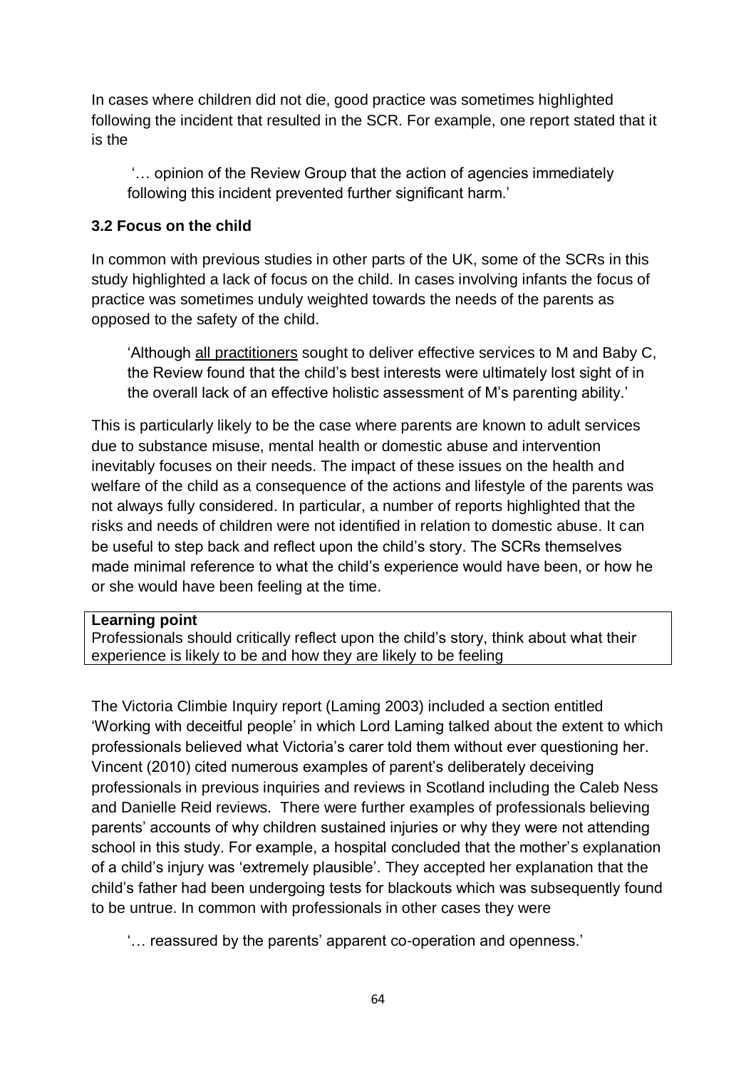In cases where children did not die, good practice was sometimes highlighted following the incident that resulted in the SCR. For example, one report stated that it is the

> '… opinion of the Review Group that the action of agencies immediately following this incident prevented further significant harm.'

### 3.2 Focus on the child

In common with previous studies in other parts of the UK, some of the SCRs in this study highlighted a lack of focus on the child. In cases involving infants the focus of practice was sometimes unduly weighted towards the needs of the parents as opposed to the safety of the child.

> 'Although <u>all practitioners</u> sought to deliver effective services to M and Baby C, the Review found that the child's best interests were ultimately lost sight of in the overall lack of an effective holistic assessment of M's parenting ability.'

This is particularly likely to be the case where parents are known to adult services due to substance misuse, mental health or domestic abuse and intervention inevitably focuses on their needs. The impact of these issues on the health and welfare of the child as a consequence of the actions and lifestyle of the parents was not always fully considered. In particular, a number of reports highlighted that the risks and needs of children were not identified in relation to domestic abuse. It can be useful to step back and reflect upon the child's story. The SCRs themselves made minimal reference to what the child's experience would have been, or how he or she would have been feeling at the time.

| **Learning point** |
|---|
| Professionals should critically reflect upon the child's story, think about what their experience is likely to be and how they are likely to be feeling |

The Victoria Climbie Inquiry report (Laming 2003) included a section entitled 'Working with deceitful people' in which Lord Laming talked about the extent to which professionals believed what Victoria's carer told them without ever questioning her. Vincent (2010) cited numerous examples of parent's deliberately deceiving professionals in previous inquiries and reviews in Scotland including the Caleb Ness and Danielle Reid reviews. There were further examples of professionals believing parents' accounts of why children sustained injuries or why they were not attending school in this study. For example, a hospital concluded that the mother's explanation of a child's injury was 'extremely plausible'. They accepted her explanation that the child's father had been undergoing tests for blackouts which was subsequently found to be untrue. In common with professionals in other cases they were

> '… reassured by the parents' apparent co-operation and openness.'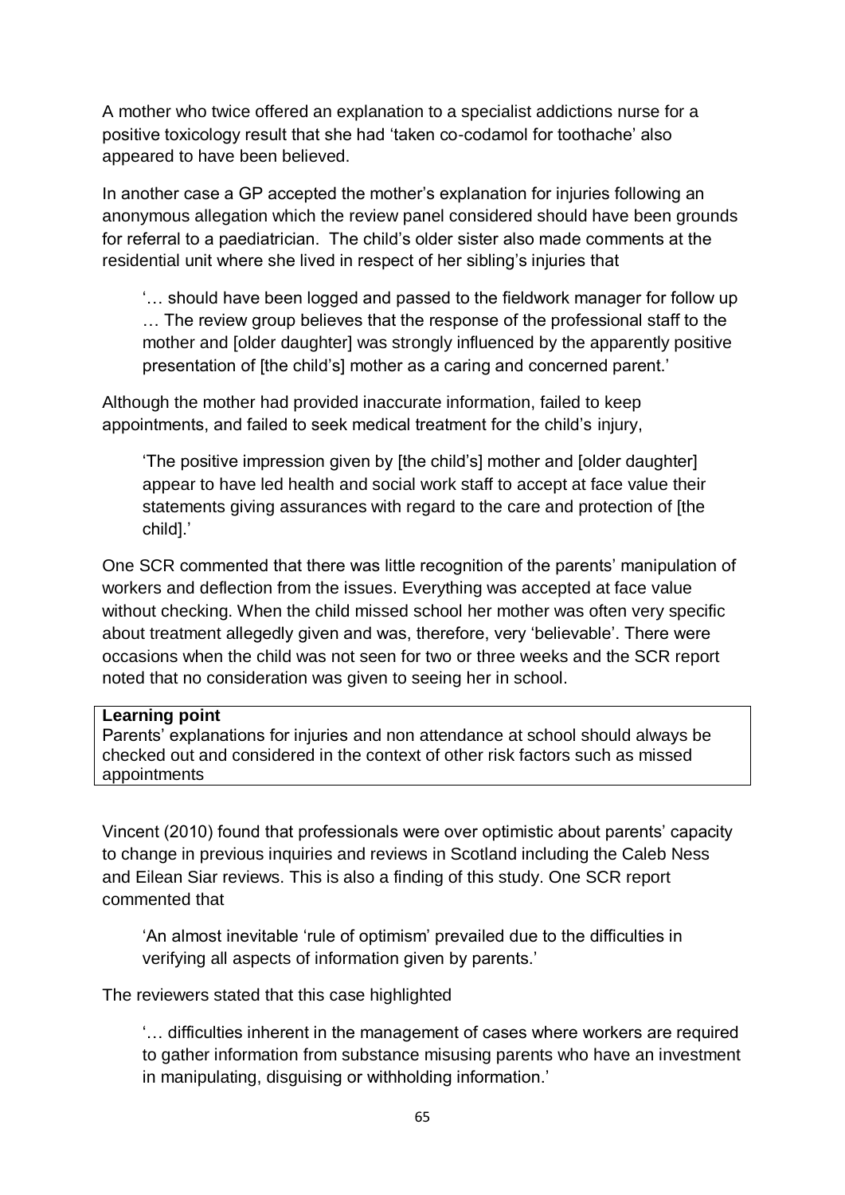A mother who twice offered an explanation to a specialist addictions nurse for a positive toxicology result that she had 'taken co-codamol for toothache' also appeared to have been believed.

In another case a GP accepted the mother's explanation for injuries following an anonymous allegation which the review panel considered should have been grounds for referral to a paediatrician. The child's older sister also made comments at the residential unit where she lived in respect of her sibling's injuries that

> '… should have been logged and passed to the fieldwork manager for follow up … The review group believes that the response of the professional staff to the mother and [older daughter] was strongly influenced by the apparently positive presentation of [the child's] mother as a caring and concerned parent.'

Although the mother had provided inaccurate information, failed to keep appointments, and failed to seek medical treatment for the child's injury,

> 'The positive impression given by [the child's] mother and [older daughter] appear to have led health and social work staff to accept at face value their statements giving assurances with regard to the care and protection of [the child].'

One SCR commented that there was little recognition of the parents' manipulation of workers and deflection from the issues. Everything was accepted at face value without checking. When the child missed school her mother was often very specific about treatment allegedly given and was, therefore, very 'believable'. There were occasions when the child was not seen for two or three weeks and the SCR report noted that no consideration was given to seeing her in school.

| **Learning point**<br>Parents' explanations for injuries and non attendance at school should always be checked out and considered in the context of other risk factors such as missed appointments |
|---|

Vincent (2010) found that professionals were over optimistic about parents' capacity to change in previous inquiries and reviews in Scotland including the Caleb Ness and Eilean Siar reviews. This is also a finding of this study. One SCR report commented that

> 'An almost inevitable 'rule of optimism' prevailed due to the difficulties in verifying all aspects of information given by parents.'

The reviewers stated that this case highlighted

> '… difficulties inherent in the management of cases where workers are required to gather information from substance misusing parents who have an investment in manipulating, disguising or withholding information.'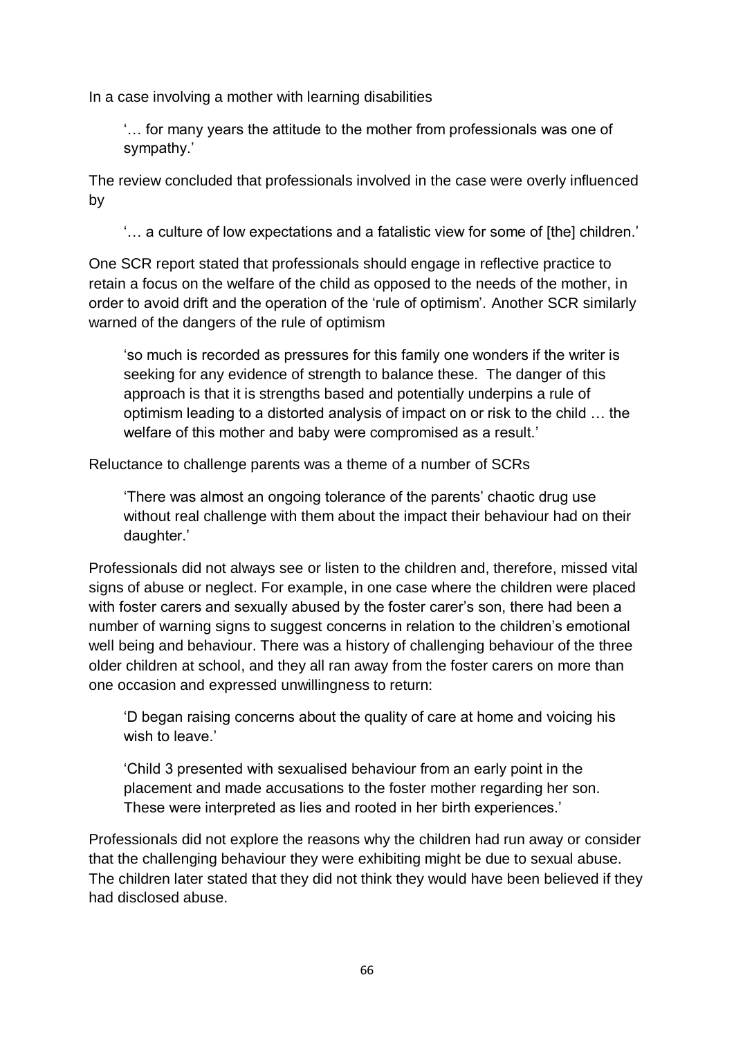In a case involving a mother with learning disabilities

> '… for many years the attitude to the mother from professionals was one of sympathy.'

The review concluded that professionals involved in the case were overly influenced by

> '… a culture of low expectations and a fatalistic view for some of [the] children.'

One SCR report stated that professionals should engage in reflective practice to retain a focus on the welfare of the child as opposed to the needs of the mother, in order to avoid drift and the operation of the 'rule of optimism'. Another SCR similarly warned of the dangers of the rule of optimism

> 'so much is recorded as pressures for this family one wonders if the writer is seeking for any evidence of strength to balance these. The danger of this approach is that it is strengths based and potentially underpins a rule of optimism leading to a distorted analysis of impact on or risk to the child … the welfare of this mother and baby were compromised as a result.'

Reluctance to challenge parents was a theme of a number of SCRs

> 'There was almost an ongoing tolerance of the parents' chaotic drug use without real challenge with them about the impact their behaviour had on their daughter.'

Professionals did not always see or listen to the children and, therefore, missed vital signs of abuse or neglect. For example, in one case where the children were placed with foster carers and sexually abused by the foster carer's son, there had been a number of warning signs to suggest concerns in relation to the children's emotional well being and behaviour. There was a history of challenging behaviour of the three older children at school, and they all ran away from the foster carers on more than one occasion and expressed unwillingness to return:

> 'D began raising concerns about the quality of care at home and voicing his wish to leave.'
>
> 'Child 3 presented with sexualised behaviour from an early point in the placement and made accusations to the foster mother regarding her son. These were interpreted as lies and rooted in her birth experiences.'

Professionals did not explore the reasons why the children had run away or consider that the challenging behaviour they were exhibiting might be due to sexual abuse. The children later stated that they did not think they would have been believed if they had disclosed abuse.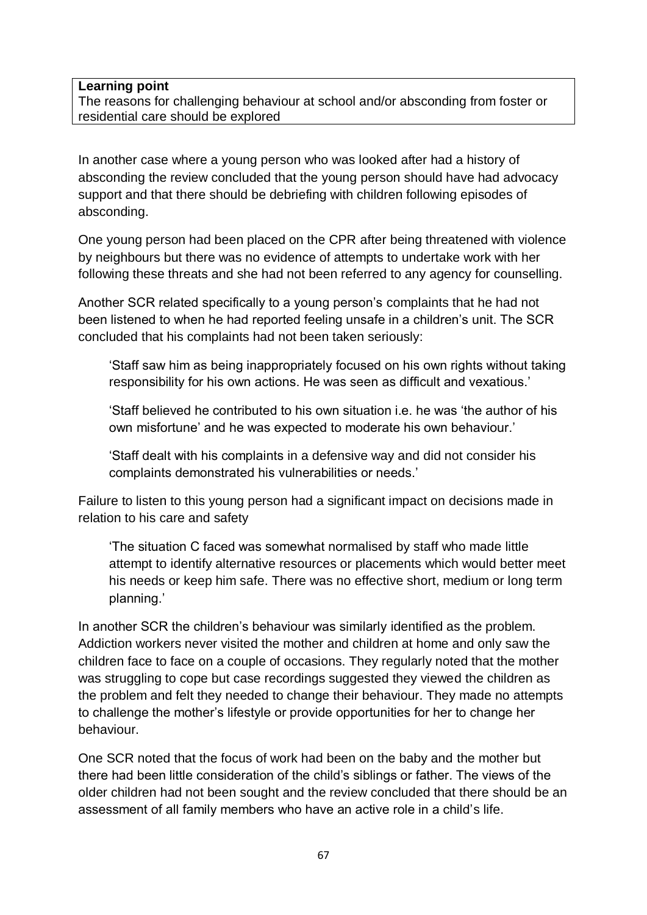> **Learning point**
> The reasons for challenging behaviour at school and/or absconding from foster or residential care should be explored

In another case where a young person who was looked after had a history of absconding the review concluded that the young person should have had advocacy support and that there should be debriefing with children following episodes of absconding.

One young person had been placed on the CPR after being threatened with violence by neighbours but there was no evidence of attempts to undertake work with her following these threats and she had not been referred to any agency for counselling.

Another SCR related specifically to a young person's complaints that he had not been listened to when he had reported feeling unsafe in a children's unit. The SCR concluded that his complaints had not been taken seriously:

> 'Staff saw him as being inappropriately focused on his own rights without taking responsibility for his own actions. He was seen as difficult and vexatious.'
>
> 'Staff believed he contributed to his own situation i.e. he was 'the author of his own misfortune' and he was expected to moderate his own behaviour.'
>
> 'Staff dealt with his complaints in a defensive way and did not consider his complaints demonstrated his vulnerabilities or needs.'

Failure to listen to this young person had a significant impact on decisions made in relation to his care and safety

> 'The situation C faced was somewhat normalised by staff who made little attempt to identify alternative resources or placements which would better meet his needs or keep him safe. There was no effective short, medium or long term planning.'

In another SCR the children's behaviour was similarly identified as the problem. Addiction workers never visited the mother and children at home and only saw the children face to face on a couple of occasions. They regularly noted that the mother was struggling to cope but case recordings suggested they viewed the children as the problem and felt they needed to change their behaviour. They made no attempts to challenge the mother's lifestyle or provide opportunities for her to change her behaviour.

One SCR noted that the focus of work had been on the baby and the mother but there had been little consideration of the child's siblings or father. The views of the older children had not been sought and the review concluded that there should be an assessment of all family members who have an active role in a child's life.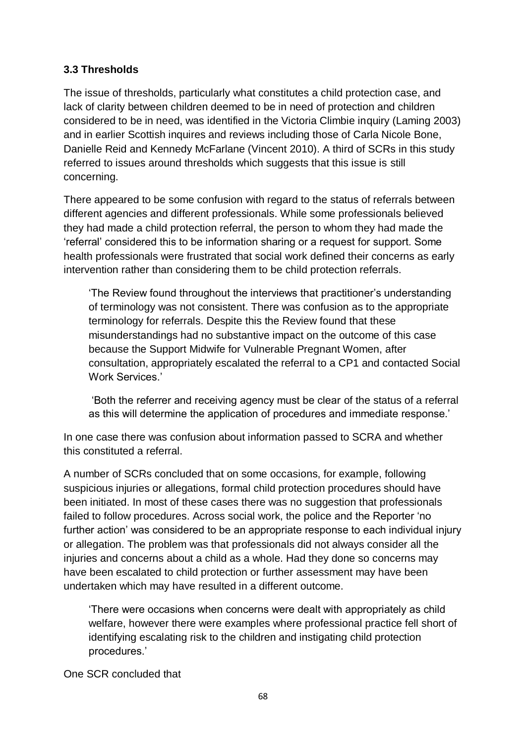### 3.3 Thresholds

The issue of thresholds, particularly what constitutes a child protection case, and lack of clarity between children deemed to be in need of protection and children considered to be in need, was identified in the Victoria Climbie inquiry (Laming 2003) and in earlier Scottish inquires and reviews including those of Carla Nicole Bone, Danielle Reid and Kennedy McFarlane (Vincent 2010). A third of SCRs in this study referred to issues around thresholds which suggests that this issue is still concerning.

There appeared to be some confusion with regard to the status of referrals between different agencies and different professionals. While some professionals believed they had made a child protection referral, the person to whom they had made the 'referral' considered this to be information sharing or a request for support. Some health professionals were frustrated that social work defined their concerns as early intervention rather than considering them to be child protection referrals.

> 'The Review found throughout the interviews that practitioner's understanding of terminology was not consistent. There was confusion as to the appropriate terminology for referrals. Despite this the Review found that these misunderstandings had no substantive impact on the outcome of this case because the Support Midwife for Vulnerable Pregnant Women, after consultation, appropriately escalated the referral to a CP1 and contacted Social Work Services.'
>
> 'Both the referrer and receiving agency must be clear of the status of a referral as this will determine the application of procedures and immediate response.'

In one case there was confusion about information passed to SCRA and whether this constituted a referral.

A number of SCRs concluded that on some occasions, for example, following suspicious injuries or allegations, formal child protection procedures should have been initiated. In most of these cases there was no suggestion that professionals failed to follow procedures. Across social work, the police and the Reporter 'no further action' was considered to be an appropriate response to each individual injury or allegation. The problem was that professionals did not always consider all the injuries and concerns about a child as a whole. Had they done so concerns may have been escalated to child protection or further assessment may have been undertaken which may have resulted in a different outcome.

> 'There were occasions when concerns were dealt with appropriately as child welfare, however there were examples where professional practice fell short of identifying escalating risk to the children and instigating child protection procedures.'

One SCR concluded that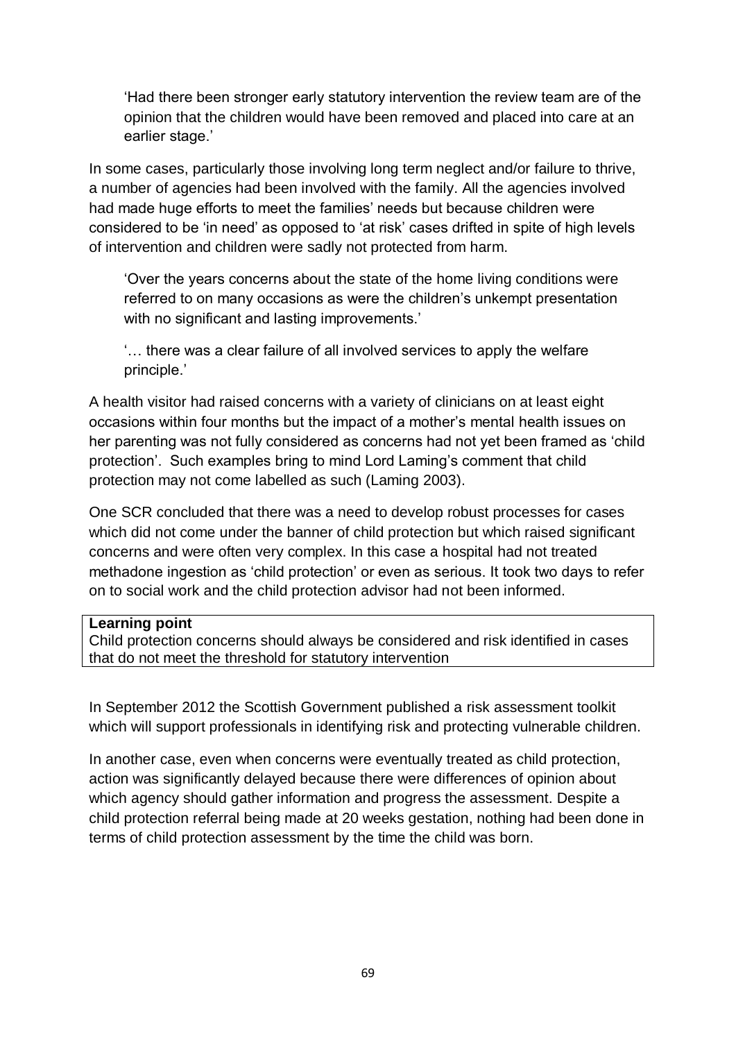> 'Had there been stronger early statutory intervention the review team are of the opinion that the children would have been removed and placed into care at an earlier stage.'

In some cases, particularly those involving long term neglect and/or failure to thrive, a number of agencies had been involved with the family. All the agencies involved had made huge efforts to meet the families' needs but because children were considered to be 'in need' as opposed to 'at risk' cases drifted in spite of high levels of intervention and children were sadly not protected from harm.

> 'Over the years concerns about the state of the home living conditions were referred to on many occasions as were the children's unkempt presentation with no significant and lasting improvements.'

> '… there was a clear failure of all involved services to apply the welfare principle.'

A health visitor had raised concerns with a variety of clinicians on at least eight occasions within four months but the impact of a mother's mental health issues on her parenting was not fully considered as concerns had not yet been framed as 'child protection'. Such examples bring to mind Lord Laming's comment that child protection may not come labelled as such (Laming 2003).

One SCR concluded that there was a need to develop robust processes for cases which did not come under the banner of child protection but which raised significant concerns and were often very complex. In this case a hospital had not treated methadone ingestion as 'child protection' or even as serious. It took two days to refer on to social work and the child protection advisor had not been informed.

| **Learning point** |
| --- |
| Child protection concerns should always be considered and risk identified in cases that do not meet the threshold for statutory intervention |

In September 2012 the Scottish Government published a risk assessment toolkit which will support professionals in identifying risk and protecting vulnerable children.

In another case, even when concerns were eventually treated as child protection, action was significantly delayed because there were differences of opinion about which agency should gather information and progress the assessment. Despite a child protection referral being made at 20 weeks gestation, nothing had been done in terms of child protection assessment by the time the child was born.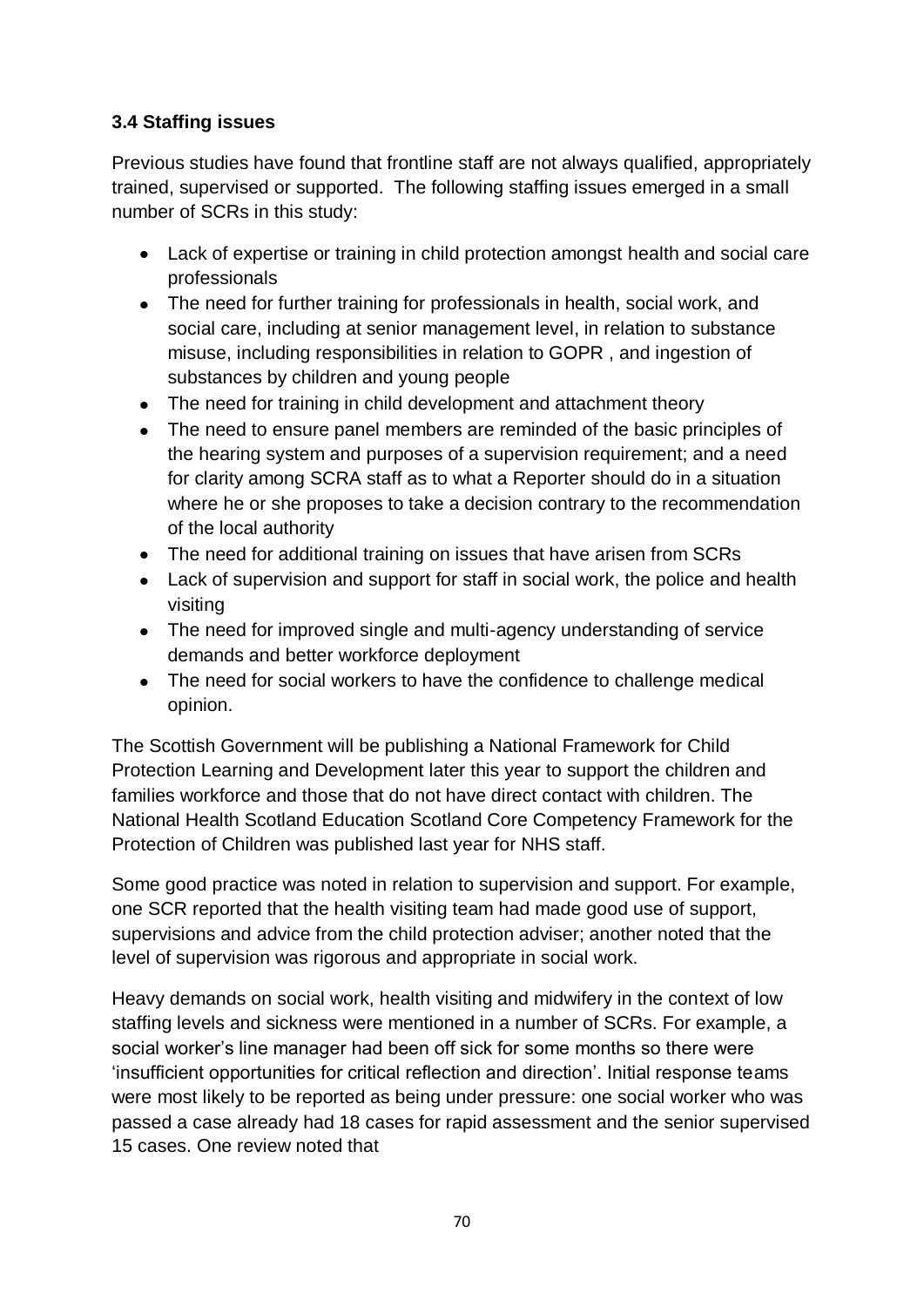### 3.4 Staffing issues

Previous studies have found that frontline staff are not always qualified, appropriately trained, supervised or supported. The following staffing issues emerged in a small number of SCRs in this study:

- Lack of expertise or training in child protection amongst health and social care professionals
- The need for further training for professionals in health, social work, and social care, including at senior management level, in relation to substance misuse, including responsibilities in relation to GOPR , and ingestion of substances by children and young people
- The need for training in child development and attachment theory
- The need to ensure panel members are reminded of the basic principles of the hearing system and purposes of a supervision requirement; and a need for clarity among SCRA staff as to what a Reporter should do in a situation where he or she proposes to take a decision contrary to the recommendation of the local authority
- The need for additional training on issues that have arisen from SCRs
- Lack of supervision and support for staff in social work, the police and health visiting
- The need for improved single and multi-agency understanding of service demands and better workforce deployment
- The need for social workers to have the confidence to challenge medical opinion.

The Scottish Government will be publishing a National Framework for Child Protection Learning and Development later this year to support the children and families workforce and those that do not have direct contact with children. The National Health Scotland Education Scotland Core Competency Framework for the Protection of Children was published last year for NHS staff.

Some good practice was noted in relation to supervision and support. For example, one SCR reported that the health visiting team had made good use of support, supervisions and advice from the child protection adviser; another noted that the level of supervision was rigorous and appropriate in social work.

Heavy demands on social work, health visiting and midwifery in the context of low staffing levels and sickness were mentioned in a number of SCRs. For example, a social worker's line manager had been off sick for some months so there were 'insufficient opportunities for critical reflection and direction'. Initial response teams were most likely to be reported as being under pressure: one social worker who was passed a case already had 18 cases for rapid assessment and the senior supervised 15 cases. One review noted that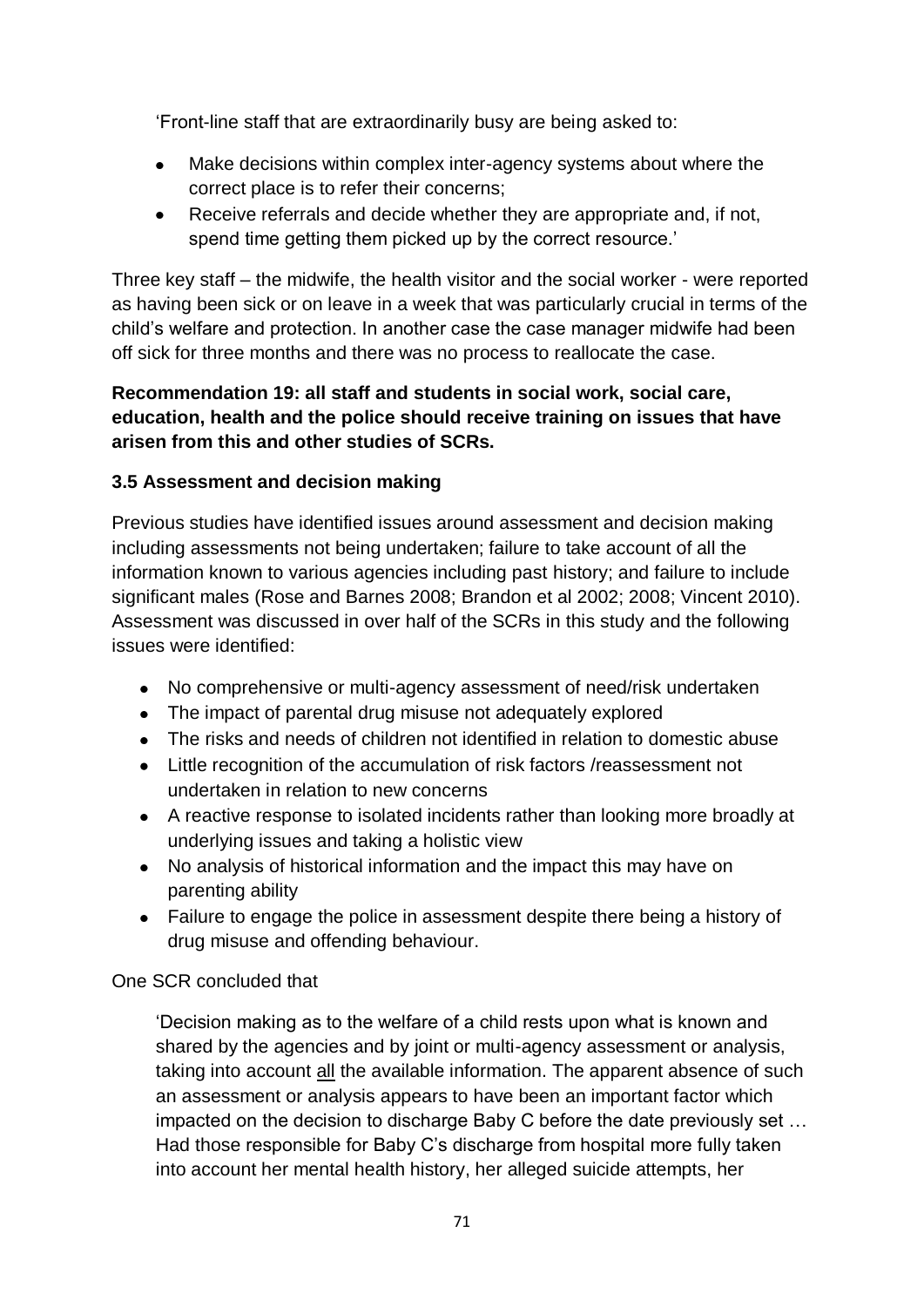'Front-line staff that are extraordinarily busy are being asked to:

- Make decisions within complex inter-agency systems about where the correct place is to refer their concerns;
- Receive referrals and decide whether they are appropriate and, if not, spend time getting them picked up by the correct resource.'

Three key staff – the midwife, the health visitor and the social worker - were reported as having been sick or on leave in a week that was particularly crucial in terms of the child's welfare and protection. In another case the case manager midwife had been off sick for three months and there was no process to reallocate the case.

**Recommendation 19: all staff and students in social work, social care, education, health and the police should receive training on issues that have arisen from this and other studies of SCRs.**

### 3.5 Assessment and decision making

Previous studies have identified issues around assessment and decision making including assessments not being undertaken; failure to take account of all the information known to various agencies including past history; and failure to include significant males (Rose and Barnes 2008; Brandon et al 2002; 2008; Vincent 2010). Assessment was discussed in over half of the SCRs in this study and the following issues were identified:

- No comprehensive or multi-agency assessment of need/risk undertaken
- The impact of parental drug misuse not adequately explored
- The risks and needs of children not identified in relation to domestic abuse
- Little recognition of the accumulation of risk factors /reassessment not undertaken in relation to new concerns
- A reactive response to isolated incidents rather than looking more broadly at underlying issues and taking a holistic view
- No analysis of historical information and the impact this may have on parenting ability
- Failure to engage the police in assessment despite there being a history of drug misuse and offending behaviour.

One SCR concluded that

> 'Decision making as to the welfare of a child rests upon what is known and shared by the agencies and by joint or multi-agency assessment or analysis, taking into account <u>all</u> the available information. The apparent absence of such an assessment or analysis appears to have been an important factor which impacted on the decision to discharge Baby C before the date previously set … Had those responsible for Baby C's discharge from hospital more fully taken into account her mental health history, her alleged suicide attempts, her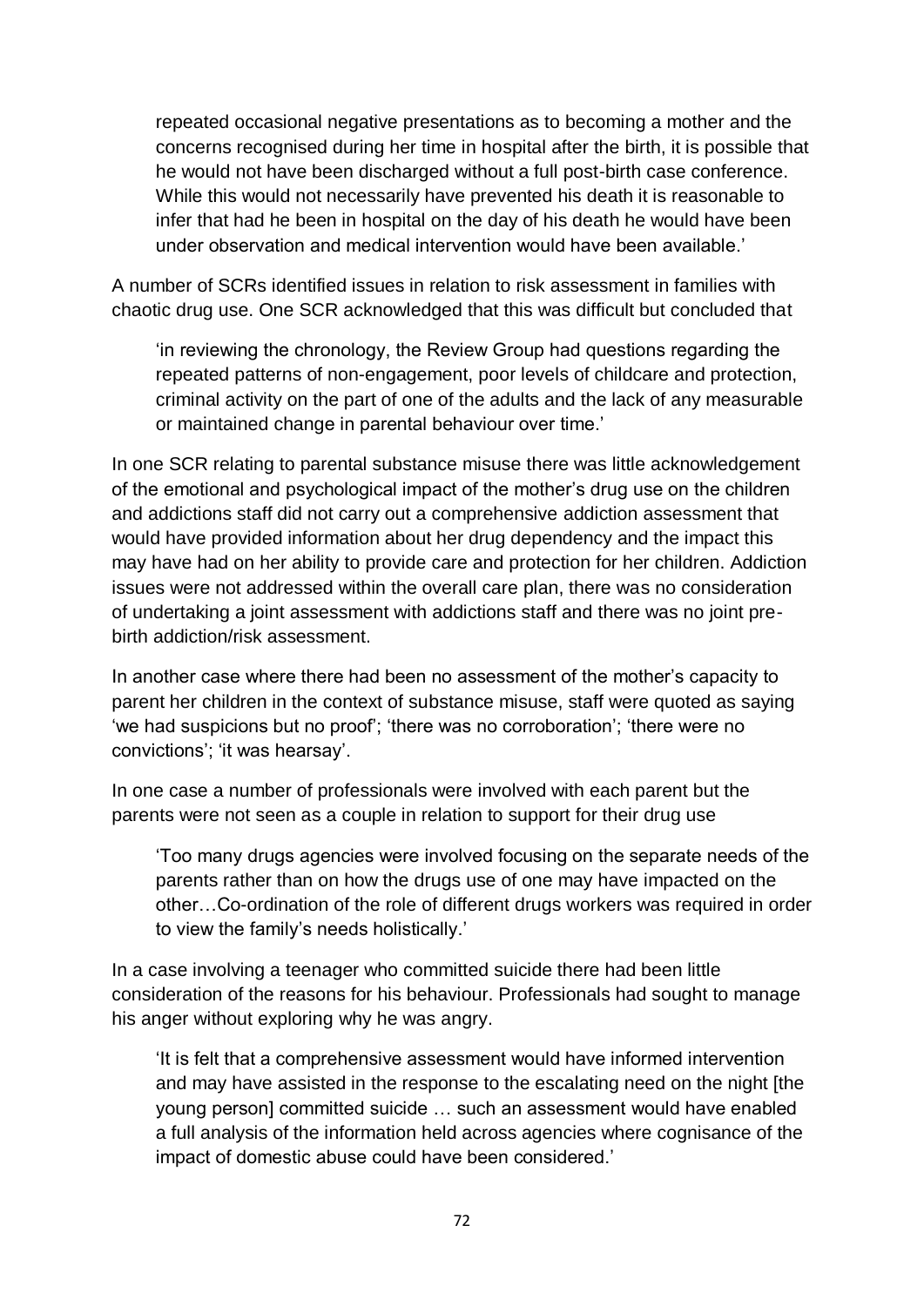> repeated occasional negative presentations as to becoming a mother and the concerns recognised during her time in hospital after the birth, it is possible that he would not have been discharged without a full post-birth case conference. While this would not necessarily have prevented his death it is reasonable to infer that had he been in hospital on the day of his death he would have been under observation and medical intervention would have been available.'

A number of SCRs identified issues in relation to risk assessment in families with chaotic drug use. One SCR acknowledged that this was difficult but concluded that

> 'in reviewing the chronology, the Review Group had questions regarding the repeated patterns of non-engagement, poor levels of childcare and protection, criminal activity on the part of one of the adults and the lack of any measurable or maintained change in parental behaviour over time.'

In one SCR relating to parental substance misuse there was little acknowledgement of the emotional and psychological impact of the mother's drug use on the children and addictions staff did not carry out a comprehensive addiction assessment that would have provided information about her drug dependency and the impact this may have had on her ability to provide care and protection for her children. Addiction issues were not addressed within the overall care plan, there was no consideration of undertaking a joint assessment with addictions staff and there was no joint pre-birth addiction/risk assessment.

In another case where there had been no assessment of the mother's capacity to parent her children in the context of substance misuse, staff were quoted as saying 'we had suspicions but no proof'; 'there was no corroboration'; 'there were no convictions'; 'it was hearsay'.

In one case a number of professionals were involved with each parent but the parents were not seen as a couple in relation to support for their drug use

> 'Too many drugs agencies were involved focusing on the separate needs of the parents rather than on how the drugs use of one may have impacted on the other…Co-ordination of the role of different drugs workers was required in order to view the family's needs holistically.'

In a case involving a teenager who committed suicide there had been little consideration of the reasons for his behaviour. Professionals had sought to manage his anger without exploring why he was angry.

> 'It is felt that a comprehensive assessment would have informed intervention and may have assisted in the response to the escalating need on the night [the young person] committed suicide … such an assessment would have enabled a full analysis of the information held across agencies where cognisance of the impact of domestic abuse could have been considered.'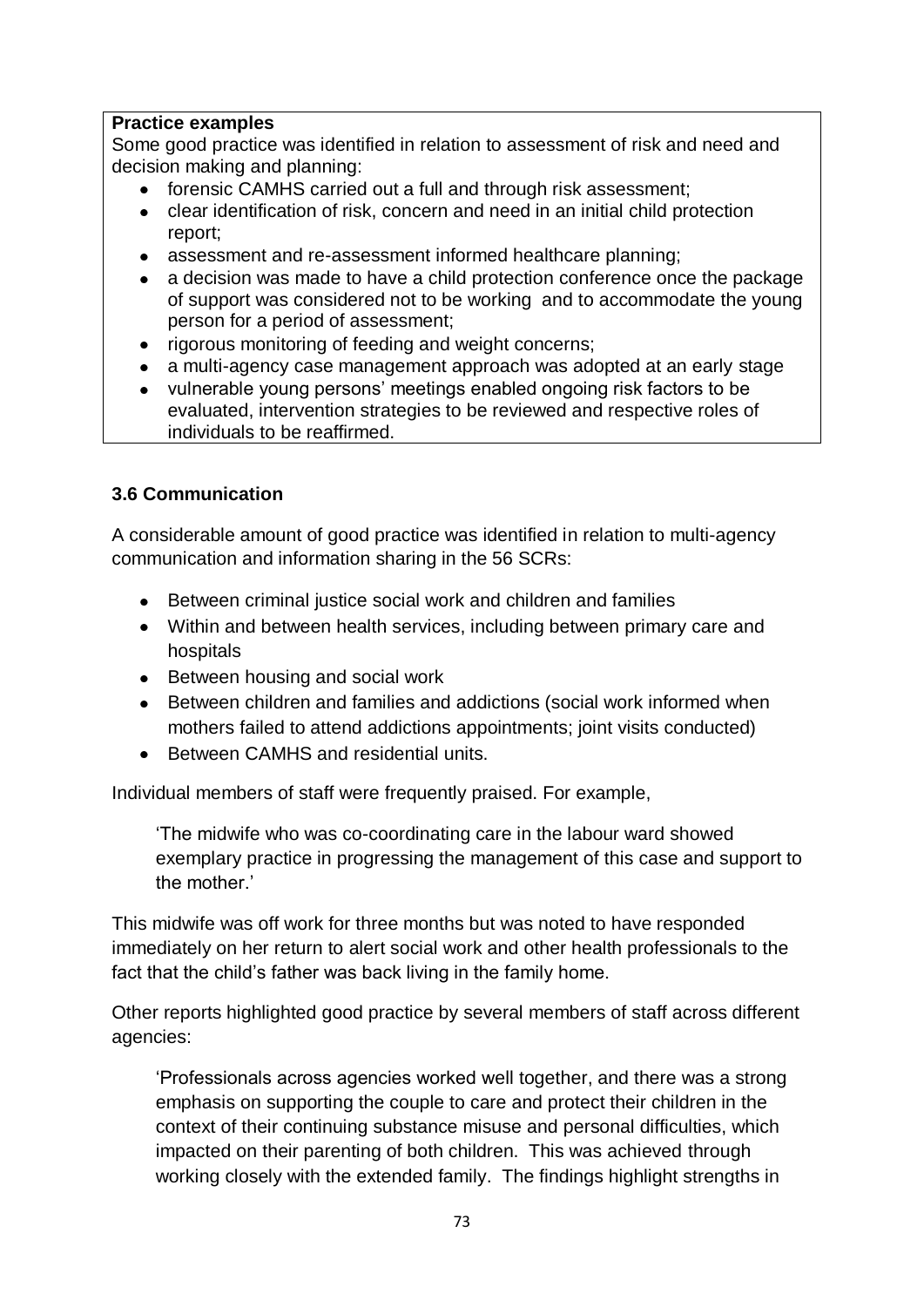**Practice examples**

Some good practice was identified in relation to assessment of risk and need and decision making and planning:

- forensic CAMHS carried out a full and through risk assessment;
- clear identification of risk, concern and need in an initial child protection report;
- assessment and re-assessment informed healthcare planning;
- a decision was made to have a child protection conference once the package of support was considered not to be working and to accommodate the young person for a period of assessment;
- rigorous monitoring of feeding and weight concerns;
- a multi-agency case management approach was adopted at an early stage
- vulnerable young persons' meetings enabled ongoing risk factors to be evaluated, intervention strategies to be reviewed and respective roles of individuals to be reaffirmed.

### 3.6 Communication

A considerable amount of good practice was identified in relation to multi-agency communication and information sharing in the 56 SCRs:

- Between criminal justice social work and children and families
- Within and between health services, including between primary care and hospitals
- Between housing and social work
- Between children and families and addictions (social work informed when mothers failed to attend addictions appointments; joint visits conducted)
- Between CAMHS and residential units.

Individual members of staff were frequently praised. For example,

> 'The midwife who was co-coordinating care in the labour ward showed exemplary practice in progressing the management of this case and support to the mother.'

This midwife was off work for three months but was noted to have responded immediately on her return to alert social work and other health professionals to the fact that the child's father was back living in the family home.

Other reports highlighted good practice by several members of staff across different agencies:

> 'Professionals across agencies worked well together, and there was a strong emphasis on supporting the couple to care and protect their children in the context of their continuing substance misuse and personal difficulties, which impacted on their parenting of both children. This was achieved through working closely with the extended family. The findings highlight strengths in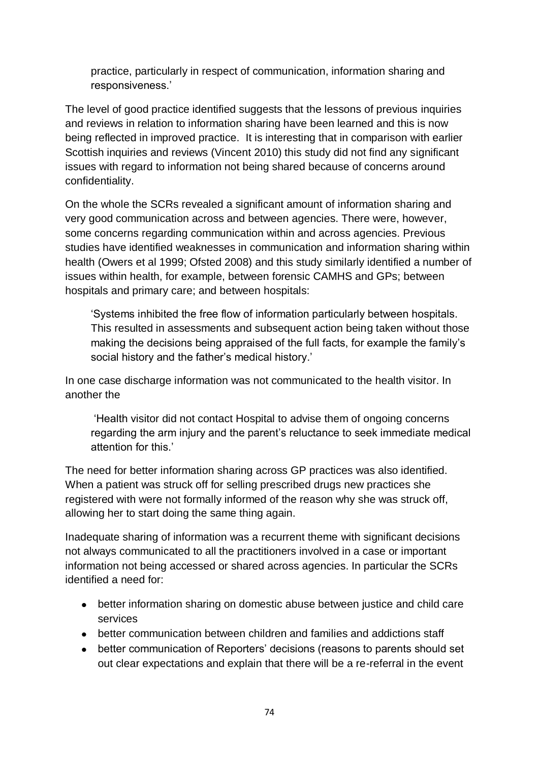practice, particularly in respect of communication, information sharing and responsiveness.'

The level of good practice identified suggests that the lessons of previous inquiries and reviews in relation to information sharing have been learned and this is now being reflected in improved practice. It is interesting that in comparison with earlier Scottish inquiries and reviews (Vincent 2010) this study did not find any significant issues with regard to information not being shared because of concerns around confidentiality.

On the whole the SCRs revealed a significant amount of information sharing and very good communication across and between agencies. There were, however, some concerns regarding communication within and across agencies. Previous studies have identified weaknesses in communication and information sharing within health (Owers et al 1999; Ofsted 2008) and this study similarly identified a number of issues within health, for example, between forensic CAMHS and GPs; between hospitals and primary care; and between hospitals:

> 'Systems inhibited the free flow of information particularly between hospitals. This resulted in assessments and subsequent action being taken without those making the decisions being appraised of the full facts, for example the family's social history and the father's medical history.'

In one case discharge information was not communicated to the health visitor. In another the

> 'Health visitor did not contact Hospital to advise them of ongoing concerns regarding the arm injury and the parent's reluctance to seek immediate medical attention for this.'

The need for better information sharing across GP practices was also identified. When a patient was struck off for selling prescribed drugs new practices she registered with were not formally informed of the reason why she was struck off, allowing her to start doing the same thing again.

Inadequate sharing of information was a recurrent theme with significant decisions not always communicated to all the practitioners involved in a case or important information not being accessed or shared across agencies. In particular the SCRs identified a need for:

- better information sharing on domestic abuse between justice and child care services
- better communication between children and families and addictions staff
- better communication of Reporters' decisions (reasons to parents should set out clear expectations and explain that there will be a re-referral in the event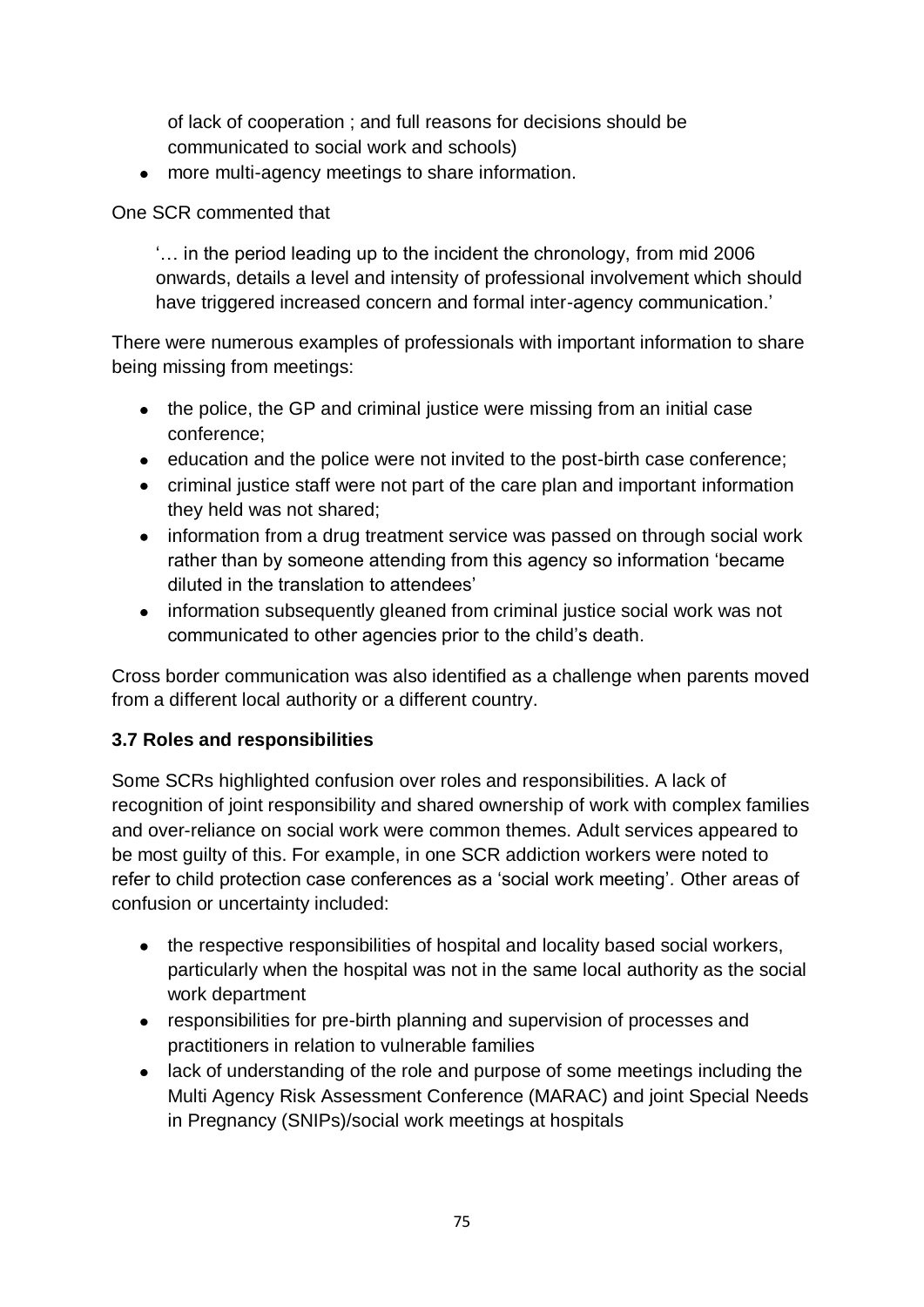of lack of cooperation ; and full reasons for decisions should be communicated to social work and schools)

- more multi-agency meetings to share information.

One SCR commented that

> '… in the period leading up to the incident the chronology, from mid 2006 onwards, details a level and intensity of professional involvement which should have triggered increased concern and formal inter-agency communication.'

There were numerous examples of professionals with important information to share being missing from meetings:

- the police, the GP and criminal justice were missing from an initial case conference;
- education and the police were not invited to the post-birth case conference;
- criminal justice staff were not part of the care plan and important information they held was not shared;
- information from a drug treatment service was passed on through social work rather than by someone attending from this agency so information 'became diluted in the translation to attendees'
- information subsequently gleaned from criminal justice social work was not communicated to other agencies prior to the child's death.

Cross border communication was also identified as a challenge when parents moved from a different local authority or a different country.

### 3.7 Roles and responsibilities

Some SCRs highlighted confusion over roles and responsibilities. A lack of recognition of joint responsibility and shared ownership of work with complex families and over-reliance on social work were common themes. Adult services appeared to be most guilty of this. For example, in one SCR addiction workers were noted to refer to child protection case conferences as a 'social work meeting'. Other areas of confusion or uncertainty included:

- the respective responsibilities of hospital and locality based social workers, particularly when the hospital was not in the same local authority as the social work department
- responsibilities for pre-birth planning and supervision of processes and practitioners in relation to vulnerable families
- lack of understanding of the role and purpose of some meetings including the Multi Agency Risk Assessment Conference (MARAC) and joint Special Needs in Pregnancy (SNIPs)/social work meetings at hospitals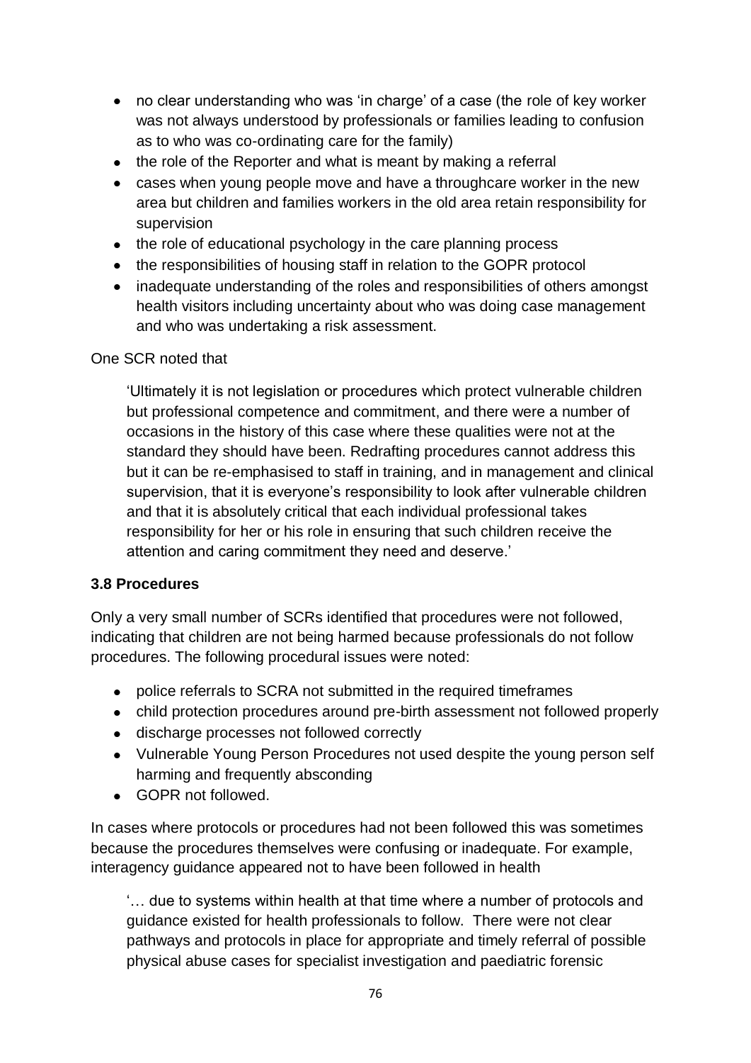- no clear understanding who was 'in charge' of a case (the role of key worker was not always understood by professionals or families leading to confusion as to who was co-ordinating care for the family)
- the role of the Reporter and what is meant by making a referral
- cases when young people move and have a throughcare worker in the new area but children and families workers in the old area retain responsibility for supervision
- the role of educational psychology in the care planning process
- the responsibilities of housing staff in relation to the GOPR protocol
- inadequate understanding of the roles and responsibilities of others amongst health visitors including uncertainty about who was doing case management and who was undertaking a risk assessment.

One SCR noted that

> 'Ultimately it is not legislation or procedures which protect vulnerable children but professional competence and commitment, and there were a number of occasions in the history of this case where these qualities were not at the standard they should have been. Redrafting procedures cannot address this but it can be re-emphasised to staff in training, and in management and clinical supervision, that it is everyone's responsibility to look after vulnerable children and that it is absolutely critical that each individual professional takes responsibility for her or his role in ensuring that such children receive the attention and caring commitment they need and deserve.'

### 3.8 Procedures

Only a very small number of SCRs identified that procedures were not followed, indicating that children are not being harmed because professionals do not follow procedures. The following procedural issues were noted:

- police referrals to SCRA not submitted in the required timeframes
- child protection procedures around pre-birth assessment not followed properly
- discharge processes not followed correctly
- Vulnerable Young Person Procedures not used despite the young person self harming and frequently absconding
- GOPR not followed.

In cases where protocols or procedures had not been followed this was sometimes because the procedures themselves were confusing or inadequate. For example, interagency guidance appeared not to have been followed in health

> '… due to systems within health at that time where a number of protocols and guidance existed for health professionals to follow. There were not clear pathways and protocols in place for appropriate and timely referral of possible physical abuse cases for specialist investigation and paediatric forensic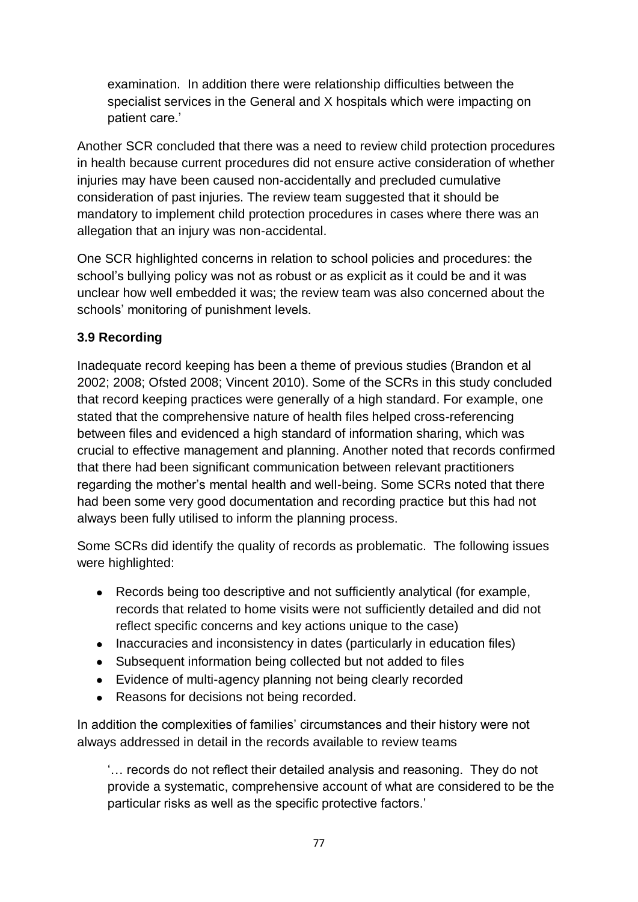> examination. In addition there were relationship difficulties between the specialist services in the General and X hospitals which were impacting on patient care.'

Another SCR concluded that there was a need to review child protection procedures in health because current procedures did not ensure active consideration of whether injuries may have been caused non-accidentally and precluded cumulative consideration of past injuries. The review team suggested that it should be mandatory to implement child protection procedures in cases where there was an allegation that an injury was non-accidental.

One SCR highlighted concerns in relation to school policies and procedures: the school's bullying policy was not as robust or as explicit as it could be and it was unclear how well embedded it was; the review team was also concerned about the schools' monitoring of punishment levels.

### 3.9 Recording

Inadequate record keeping has been a theme of previous studies (Brandon et al 2002; 2008; Ofsted 2008; Vincent 2010). Some of the SCRs in this study concluded that record keeping practices were generally of a high standard. For example, one stated that the comprehensive nature of health files helped cross-referencing between files and evidenced a high standard of information sharing, which was crucial to effective management and planning. Another noted that records confirmed that there had been significant communication between relevant practitioners regarding the mother's mental health and well-being. Some SCRs noted that there had been some very good documentation and recording practice but this had not always been fully utilised to inform the planning process.

Some SCRs did identify the quality of records as problematic. The following issues were highlighted:

- Records being too descriptive and not sufficiently analytical (for example, records that related to home visits were not sufficiently detailed and did not reflect specific concerns and key actions unique to the case)
- Inaccuracies and inconsistency in dates (particularly in education files)
- Subsequent information being collected but not added to files
- Evidence of multi-agency planning not being clearly recorded
- Reasons for decisions not being recorded.

In addition the complexities of families' circumstances and their history were not always addressed in detail in the records available to review teams

> '… records do not reflect their detailed analysis and reasoning. They do not provide a systematic, comprehensive account of what are considered to be the particular risks as well as the specific protective factors.'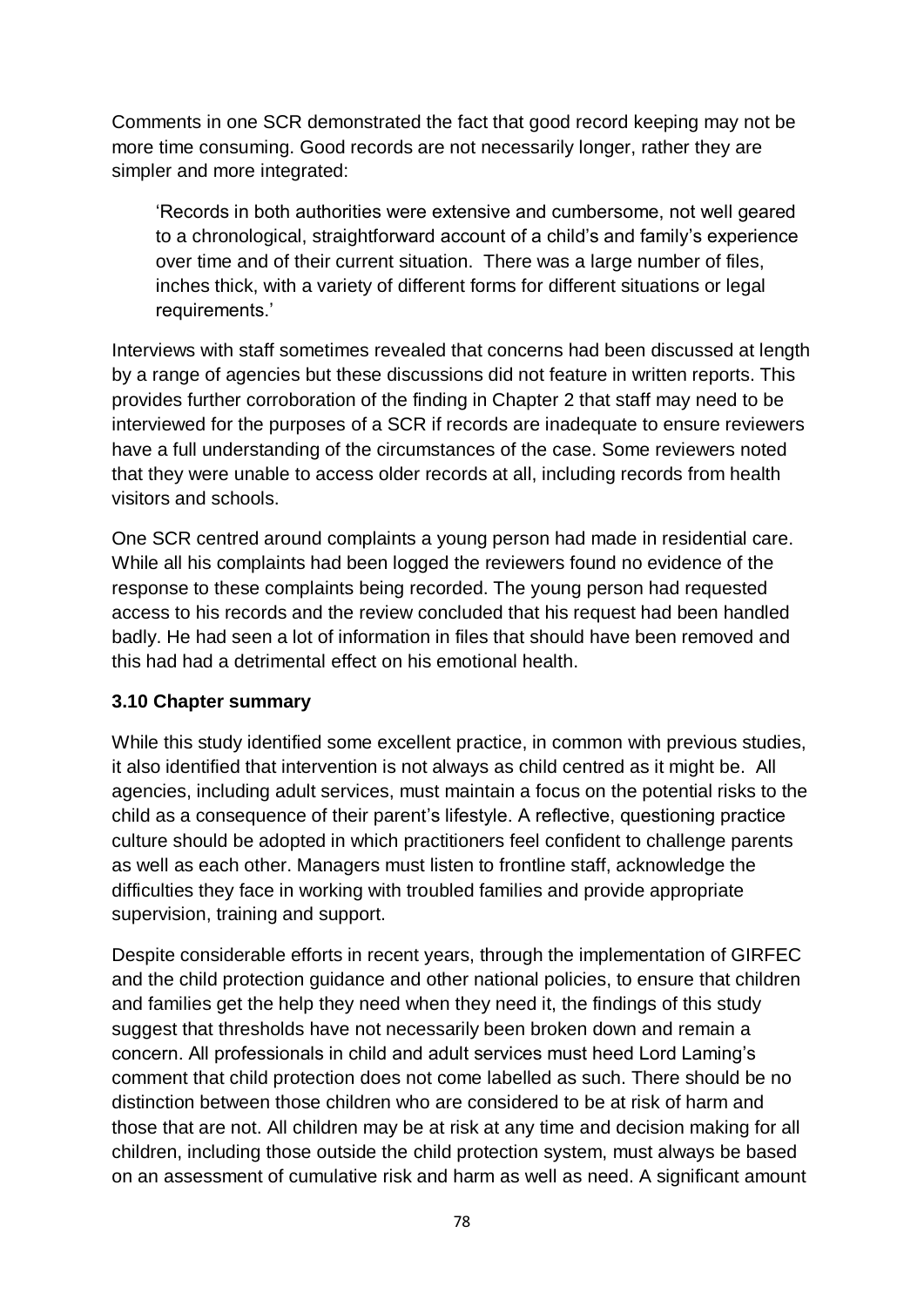Comments in one SCR demonstrated the fact that good record keeping may not be more time consuming. Good records are not necessarily longer, rather they are simpler and more integrated:

> 'Records in both authorities were extensive and cumbersome, not well geared to a chronological, straightforward account of a child's and family's experience over time and of their current situation. There was a large number of files, inches thick, with a variety of different forms for different situations or legal requirements.'

Interviews with staff sometimes revealed that concerns had been discussed at length by a range of agencies but these discussions did not feature in written reports. This provides further corroboration of the finding in Chapter 2 that staff may need to be interviewed for the purposes of a SCR if records are inadequate to ensure reviewers have a full understanding of the circumstances of the case. Some reviewers noted that they were unable to access older records at all, including records from health visitors and schools.

One SCR centred around complaints a young person had made in residential care. While all his complaints had been logged the reviewers found no evidence of the response to these complaints being recorded. The young person had requested access to his records and the review concluded that his request had been handled badly. He had seen a lot of information in files that should have been removed and this had had a detrimental effect on his emotional health.

### 3.10 Chapter summary

While this study identified some excellent practice, in common with previous studies, it also identified that intervention is not always as child centred as it might be. All agencies, including adult services, must maintain a focus on the potential risks to the child as a consequence of their parent's lifestyle. A reflective, questioning practice culture should be adopted in which practitioners feel confident to challenge parents as well as each other. Managers must listen to frontline staff, acknowledge the difficulties they face in working with troubled families and provide appropriate supervision, training and support.

Despite considerable efforts in recent years, through the implementation of GIRFEC and the child protection guidance and other national policies, to ensure that children and families get the help they need when they need it, the findings of this study suggest that thresholds have not necessarily been broken down and remain a concern. All professionals in child and adult services must heed Lord Laming's comment that child protection does not come labelled as such. There should be no distinction between those children who are considered to be at risk of harm and those that are not. All children may be at risk at any time and decision making for all children, including those outside the child protection system, must always be based on an assessment of cumulative risk and harm as well as need. A significant amount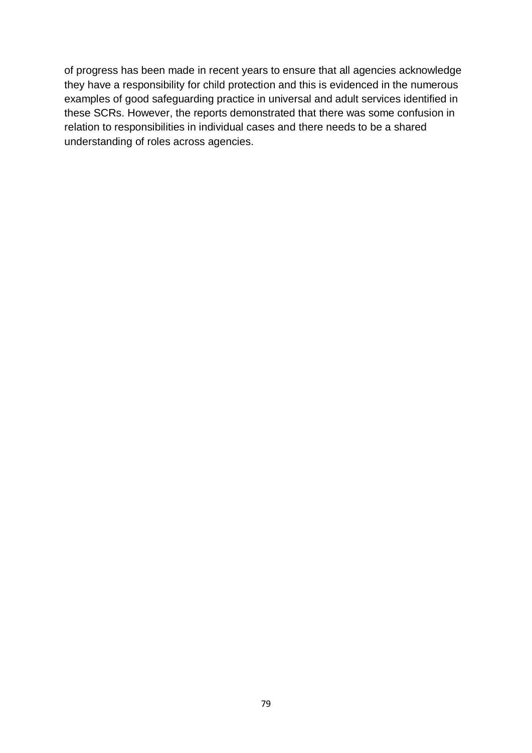of progress has been made in recent years to ensure that all agencies acknowledge they have a responsibility for child protection and this is evidenced in the numerous examples of good safeguarding practice in universal and adult services identified in these SCRs. However, the reports demonstrated that there was some confusion in relation to responsibilities in individual cases and there needs to be a shared understanding of roles across agencies.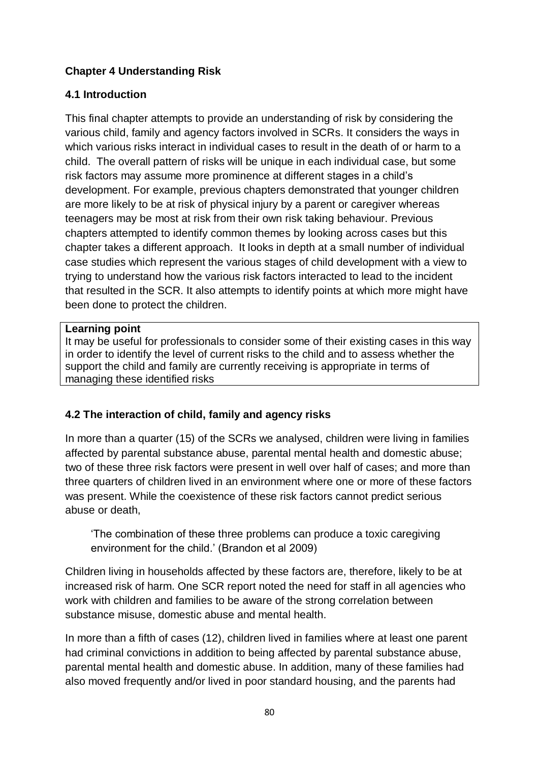## Chapter 4 Understanding Risk

### 4.1 Introduction

This final chapter attempts to provide an understanding of risk by considering the various child, family and agency factors involved in SCRs. It considers the ways in which various risks interact in individual cases to result in the death of or harm to a child. The overall pattern of risks will be unique in each individual case, but some risk factors may assume more prominence at different stages in a child's development. For example, previous chapters demonstrated that younger children are more likely to be at risk of physical injury by a parent or caregiver whereas teenagers may be most at risk from their own risk taking behaviour. Previous chapters attempted to identify common themes by looking across cases but this chapter takes a different approach. It looks in depth at a small number of individual case studies which represent the various stages of child development with a view to trying to understand how the various risk factors interacted to lead to the incident that resulted in the SCR. It also attempts to identify points at which more might have been done to protect the children.

> **Learning point**
> It may be useful for professionals to consider some of their existing cases in this way in order to identify the level of current risks to the child and to assess whether the support the child and family are currently receiving is appropriate in terms of managing these identified risks

### 4.2 The interaction of child, family and agency risks

In more than a quarter (15) of the SCRs we analysed, children were living in families affected by parental substance abuse, parental mental health and domestic abuse; two of these three risk factors were present in well over half of cases; and more than three quarters of children lived in an environment where one or more of these factors was present. While the coexistence of these risk factors cannot predict serious abuse or death,

> 'The combination of these three problems can produce a toxic caregiving environment for the child.' (Brandon et al 2009)

Children living in households affected by these factors are, therefore, likely to be at increased risk of harm. One SCR report noted the need for staff in all agencies who work with children and families to be aware of the strong correlation between substance misuse, domestic abuse and mental health.

In more than a fifth of cases (12), children lived in families where at least one parent had criminal convictions in addition to being affected by parental substance abuse, parental mental health and domestic abuse. In addition, many of these families had also moved frequently and/or lived in poor standard housing, and the parents had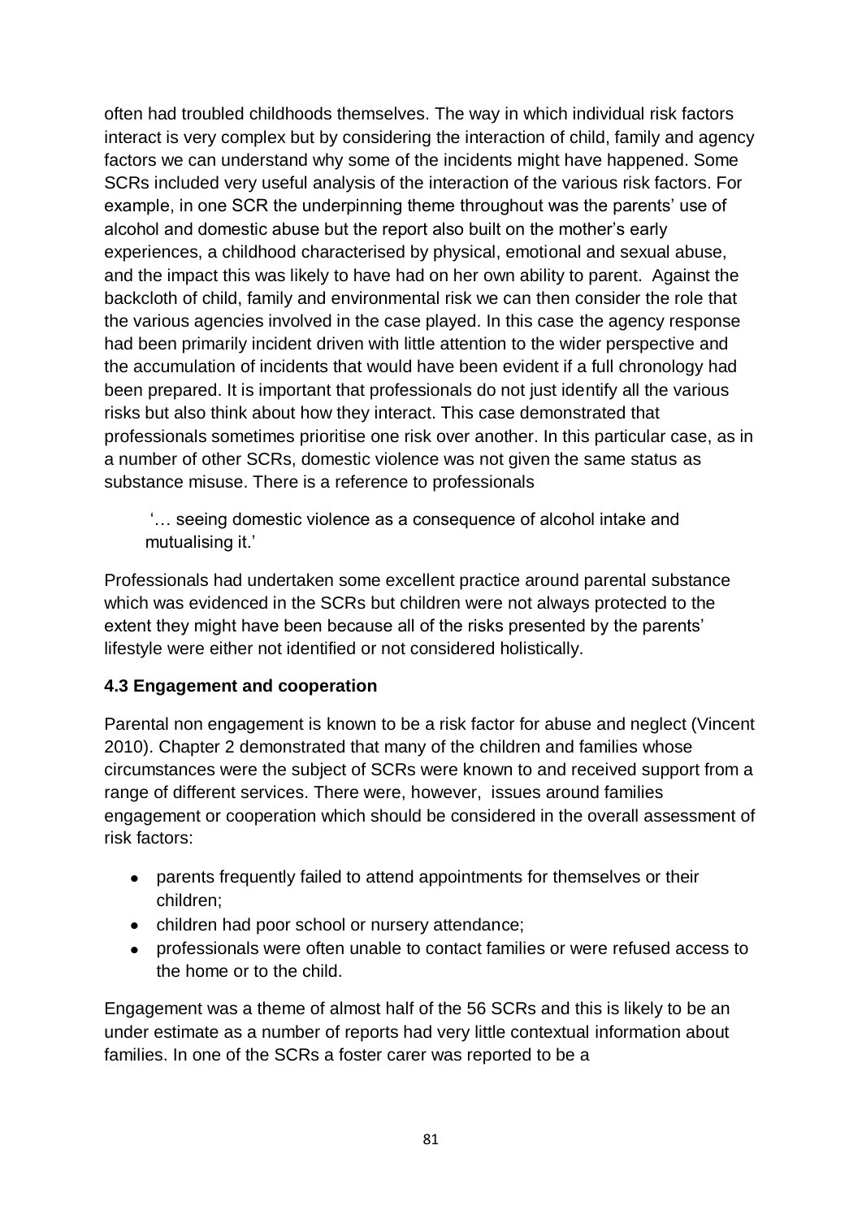often had troubled childhoods themselves. The way in which individual risk factors interact is very complex but by considering the interaction of child, family and agency factors we can understand why some of the incidents might have happened. Some SCRs included very useful analysis of the interaction of the various risk factors. For example, in one SCR the underpinning theme throughout was the parents' use of alcohol and domestic abuse but the report also built on the mother's early experiences, a childhood characterised by physical, emotional and sexual abuse, and the impact this was likely to have had on her own ability to parent. Against the backcloth of child, family and environmental risk we can then consider the role that the various agencies involved in the case played. In this case the agency response had been primarily incident driven with little attention to the wider perspective and the accumulation of incidents that would have been evident if a full chronology had been prepared. It is important that professionals do not just identify all the various risks but also think about how they interact. This case demonstrated that professionals sometimes prioritise one risk over another. In this particular case, as in a number of other SCRs, domestic violence was not given the same status as substance misuse. There is a reference to professionals

> '… seeing domestic violence as a consequence of alcohol intake and mutualising it.'

Professionals had undertaken some excellent practice around parental substance which was evidenced in the SCRs but children were not always protected to the extent they might have been because all of the risks presented by the parents' lifestyle were either not identified or not considered holistically.

### 4.3 Engagement and cooperation

Parental non engagement is known to be a risk factor for abuse and neglect (Vincent 2010). Chapter 2 demonstrated that many of the children and families whose circumstances were the subject of SCRs were known to and received support from a range of different services. There were, however, issues around families engagement or cooperation which should be considered in the overall assessment of risk factors:

- parents frequently failed to attend appointments for themselves or their children;
- children had poor school or nursery attendance;
- professionals were often unable to contact families or were refused access to the home or to the child.

Engagement was a theme of almost half of the 56 SCRs and this is likely to be an under estimate as a number of reports had very little contextual information about families. In one of the SCRs a foster carer was reported to be a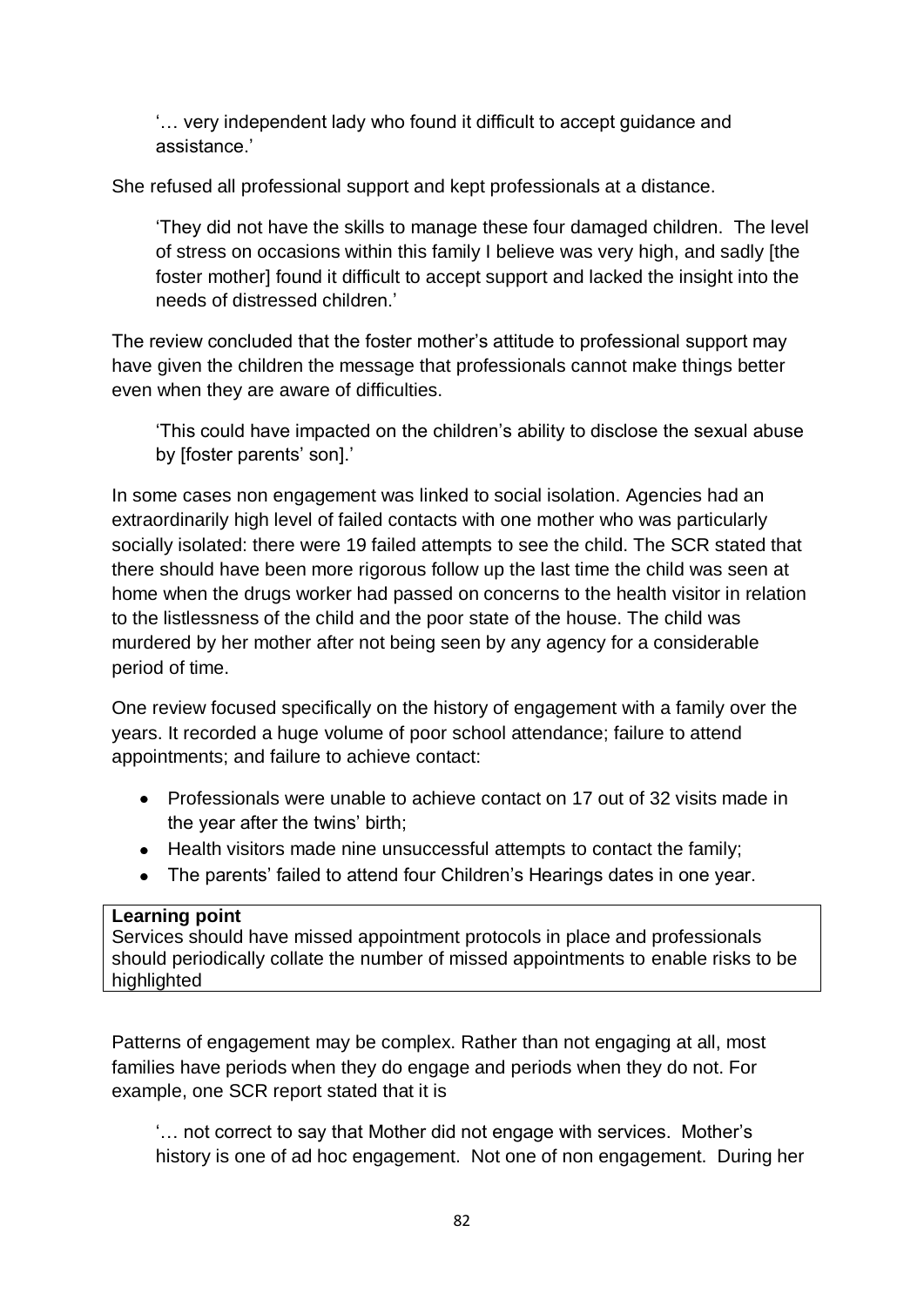> '… very independent lady who found it difficult to accept guidance and assistance.'

She refused all professional support and kept professionals at a distance.

> 'They did not have the skills to manage these four damaged children. The level of stress on occasions within this family I believe was very high, and sadly [the foster mother] found it difficult to accept support and lacked the insight into the needs of distressed children.'

The review concluded that the foster mother's attitude to professional support may have given the children the message that professionals cannot make things better even when they are aware of difficulties.

> 'This could have impacted on the children's ability to disclose the sexual abuse by [foster parents' son].'

In some cases non engagement was linked to social isolation. Agencies had an extraordinarily high level of failed contacts with one mother who was particularly socially isolated: there were 19 failed attempts to see the child. The SCR stated that there should have been more rigorous follow up the last time the child was seen at home when the drugs worker had passed on concerns to the health visitor in relation to the listlessness of the child and the poor state of the house. The child was murdered by her mother after not being seen by any agency for a considerable period of time.

One review focused specifically on the history of engagement with a family over the years. It recorded a huge volume of poor school attendance; failure to attend appointments; and failure to achieve contact:

- Professionals were unable to achieve contact on 17 out of 32 visits made in the year after the twins' birth;
- Health visitors made nine unsuccessful attempts to contact the family;
- The parents' failed to attend four Children's Hearings dates in one year.

| **Learning point**<br>Services should have missed appointment protocols in place and professionals should periodically collate the number of missed appointments to enable risks to be highlighted |
|---|

Patterns of engagement may be complex. Rather than not engaging at all, most families have periods when they do engage and periods when they do not. For example, one SCR report stated that it is

> '… not correct to say that Mother did not engage with services. Mother's history is one of ad hoc engagement. Not one of non engagement. During her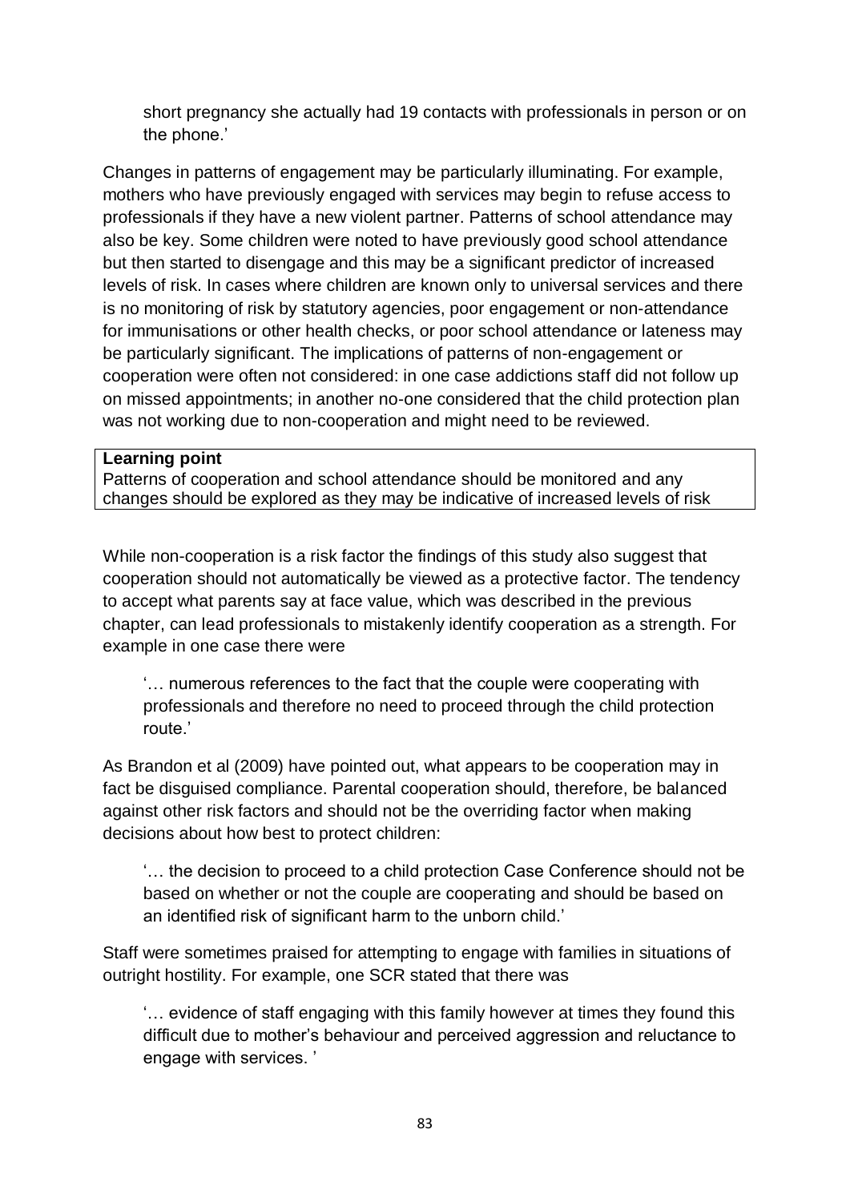short pregnancy she actually had 19 contacts with professionals in person or on the phone.'

Changes in patterns of engagement may be particularly illuminating. For example, mothers who have previously engaged with services may begin to refuse access to professionals if they have a new violent partner. Patterns of school attendance may also be key. Some children were noted to have previously good school attendance but then started to disengage and this may be a significant predictor of increased levels of risk. In cases where children are known only to universal services and there is no monitoring of risk by statutory agencies, poor engagement or non-attendance for immunisations or other health checks, or poor school attendance or lateness may be particularly significant. The implications of patterns of non-engagement or cooperation were often not considered: in one case addictions staff did not follow up on missed appointments; in another no-one considered that the child protection plan was not working due to non-cooperation and might need to be reviewed.

| **Learning point** |
|---|
| Patterns of cooperation and school attendance should be monitored and any changes should be explored as they may be indicative of increased levels of risk |

While non-cooperation is a risk factor the findings of this study also suggest that cooperation should not automatically be viewed as a protective factor. The tendency to accept what parents say at face value, which was described in the previous chapter, can lead professionals to mistakenly identify cooperation as a strength. For example in one case there were

> '… numerous references to the fact that the couple were cooperating with professionals and therefore no need to proceed through the child protection route.'

As Brandon et al (2009) have pointed out, what appears to be cooperation may in fact be disguised compliance. Parental cooperation should, therefore, be balanced against other risk factors and should not be the overriding factor when making decisions about how best to protect children:

> '… the decision to proceed to a child protection Case Conference should not be based on whether or not the couple are cooperating and should be based on an identified risk of significant harm to the unborn child.'

Staff were sometimes praised for attempting to engage with families in situations of outright hostility. For example, one SCR stated that there was

> '… evidence of staff engaging with this family however at times they found this difficult due to mother's behaviour and perceived aggression and reluctance to engage with services. '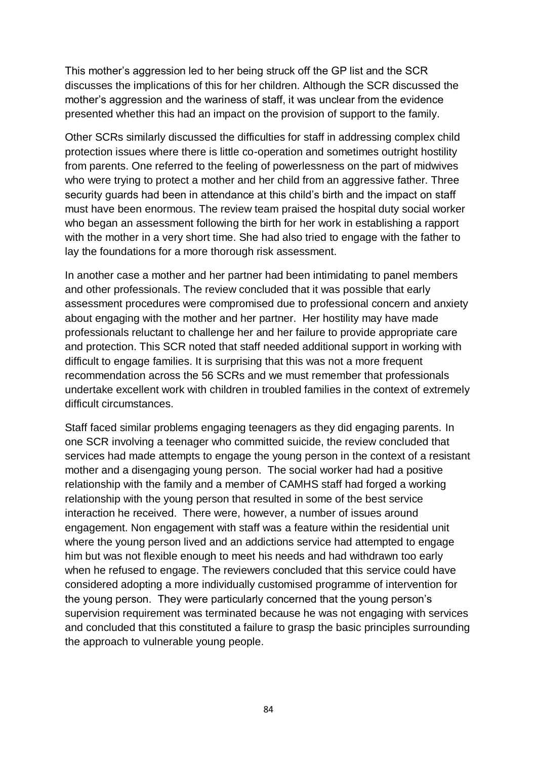This mother's aggression led to her being struck off the GP list and the SCR discusses the implications of this for her children. Although the SCR discussed the mother's aggression and the wariness of staff, it was unclear from the evidence presented whether this had an impact on the provision of support to the family.

Other SCRs similarly discussed the difficulties for staff in addressing complex child protection issues where there is little co-operation and sometimes outright hostility from parents. One referred to the feeling of powerlessness on the part of midwives who were trying to protect a mother and her child from an aggressive father. Three security guards had been in attendance at this child's birth and the impact on staff must have been enormous. The review team praised the hospital duty social worker who began an assessment following the birth for her work in establishing a rapport with the mother in a very short time. She had also tried to engage with the father to lay the foundations for a more thorough risk assessment.

In another case a mother and her partner had been intimidating to panel members and other professionals. The review concluded that it was possible that early assessment procedures were compromised due to professional concern and anxiety about engaging with the mother and her partner. Her hostility may have made professionals reluctant to challenge her and her failure to provide appropriate care and protection. This SCR noted that staff needed additional support in working with difficult to engage families. It is surprising that this was not a more frequent recommendation across the 56 SCRs and we must remember that professionals undertake excellent work with children in troubled families in the context of extremely difficult circumstances.

Staff faced similar problems engaging teenagers as they did engaging parents. In one SCR involving a teenager who committed suicide, the review concluded that services had made attempts to engage the young person in the context of a resistant mother and a disengaging young person. The social worker had had a positive relationship with the family and a member of CAMHS staff had forged a working relationship with the young person that resulted in some of the best service interaction he received. There were, however, a number of issues around engagement. Non engagement with staff was a feature within the residential unit where the young person lived and an addictions service had attempted to engage him but was not flexible enough to meet his needs and had withdrawn too early when he refused to engage. The reviewers concluded that this service could have considered adopting a more individually customised programme of intervention for the young person. They were particularly concerned that the young person's supervision requirement was terminated because he was not engaging with services and concluded that this constituted a failure to grasp the basic principles surrounding the approach to vulnerable young people.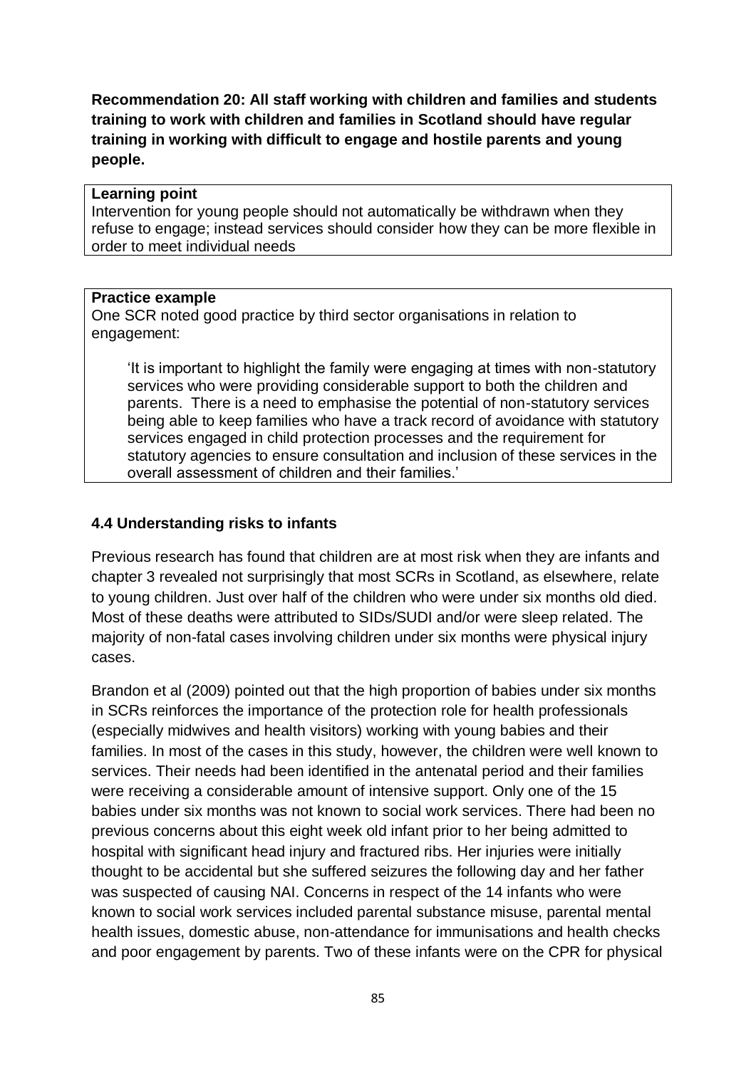**Recommendation 20: All staff working with children and families and students training to work with children and families in Scotland should have regular training in working with difficult to engage and hostile parents and young people.**

> **Learning point**
>
> Intervention for young people should not automatically be withdrawn when they refuse to engage; instead services should consider how they can be more flexible in order to meet individual needs

> **Practice example**
>
> One SCR noted good practice by third sector organisations in relation to engagement:
>
> > 'It is important to highlight the family were engaging at times with non-statutory services who were providing considerable support to both the children and parents. There is a need to emphasise the potential of non-statutory services being able to keep families who have a track record of avoidance with statutory services engaged in child protection processes and the requirement for statutory agencies to ensure consultation and inclusion of these services in the overall assessment of children and their families.'

### 4.4 Understanding risks to infants

Previous research has found that children are at most risk when they are infants and chapter 3 revealed not surprisingly that most SCRs in Scotland, as elsewhere, relate to young children. Just over half of the children who were under six months old died. Most of these deaths were attributed to SIDs/SUDI and/or were sleep related. The majority of non-fatal cases involving children under six months were physical injury cases.

Brandon et al (2009) pointed out that the high proportion of babies under six months in SCRs reinforces the importance of the protection role for health professionals (especially midwives and health visitors) working with young babies and their families. In most of the cases in this study, however, the children were well known to services. Their needs had been identified in the antenatal period and their families were receiving a considerable amount of intensive support. Only one of the 15 babies under six months was not known to social work services. There had been no previous concerns about this eight week old infant prior to her being admitted to hospital with significant head injury and fractured ribs. Her injuries were initially thought to be accidental but she suffered seizures the following day and her father was suspected of causing NAI. Concerns in respect of the 14 infants who were known to social work services included parental substance misuse, parental mental health issues, domestic abuse, non-attendance for immunisations and health checks and poor engagement by parents. Two of these infants were on the CPR for physical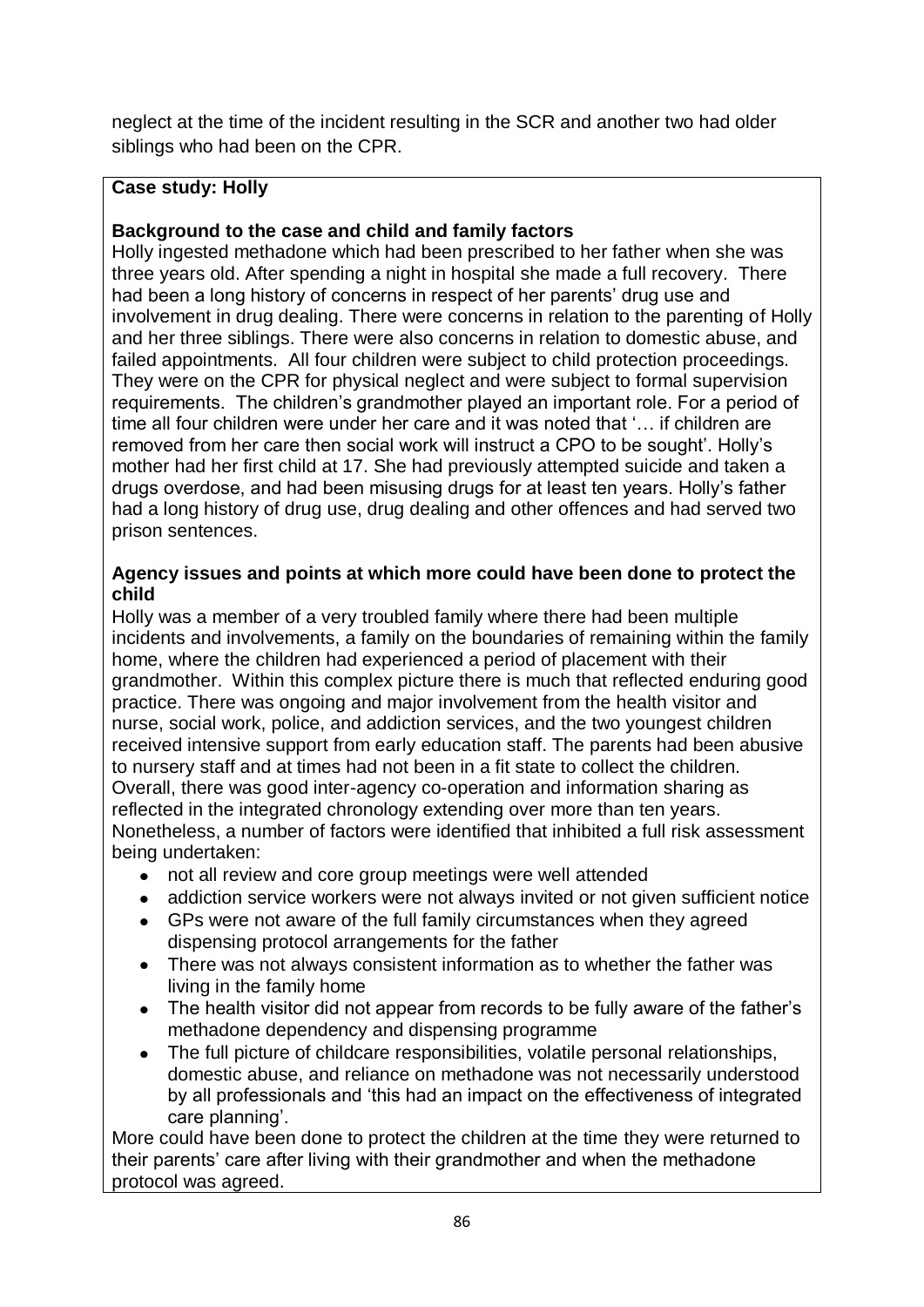neglect at the time of the incident resulting in the SCR and another two had older siblings who had been on the CPR.

**Case study: Holly**

**Background to the case and child and family factors**

Holly ingested methadone which had been prescribed to her father when she was three years old. After spending a night in hospital she made a full recovery. There had been a long history of concerns in respect of her parents' drug use and involvement in drug dealing. There were concerns in relation to the parenting of Holly and her three siblings. There were also concerns in relation to domestic abuse, and failed appointments. All four children were subject to child protection proceedings. They were on the CPR for physical neglect and were subject to formal supervision requirements. The children's grandmother played an important role. For a period of time all four children were under her care and it was noted that '… if children are removed from her care then social work will instruct a CPO to be sought'. Holly's mother had her first child at 17. She had previously attempted suicide and taken a drugs overdose, and had been misusing drugs for at least ten years. Holly's father had a long history of drug use, drug dealing and other offences and had served two prison sentences.

**Agency issues and points at which more could have been done to protect the child**

Holly was a member of a very troubled family where there had been multiple incidents and involvements, a family on the boundaries of remaining within the family home, where the children had experienced a period of placement with their grandmother. Within this complex picture there is much that reflected enduring good practice. There was ongoing and major involvement from the health visitor and nurse, social work, police, and addiction services, and the two youngest children received intensive support from early education staff. The parents had been abusive to nursery staff and at times had not been in a fit state to collect the children. Overall, there was good inter-agency co-operation and information sharing as reflected in the integrated chronology extending over more than ten years. Nonetheless, a number of factors were identified that inhibited a full risk assessment being undertaken:

- not all review and core group meetings were well attended
- addiction service workers were not always invited or not given sufficient notice
- GPs were not aware of the full family circumstances when they agreed dispensing protocol arrangements for the father
- There was not always consistent information as to whether the father was living in the family home
- The health visitor did not appear from records to be fully aware of the father's methadone dependency and dispensing programme
- The full picture of childcare responsibilities, volatile personal relationships, domestic abuse, and reliance on methadone was not necessarily understood by all professionals and 'this had an impact on the effectiveness of integrated care planning'.

More could have been done to protect the children at the time they were returned to their parents' care after living with their grandmother and when the methadone protocol was agreed.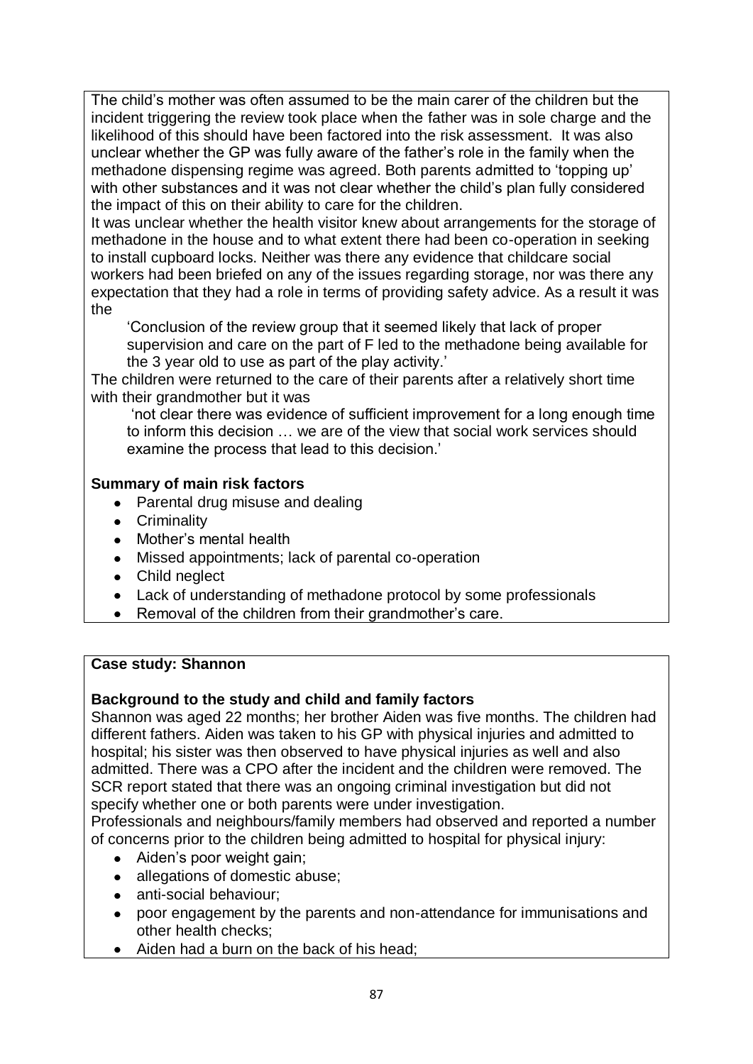The child's mother was often assumed to be the main carer of the children but the incident triggering the review took place when the father was in sole charge and the likelihood of this should have been factored into the risk assessment. It was also unclear whether the GP was fully aware of the father's role in the family when the methadone dispensing regime was agreed. Both parents admitted to 'topping up' with other substances and it was not clear whether the child's plan fully considered the impact of this on their ability to care for the children.

It was unclear whether the health visitor knew about arrangements for the storage of methadone in the house and to what extent there had been co-operation in seeking to install cupboard locks. Neither was there any evidence that childcare social workers had been briefed on any of the issues regarding storage, nor was there any expectation that they had a role in terms of providing safety advice. As a result it was the

> 'Conclusion of the review group that it seemed likely that lack of proper supervision and care on the part of F led to the methadone being available for the 3 year old to use as part of the play activity.'

The children were returned to the care of their parents after a relatively short time with their grandmother but it was

> 'not clear there was evidence of sufficient improvement for a long enough time to inform this decision … we are of the view that social work services should examine the process that lead to this decision.'

**Summary of main risk factors**

- Parental drug misuse and dealing
- Criminality
- Mother's mental health
- Missed appointments; lack of parental co-operation
- Child neglect
- Lack of understanding of methadone protocol by some professionals
- Removal of the children from their grandmother's care.

**Case study: Shannon**

**Background to the study and child and family factors**

Shannon was aged 22 months; her brother Aiden was five months. The children had different fathers. Aiden was taken to his GP with physical injuries and admitted to hospital; his sister was then observed to have physical injuries as well and also admitted. There was a CPO after the incident and the children were removed. The SCR report stated that there was an ongoing criminal investigation but did not specify whether one or both parents were under investigation.

Professionals and neighbours/family members had observed and reported a number of concerns prior to the children being admitted to hospital for physical injury:

- Aiden's poor weight gain;
- allegations of domestic abuse;
- anti-social behaviour;
- poor engagement by the parents and non-attendance for immunisations and other health checks;
- Aiden had a burn on the back of his head;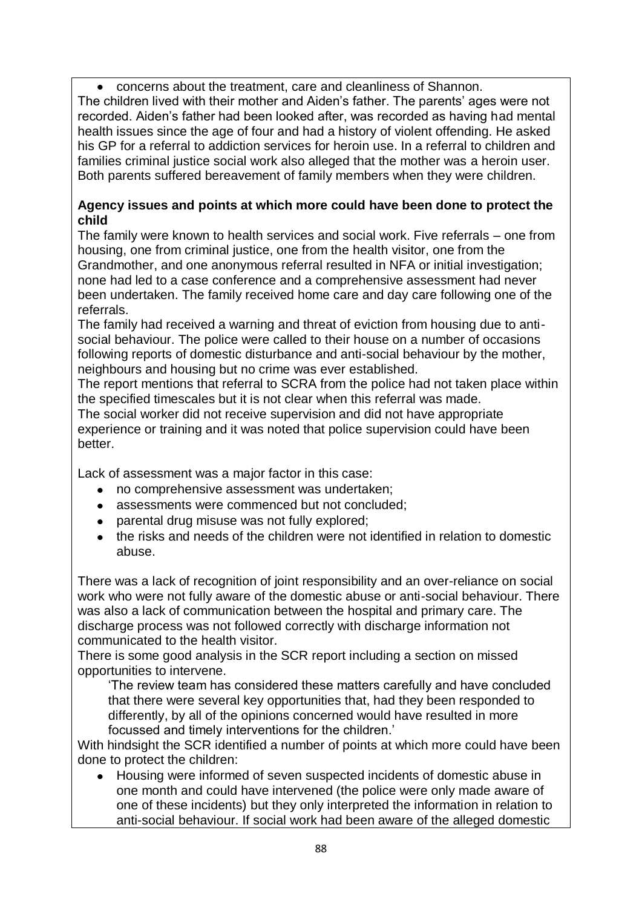- concerns about the treatment, care and cleanliness of Shannon.

The children lived with their mother and Aiden's father. The parents' ages were not recorded. Aiden's father had been looked after, was recorded as having had mental health issues since the age of four and had a history of violent offending. He asked his GP for a referral to addiction services for heroin use. In a referral to children and families criminal justice social work also alleged that the mother was a heroin user. Both parents suffered bereavement of family members when they were children.

**Agency issues and points at which more could have been done to protect the child**

The family were known to health services and social work. Five referrals – one from housing, one from criminal justice, one from the health visitor, one from the Grandmother, and one anonymous referral resulted in NFA or initial investigation; none had led to a case conference and a comprehensive assessment had never been undertaken. The family received home care and day care following one of the referrals.

The family had received a warning and threat of eviction from housing due to anti-social behaviour. The police were called to their house on a number of occasions following reports of domestic disturbance and anti-social behaviour by the mother, neighbours and housing but no crime was ever established.

The report mentions that referral to SCRA from the police had not taken place within the specified timescales but it is not clear when this referral was made.

The social worker did not receive supervision and did not have appropriate experience or training and it was noted that police supervision could have been better.

Lack of assessment was a major factor in this case:

- no comprehensive assessment was undertaken;
- assessments were commenced but not concluded;
- parental drug misuse was not fully explored;
- the risks and needs of the children were not identified in relation to domestic abuse.

There was a lack of recognition of joint responsibility and an over-reliance on social work who were not fully aware of the domestic abuse or anti-social behaviour. There was also a lack of communication between the hospital and primary care. The discharge process was not followed correctly with discharge information not communicated to the health visitor.

There is some good analysis in the SCR report including a section on missed opportunities to intervene.

> 'The review team has considered these matters carefully and have concluded that there were several key opportunities that, had they been responded to differently, by all of the opinions concerned would have resulted in more focussed and timely interventions for the children.'

With hindsight the SCR identified a number of points at which more could have been done to protect the children:

- Housing were informed of seven suspected incidents of domestic abuse in one month and could have intervened (the police were only made aware of one of these incidents) but they only interpreted the information in relation to anti-social behaviour. If social work had been aware of the alleged domestic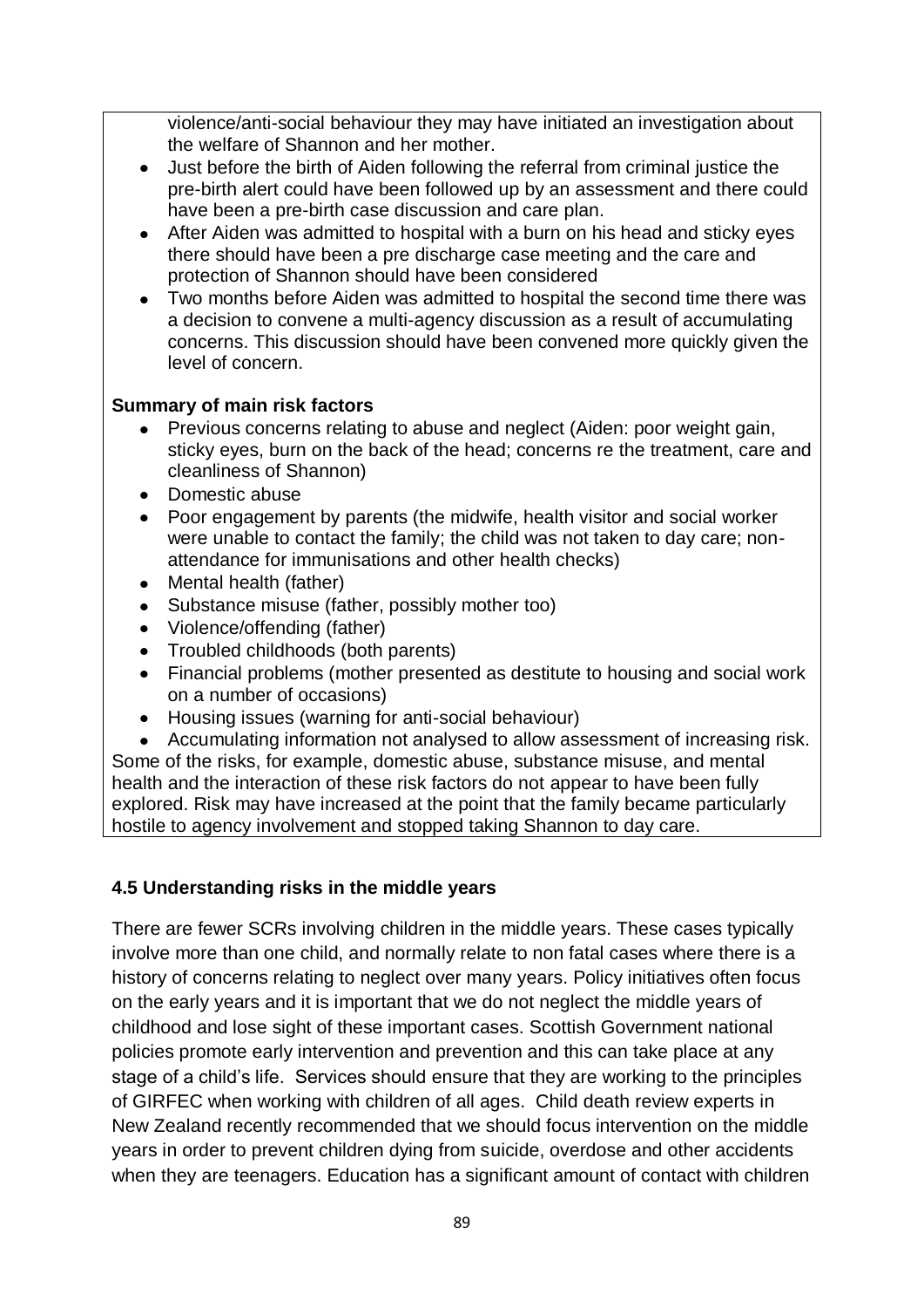violence/anti-social behaviour they may have initiated an investigation about the welfare of Shannon and her mother.

- Just before the birth of Aiden following the referral from criminal justice the pre-birth alert could have been followed up by an assessment and there could have been a pre-birth case discussion and care plan.
- After Aiden was admitted to hospital with a burn on his head and sticky eyes there should have been a pre discharge case meeting and the care and protection of Shannon should have been considered
- Two months before Aiden was admitted to hospital the second time there was a decision to convene a multi-agency discussion as a result of accumulating concerns. This discussion should have been convened more quickly given the level of concern.

**Summary of main risk factors**

- Previous concerns relating to abuse and neglect (Aiden: poor weight gain, sticky eyes, burn on the back of the head; concerns re the treatment, care and cleanliness of Shannon)
- Domestic abuse
- Poor engagement by parents (the midwife, health visitor and social worker were unable to contact the family; the child was not taken to day care; non-attendance for immunisations and other health checks)
- Mental health (father)
- Substance misuse (father, possibly mother too)
- Violence/offending (father)
- Troubled childhoods (both parents)
- Financial problems (mother presented as destitute to housing and social work on a number of occasions)
- Housing issues (warning for anti-social behaviour)
- Accumulating information not analysed to allow assessment of increasing risk.

Some of the risks, for example, domestic abuse, substance misuse, and mental health and the interaction of these risk factors do not appear to have been fully explored. Risk may have increased at the point that the family became particularly hostile to agency involvement and stopped taking Shannon to day care.

### 4.5 Understanding risks in the middle years

There are fewer SCRs involving children in the middle years. These cases typically involve more than one child, and normally relate to non fatal cases where there is a history of concerns relating to neglect over many years. Policy initiatives often focus on the early years and it is important that we do not neglect the middle years of childhood and lose sight of these important cases. Scottish Government national policies promote early intervention and prevention and this can take place at any stage of a child's life. Services should ensure that they are working to the principles of GIRFEC when working with children of all ages. Child death review experts in New Zealand recently recommended that we should focus intervention on the middle years in order to prevent children dying from suicide, overdose and other accidents when they are teenagers. Education has a significant amount of contact with children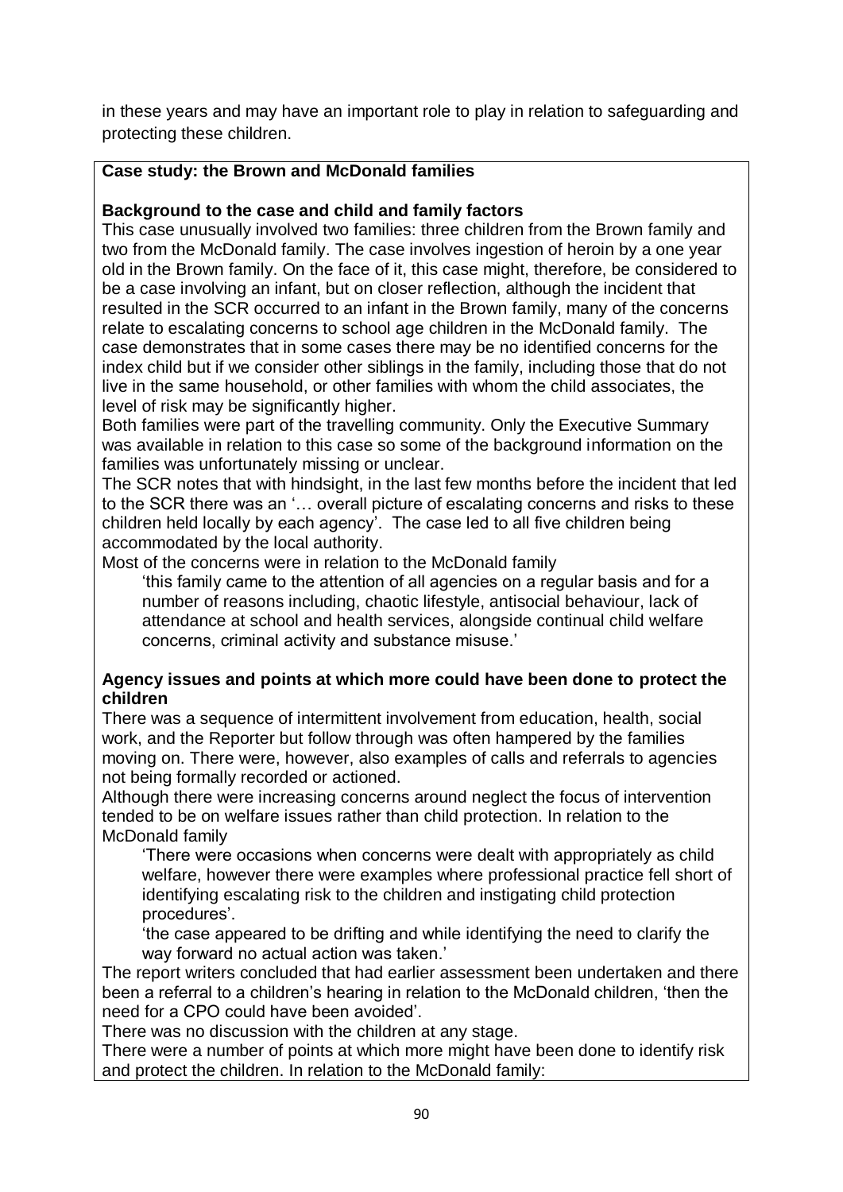in these years and may have an important role to play in relation to safeguarding and protecting these children.

**Case study: the Brown and McDonald families**

**Background to the case and child and family factors**

This case unusually involved two families: three children from the Brown family and two from the McDonald family. The case involves ingestion of heroin by a one year old in the Brown family. On the face of it, this case might, therefore, be considered to be a case involving an infant, but on closer reflection, although the incident that resulted in the SCR occurred to an infant in the Brown family, many of the concerns relate to escalating concerns to school age children in the McDonald family. The case demonstrates that in some cases there may be no identified concerns for the index child but if we consider other siblings in the family, including those that do not live in the same household, or other families with whom the child associates, the level of risk may be significantly higher.

Both families were part of the travelling community. Only the Executive Summary was available in relation to this case so some of the background information on the families was unfortunately missing or unclear.

The SCR notes that with hindsight, in the last few months before the incident that led to the SCR there was an '… overall picture of escalating concerns and risks to these children held locally by each agency'. The case led to all five children being accommodated by the local authority.

Most of the concerns were in relation to the McDonald family

> 'this family came to the attention of all agencies on a regular basis and for a number of reasons including, chaotic lifestyle, antisocial behaviour, lack of attendance at school and health services, alongside continual child welfare concerns, criminal activity and substance misuse.'

**Agency issues and points at which more could have been done to protect the children**

There was a sequence of intermittent involvement from education, health, social work, and the Reporter but follow through was often hampered by the families moving on. There were, however, also examples of calls and referrals to agencies not being formally recorded or actioned.

Although there were increasing concerns around neglect the focus of intervention tended to be on welfare issues rather than child protection. In relation to the McDonald family

> 'There were occasions when concerns were dealt with appropriately as child welfare, however there were examples where professional practice fell short of identifying escalating risk to the children and instigating child protection procedures'.
>
> 'the case appeared to be drifting and while identifying the need to clarify the way forward no actual action was taken.'

The report writers concluded that had earlier assessment been undertaken and there been a referral to a children's hearing in relation to the McDonald children, 'then the need for a CPO could have been avoided'.

There was no discussion with the children at any stage.

There were a number of points at which more might have been done to identify risk and protect the children. In relation to the McDonald family: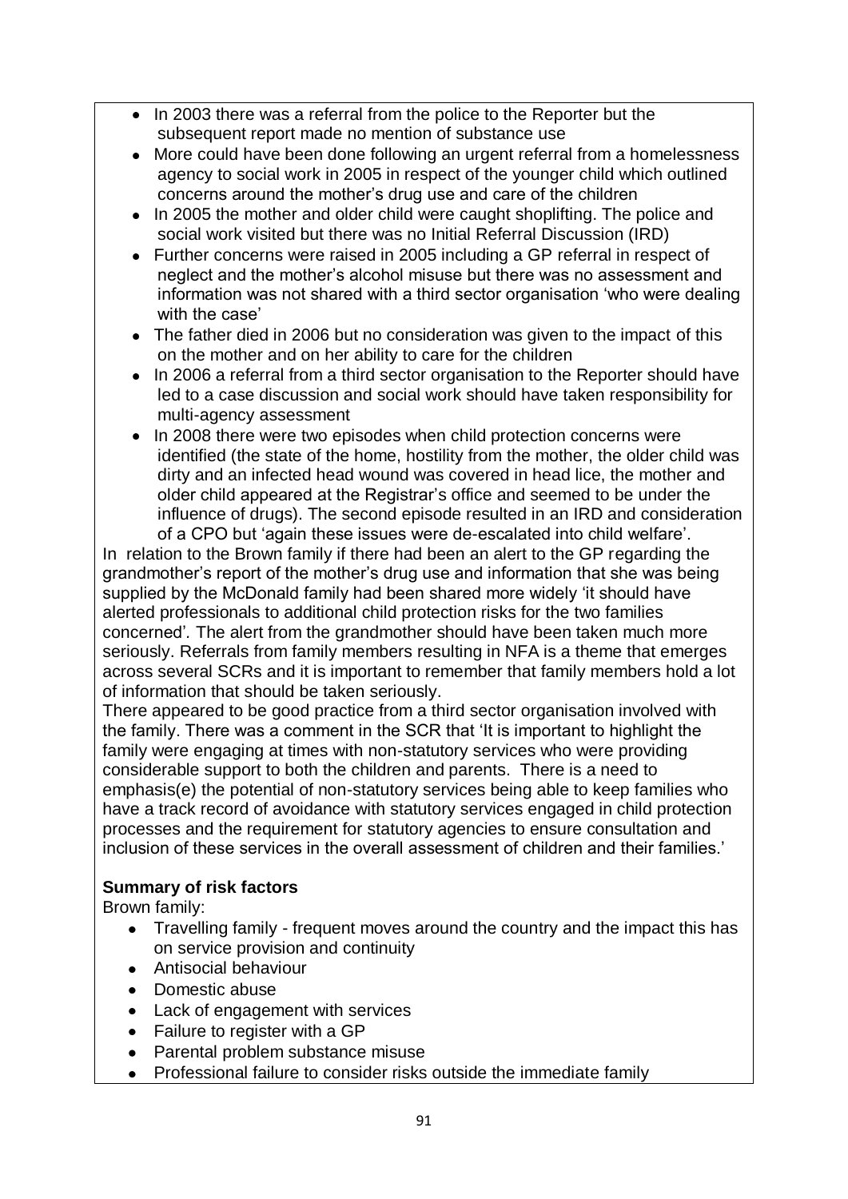- In 2003 there was a referral from the police to the Reporter but the subsequent report made no mention of substance use
- More could have been done following an urgent referral from a homelessness agency to social work in 2005 in respect of the younger child which outlined concerns around the mother's drug use and care of the children
- In 2005 the mother and older child were caught shoplifting. The police and social work visited but there was no Initial Referral Discussion (IRD)
- Further concerns were raised in 2005 including a GP referral in respect of neglect and the mother's alcohol misuse but there was no assessment and information was not shared with a third sector organisation 'who were dealing with the case'
- The father died in 2006 but no consideration was given to the impact of this on the mother and on her ability to care for the children
- In 2006 a referral from a third sector organisation to the Reporter should have led to a case discussion and social work should have taken responsibility for multi-agency assessment
- In 2008 there were two episodes when child protection concerns were identified (the state of the home, hostility from the mother, the older child was dirty and an infected head wound was covered in head lice, the mother and older child appeared at the Registrar's office and seemed to be under the influence of drugs). The second episode resulted in an IRD and consideration of a CPO but 'again these issues were de-escalated into child welfare'.

In relation to the Brown family if there had been an alert to the GP regarding the grandmother's report of the mother's drug use and information that she was being supplied by the McDonald family had been shared more widely 'it should have alerted professionals to additional child protection risks for the two families concerned'. The alert from the grandmother should have been taken much more seriously. Referrals from family members resulting in NFA is a theme that emerges across several SCRs and it is important to remember that family members hold a lot of information that should be taken seriously.

There appeared to be good practice from a third sector organisation involved with the family. There was a comment in the SCR that 'It is important to highlight the family were engaging at times with non-statutory services who were providing considerable support to both the children and parents. There is a need to emphasis(e) the potential of non-statutory services being able to keep families who have a track record of avoidance with statutory services engaged in child protection processes and the requirement for statutory agencies to ensure consultation and inclusion of these services in the overall assessment of children and their families.'

**Summary of risk factors**

Brown family:

- Travelling family - frequent moves around the country and the impact this has on service provision and continuity
- Antisocial behaviour
- Domestic abuse
- Lack of engagement with services
- Failure to register with a GP
- Parental problem substance misuse
- Professional failure to consider risks outside the immediate family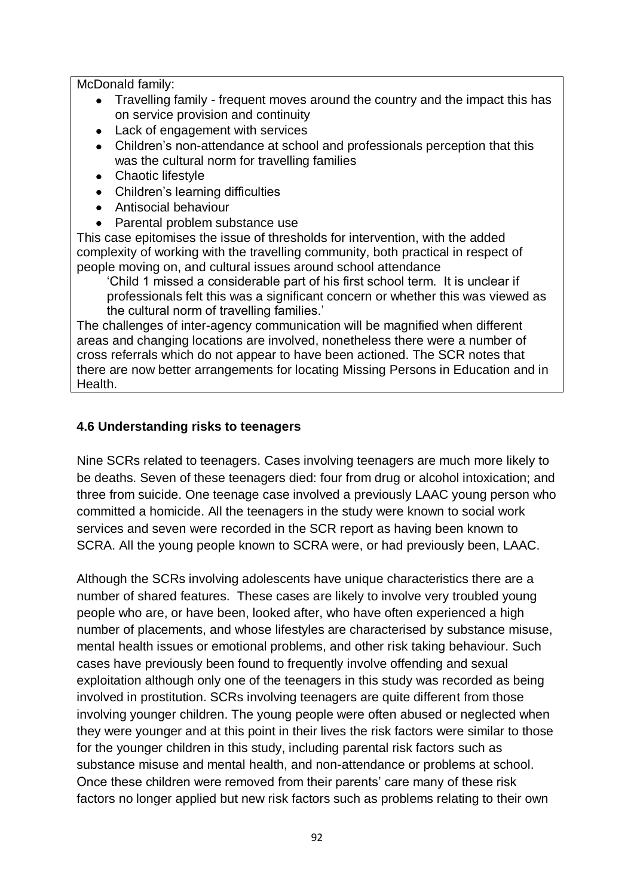McDonald family:

- Travelling family - frequent moves around the country and the impact this has on service provision and continuity
- Lack of engagement with services
- Children's non-attendance at school and professionals perception that this was the cultural norm for travelling families
- Chaotic lifestyle
- Children's learning difficulties
- Antisocial behaviour
- Parental problem substance use

This case epitomises the issue of thresholds for intervention, with the added complexity of working with the travelling community, both practical in respect of people moving on, and cultural issues around school attendance

> 'Child 1 missed a considerable part of his first school term. It is unclear if professionals felt this was a significant concern or whether this was viewed as the cultural norm of travelling families.'

The challenges of inter-agency communication will be magnified when different areas and changing locations are involved, nonetheless there were a number of cross referrals which do not appear to have been actioned. The SCR notes that there are now better arrangements for locating Missing Persons in Education and in Health.

### 4.6 Understanding risks to teenagers

Nine SCRs related to teenagers. Cases involving teenagers are much more likely to be deaths. Seven of these teenagers died: four from drug or alcohol intoxication; and three from suicide. One teenage case involved a previously LAAC young person who committed a homicide. All the teenagers in the study were known to social work services and seven were recorded in the SCR report as having been known to SCRA. All the young people known to SCRA were, or had previously been, LAAC.

Although the SCRs involving adolescents have unique characteristics there are a number of shared features. These cases are likely to involve very troubled young people who are, or have been, looked after, who have often experienced a high number of placements, and whose lifestyles are characterised by substance misuse, mental health issues or emotional problems, and other risk taking behaviour. Such cases have previously been found to frequently involve offending and sexual exploitation although only one of the teenagers in this study was recorded as being involved in prostitution. SCRs involving teenagers are quite different from those involving younger children. The young people were often abused or neglected when they were younger and at this point in their lives the risk factors were similar to those for the younger children in this study, including parental risk factors such as substance misuse and mental health, and non-attendance or problems at school. Once these children were removed from their parents' care many of these risk factors no longer applied but new risk factors such as problems relating to their own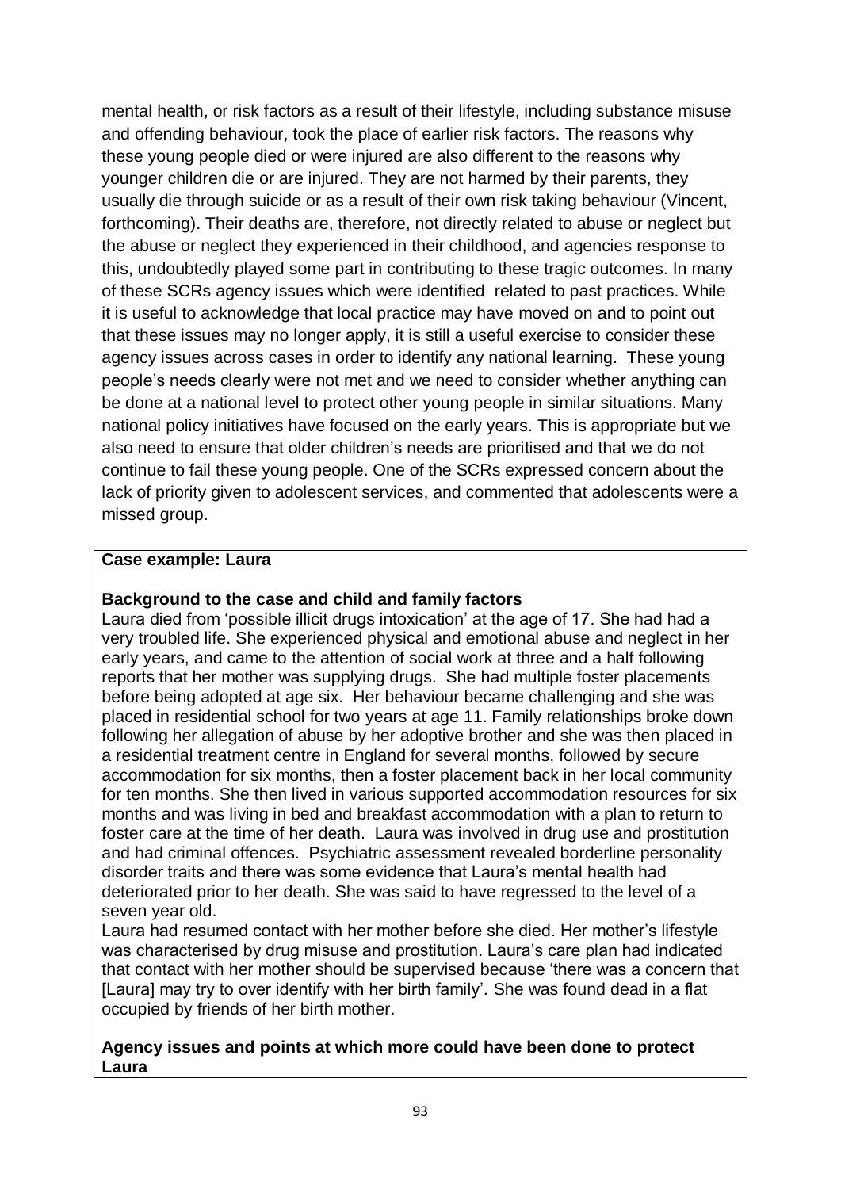mental health, or risk factors as a result of their lifestyle, including substance misuse and offending behaviour, took the place of earlier risk factors. The reasons why these young people died or were injured are also different to the reasons why younger children die or are injured. They are not harmed by their parents, they usually die through suicide or as a result of their own risk taking behaviour (Vincent, forthcoming). Their deaths are, therefore, not directly related to abuse or neglect but the abuse or neglect they experienced in their childhood, and agencies response to this, undoubtedly played some part in contributing to these tragic outcomes. In many of these SCRs agency issues which were identified related to past practices. While it is useful to acknowledge that local practice may have moved on and to point out that these issues may no longer apply, it is still a useful exercise to consider these agency issues across cases in order to identify any national learning. These young people's needs clearly were not met and we need to consider whether anything can be done at a national level to protect other young people in similar situations. Many national policy initiatives have focused on the early years. This is appropriate but we also need to ensure that older children's needs are prioritised and that we do not continue to fail these young people. One of the SCRs expressed concern about the lack of priority given to adolescent services, and commented that adolescents were a missed group.

**Case example: Laura**

**Background to the case and child and family factors**

Laura died from 'possible illicit drugs intoxication' at the age of 17. She had had a very troubled life. She experienced physical and emotional abuse and neglect in her early years, and came to the attention of social work at three and a half following reports that her mother was supplying drugs. She had multiple foster placements before being adopted at age six. Her behaviour became challenging and she was placed in residential school for two years at age 11. Family relationships broke down following her allegation of abuse by her adoptive brother and she was then placed in a residential treatment centre in England for several months, followed by secure accommodation for six months, then a foster placement back in her local community for ten months. She then lived in various supported accommodation resources for six months and was living in bed and breakfast accommodation with a plan to return to foster care at the time of her death. Laura was involved in drug use and prostitution and had criminal offences. Psychiatric assessment revealed borderline personality disorder traits and there was some evidence that Laura's mental health had deteriorated prior to her death. She was said to have regressed to the level of a seven year old.

Laura had resumed contact with her mother before she died. Her mother's lifestyle was characterised by drug misuse and prostitution. Laura's care plan had indicated that contact with her mother should be supervised because 'there was a concern that [Laura] may try to over identify with her birth family'. She was found dead in a flat occupied by friends of her birth mother.

**Agency issues and points at which more could have been done to protect Laura**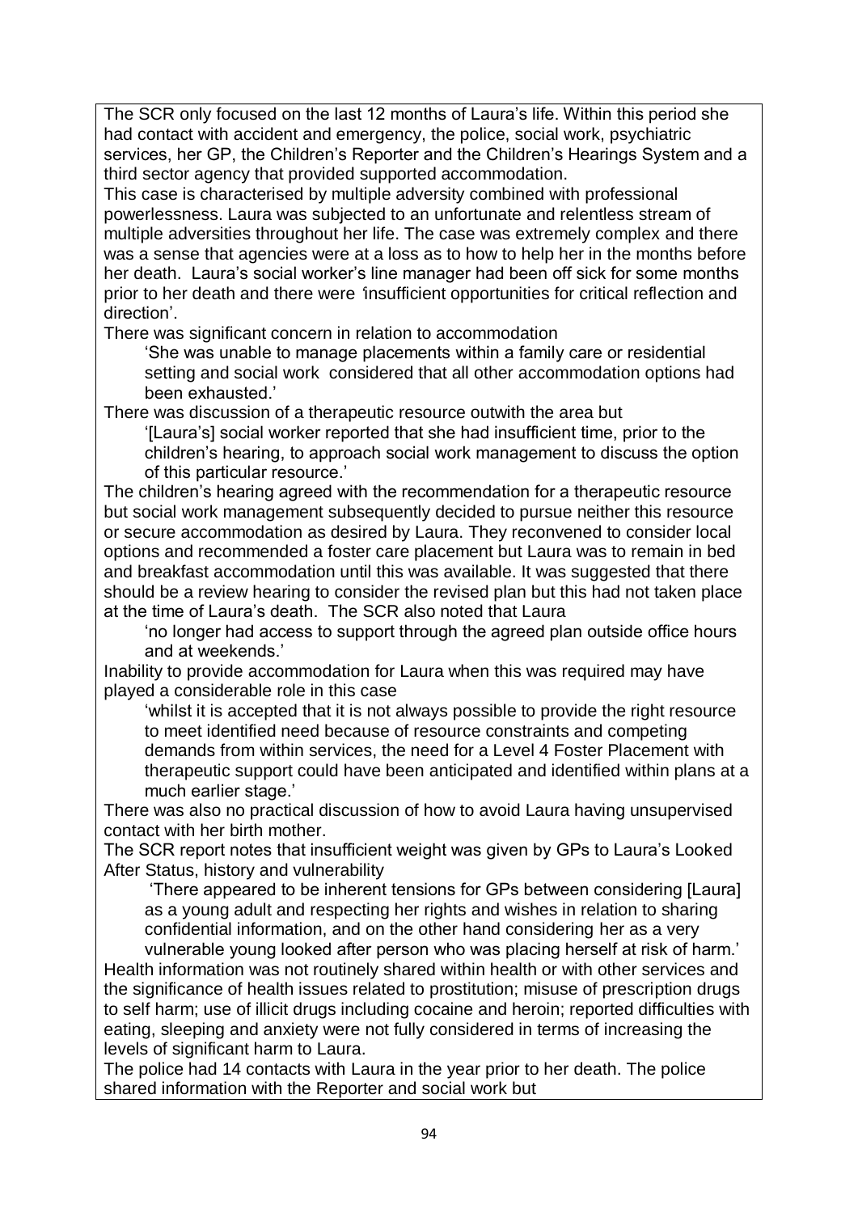The SCR only focused on the last 12 months of Laura's life. Within this period she had contact with accident and emergency, the police, social work, psychiatric services, her GP, the Children's Reporter and the Children's Hearings System and a third sector agency that provided supported accommodation.

This case is characterised by multiple adversity combined with professional powerlessness. Laura was subjected to an unfortunate and relentless stream of multiple adversities throughout her life. The case was extremely complex and there was a sense that agencies were at a loss as to how to help her in the months before her death. Laura's social worker's line manager had been off sick for some months prior to her death and there were 'insufficient opportunities for critical reflection and direction'.

There was significant concern in relation to accommodation

> 'She was unable to manage placements within a family care or residential setting and social work considered that all other accommodation options had been exhausted.'

There was discussion of a therapeutic resource outwith the area but

> '[Laura's] social worker reported that she had insufficient time, prior to the children's hearing, to approach social work management to discuss the option of this particular resource.'

The children's hearing agreed with the recommendation for a therapeutic resource but social work management subsequently decided to pursue neither this resource or secure accommodation as desired by Laura. They reconvened to consider local options and recommended a foster care placement but Laura was to remain in bed and breakfast accommodation until this was available. It was suggested that there should be a review hearing to consider the revised plan but this had not taken place at the time of Laura's death. The SCR also noted that Laura

> 'no longer had access to support through the agreed plan outside office hours and at weekends.'

Inability to provide accommodation for Laura when this was required may have played a considerable role in this case

> 'whilst it is accepted that it is not always possible to provide the right resource to meet identified need because of resource constraints and competing demands from within services, the need for a Level 4 Foster Placement with therapeutic support could have been anticipated and identified within plans at a much earlier stage.'

There was also no practical discussion of how to avoid Laura having unsupervised contact with her birth mother.

The SCR report notes that insufficient weight was given by GPs to Laura's Looked After Status, history and vulnerability

> 'There appeared to be inherent tensions for GPs between considering [Laura] as a young adult and respecting her rights and wishes in relation to sharing confidential information, and on the other hand considering her as a very vulnerable young looked after person who was placing herself at risk of harm.'

Health information was not routinely shared within health or with other services and the significance of health issues related to prostitution; misuse of prescription drugs to self harm; use of illicit drugs including cocaine and heroin; reported difficulties with eating, sleeping and anxiety were not fully considered in terms of increasing the levels of significant harm to Laura.

The police had 14 contacts with Laura in the year prior to her death. The police shared information with the Reporter and social work but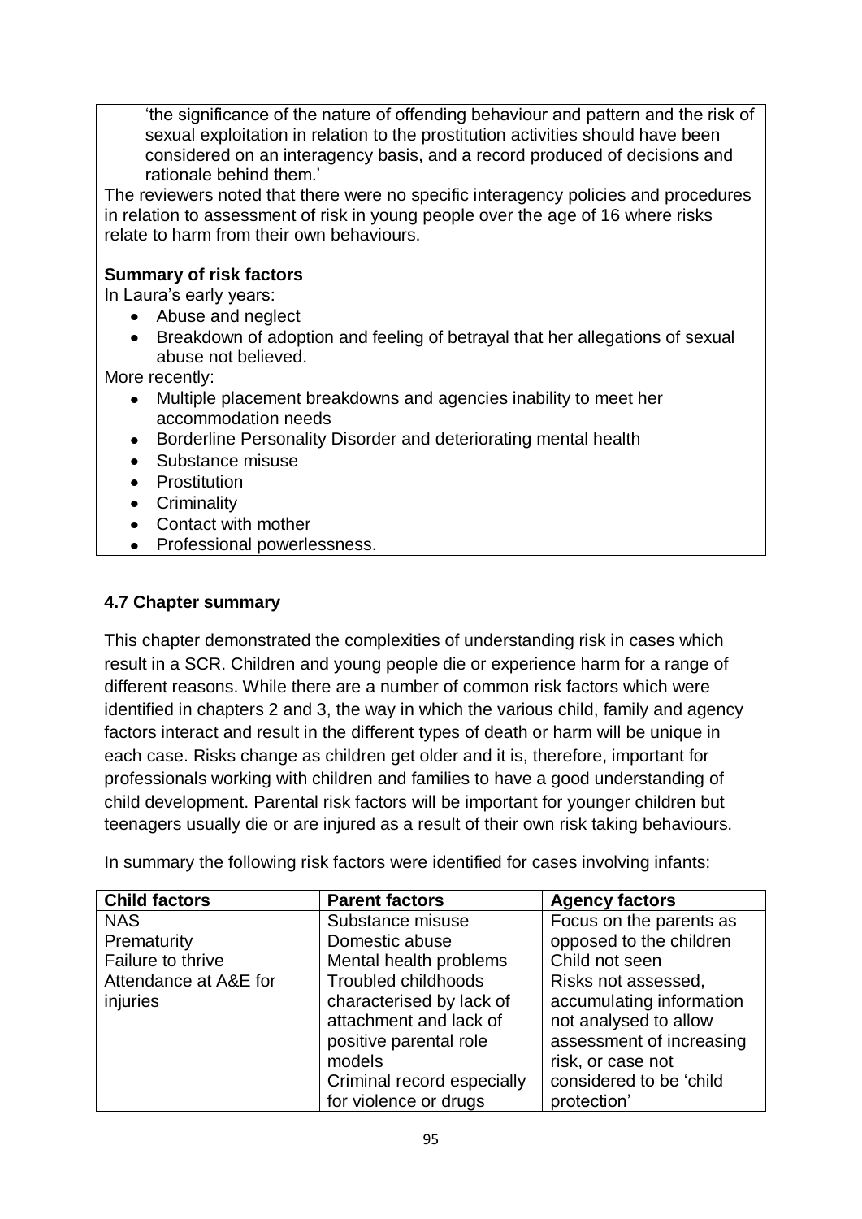'the significance of the nature of offending behaviour and pattern and the risk of sexual exploitation in relation to the prostitution activities should have been considered on an interagency basis, and a record produced of decisions and rationale behind them.'

The reviewers noted that there were no specific interagency policies and procedures in relation to assessment of risk in young people over the age of 16 where risks relate to harm from their own behaviours.

**Summary of risk factors**

In Laura's early years:

- Abuse and neglect
- Breakdown of adoption and feeling of betrayal that her allegations of sexual abuse not believed.

More recently:

- Multiple placement breakdowns and agencies inability to meet her accommodation needs
- Borderline Personality Disorder and deteriorating mental health
- Substance misuse
- Prostitution
- Criminality
- Contact with mother
- Professional powerlessness.

### 4.7 Chapter summary

This chapter demonstrated the complexities of understanding risk in cases which result in a SCR. Children and young people die or experience harm for a range of different reasons. While there are a number of common risk factors which were identified in chapters 2 and 3, the way in which the various child, family and agency factors interact and result in the different types of death or harm will be unique in each case. Risks change as children get older and it is, therefore, important for professionals working with children and families to have a good understanding of child development. Parental risk factors will be important for younger children but teenagers usually die or are injured as a result of their own risk taking behaviours.

In summary the following risk factors were identified for cases involving infants:

| Child factors | Parent factors | Agency factors |
|---|---|---|
| NAS<br>Prematurity<br>Failure to thrive<br>Attendance at A&E for injuries | Substance misuse<br>Domestic abuse<br>Mental health problems<br>Troubled childhoods characterised by lack of attachment and lack of positive parental role models<br>Criminal record especially for violence or drugs | Focus on the parents as opposed to the children<br>Child not seen<br>Risks not assessed, accumulating information not analysed to allow assessment of increasing risk, or case not considered to be 'child protection' |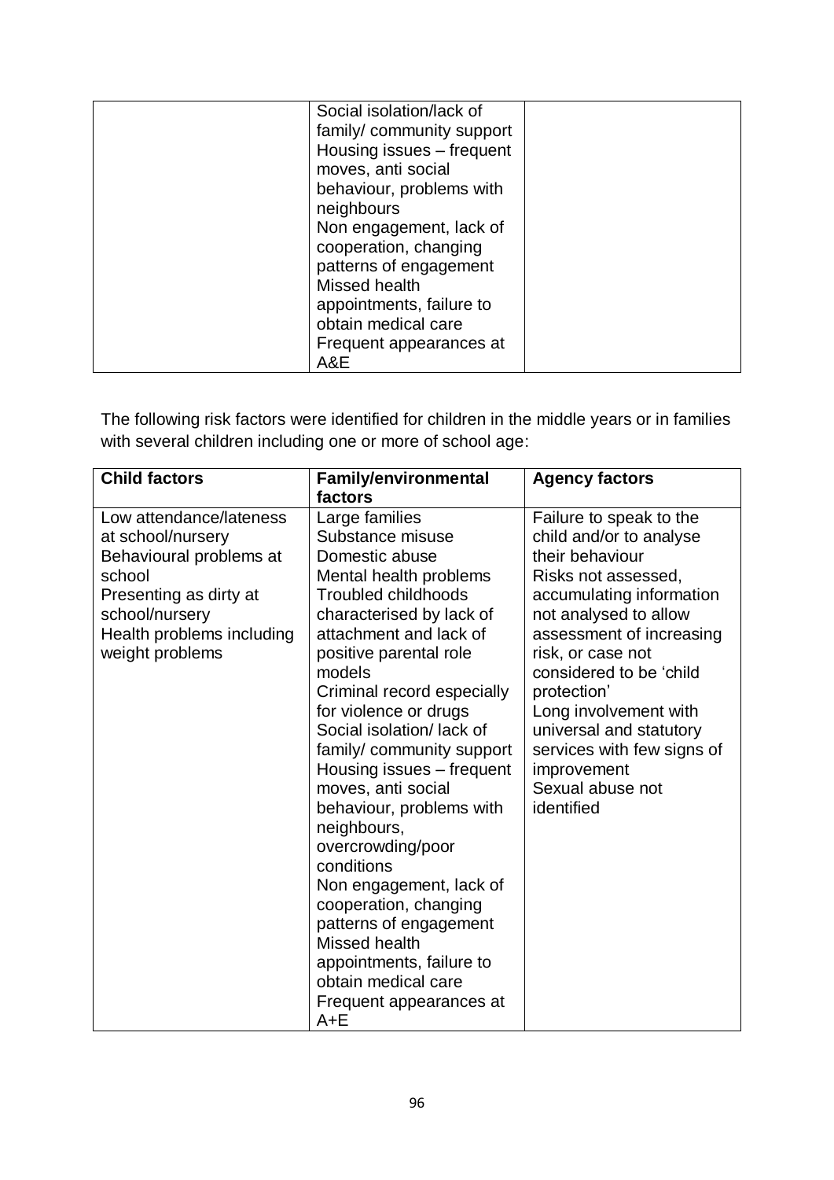| | | |
|---|---|---|
| | Social isolation/lack of family/ community support<br>Housing issues – frequent moves, anti social behaviour, problems with neighbours<br>Non engagement, lack of cooperation, changing patterns of engagement<br>Missed health appointments, failure to obtain medical care<br>Frequent appearances at A&E | |

The following risk factors were identified for children in the middle years or in families with several children including one or more of school age:

| Child factors | Family/environmental factors | Agency factors |
|---|---|---|
| Low attendance/lateness at school/nursery<br>Behavioural problems at school<br>Presenting as dirty at school/nursery<br>Health problems including weight problems | Large families<br>Substance misuse<br>Domestic abuse<br>Mental health problems<br>Troubled childhoods characterised by lack of attachment and lack of positive parental role models<br>Criminal record especially for violence or drugs<br>Social isolation/ lack of family/ community support<br>Housing issues – frequent moves, anti social behaviour, problems with neighbours, overcrowding/poor conditions<br>Non engagement, lack of cooperation, changing patterns of engagement<br>Missed health appointments, failure to obtain medical care<br>Frequent appearances at A+E | Failure to speak to the child and/or to analyse their behaviour<br>Risks not assessed, accumulating information not analysed to allow assessment of increasing risk, or case not considered to be 'child protection'<br>Long involvement with universal and statutory services with few signs of improvement<br>Sexual abuse not identified |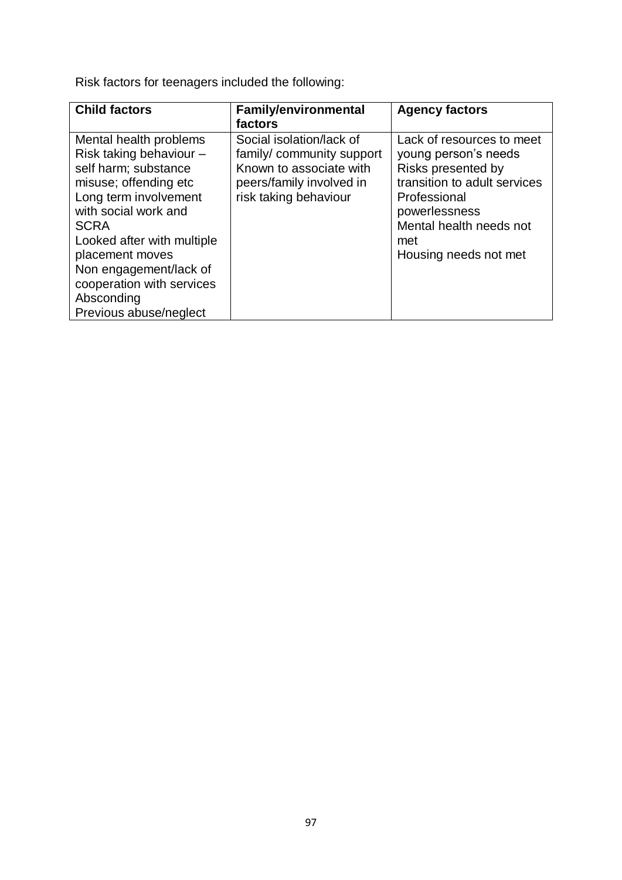Risk factors for teenagers included the following:

| Child factors | Family/environmental factors | Agency factors |
|---|---|---|
| Mental health problems<br>Risk taking behaviour – self harm; substance misuse; offending etc<br>Long term involvement with social work and SCRA<br>Looked after with multiple placement moves<br>Non engagement/lack of cooperation with services<br>Absconding<br>Previous abuse/neglect | Social isolation/lack of family/ community support<br>Known to associate with peers/family involved in risk taking behaviour | Lack of resources to meet young person's needs<br>Risks presented by transition to adult services<br>Professional powerlessness<br>Mental health needs not met<br>Housing needs not met |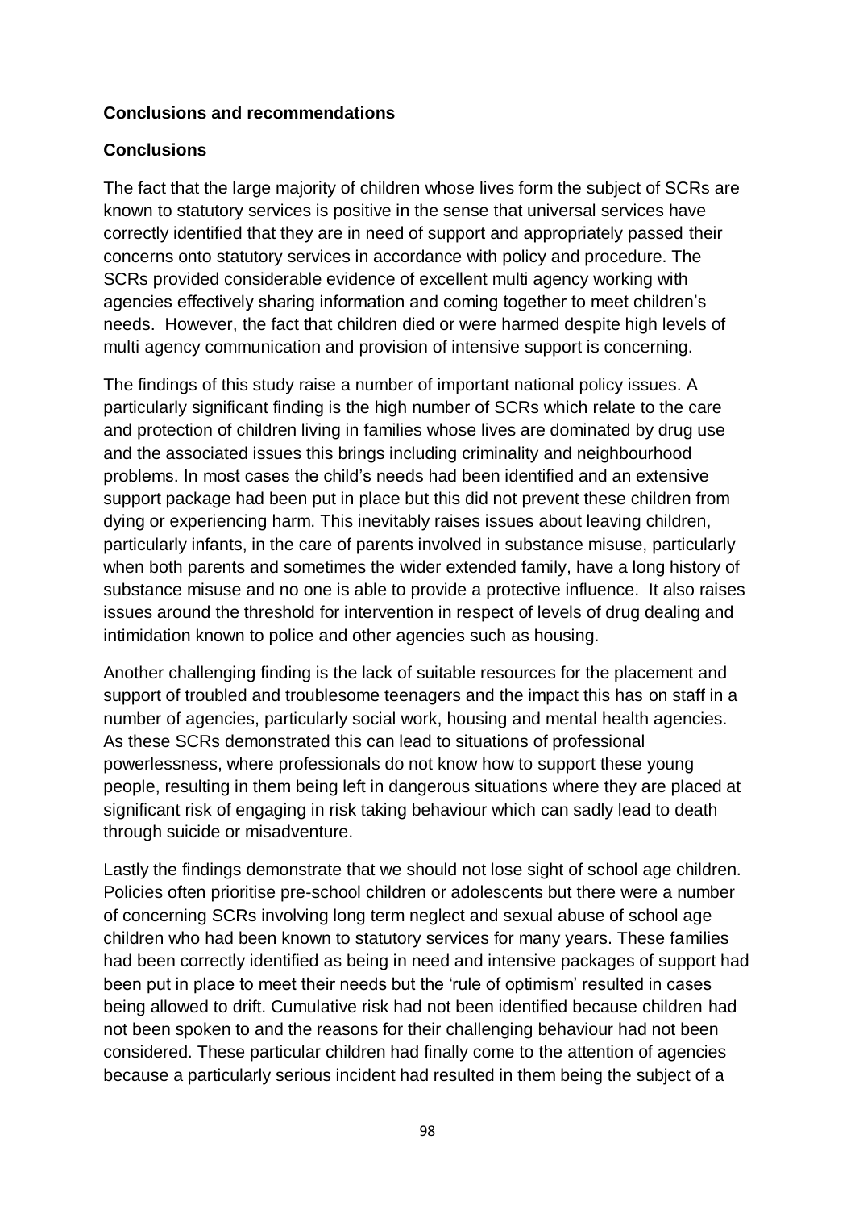**Conclusions and recommendations**

**Conclusions**

The fact that the large majority of children whose lives form the subject of SCRs are known to statutory services is positive in the sense that universal services have correctly identified that they are in need of support and appropriately passed their concerns onto statutory services in accordance with policy and procedure. The SCRs provided considerable evidence of excellent multi agency working with agencies effectively sharing information and coming together to meet children's needs. However, the fact that children died or were harmed despite high levels of multi agency communication and provision of intensive support is concerning.

The findings of this study raise a number of important national policy issues. A particularly significant finding is the high number of SCRs which relate to the care and protection of children living in families whose lives are dominated by drug use and the associated issues this brings including criminality and neighbourhood problems. In most cases the child's needs had been identified and an extensive support package had been put in place but this did not prevent these children from dying or experiencing harm. This inevitably raises issues about leaving children, particularly infants, in the care of parents involved in substance misuse, particularly when both parents and sometimes the wider extended family, have a long history of substance misuse and no one is able to provide a protective influence. It also raises issues around the threshold for intervention in respect of levels of drug dealing and intimidation known to police and other agencies such as housing.

Another challenging finding is the lack of suitable resources for the placement and support of troubled and troublesome teenagers and the impact this has on staff in a number of agencies, particularly social work, housing and mental health agencies. As these SCRs demonstrated this can lead to situations of professional powerlessness, where professionals do not know how to support these young people, resulting in them being left in dangerous situations where they are placed at significant risk of engaging in risk taking behaviour which can sadly lead to death through suicide or misadventure.

Lastly the findings demonstrate that we should not lose sight of school age children. Policies often prioritise pre-school children or adolescents but there were a number of concerning SCRs involving long term neglect and sexual abuse of school age children who had been known to statutory services for many years. These families had been correctly identified as being in need and intensive packages of support had been put in place to meet their needs but the 'rule of optimism' resulted in cases being allowed to drift. Cumulative risk had not been identified because children had not been spoken to and the reasons for their challenging behaviour had not been considered. These particular children had finally come to the attention of agencies because a particularly serious incident had resulted in them being the subject of a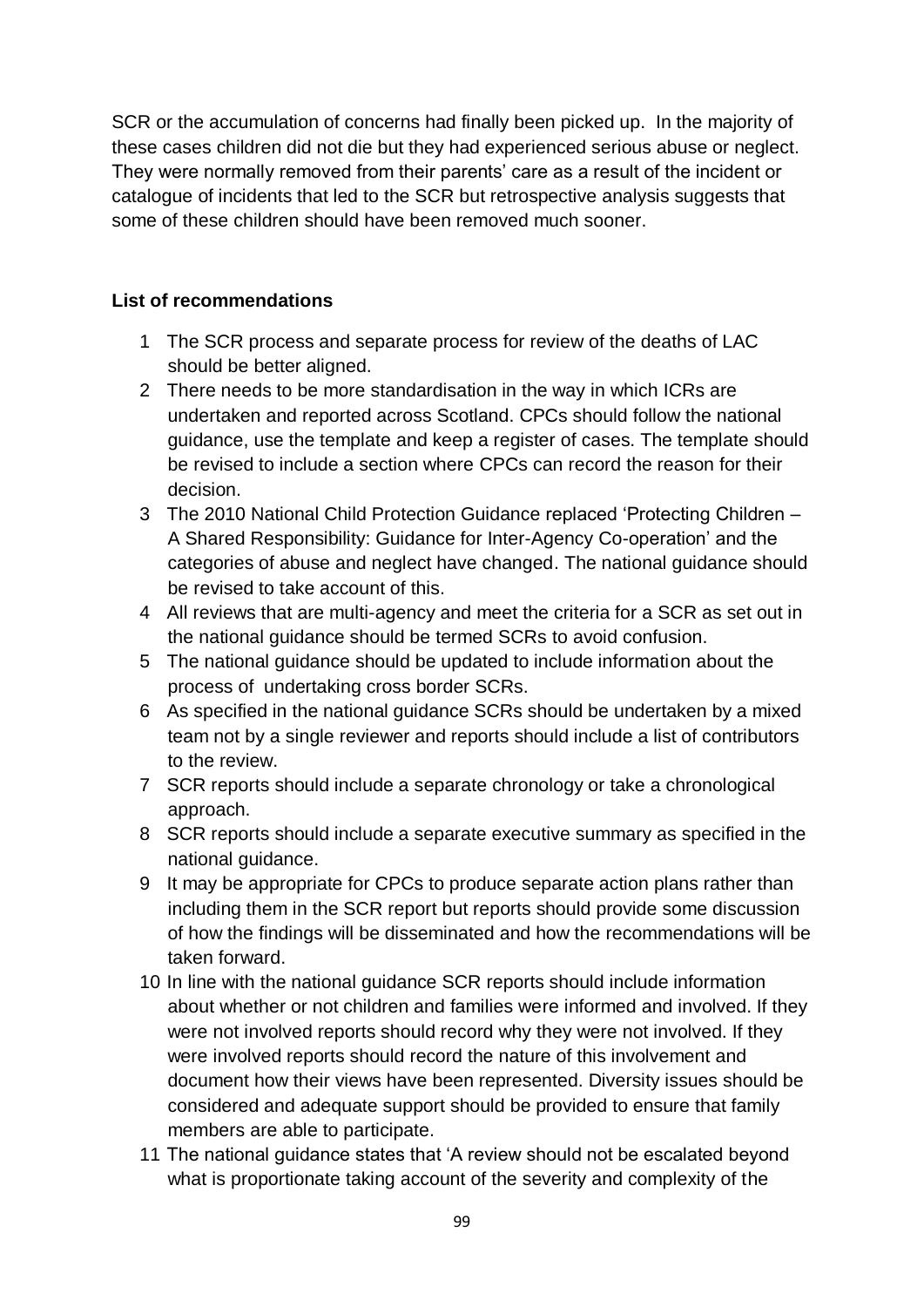SCR or the accumulation of concerns had finally been picked up. In the majority of these cases children did not die but they had experienced serious abuse or neglect. They were normally removed from their parents' care as a result of the incident or catalogue of incidents that led to the SCR but retrospective analysis suggests that some of these children should have been removed much sooner.

**List of recommendations**

1. The SCR process and separate process for review of the deaths of LAC should be better aligned.
2. There needs to be more standardisation in the way in which ICRs are undertaken and reported across Scotland. CPCs should follow the national guidance, use the template and keep a register of cases. The template should be revised to include a section where CPCs can record the reason for their decision.
3. The 2010 National Child Protection Guidance replaced 'Protecting Children – A Shared Responsibility: Guidance for Inter-Agency Co-operation' and the categories of abuse and neglect have changed. The national guidance should be revised to take account of this.
4. All reviews that are multi-agency and meet the criteria for a SCR as set out in the national guidance should be termed SCRs to avoid confusion.
5. The national guidance should be updated to include information about the process of undertaking cross border SCRs.
6. As specified in the national guidance SCRs should be undertaken by a mixed team not by a single reviewer and reports should include a list of contributors to the review.
7. SCR reports should include a separate chronology or take a chronological approach.
8. SCR reports should include a separate executive summary as specified in the national guidance.
9. It may be appropriate for CPCs to produce separate action plans rather than including them in the SCR report but reports should provide some discussion of how the findings will be disseminated and how the recommendations will be taken forward.
10. In line with the national guidance SCR reports should include information about whether or not children and families were informed and involved. If they were not involved reports should record why they were not involved. If they were involved reports should record the nature of this involvement and document how their views have been represented. Diversity issues should be considered and adequate support should be provided to ensure that family members are able to participate.
11. The national guidance states that 'A review should not be escalated beyond what is proportionate taking account of the severity and complexity of the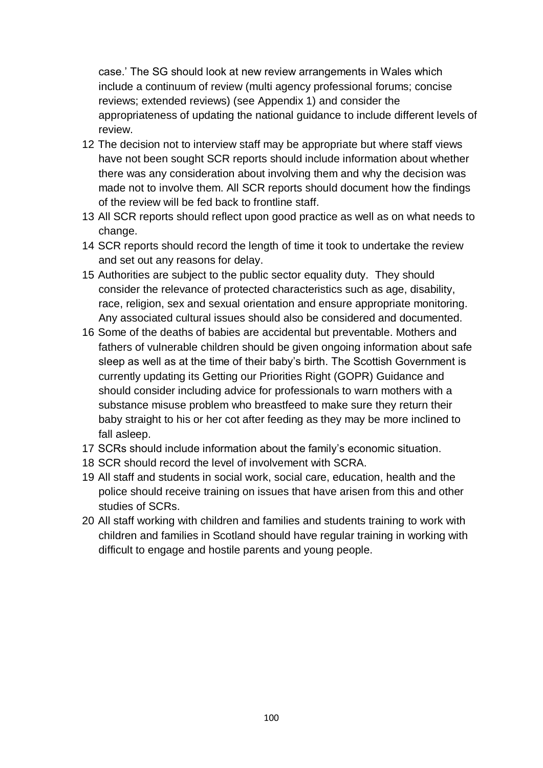case.' The SG should look at new review arrangements in Wales which include a continuum of review (multi agency professional forums; concise reviews; extended reviews) (see Appendix 1) and consider the appropriateness of updating the national guidance to include different levels of review.

12 The decision not to interview staff may be appropriate but where staff views have not been sought SCR reports should include information about whether there was any consideration about involving them and why the decision was made not to involve them. All SCR reports should document how the findings of the review will be fed back to frontline staff.

13 All SCR reports should reflect upon good practice as well as on what needs to change.

14 SCR reports should record the length of time it took to undertake the review and set out any reasons for delay.

15 Authorities are subject to the public sector equality duty. They should consider the relevance of protected characteristics such as age, disability, race, religion, sex and sexual orientation and ensure appropriate monitoring. Any associated cultural issues should also be considered and documented.

16 Some of the deaths of babies are accidental but preventable. Mothers and fathers of vulnerable children should be given ongoing information about safe sleep as well as at the time of their baby's birth. The Scottish Government is currently updating its Getting our Priorities Right (GOPR) Guidance and should consider including advice for professionals to warn mothers with a substance misuse problem who breastfeed to make sure they return their baby straight to his or her cot after feeding as they may be more inclined to fall asleep.

17 SCRs should include information about the family's economic situation.

18 SCR should record the level of involvement with SCRA.

19 All staff and students in social work, social care, education, health and the police should receive training on issues that have arisen from this and other studies of SCRs.

20 All staff working with children and families and students training to work with children and families in Scotland should have regular training in working with difficult to engage and hostile parents and young people.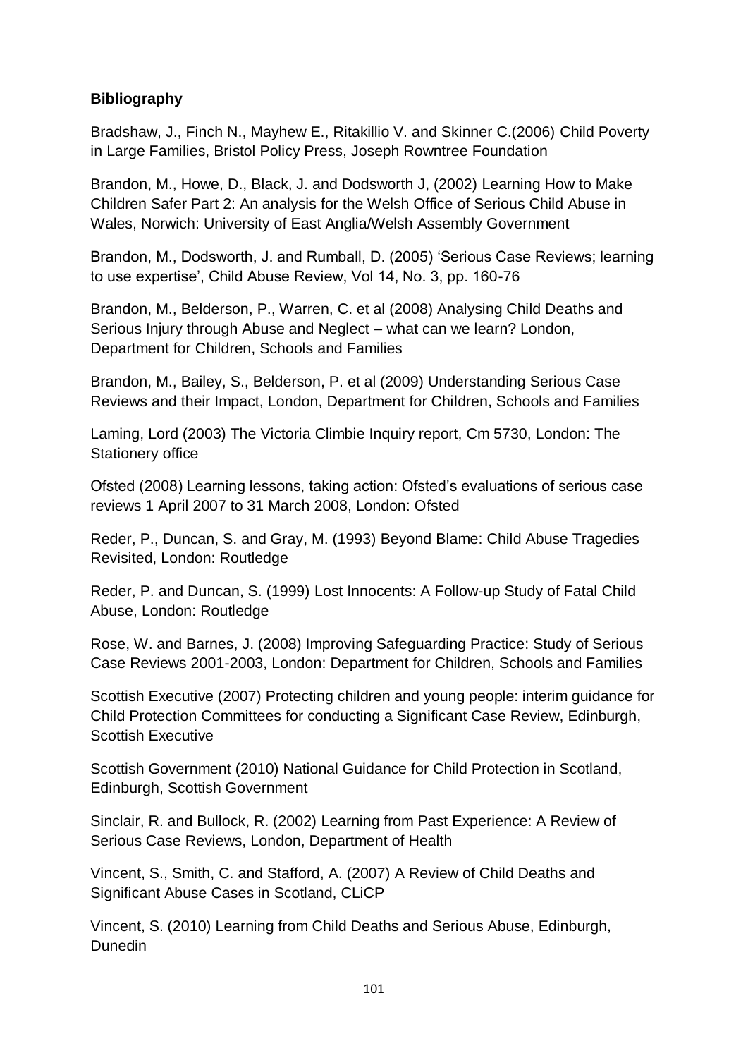**Bibliography**

Bradshaw, J., Finch N., Mayhew E., Ritakillio V. and Skinner C.(2006) Child Poverty in Large Families, Bristol Policy Press, Joseph Rowntree Foundation

Brandon, M., Howe, D., Black, J. and Dodsworth J, (2002) Learning How to Make Children Safer Part 2: An analysis for the Welsh Office of Serious Child Abuse in Wales, Norwich: University of East Anglia/Welsh Assembly Government

Brandon, M., Dodsworth, J. and Rumball, D. (2005) 'Serious Case Reviews; learning to use expertise', Child Abuse Review, Vol 14, No. 3, pp. 160-76

Brandon, M., Belderson, P., Warren, C. et al (2008) Analysing Child Deaths and Serious Injury through Abuse and Neglect – what can we learn? London, Department for Children, Schools and Families

Brandon, M., Bailey, S., Belderson, P. et al (2009) Understanding Serious Case Reviews and their Impact, London, Department for Children, Schools and Families

Laming, Lord (2003) The Victoria Climbie Inquiry report, Cm 5730, London: The Stationery office

Ofsted (2008) Learning lessons, taking action: Ofsted's evaluations of serious case reviews 1 April 2007 to 31 March 2008, London: Ofsted

Reder, P., Duncan, S. and Gray, M. (1993) Beyond Blame: Child Abuse Tragedies Revisited, London: Routledge

Reder, P. and Duncan, S. (1999) Lost Innocents: A Follow-up Study of Fatal Child Abuse, London: Routledge

Rose, W. and Barnes, J. (2008) Improving Safeguarding Practice: Study of Serious Case Reviews 2001-2003, London: Department for Children, Schools and Families

Scottish Executive (2007) Protecting children and young people: interim guidance for Child Protection Committees for conducting a Significant Case Review, Edinburgh, Scottish Executive

Scottish Government (2010) National Guidance for Child Protection in Scotland, Edinburgh, Scottish Government

Sinclair, R. and Bullock, R. (2002) Learning from Past Experience: A Review of Serious Case Reviews, London, Department of Health

Vincent, S., Smith, C. and Stafford, A. (2007) A Review of Child Deaths and Significant Abuse Cases in Scotland, CLiCP

Vincent, S. (2010) Learning from Child Deaths and Serious Abuse, Edinburgh, Dunedin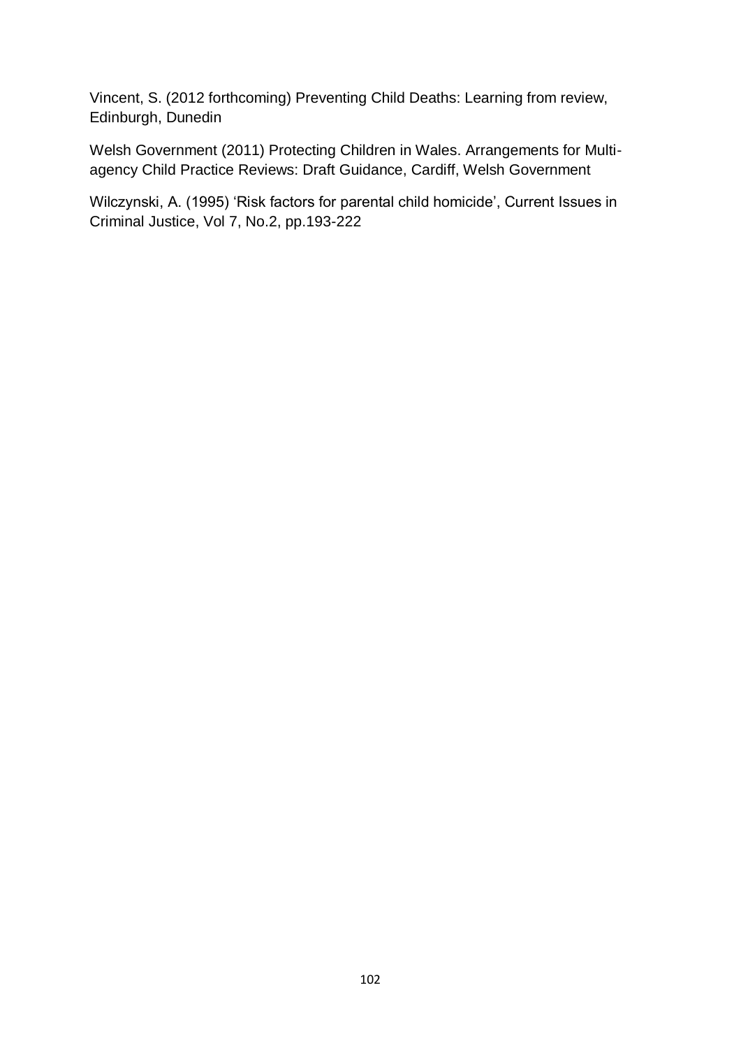Vincent, S. (2012 forthcoming) Preventing Child Deaths: Learning from review, Edinburgh, Dunedin

Welsh Government (2011) Protecting Children in Wales. Arrangements for Multi-agency Child Practice Reviews: Draft Guidance, Cardiff, Welsh Government

Wilczynski, A. (1995) 'Risk factors for parental child homicide', Current Issues in Criminal Justice, Vol 7, No.2, pp.193-222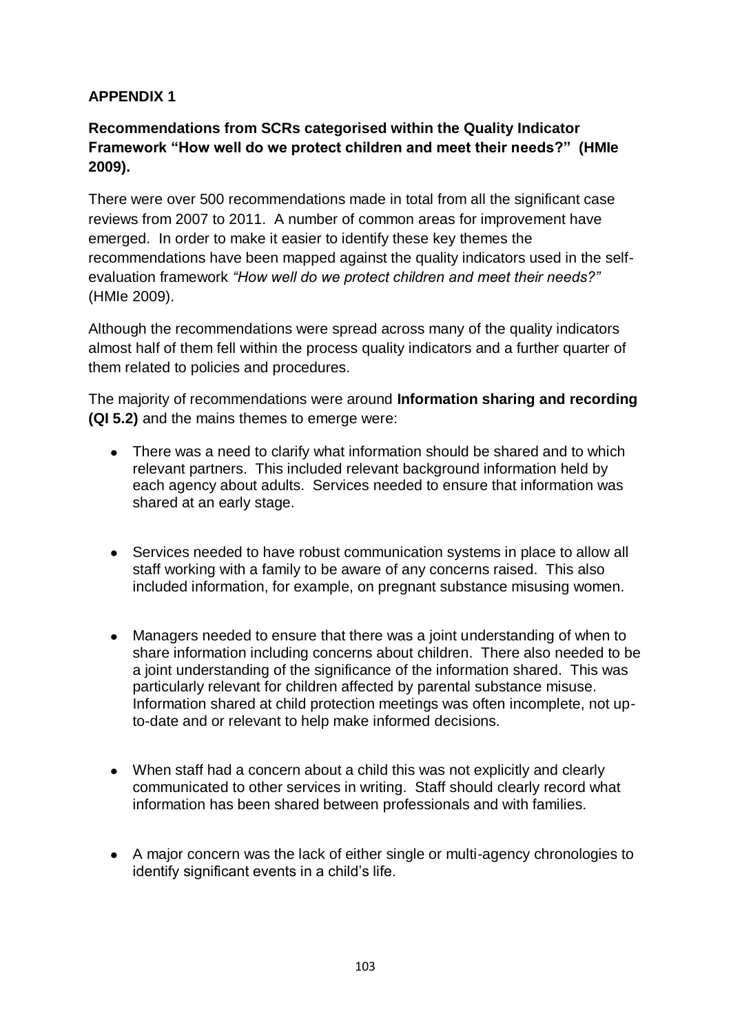**APPENDIX 1**

**Recommendations from SCRs categorised within the Quality Indicator Framework "How well do we protect children and meet their needs?" (HMIe 2009).**

There were over 500 recommendations made in total from all the significant case reviews from 2007 to 2011. A number of common areas for improvement have emerged. In order to make it easier to identify these key themes the recommendations have been mapped against the quality indicators used in the self-evaluation framework *"How well do we protect children and meet their needs?"* (HMIe 2009).

Although the recommendations were spread across many of the quality indicators almost half of them fell within the process quality indicators and a further quarter of them related to policies and procedures.

The majority of recommendations were around **Information sharing and recording (QI 5.2)** and the mains themes to emerge were:

- There was a need to clarify what information should be shared and to which relevant partners. This included relevant background information held by each agency about adults. Services needed to ensure that information was shared at an early stage.

- Services needed to have robust communication systems in place to allow all staff working with a family to be aware of any concerns raised. This also included information, for example, on pregnant substance misusing women.

- Managers needed to ensure that there was a joint understanding of when to share information including concerns about children. There also needed to be a joint understanding of the significance of the information shared. This was particularly relevant for children affected by parental substance misuse. Information shared at child protection meetings was often incomplete, not up-to-date and or relevant to help make informed decisions.

- When staff had a concern about a child this was not explicitly and clearly communicated to other services in writing. Staff should clearly record what information has been shared between professionals and with families.

- A major concern was the lack of either single or multi-agency chronologies to identify significant events in a child's life.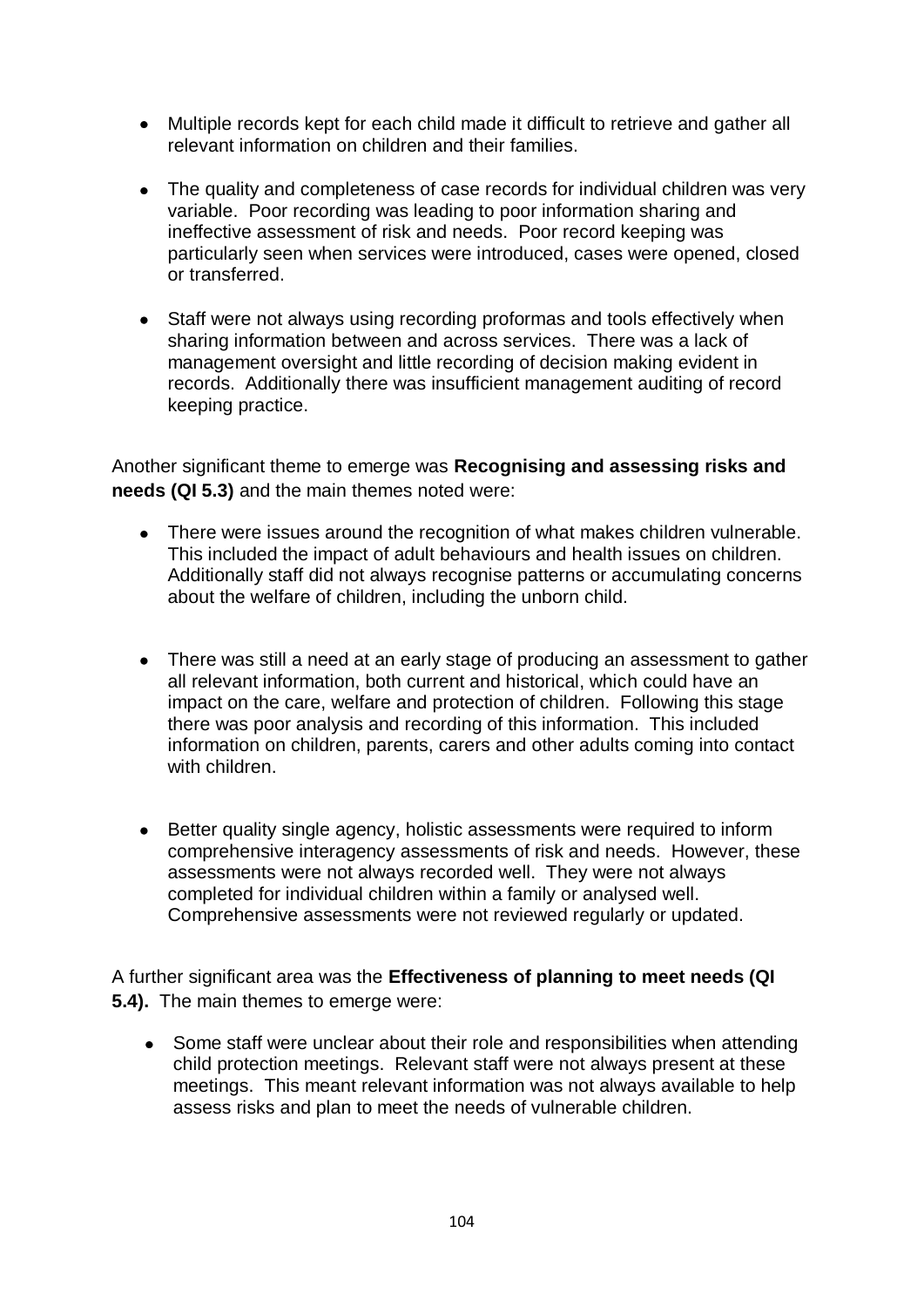- Multiple records kept for each child made it difficult to retrieve and gather all relevant information on children and their families.

- The quality and completeness of case records for individual children was very variable. Poor recording was leading to poor information sharing and ineffective assessment of risk and needs. Poor record keeping was particularly seen when services were introduced, cases were opened, closed or transferred.

- Staff were not always using recording proformas and tools effectively when sharing information between and across services. There was a lack of management oversight and little recording of decision making evident in records. Additionally there was insufficient management auditing of record keeping practice.

Another significant theme to emerge was **Recognising and assessing risks and needs (QI 5.3)** and the main themes noted were:

- There were issues around the recognition of what makes children vulnerable. This included the impact of adult behaviours and health issues on children. Additionally staff did not always recognise patterns or accumulating concerns about the welfare of children, including the unborn child.

- There was still a need at an early stage of producing an assessment to gather all relevant information, both current and historical, which could have an impact on the care, welfare and protection of children. Following this stage there was poor analysis and recording of this information. This included information on children, parents, carers and other adults coming into contact with children.

- Better quality single agency, holistic assessments were required to inform comprehensive interagency assessments of risk and needs. However, these assessments were not always recorded well. They were not always completed for individual children within a family or analysed well. Comprehensive assessments were not reviewed regularly or updated.

A further significant area was the **Effectiveness of planning to meet needs (QI 5.4).** The main themes to emerge were:

- Some staff were unclear about their role and responsibilities when attending child protection meetings. Relevant staff were not always present at these meetings. This meant relevant information was not always available to help assess risks and plan to meet the needs of vulnerable children.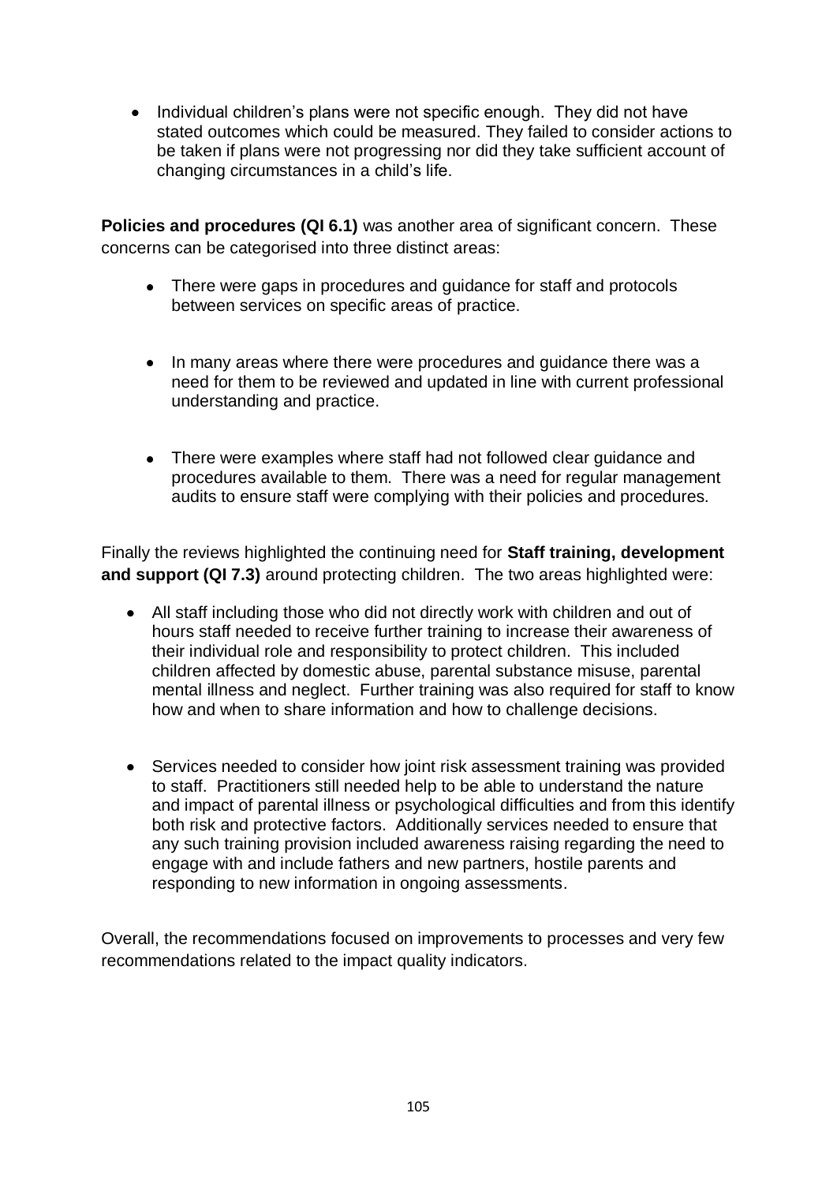- Individual children's plans were not specific enough. They did not have stated outcomes which could be measured. They failed to consider actions to be taken if plans were not progressing nor did they take sufficient account of changing circumstances in a child's life.

**Policies and procedures (QI 6.1)** was another area of significant concern. These concerns can be categorised into three distinct areas:

- There were gaps in procedures and guidance for staff and protocols between services on specific areas of practice.

- In many areas where there were procedures and guidance there was a need for them to be reviewed and updated in line with current professional understanding and practice.

- There were examples where staff had not followed clear guidance and procedures available to them. There was a need for regular management audits to ensure staff were complying with their policies and procedures.

Finally the reviews highlighted the continuing need for **Staff training, development and support (QI 7.3)** around protecting children. The two areas highlighted were:

- All staff including those who did not directly work with children and out of hours staff needed to receive further training to increase their awareness of their individual role and responsibility to protect children. This included children affected by domestic abuse, parental substance misuse, parental mental illness and neglect. Further training was also required for staff to know how and when to share information and how to challenge decisions.

- Services needed to consider how joint risk assessment training was provided to staff. Practitioners still needed help to be able to understand the nature and impact of parental illness or psychological difficulties and from this identify both risk and protective factors. Additionally services needed to ensure that any such training provision included awareness raising regarding the need to engage with and include fathers and new partners, hostile parents and responding to new information in ongoing assessments.

Overall, the recommendations focused on improvements to processes and very few recommendations related to the impact quality indicators.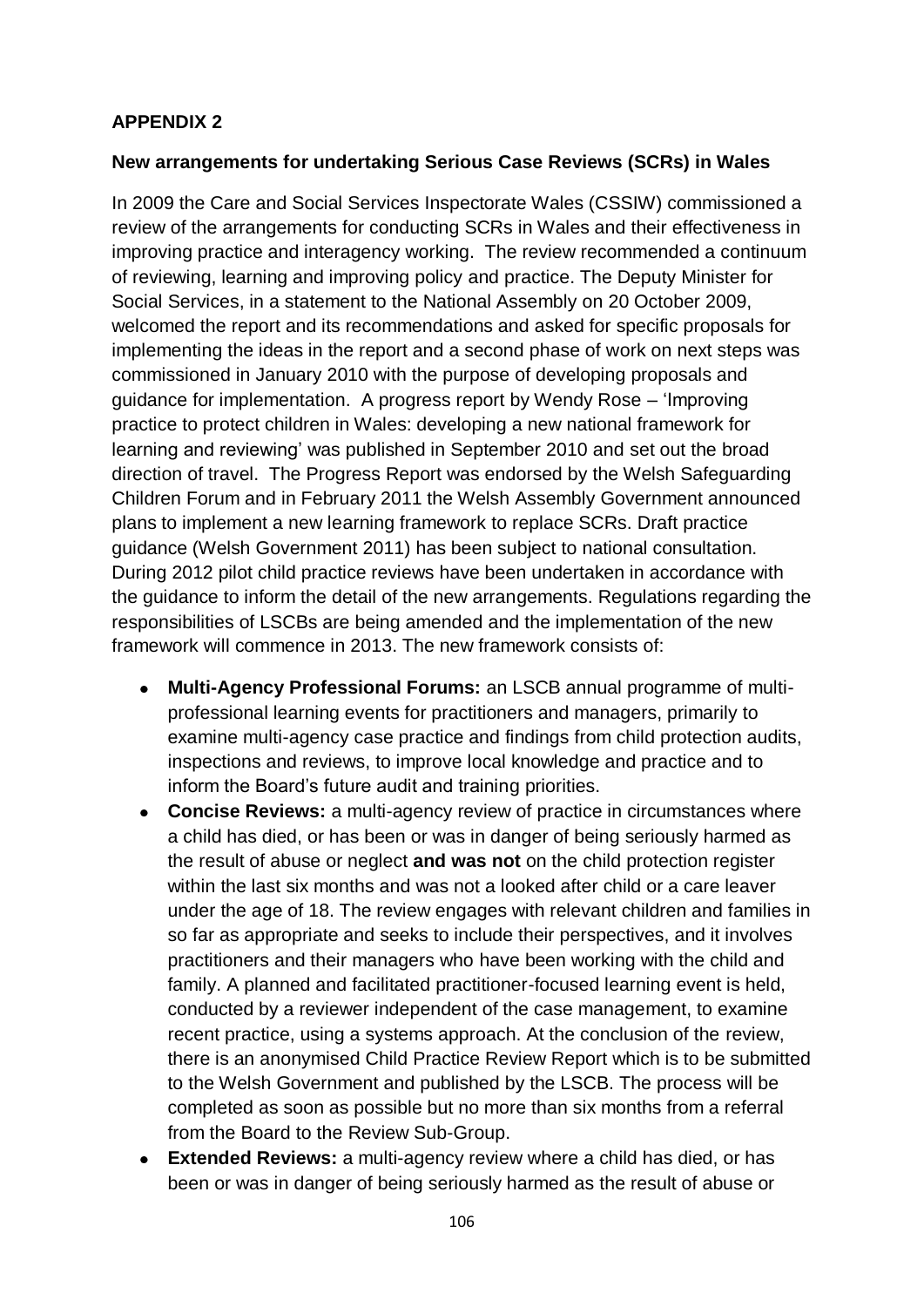**APPENDIX 2**

**New arrangements for undertaking Serious Case Reviews (SCRs) in Wales**

In 2009 the Care and Social Services Inspectorate Wales (CSSIW) commissioned a review of the arrangements for conducting SCRs in Wales and their effectiveness in improving practice and interagency working. The review recommended a continuum of reviewing, learning and improving policy and practice. The Deputy Minister for Social Services, in a statement to the National Assembly on 20 October 2009, welcomed the report and its recommendations and asked for specific proposals for implementing the ideas in the report and a second phase of work on next steps was commissioned in January 2010 with the purpose of developing proposals and guidance for implementation. A progress report by Wendy Rose – 'Improving practice to protect children in Wales: developing a new national framework for learning and reviewing' was published in September 2010 and set out the broad direction of travel. The Progress Report was endorsed by the Welsh Safeguarding Children Forum and in February 2011 the Welsh Assembly Government announced plans to implement a new learning framework to replace SCRs. Draft practice guidance (Welsh Government 2011) has been subject to national consultation. During 2012 pilot child practice reviews have been undertaken in accordance with the guidance to inform the detail of the new arrangements. Regulations regarding the responsibilities of LSCBs are being amended and the implementation of the new framework will commence in 2013. The new framework consists of:

- **Multi-Agency Professional Forums:** an LSCB annual programme of multi-professional learning events for practitioners and managers, primarily to examine multi-agency case practice and findings from child protection audits, inspections and reviews, to improve local knowledge and practice and to inform the Board's future audit and training priorities.
- **Concise Reviews:** a multi-agency review of practice in circumstances where a child has died, or has been or was in danger of being seriously harmed as the result of abuse or neglect **and was not** on the child protection register within the last six months and was not a looked after child or a care leaver under the age of 18. The review engages with relevant children and families in so far as appropriate and seeks to include their perspectives, and it involves practitioners and their managers who have been working with the child and family. A planned and facilitated practitioner-focused learning event is held, conducted by a reviewer independent of the case management, to examine recent practice, using a systems approach. At the conclusion of the review, there is an anonymised Child Practice Review Report which is to be submitted to the Welsh Government and published by the LSCB. The process will be completed as soon as possible but no more than six months from a referral from the Board to the Review Sub-Group.
- **Extended Reviews:** a multi-agency review where a child has died, or has been or was in danger of being seriously harmed as the result of abuse or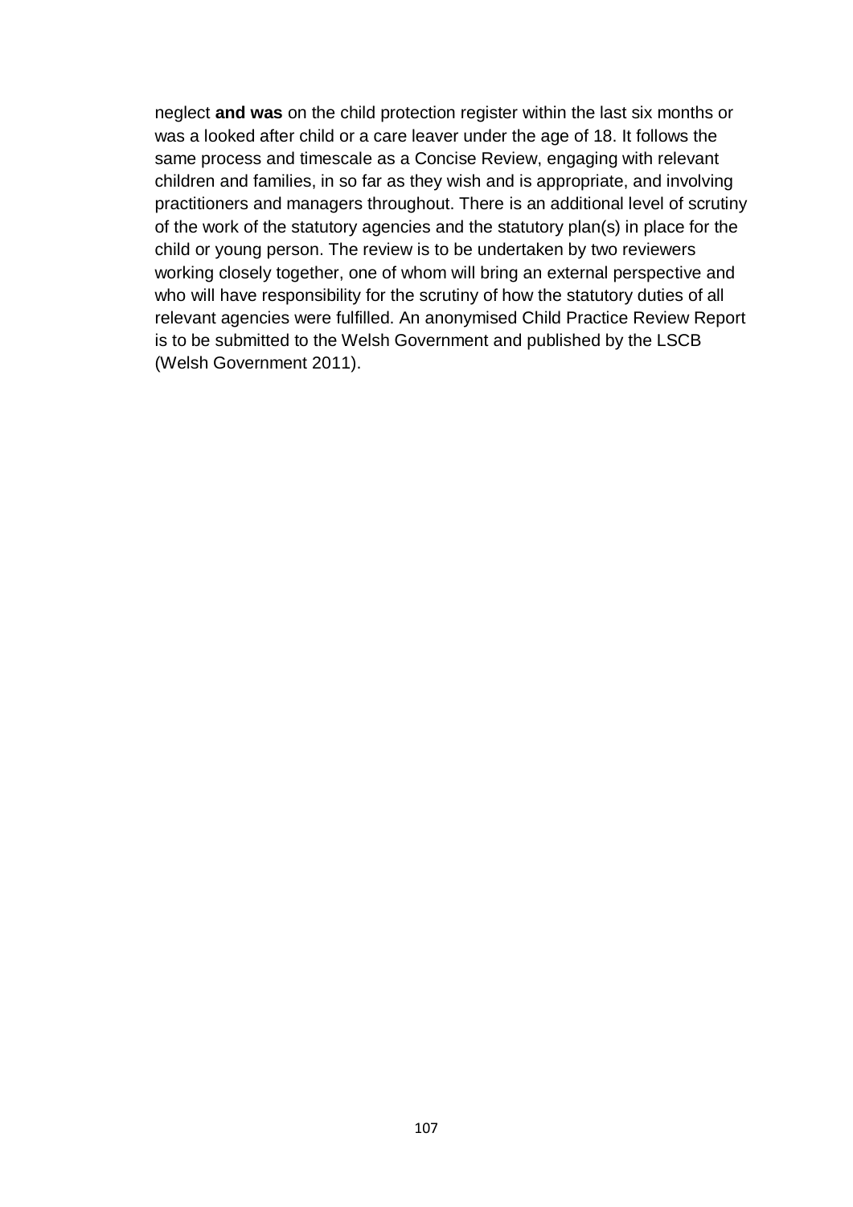neglect **and was** on the child protection register within the last six months or was a looked after child or a care leaver under the age of 18. It follows the same process and timescale as a Concise Review, engaging with relevant children and families, in so far as they wish and is appropriate, and involving practitioners and managers throughout. There is an additional level of scrutiny of the work of the statutory agencies and the statutory plan(s) in place for the child or young person. The review is to be undertaken by two reviewers working closely together, one of whom will bring an external perspective and who will have responsibility for the scrutiny of how the statutory duties of all relevant agencies were fulfilled. An anonymised Child Practice Review Report is to be submitted to the Welsh Government and published by the LSCB (Welsh Government 2011).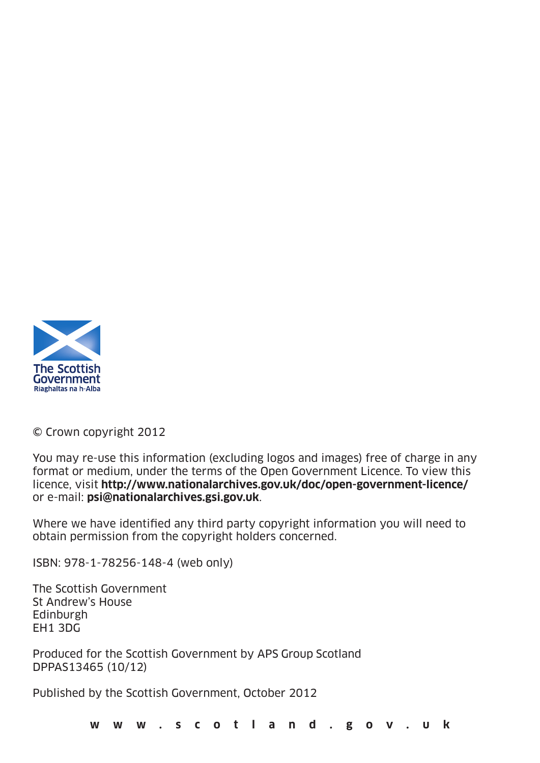The Scottish Government
Riaghaltas na h-Alba

© Crown copyright 2012

You may re-use this information (excluding logos and images) free of charge in any format or medium, under the terms of the Open Government Licence. To view this licence, visit **http://www.nationalarchives.gov.uk/doc/open-government-licence/** or e-mail: **psi@nationalarchives.gsi.gov.uk**.

Where we have identified any third party copyright information you will need to obtain permission from the copyright holders concerned.

ISBN: 978-1-78256-148-4 (web only)

The Scottish Government
St Andrew's House
Edinburgh
EH1 3DG

Produced for the Scottish Government by APS Group Scotland
DPPAS13465 (10/12)

Published by the Scottish Government, October 2012

**w w w . s c o t l a n d . g o v . u k**